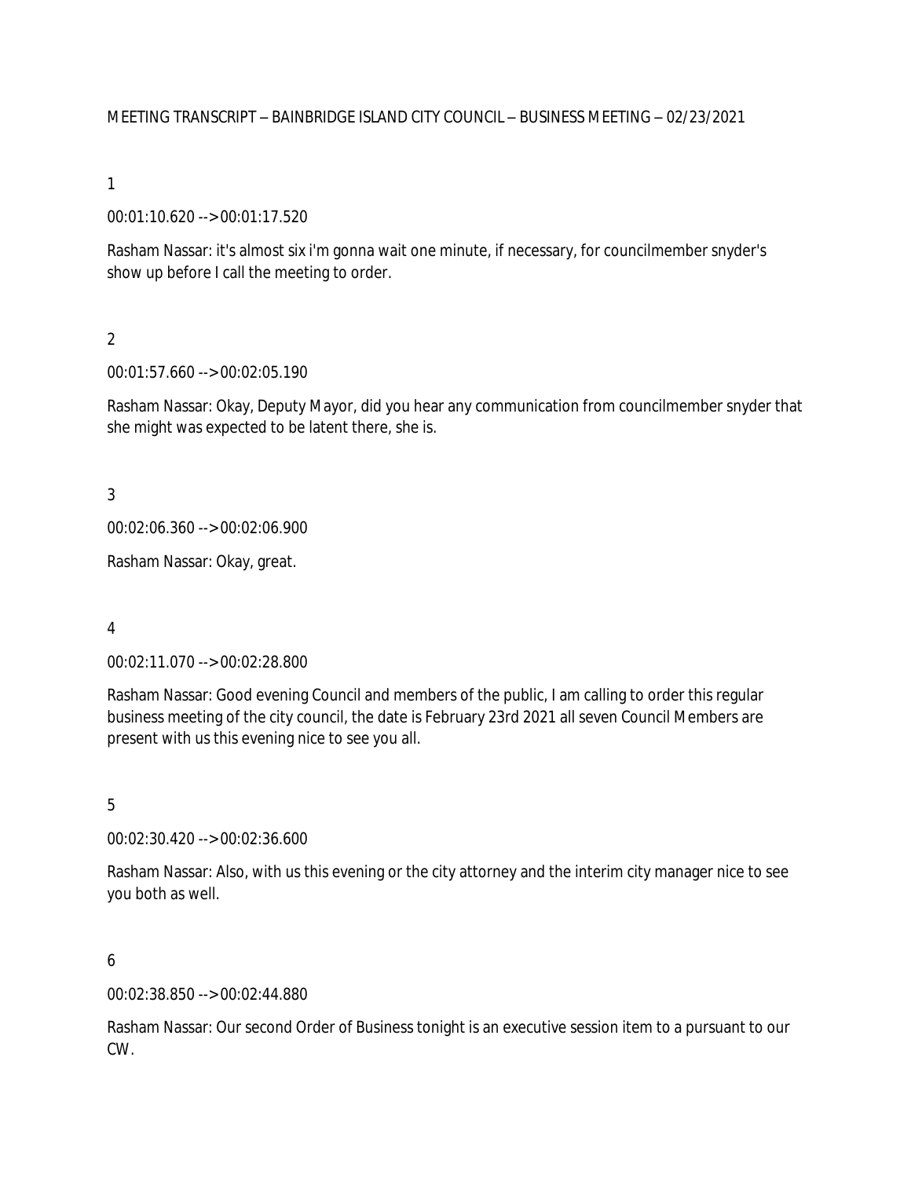MEETING TRANSCRIPT – BAINBRIDGE ISLAND CITY COUNCIL – BUSINESS MEETING – 02/23/2021

1

00:01:10.620 --> 00:01:17.520

Rasham Nassar: it's almost six i'm gonna wait one minute, if necessary, for councilmember snyder's show up before I call the meeting to order.

2

00:01:57.660 --> 00:02:05.190

Rasham Nassar: Okay, Deputy Mayor, did you hear any communication from councilmember snyder that she might was expected to be latent there, she is.

3

00:02:06.360 --> 00:02:06.900

Rasham Nassar: Okay, great.

4

00:02:11.070 --> 00:02:28.800

Rasham Nassar: Good evening Council and members of the public, I am calling to order this regular business meeting of the city council, the date is February 23rd 2021 all seven Council Members are present with us this evening nice to see you all.

5

00:02:30.420 --> 00:02:36.600

Rasham Nassar: Also, with us this evening or the city attorney and the interim city manager nice to see you both as well.

6

00:02:38.850 --> 00:02:44.880

Rasham Nassar: Our second Order of Business tonight is an executive session item to a pursuant to our CW.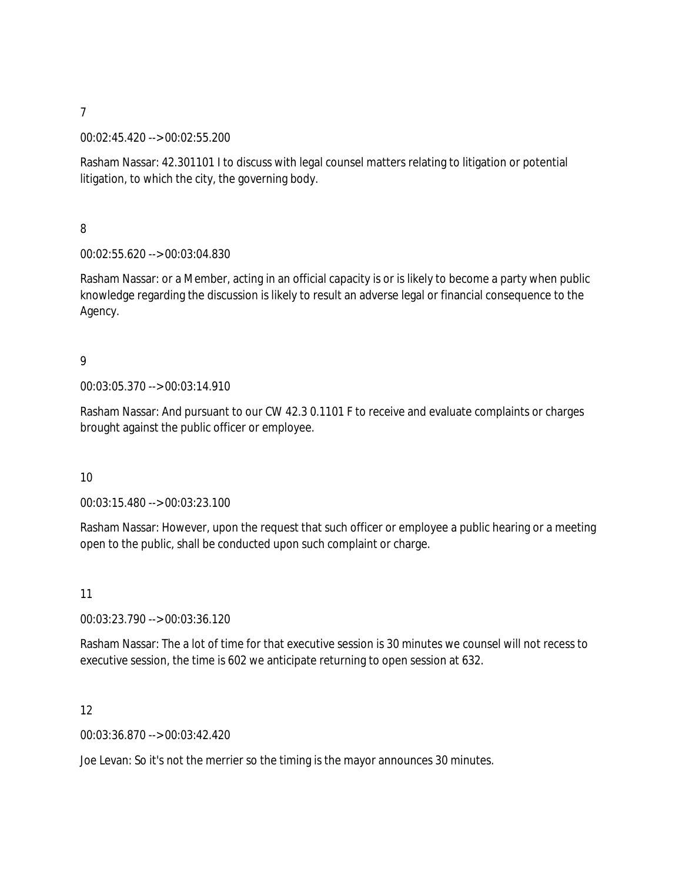7

00:02:45.420 --> 00:02:55.200

Rasham Nassar: 42.301101 I to discuss with legal counsel matters relating to litigation or potential litigation, to which the city, the governing body.

8

00:02:55.620 --> 00:03:04.830

Rasham Nassar: or a Member, acting in an official capacity is or is likely to become a party when public knowledge regarding the discussion is likely to result an adverse legal or financial consequence to the Agency.

9

00:03:05.370 --> 00:03:14.910

Rasham Nassar: And pursuant to our CW 42.3 0.1101 F to receive and evaluate complaints or charges brought against the public officer or employee.

10

00:03:15.480 --> 00:03:23.100

Rasham Nassar: However, upon the request that such officer or employee a public hearing or a meeting open to the public, shall be conducted upon such complaint or charge.

11

00:03:23.790 --> 00:03:36.120

Rasham Nassar: The a lot of time for that executive session is 30 minutes we counsel will not recess to executive session, the time is 602 we anticipate returning to open session at 632.

12

00:03:36.870 --> 00:03:42.420

Joe Levan: So it's not the merrier so the timing is the mayor announces 30 minutes.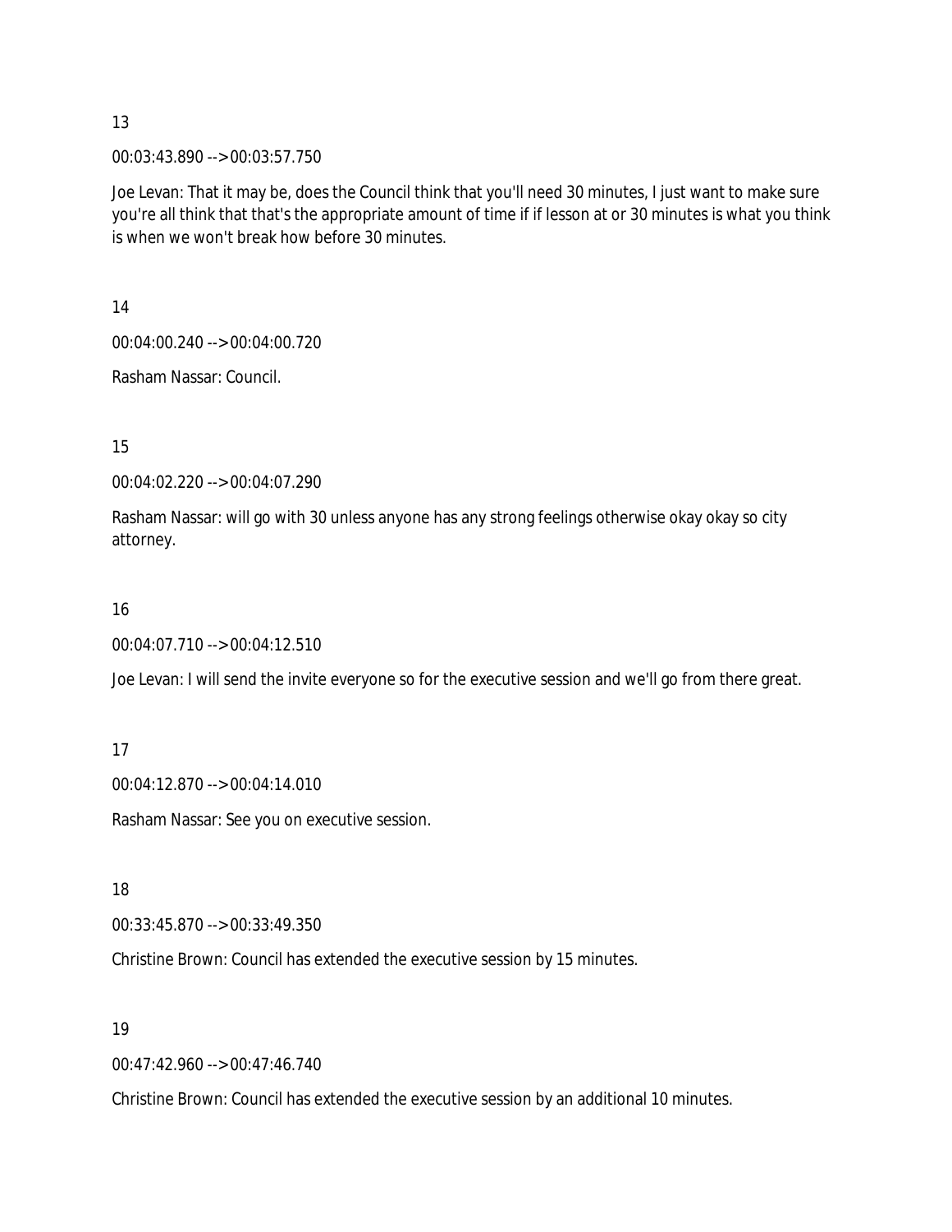13

00:03:43.890 --> 00:03:57.750

Joe Levan: That it may be, does the Council think that you'll need 30 minutes, I just want to make sure you're all think that that's the appropriate amount of time if if lesson at or 30 minutes is what you think is when we won't break how before 30 minutes.

14

00:04:00.240 --> 00:04:00.720

Rasham Nassar: Council.

15

00:04:02.220 --> 00:04:07.290

Rasham Nassar: will go with 30 unless anyone has any strong feelings otherwise okay okay so city attorney.

16

00:04:07.710 --> 00:04:12.510

Joe Levan: I will send the invite everyone so for the executive session and we'll go from there great.

17

00:04:12.870 --> 00:04:14.010

Rasham Nassar: See you on executive session.

18

00:33:45.870 --> 00:33:49.350

Christine Brown: Council has extended the executive session by 15 minutes.

19

00:47:42.960 --> 00:47:46.740

Christine Brown: Council has extended the executive session by an additional 10 minutes.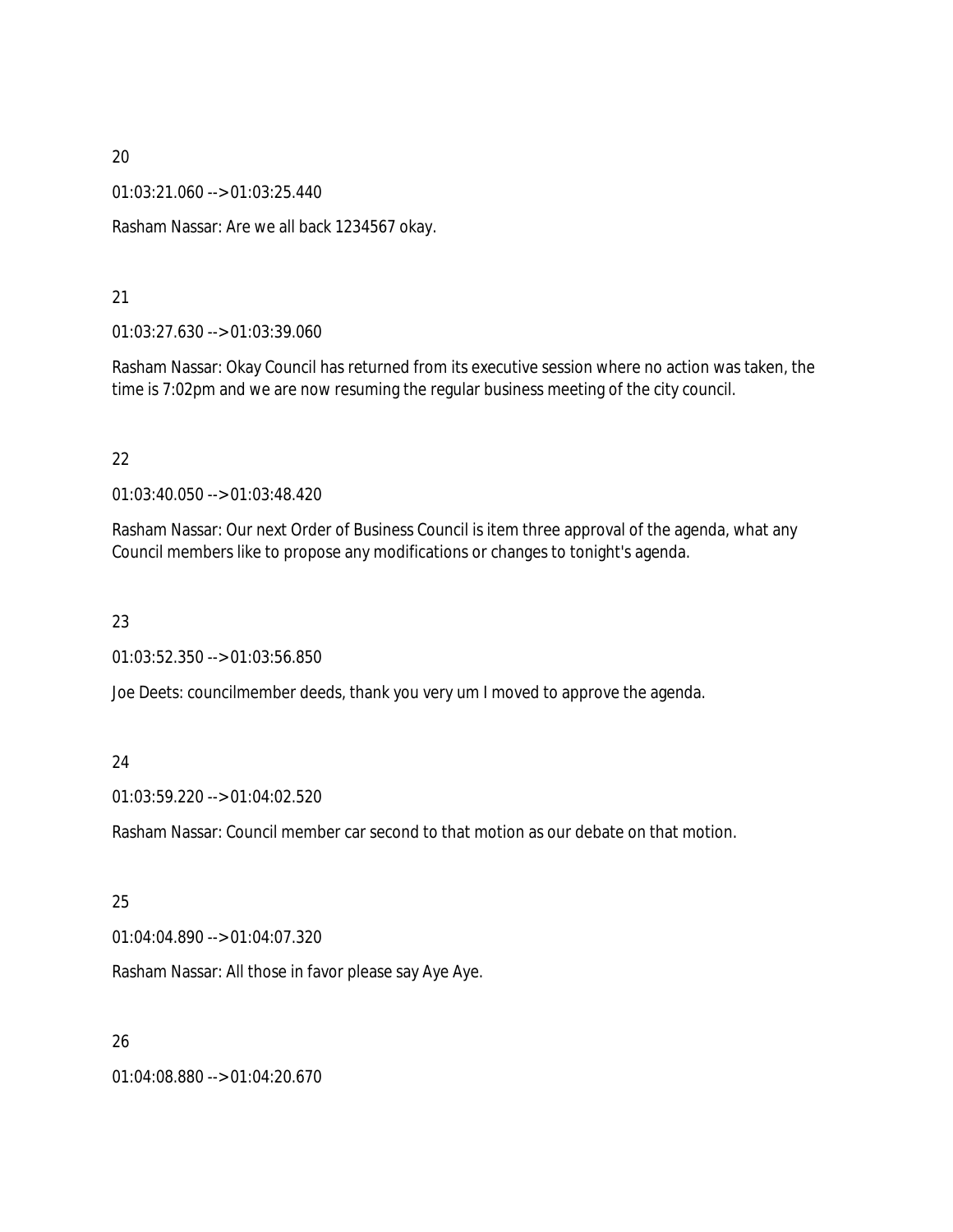20

01:03:21.060 --> 01:03:25.440

Rasham Nassar: Are we all back 1234567 okay.

21

01:03:27.630 --> 01:03:39.060

Rasham Nassar: Okay Council has returned from its executive session where no action was taken, the time is 7:02pm and we are now resuming the regular business meeting of the city council.

22

01:03:40.050 --> 01:03:48.420

Rasham Nassar: Our next Order of Business Council is item three approval of the agenda, what any Council members like to propose any modifications or changes to tonight's agenda.

23

01:03:52.350 --> 01:03:56.850

Joe Deets: councilmember deeds, thank you very um I moved to approve the agenda.

24

01:03:59.220 --> 01:04:02.520

Rasham Nassar: Council member car second to that motion as our debate on that motion.

25

01:04:04.890 --> 01:04:07.320

Rasham Nassar: All those in favor please say Aye Aye.

26

01:04:08.880 --> 01:04:20.670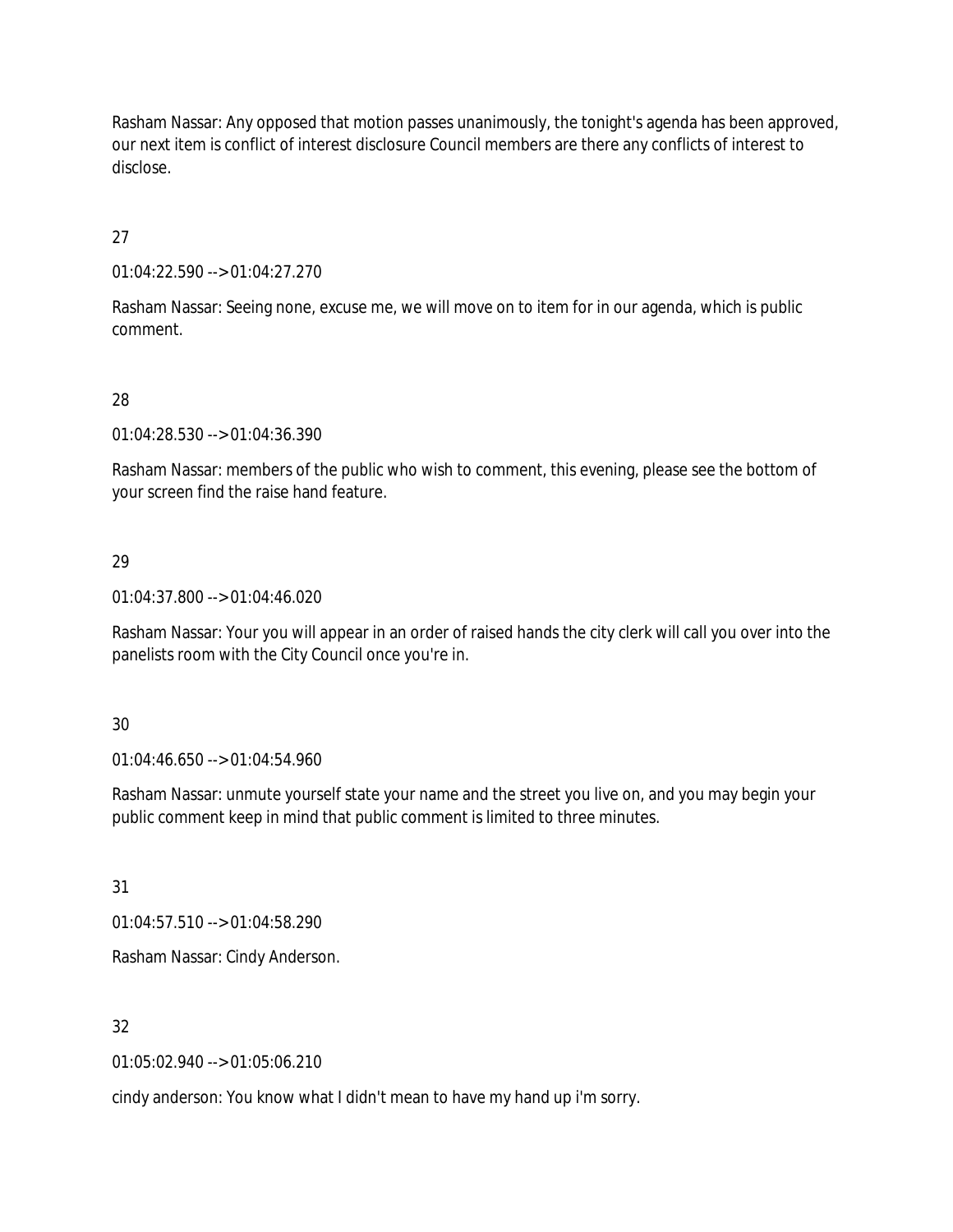Rasham Nassar: Any opposed that motion passes unanimously, the tonight's agenda has been approved, our next item is conflict of interest disclosure Council members are there any conflicts of interest to disclose.

27

01:04:22.590 --> 01:04:27.270

Rasham Nassar: Seeing none, excuse me, we will move on to item for in our agenda, which is public comment.

28

01:04:28.530 --> 01:04:36.390

Rasham Nassar: members of the public who wish to comment, this evening, please see the bottom of your screen find the raise hand feature.

29

01:04:37.800 --> 01:04:46.020

Rasham Nassar: Your you will appear in an order of raised hands the city clerk will call you over into the panelists room with the City Council once you're in.

30

01:04:46.650 --> 01:04:54.960

Rasham Nassar: unmute yourself state your name and the street you live on, and you may begin your public comment keep in mind that public comment is limited to three minutes.

31

01:04:57.510 --> 01:04:58.290

Rasham Nassar: Cindy Anderson.

32

01:05:02.940 --> 01:05:06.210

cindy anderson: You know what I didn't mean to have my hand up i'm sorry.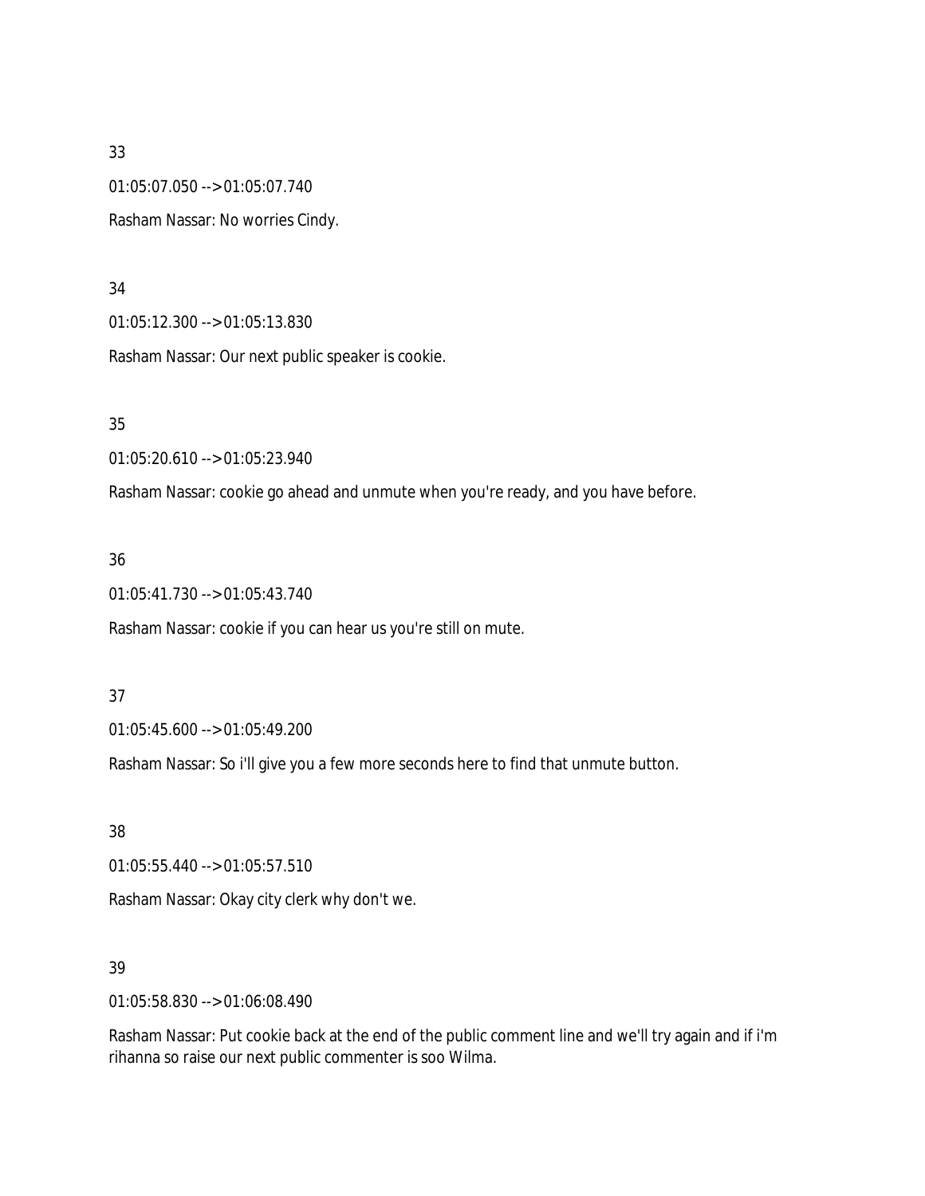33

01:05:07.050 --> 01:05:07.740

Rasham Nassar: No worries Cindy.

34

01:05:12.300 --> 01:05:13.830

Rasham Nassar: Our next public speaker is cookie.

35

01:05:20.610 --> 01:05:23.940

Rasham Nassar: cookie go ahead and unmute when you're ready, and you have before.

36

01:05:41.730 --> 01:05:43.740

Rasham Nassar: cookie if you can hear us you're still on mute.

37

01:05:45.600 --> 01:05:49.200

Rasham Nassar: So i'll give you a few more seconds here to find that unmute button.

38

01:05:55.440 --> 01:05:57.510

Rasham Nassar: Okay city clerk why don't we.

39

01:05:58.830 --> 01:06:08.490

Rasham Nassar: Put cookie back at the end of the public comment line and we'll try again and if i'm rihanna so raise our next public commenter is soo Wilma.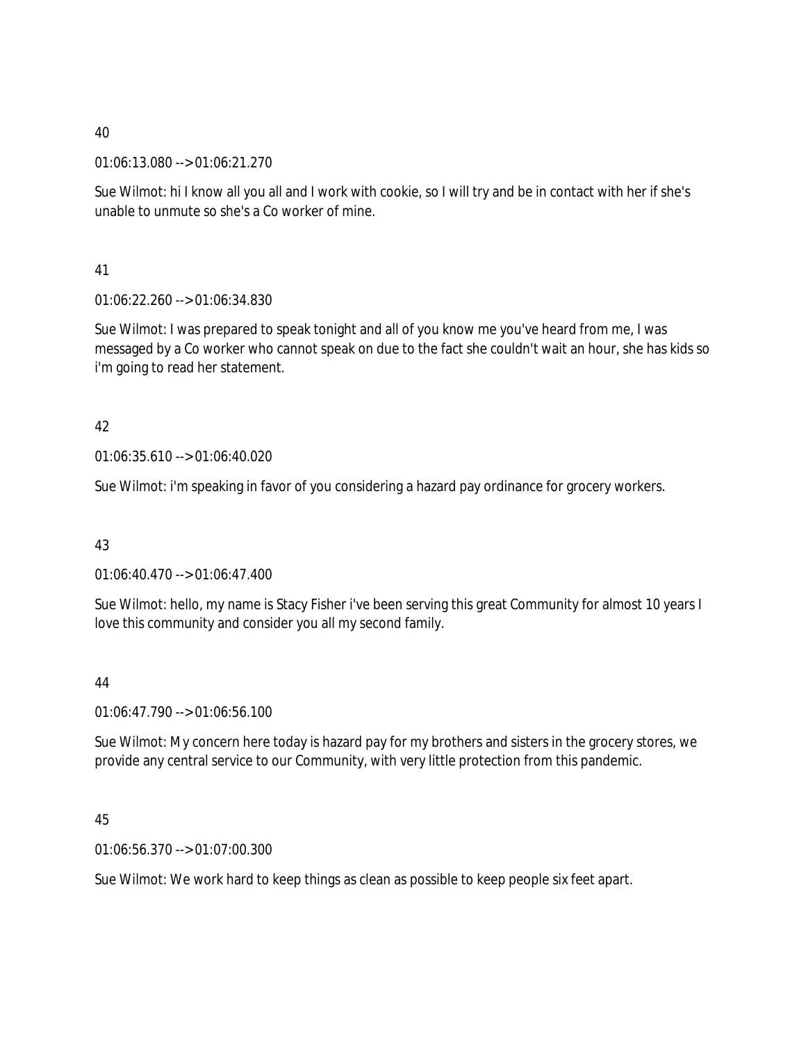40

01:06:13.080 --> 01:06:21.270

Sue Wilmot: hi I know all you all and I work with cookie, so I will try and be in contact with her if she's unable to unmute so she's a Co worker of mine.

41

01:06:22.260 --> 01:06:34.830

Sue Wilmot: I was prepared to speak tonight and all of you know me you've heard from me, I was messaged by a Co worker who cannot speak on due to the fact she couldn't wait an hour, she has kids so i'm going to read her statement.

42

01:06:35.610 --> 01:06:40.020

Sue Wilmot: i'm speaking in favor of you considering a hazard pay ordinance for grocery workers.

43

01:06:40.470 --> 01:06:47.400

Sue Wilmot: hello, my name is Stacy Fisher i've been serving this great Community for almost 10 years I love this community and consider you all my second family.

44

01:06:47.790 --> 01:06:56.100

Sue Wilmot: My concern here today is hazard pay for my brothers and sisters in the grocery stores, we provide any central service to our Community, with very little protection from this pandemic.

45

01:06:56.370 --> 01:07:00.300

Sue Wilmot: We work hard to keep things as clean as possible to keep people six feet apart.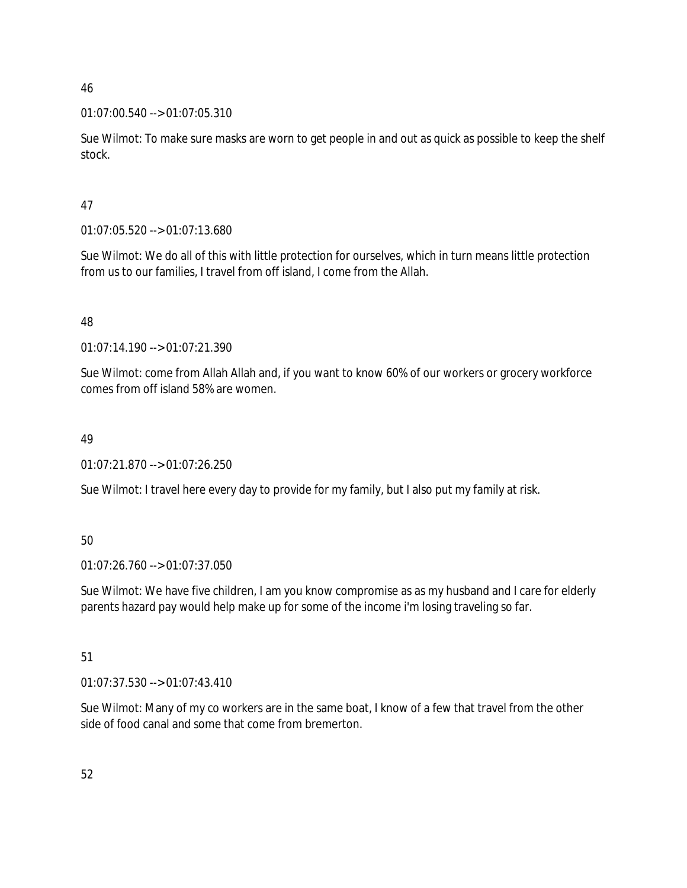46

01:07:00.540 --> 01:07:05.310

Sue Wilmot: To make sure masks are worn to get people in and out as quick as possible to keep the shelf stock.

47

01:07:05.520 --> 01:07:13.680

Sue Wilmot: We do all of this with little protection for ourselves, which in turn means little protection from us to our families, I travel from off island, I come from the Allah.

48

01:07:14.190 --> 01:07:21.390

Sue Wilmot: come from Allah Allah and, if you want to know 60% of our workers or grocery workforce comes from off island 58% are women.

49

01:07:21.870 --> 01:07:26.250

Sue Wilmot: I travel here every day to provide for my family, but I also put my family at risk.

50

01:07:26.760 --> 01:07:37.050

Sue Wilmot: We have five children, I am you know compromise as as my husband and I care for elderly parents hazard pay would help make up for some of the income i'm losing traveling so far.

51

01:07:37.530 --> 01:07:43.410

Sue Wilmot: Many of my co workers are in the same boat, I know of a few that travel from the other side of food canal and some that come from bremerton.

52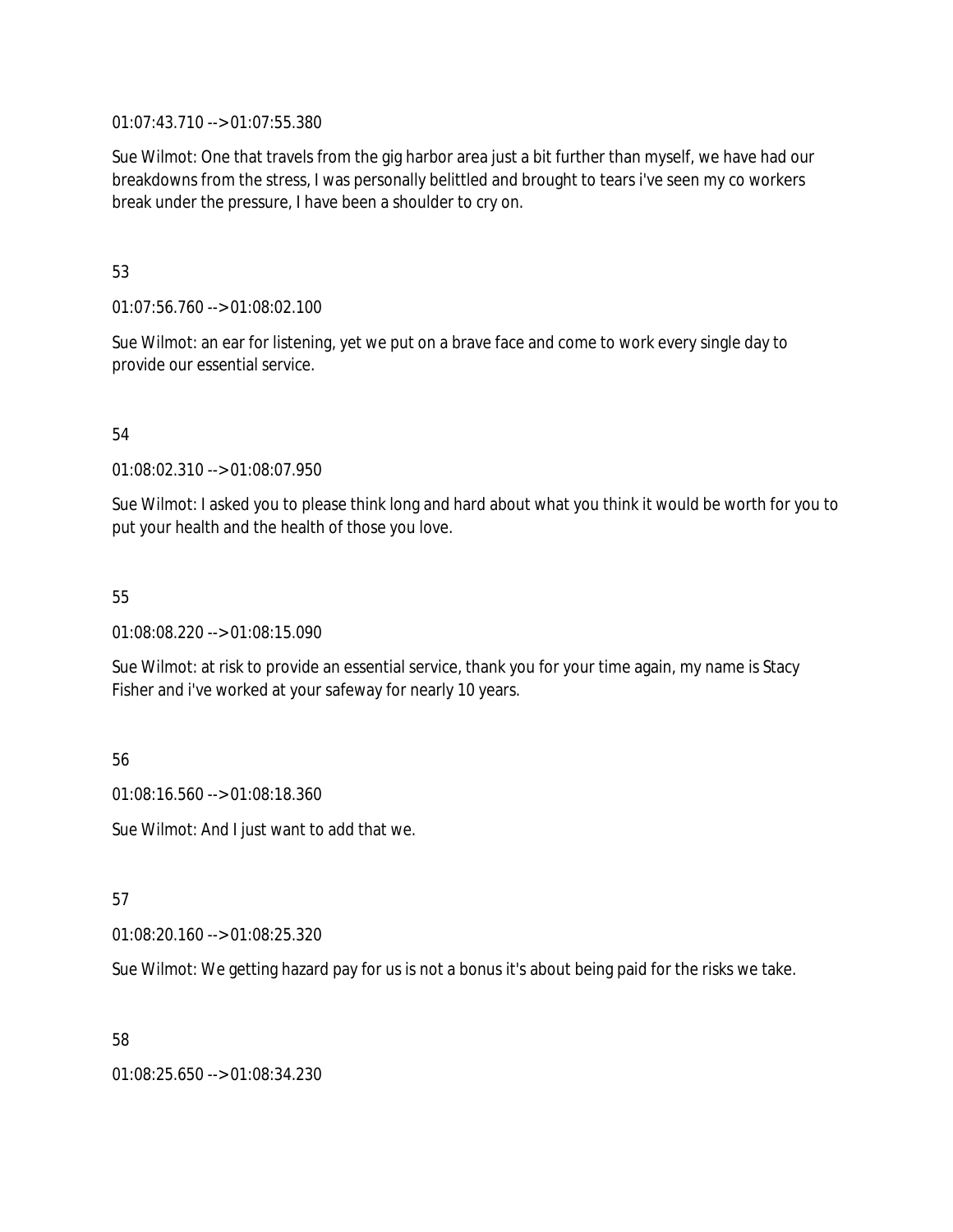01:07:43.710 --> 01:07:55.380

Sue Wilmot: One that travels from the gig harbor area just a bit further than myself, we have had our breakdowns from the stress, I was personally belittled and brought to tears i've seen my co workers break under the pressure, I have been a shoulder to cry on.

53

01:07:56.760 --> 01:08:02.100

Sue Wilmot: an ear for listening, yet we put on a brave face and come to work every single day to provide our essential service.

54

01:08:02.310 --> 01:08:07.950

Sue Wilmot: I asked you to please think long and hard about what you think it would be worth for you to put your health and the health of those you love.

55

01:08:08.220 --> 01:08:15.090

Sue Wilmot: at risk to provide an essential service, thank you for your time again, my name is Stacy Fisher and i've worked at your safeway for nearly 10 years.

56

01:08:16.560 --> 01:08:18.360

Sue Wilmot: And I just want to add that we.

57

01:08:20.160 --> 01:08:25.320

Sue Wilmot: We getting hazard pay for us is not a bonus it's about being paid for the risks we take.

58

01:08:25.650 --> 01:08:34.230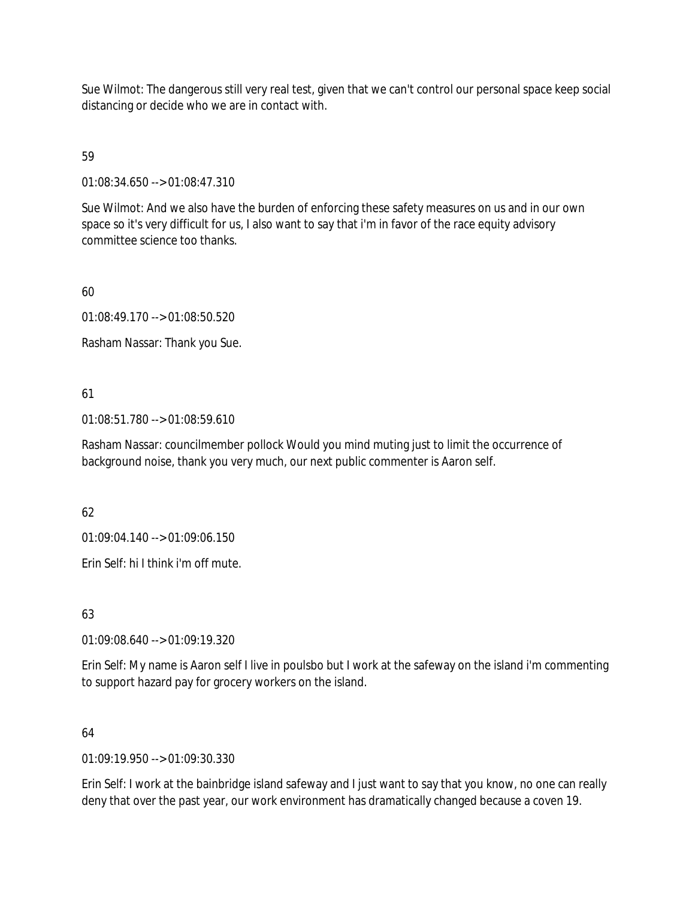Sue Wilmot: The dangerous still very real test, given that we can't control our personal space keep social distancing or decide who we are in contact with.

59

01:08:34.650 --> 01:08:47.310

Sue Wilmot: And we also have the burden of enforcing these safety measures on us and in our own space so it's very difficult for us, I also want to say that i'm in favor of the race equity advisory committee science too thanks.

60

01:08:49.170 --> 01:08:50.520

Rasham Nassar: Thank you Sue.

61

01:08:51.780 --> 01:08:59.610

Rasham Nassar: councilmember pollock Would you mind muting just to limit the occurrence of background noise, thank you very much, our next public commenter is Aaron self.

62

01:09:04.140 --> 01:09:06.150

Erin Self: hi I think i'm off mute.

63

01:09:08.640 --> 01:09:19.320

Erin Self: My name is Aaron self I live in poulsbo but I work at the safeway on the island i'm commenting to support hazard pay for grocery workers on the island.

64

01:09:19.950 --> 01:09:30.330

Erin Self: I work at the bainbridge island safeway and I just want to say that you know, no one can really deny that over the past year, our work environment has dramatically changed because a coven 19.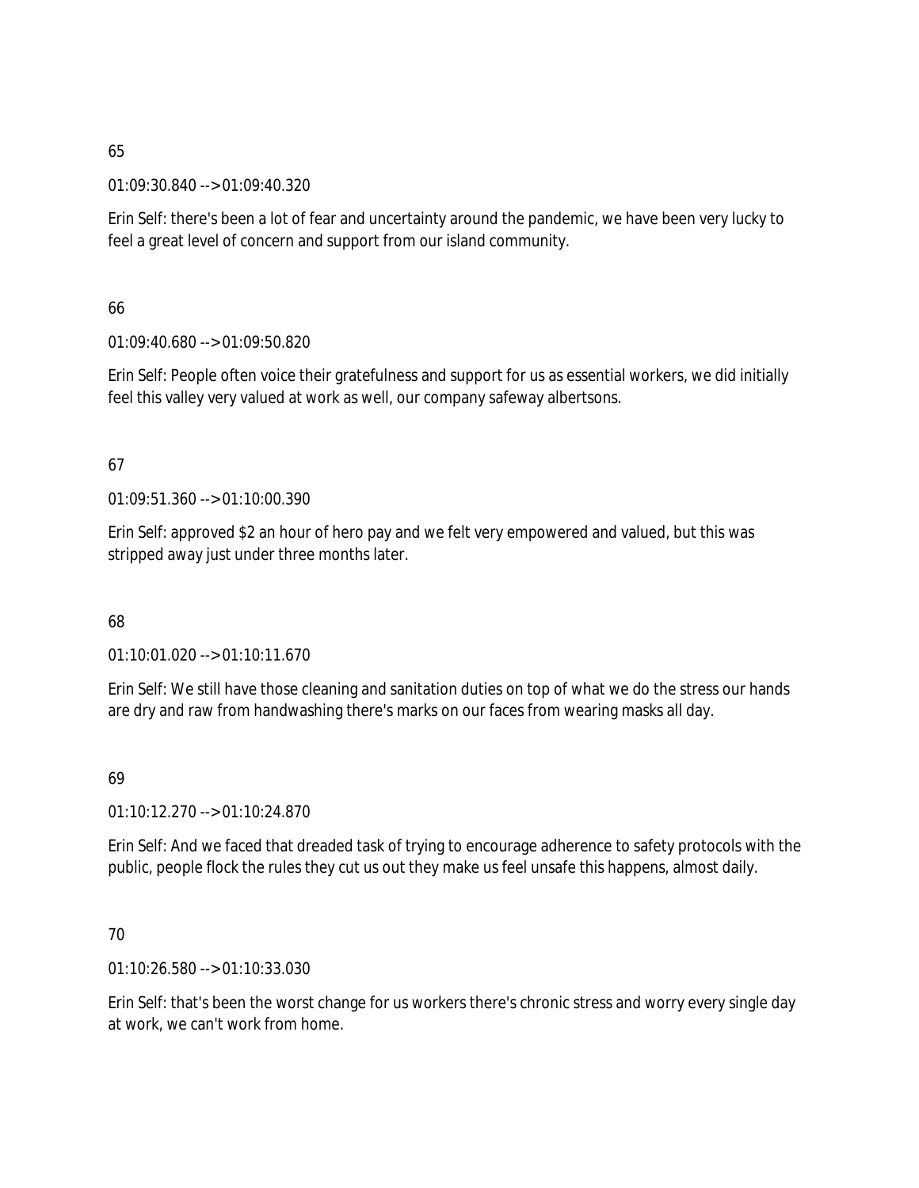65

01:09:30.840 --> 01:09:40.320

Erin Self: there's been a lot of fear and uncertainty around the pandemic, we have been very lucky to feel a great level of concern and support from our island community.

66

01:09:40.680 --> 01:09:50.820

Erin Self: People often voice their gratefulness and support for us as essential workers, we did initially feel this valley very valued at work as well, our company safeway albertsons.

67

01:09:51.360 --> 01:10:00.390

Erin Self: approved $2 an hour of hero pay and we felt very empowered and valued, but this was stripped away just under three months later.

68

01:10:01.020 --> 01:10:11.670

Erin Self: We still have those cleaning and sanitation duties on top of what we do the stress our hands are dry and raw from handwashing there's marks on our faces from wearing masks all day.

69

01:10:12.270 --> 01:10:24.870

Erin Self: And we faced that dreaded task of trying to encourage adherence to safety protocols with the public, people flock the rules they cut us out they make us feel unsafe this happens, almost daily.

70

01:10:26.580 --> 01:10:33.030

Erin Self: that's been the worst change for us workers there's chronic stress and worry every single day at work, we can't work from home.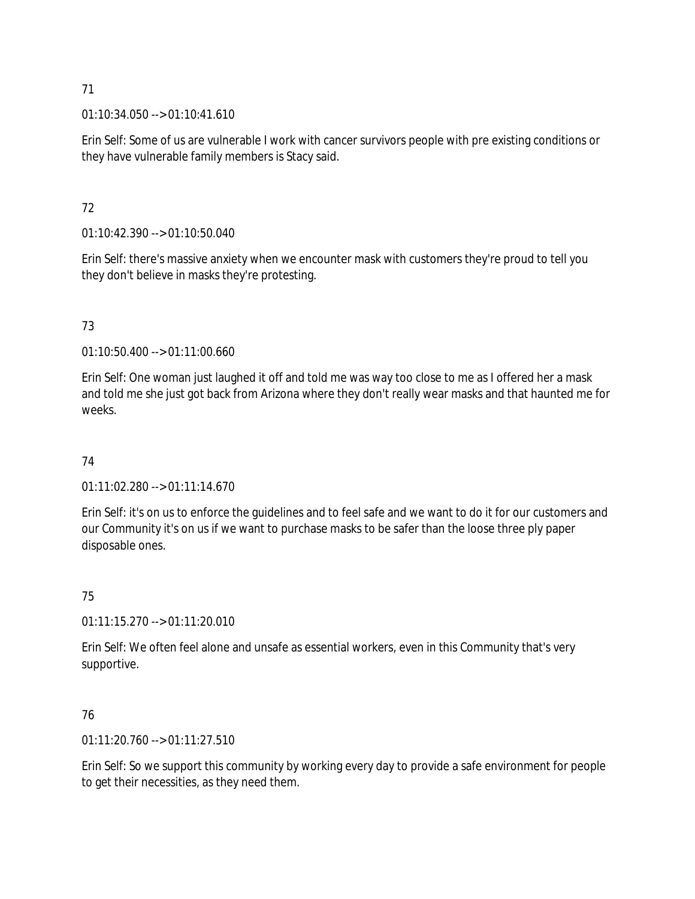71

01:10:34.050 --> 01:10:41.610

Erin Self: Some of us are vulnerable I work with cancer survivors people with pre existing conditions or they have vulnerable family members is Stacy said.

72

01:10:42.390 --> 01:10:50.040

Erin Self: there's massive anxiety when we encounter mask with customers they're proud to tell you they don't believe in masks they're protesting.

73

01:10:50.400 --> 01:11:00.660

Erin Self: One woman just laughed it off and told me was way too close to me as I offered her a mask and told me she just got back from Arizona where they don't really wear masks and that haunted me for weeks.

74

01:11:02.280 --> 01:11:14.670

Erin Self: it's on us to enforce the guidelines and to feel safe and we want to do it for our customers and our Community it's on us if we want to purchase masks to be safer than the loose three ply paper disposable ones.

75

01:11:15.270 --> 01:11:20.010

Erin Self: We often feel alone and unsafe as essential workers, even in this Community that's very supportive.

76

01:11:20.760 --> 01:11:27.510

Erin Self: So we support this community by working every day to provide a safe environment for people to get their necessities, as they need them.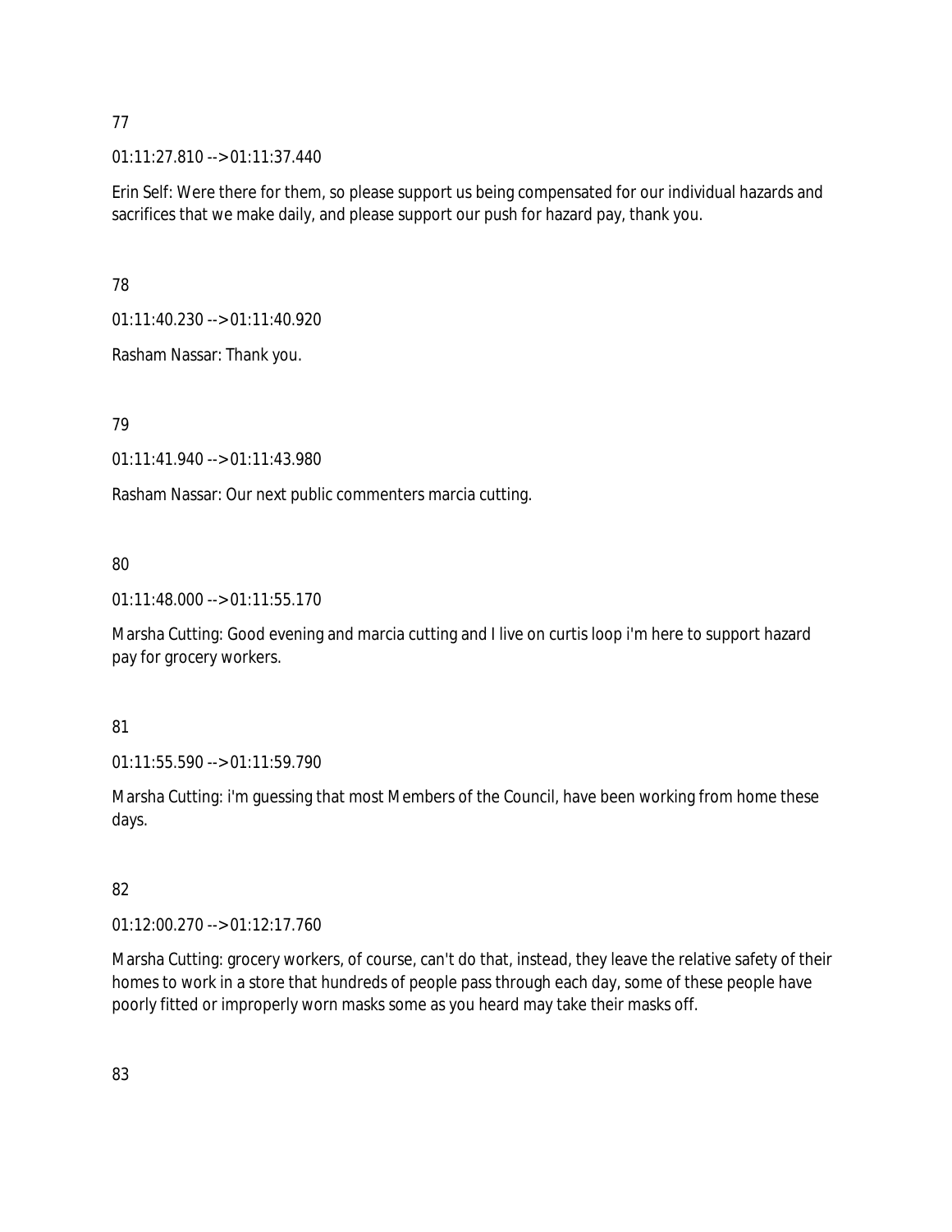77

01:11:27.810 --> 01:11:37.440

Erin Self: Were there for them, so please support us being compensated for our individual hazards and sacrifices that we make daily, and please support our push for hazard pay, thank you.

78

01:11:40.230 --> 01:11:40.920

Rasham Nassar: Thank you.

79

01:11:41.940 --> 01:11:43.980

Rasham Nassar: Our next public commenters marcia cutting.

80

01:11:48.000 --> 01:11:55.170

Marsha Cutting: Good evening and marcia cutting and I live on curtis loop i'm here to support hazard pay for grocery workers.

81

01:11:55.590 --> 01:11:59.790

Marsha Cutting: i'm guessing that most Members of the Council, have been working from home these days.

82

01:12:00.270 --> 01:12:17.760

Marsha Cutting: grocery workers, of course, can't do that, instead, they leave the relative safety of their homes to work in a store that hundreds of people pass through each day, some of these people have poorly fitted or improperly worn masks some as you heard may take their masks off.

83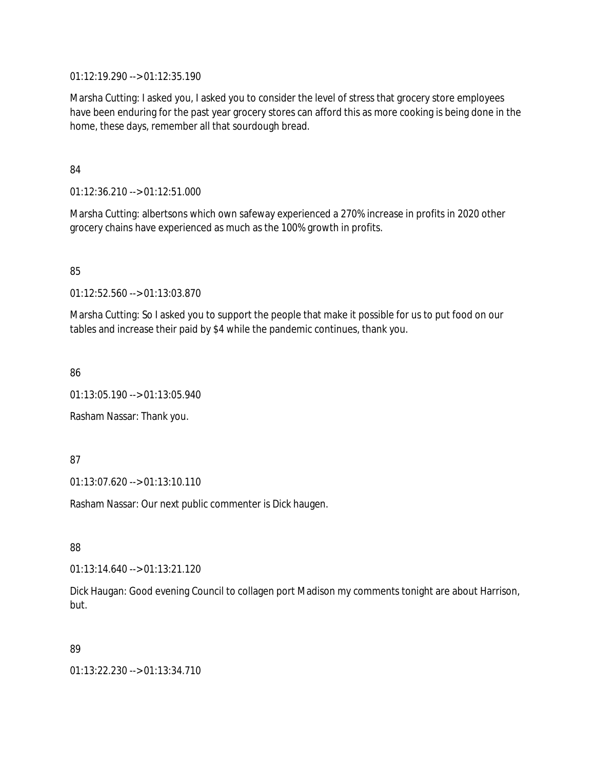01:12:19.290 --> 01:12:35.190

Marsha Cutting: I asked you, I asked you to consider the level of stress that grocery store employees have been enduring for the past year grocery stores can afford this as more cooking is being done in the home, these days, remember all that sourdough bread.

84

01:12:36.210 --> 01:12:51.000

Marsha Cutting: albertsons which own safeway experienced a 270% increase in profits in 2020 other grocery chains have experienced as much as the 100% growth in profits.

85

01:12:52.560 --> 01:13:03.870

Marsha Cutting: So I asked you to support the people that make it possible for us to put food on our tables and increase their paid by $4 while the pandemic continues, thank you.

86

01:13:05.190 --> 01:13:05.940

Rasham Nassar: Thank you.

87

01:13:07.620 --> 01:13:10.110

Rasham Nassar: Our next public commenter is Dick haugen.

88

01:13:14.640 --> 01:13:21.120

Dick Haugan: Good evening Council to collagen port Madison my comments tonight are about Harrison, but.

89

01:13:22.230 --> 01:13:34.710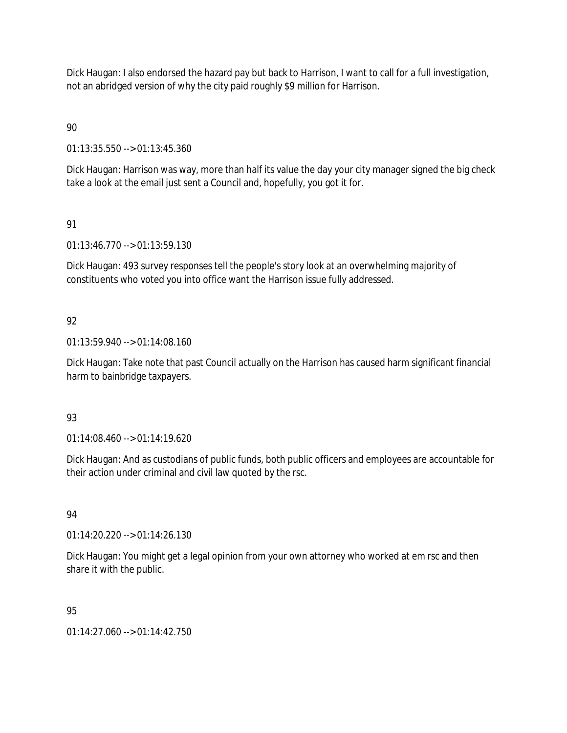Dick Haugan: I also endorsed the hazard pay but back to Harrison, I want to call for a full investigation, not an abridged version of why the city paid roughly $9 million for Harrison.

90

01:13:35.550 --> 01:13:45.360

Dick Haugan: Harrison was way, more than half its value the day your city manager signed the big check take a look at the email just sent a Council and, hopefully, you got it for.

91

01:13:46.770 --> 01:13:59.130

Dick Haugan: 493 survey responses tell the people's story look at an overwhelming majority of constituents who voted you into office want the Harrison issue fully addressed.

92

01:13:59.940 --> 01:14:08.160

Dick Haugan: Take note that past Council actually on the Harrison has caused harm significant financial harm to bainbridge taxpayers.

93

01:14:08.460 --> 01:14:19.620

Dick Haugan: And as custodians of public funds, both public officers and employees are accountable for their action under criminal and civil law quoted by the rsc.

94

01:14:20.220 --> 01:14:26.130

Dick Haugan: You might get a legal opinion from your own attorney who worked at em rsc and then share it with the public.

95

01:14:27.060 --> 01:14:42.750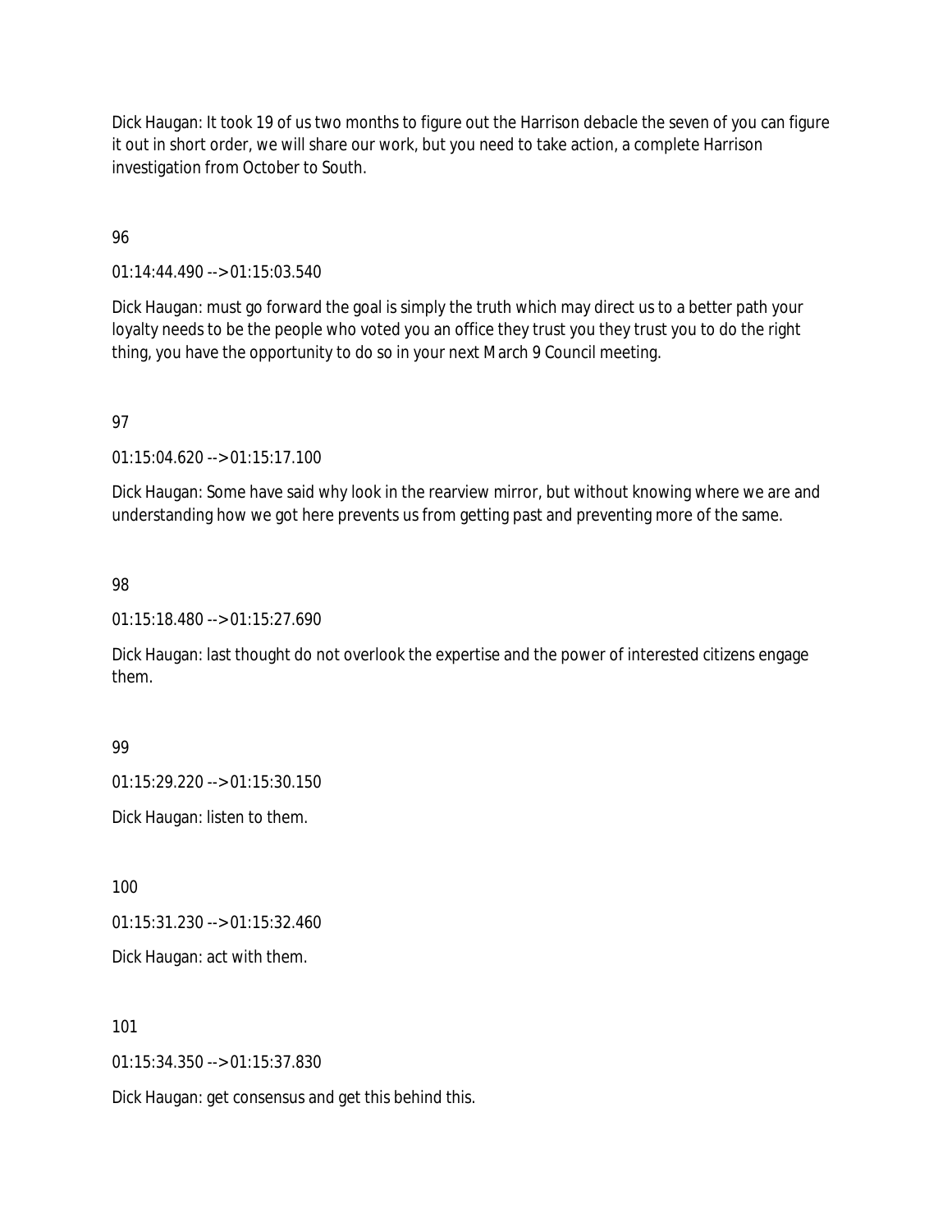Dick Haugan: It took 19 of us two months to figure out the Harrison debacle the seven of you can figure it out in short order, we will share our work, but you need to take action, a complete Harrison investigation from October to South.

96

01:14:44.490 --> 01:15:03.540

Dick Haugan: must go forward the goal is simply the truth which may direct us to a better path your loyalty needs to be the people who voted you an office they trust you they trust you to do the right thing, you have the opportunity to do so in your next March 9 Council meeting.

97

01:15:04.620 --> 01:15:17.100

Dick Haugan: Some have said why look in the rearview mirror, but without knowing where we are and understanding how we got here prevents us from getting past and preventing more of the same.

98

01:15:18.480 --> 01:15:27.690

Dick Haugan: last thought do not overlook the expertise and the power of interested citizens engage them.

99

01:15:29.220 --> 01:15:30.150

Dick Haugan: listen to them.

100

01:15:31.230 --> 01:15:32.460

Dick Haugan: act with them.

101

01:15:34.350 --> 01:15:37.830

Dick Haugan: get consensus and get this behind this.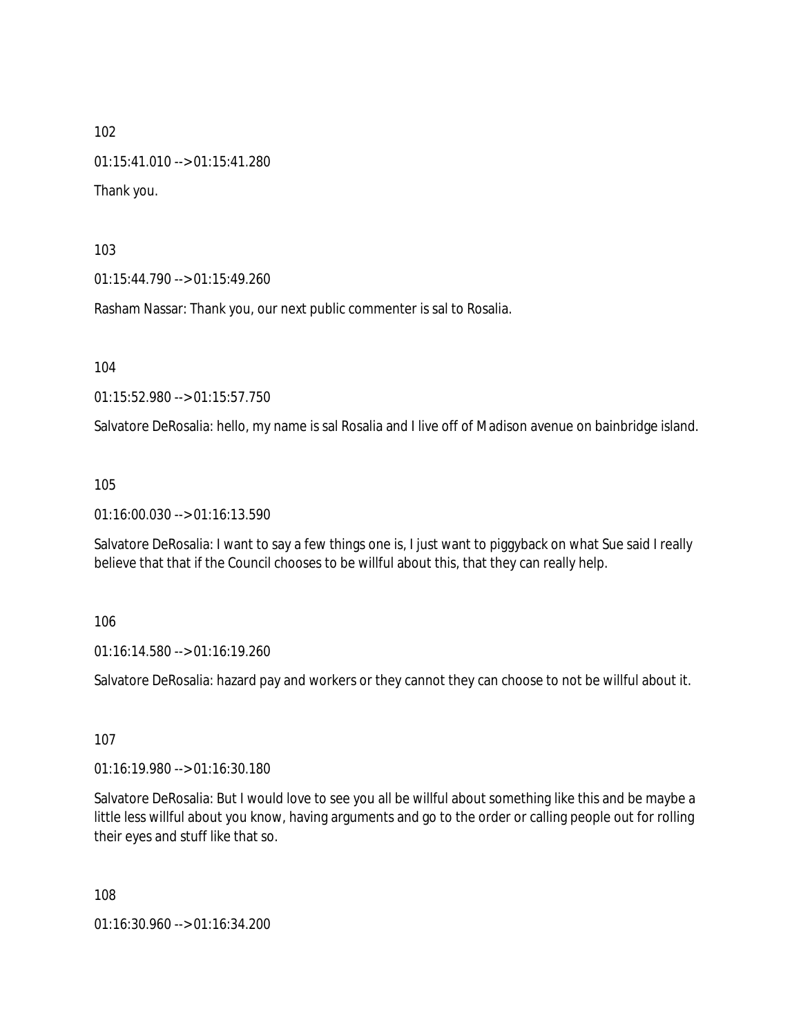102

01:15:41.010 --> 01:15:41.280

Thank you.

103

01:15:44.790 --> 01:15:49.260

Rasham Nassar: Thank you, our next public commenter is sal to Rosalia.

104

01:15:52.980 --> 01:15:57.750

Salvatore DeRosalia: hello, my name is sal Rosalia and I live off of Madison avenue on bainbridge island.

105

01:16:00.030 --> 01:16:13.590

Salvatore DeRosalia: I want to say a few things one is, I just want to piggyback on what Sue said I really believe that that if the Council chooses to be willful about this, that they can really help.

106

01:16:14.580 --> 01:16:19.260

Salvatore DeRosalia: hazard pay and workers or they cannot they can choose to not be willful about it.

107

01:16:19.980 --> 01:16:30.180

Salvatore DeRosalia: But I would love to see you all be willful about something like this and be maybe a little less willful about you know, having arguments and go to the order or calling people out for rolling their eyes and stuff like that so.

108

01:16:30.960 --> 01:16:34.200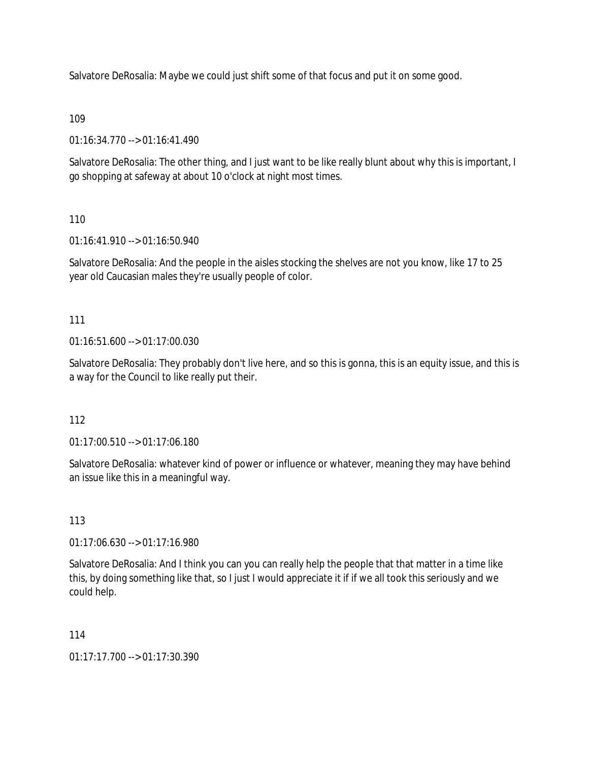Salvatore DeRosalia: Maybe we could just shift some of that focus and put it on some good.

109

01:16:34.770 --> 01:16:41.490

Salvatore DeRosalia: The other thing, and I just want to be like really blunt about why this is important, I go shopping at safeway at about 10 o'clock at night most times.

110

01:16:41.910 --> 01:16:50.940

Salvatore DeRosalia: And the people in the aisles stocking the shelves are not you know, like 17 to 25 year old Caucasian males they're usually people of color.

111

01:16:51.600 --> 01:17:00.030

Salvatore DeRosalia: They probably don't live here, and so this is gonna, this is an equity issue, and this is a way for the Council to like really put their.

112

01:17:00.510 --> 01:17:06.180

Salvatore DeRosalia: whatever kind of power or influence or whatever, meaning they may have behind an issue like this in a meaningful way.

113

01:17:06.630 --> 01:17:16.980

Salvatore DeRosalia: And I think you can you can really help the people that that matter in a time like this, by doing something like that, so I just I would appreciate it if if we all took this seriously and we could help.

114

01:17:17.700 --> 01:17:30.390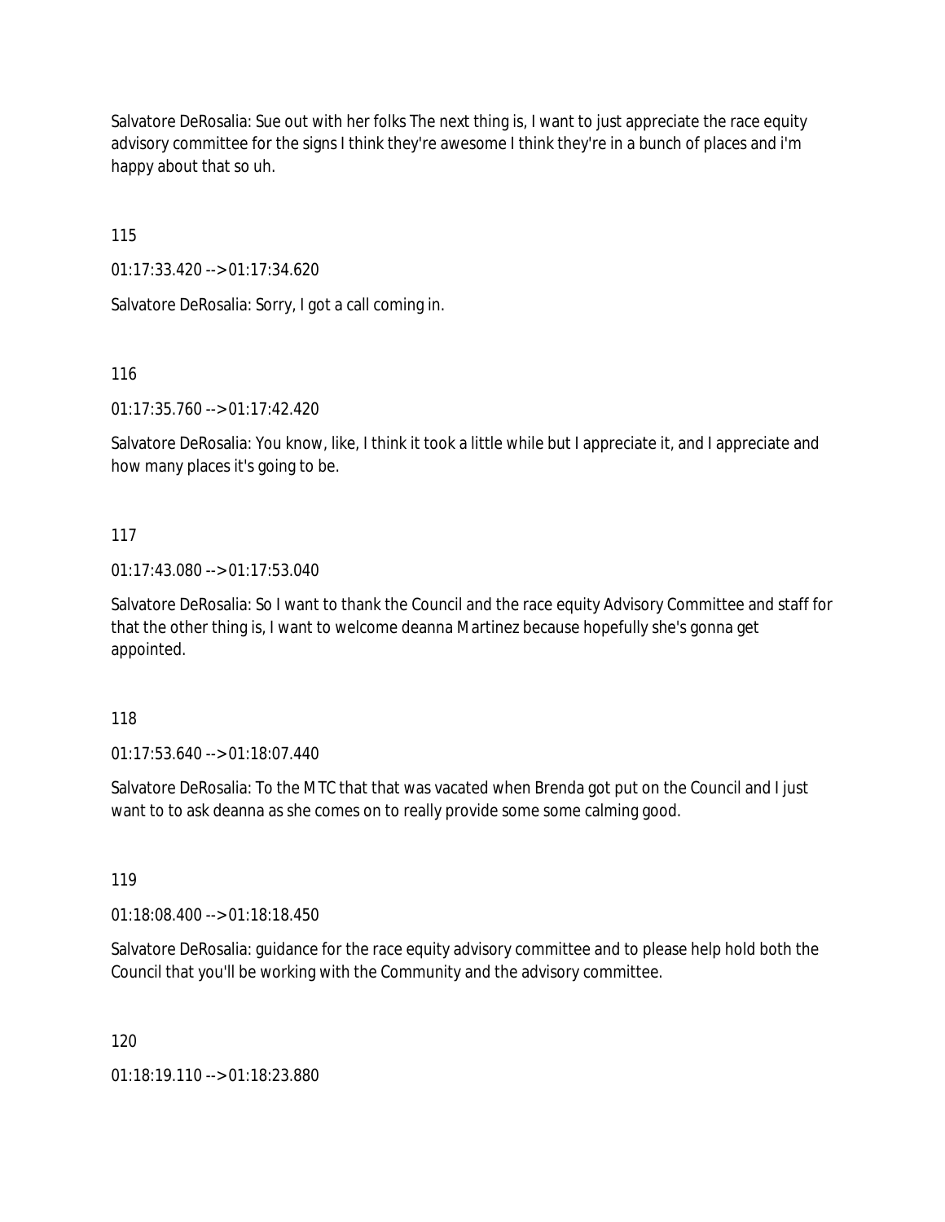Salvatore DeRosalia: Sue out with her folks The next thing is, I want to just appreciate the race equity advisory committee for the signs I think they're awesome I think they're in a bunch of places and i'm happy about that so uh.

115

01:17:33.420 --> 01:17:34.620

Salvatore DeRosalia: Sorry, I got a call coming in.

116

01:17:35.760 --> 01:17:42.420

Salvatore DeRosalia: You know, like, I think it took a little while but I appreciate it, and I appreciate and how many places it's going to be.

117

01:17:43.080 --> 01:17:53.040

Salvatore DeRosalia: So I want to thank the Council and the race equity Advisory Committee and staff for that the other thing is, I want to welcome deanna Martinez because hopefully she's gonna get appointed.

118

01:17:53.640 --> 01:18:07.440

Salvatore DeRosalia: To the MTC that that was vacated when Brenda got put on the Council and I just want to to ask deanna as she comes on to really provide some some calming good.

119

01:18:08.400 --> 01:18:18.450

Salvatore DeRosalia: guidance for the race equity advisory committee and to please help hold both the Council that you'll be working with the Community and the advisory committee.

120

01:18:19.110 --> 01:18:23.880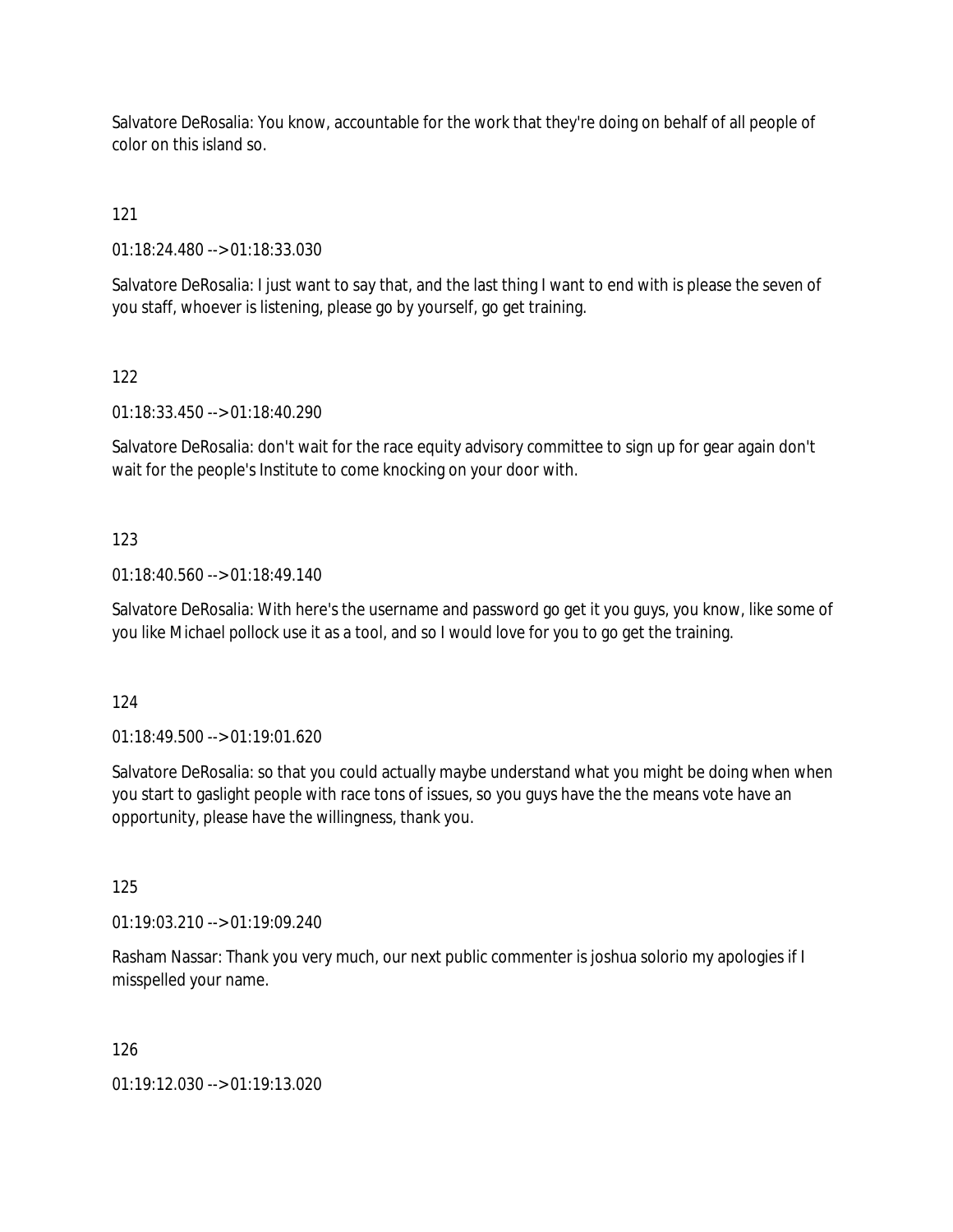Salvatore DeRosalia: You know, accountable for the work that they're doing on behalf of all people of color on this island so.

121

01:18:24.480 --> 01:18:33.030

Salvatore DeRosalia: I just want to say that, and the last thing I want to end with is please the seven of you staff, whoever is listening, please go by yourself, go get training.

122

01:18:33.450 --> 01:18:40.290

Salvatore DeRosalia: don't wait for the race equity advisory committee to sign up for gear again don't wait for the people's Institute to come knocking on your door with.

123

01:18:40.560 --> 01:18:49.140

Salvatore DeRosalia: With here's the username and password go get it you guys, you know, like some of you like Michael pollock use it as a tool, and so I would love for you to go get the training.

124

01:18:49.500 --> 01:19:01.620

Salvatore DeRosalia: so that you could actually maybe understand what you might be doing when when you start to gaslight people with race tons of issues, so you guys have the the means vote have an opportunity, please have the willingness, thank you.

125

01:19:03.210 --> 01:19:09.240

Rasham Nassar: Thank you very much, our next public commenter is joshua solorio my apologies if I misspelled your name.

126

01:19:12.030 --> 01:19:13.020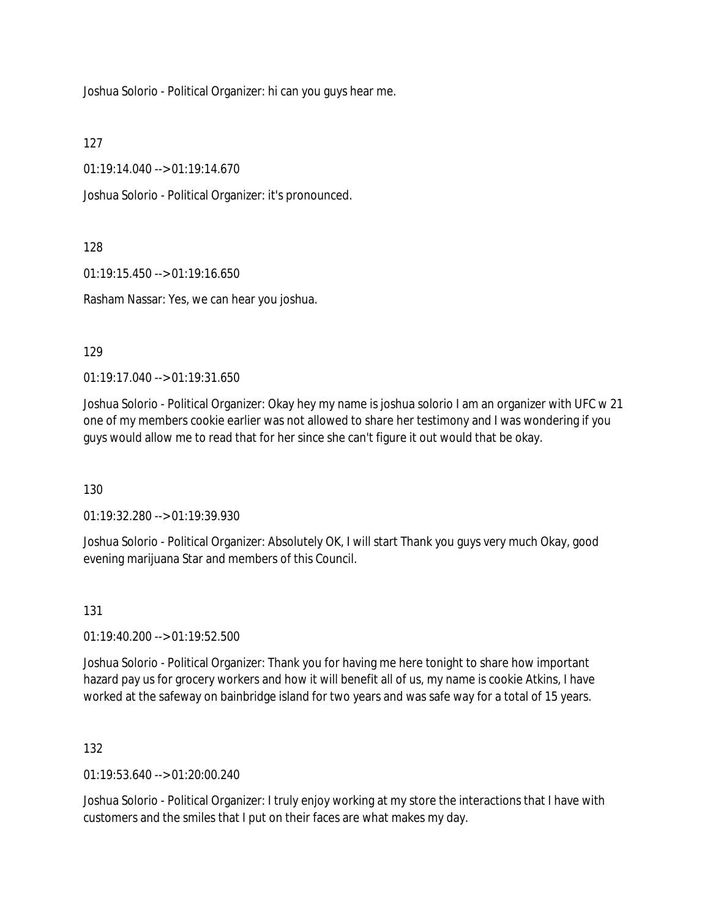Joshua Solorio - Political Organizer: hi can you guys hear me.

127

01:19:14.040 --> 01:19:14.670

Joshua Solorio - Political Organizer: it's pronounced.

128

01:19:15.450 --> 01:19:16.650

Rasham Nassar: Yes, we can hear you joshua.

129

01:19:17.040 --> 01:19:31.650

Joshua Solorio - Political Organizer: Okay hey my name is joshua solorio I am an organizer with UFC w 21 one of my members cookie earlier was not allowed to share her testimony and I was wondering if you guys would allow me to read that for her since she can't figure it out would that be okay.

130

01:19:32.280 --> 01:19:39.930

Joshua Solorio - Political Organizer: Absolutely OK, I will start Thank you guys very much Okay, good evening marijuana Star and members of this Council.

131

01:19:40.200 --> 01:19:52.500

Joshua Solorio - Political Organizer: Thank you for having me here tonight to share how important hazard pay us for grocery workers and how it will benefit all of us, my name is cookie Atkins, I have worked at the safeway on bainbridge island for two years and was safe way for a total of 15 years.

132

01:19:53.640 --> 01:20:00.240

Joshua Solorio - Political Organizer: I truly enjoy working at my store the interactions that I have with customers and the smiles that I put on their faces are what makes my day.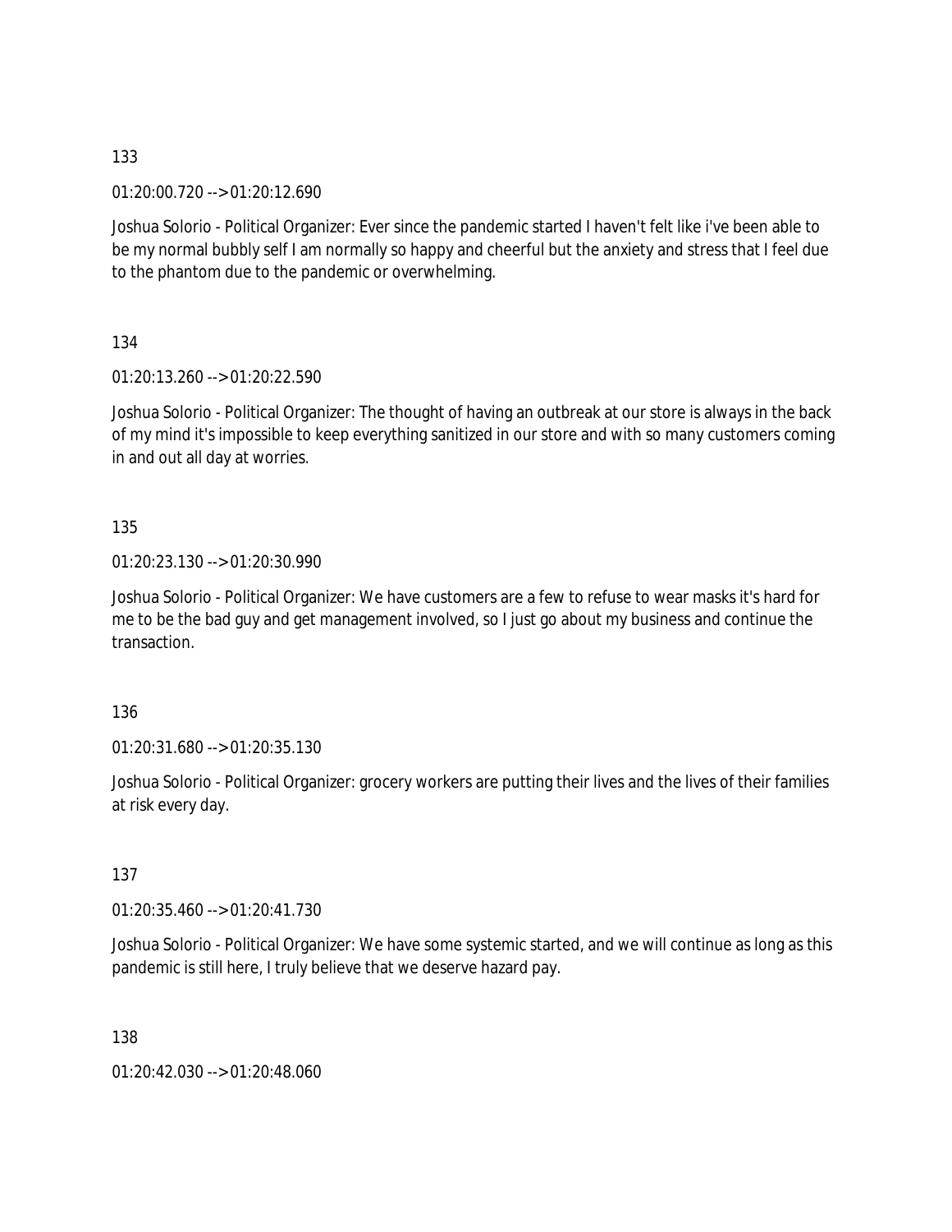133

01:20:00.720 --> 01:20:12.690

Joshua Solorio - Political Organizer: Ever since the pandemic started I haven't felt like i've been able to be my normal bubbly self I am normally so happy and cheerful but the anxiety and stress that I feel due to the phantom due to the pandemic or overwhelming.

134

01:20:13.260 --> 01:20:22.590

Joshua Solorio - Political Organizer: The thought of having an outbreak at our store is always in the back of my mind it's impossible to keep everything sanitized in our store and with so many customers coming in and out all day at worries.

135

01:20:23.130 --> 01:20:30.990

Joshua Solorio - Political Organizer: We have customers are a few to refuse to wear masks it's hard for me to be the bad guy and get management involved, so I just go about my business and continue the transaction.

136

01:20:31.680 --> 01:20:35.130

Joshua Solorio - Political Organizer: grocery workers are putting their lives and the lives of their families at risk every day.

137

01:20:35.460 --> 01:20:41.730

Joshua Solorio - Political Organizer: We have some systemic started, and we will continue as long as this pandemic is still here, I truly believe that we deserve hazard pay.

138

01:20:42.030 --> 01:20:48.060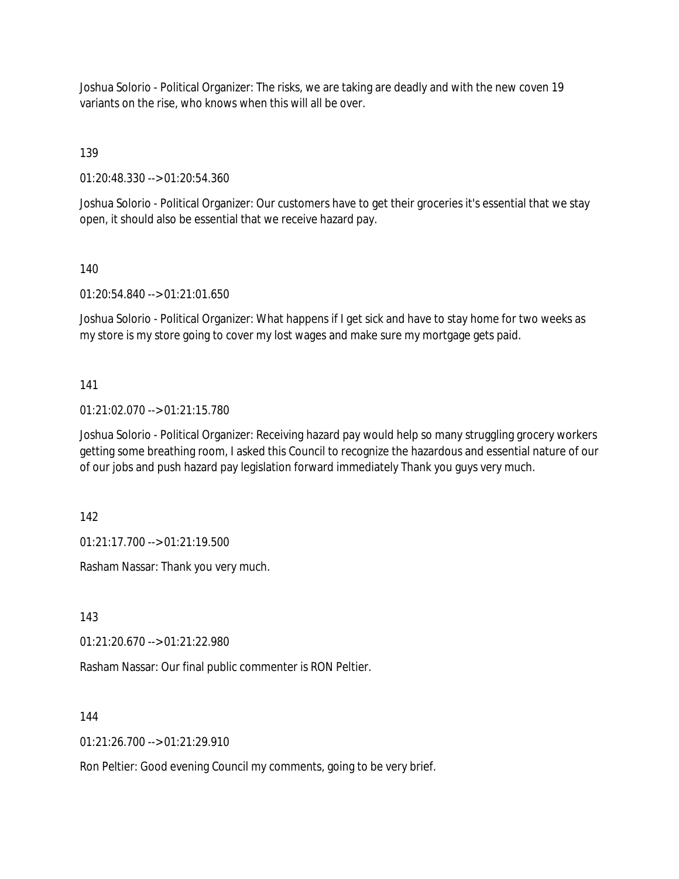Joshua Solorio - Political Organizer: The risks, we are taking are deadly and with the new coven 19 variants on the rise, who knows when this will all be over.

139

01:20:48.330 --> 01:20:54.360

Joshua Solorio - Political Organizer: Our customers have to get their groceries it's essential that we stay open, it should also be essential that we receive hazard pay.

140

01:20:54.840 --> 01:21:01.650

Joshua Solorio - Political Organizer: What happens if I get sick and have to stay home for two weeks as my store is my store going to cover my lost wages and make sure my mortgage gets paid.

141

01:21:02.070 --> 01:21:15.780

Joshua Solorio - Political Organizer: Receiving hazard pay would help so many struggling grocery workers getting some breathing room, I asked this Council to recognize the hazardous and essential nature of our of our jobs and push hazard pay legislation forward immediately Thank you guys very much.

142

01:21:17.700 --> 01:21:19.500

Rasham Nassar: Thank you very much.

143

01:21:20.670 --> 01:21:22.980

Rasham Nassar: Our final public commenter is RON Peltier.

144

01:21:26.700 --> 01:21:29.910

Ron Peltier: Good evening Council my comments, going to be very brief.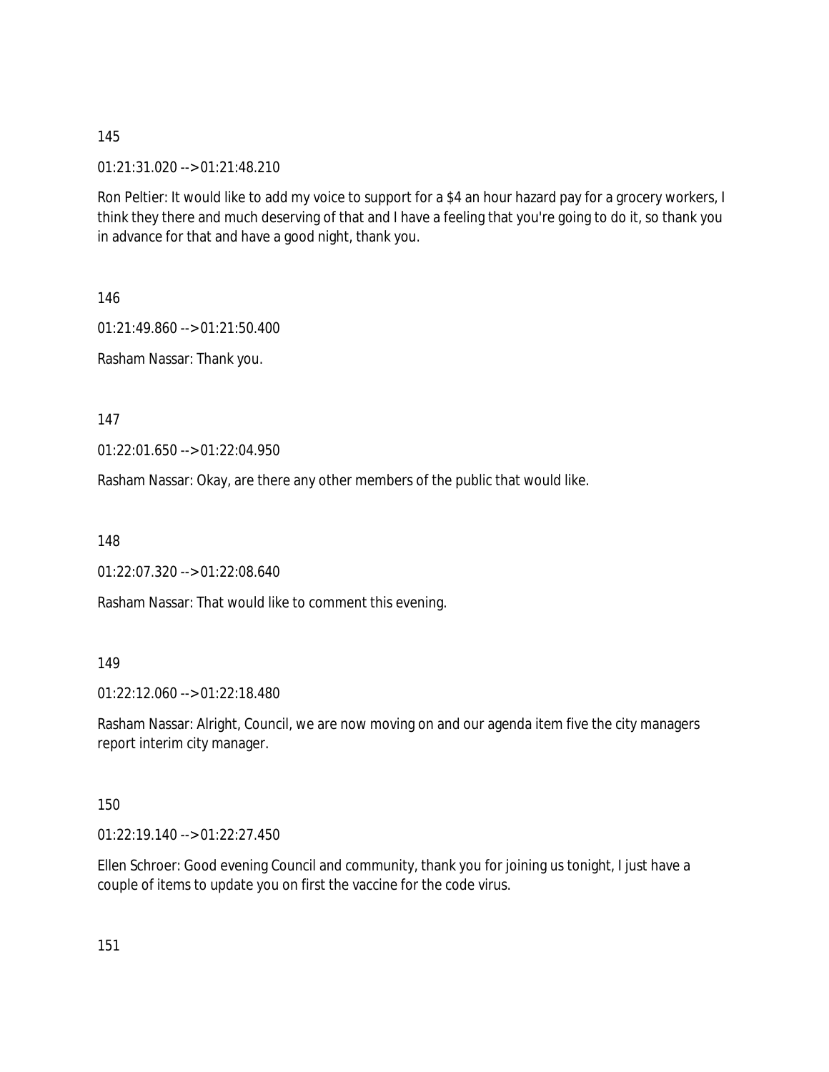145

01:21:31.020 --> 01:21:48.210

Ron Peltier: It would like to add my voice to support for a $4 an hour hazard pay for a grocery workers, I think they there and much deserving of that and I have a feeling that you're going to do it, so thank you in advance for that and have a good night, thank you.

146

01:21:49.860 --> 01:21:50.400

Rasham Nassar: Thank you.

147

01:22:01.650 --> 01:22:04.950

Rasham Nassar: Okay, are there any other members of the public that would like.

148

01:22:07.320 --> 01:22:08.640

Rasham Nassar: That would like to comment this evening.

149

01:22:12.060 --> 01:22:18.480

Rasham Nassar: Alright, Council, we are now moving on and our agenda item five the city managers report interim city manager.

150

01:22:19.140 --> 01:22:27.450

Ellen Schroer: Good evening Council and community, thank you for joining us tonight, I just have a couple of items to update you on first the vaccine for the code virus.

151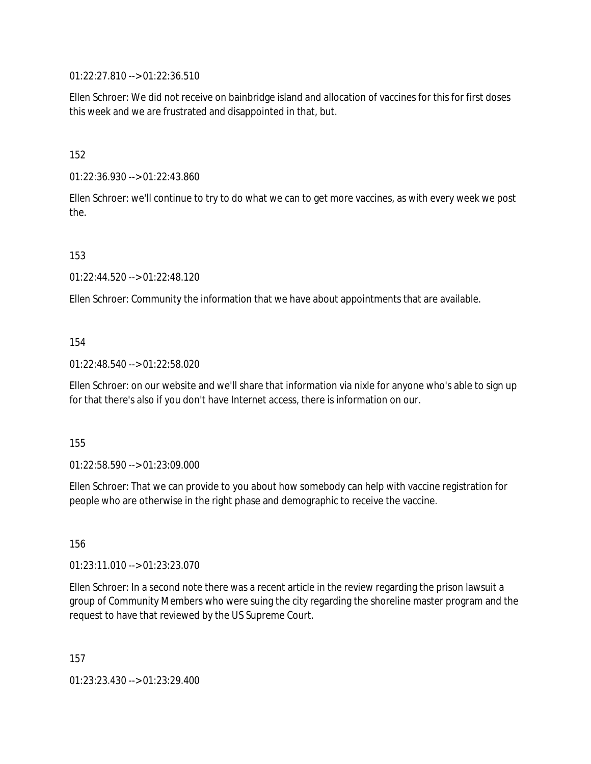01:22:27.810 --> 01:22:36.510

Ellen Schroer: We did not receive on bainbridge island and allocation of vaccines for this for first doses this week and we are frustrated and disappointed in that, but.

152

01:22:36.930 --> 01:22:43.860

Ellen Schroer: we'll continue to try to do what we can to get more vaccines, as with every week we post the.

153

01:22:44.520 --> 01:22:48.120

Ellen Schroer: Community the information that we have about appointments that are available.

154

01:22:48.540 --> 01:22:58.020

Ellen Schroer: on our website and we'll share that information via nixle for anyone who's able to sign up for that there's also if you don't have Internet access, there is information on our.

155

01:22:58.590 --> 01:23:09.000

Ellen Schroer: That we can provide to you about how somebody can help with vaccine registration for people who are otherwise in the right phase and demographic to receive the vaccine.

156

01:23:11.010 --> 01:23:23.070

Ellen Schroer: In a second note there was a recent article in the review regarding the prison lawsuit a group of Community Members who were suing the city regarding the shoreline master program and the request to have that reviewed by the US Supreme Court.

157

01:23:23.430 --> 01:23:29.400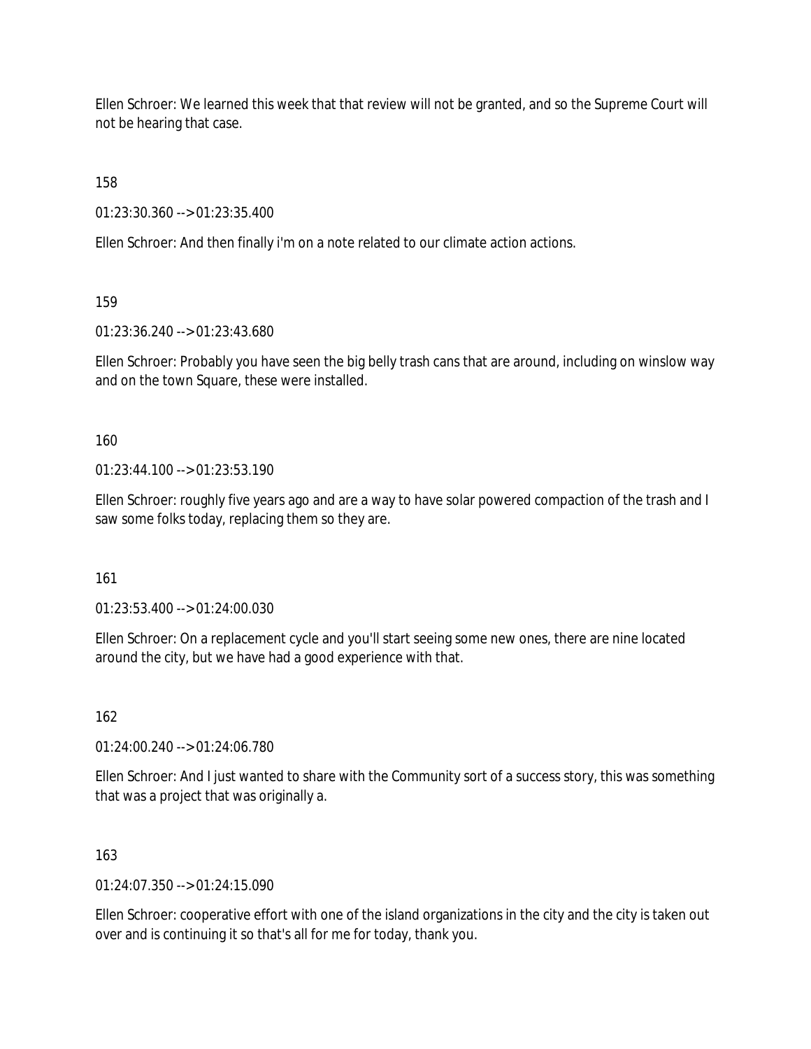Ellen Schroer: We learned this week that that review will not be granted, and so the Supreme Court will not be hearing that case.

158

01:23:30.360 --> 01:23:35.400

Ellen Schroer: And then finally i'm on a note related to our climate action actions.

159

01:23:36.240 --> 01:23:43.680

Ellen Schroer: Probably you have seen the big belly trash cans that are around, including on winslow way and on the town Square, these were installed.

160

01:23:44.100 --> 01:23:53.190

Ellen Schroer: roughly five years ago and are a way to have solar powered compaction of the trash and I saw some folks today, replacing them so they are.

161

01:23:53.400 --> 01:24:00.030

Ellen Schroer: On a replacement cycle and you'll start seeing some new ones, there are nine located around the city, but we have had a good experience with that.

162

01:24:00.240 --> 01:24:06.780

Ellen Schroer: And I just wanted to share with the Community sort of a success story, this was something that was a project that was originally a.

163

01:24:07.350 --> 01:24:15.090

Ellen Schroer: cooperative effort with one of the island organizations in the city and the city is taken out over and is continuing it so that's all for me for today, thank you.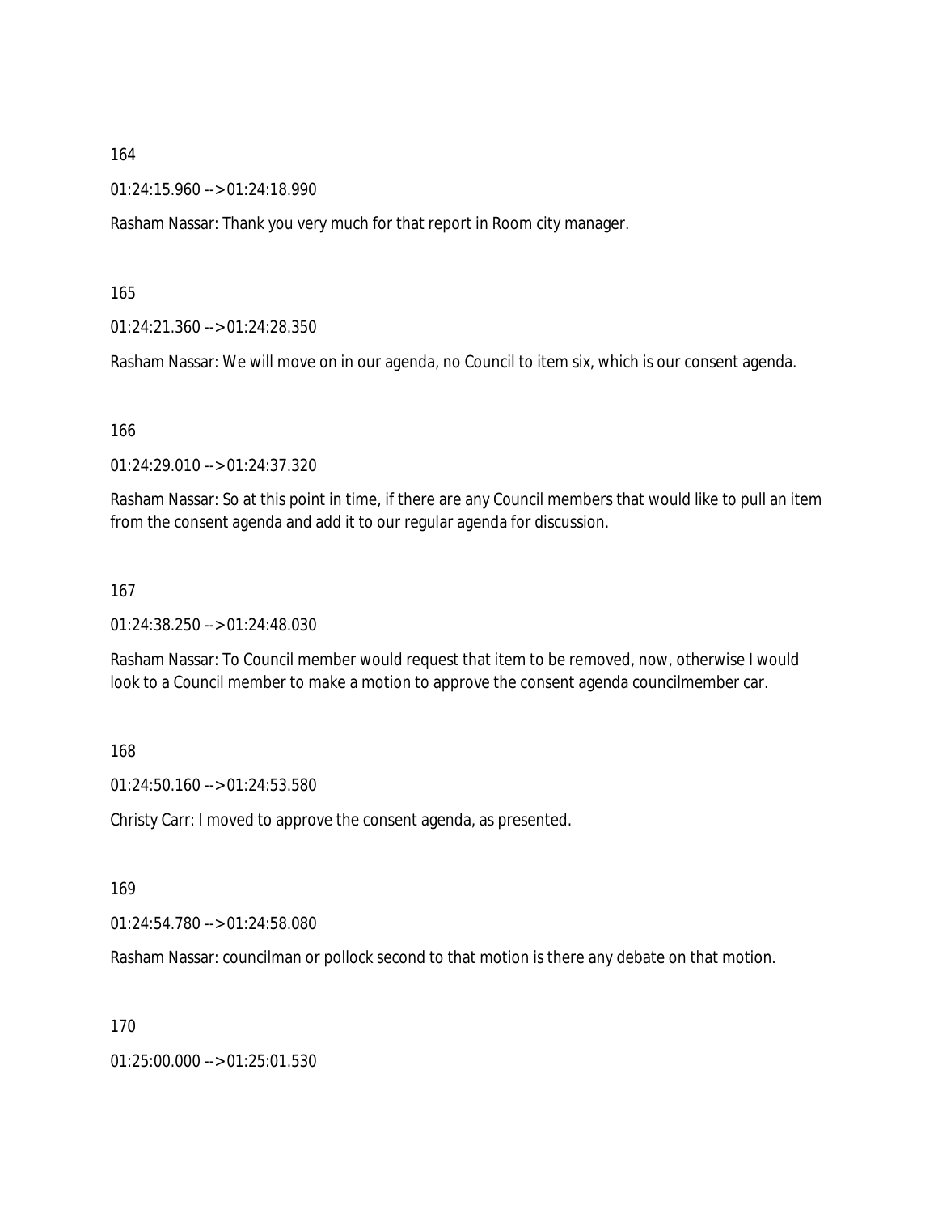164

01:24:15.960 --> 01:24:18.990

Rasham Nassar: Thank you very much for that report in Room city manager.

165

01:24:21.360 --> 01:24:28.350

Rasham Nassar: We will move on in our agenda, no Council to item six, which is our consent agenda.

166

01:24:29.010 --> 01:24:37.320

Rasham Nassar: So at this point in time, if there are any Council members that would like to pull an item from the consent agenda and add it to our regular agenda for discussion.

167

01:24:38.250 --> 01:24:48.030

Rasham Nassar: To Council member would request that item to be removed, now, otherwise I would look to a Council member to make a motion to approve the consent agenda councilmember car.

168

01:24:50.160 --> 01:24:53.580

Christy Carr: I moved to approve the consent agenda, as presented.

169

01:24:54.780 --> 01:24:58.080

Rasham Nassar: councilman or pollock second to that motion is there any debate on that motion.

170

01:25:00.000 --> 01:25:01.530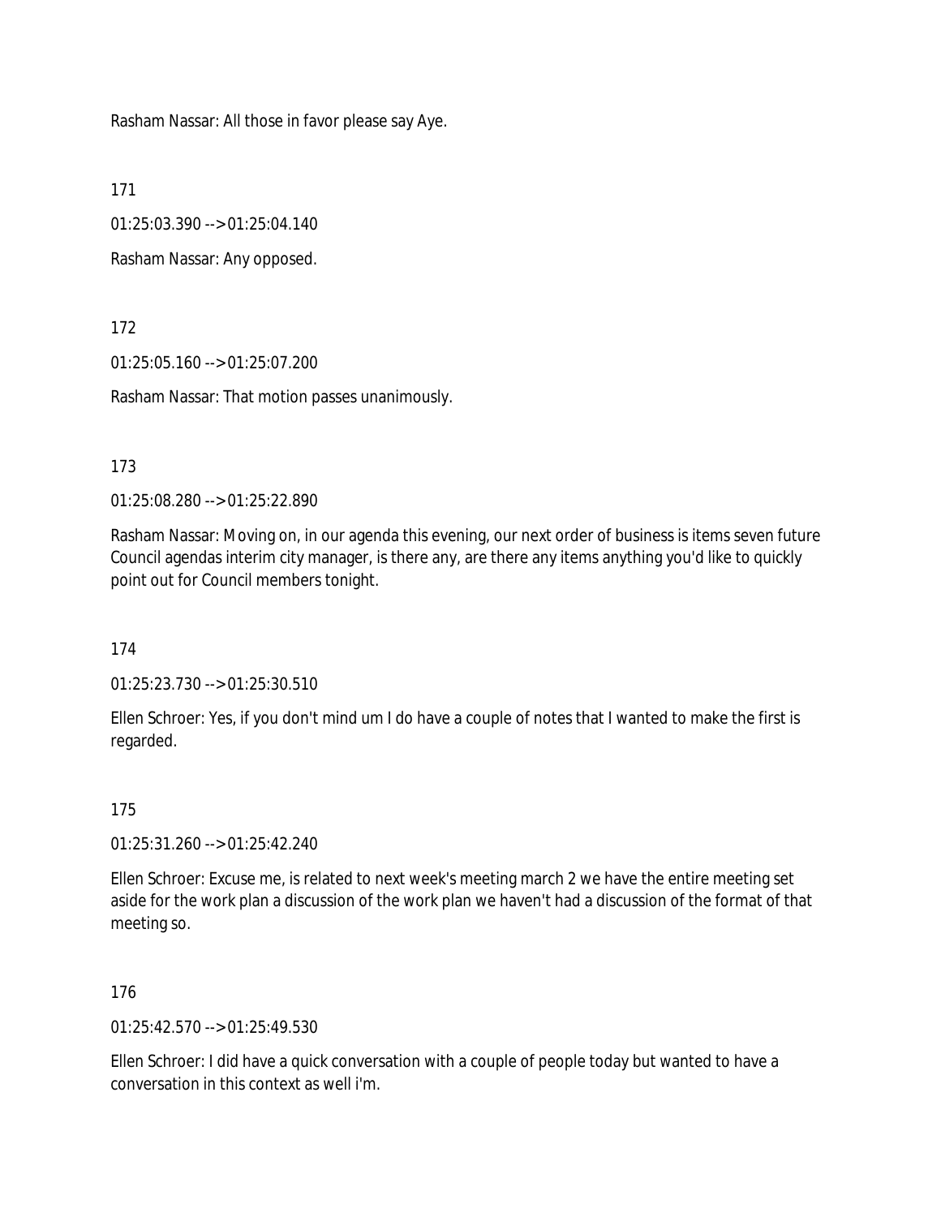Rasham Nassar: All those in favor please say Aye.

171

01:25:03.390 --> 01:25:04.140

Rasham Nassar: Any opposed.

172

01:25:05.160 --> 01:25:07.200

Rasham Nassar: That motion passes unanimously.

173

01:25:08.280 --> 01:25:22.890

Rasham Nassar: Moving on, in our agenda this evening, our next order of business is items seven future Council agendas interim city manager, is there any, are there any items anything you'd like to quickly point out for Council members tonight.

174

01:25:23.730 --> 01:25:30.510

Ellen Schroer: Yes, if you don't mind um I do have a couple of notes that I wanted to make the first is regarded.

175

01:25:31.260 --> 01:25:42.240

Ellen Schroer: Excuse me, is related to next week's meeting march 2 we have the entire meeting set aside for the work plan a discussion of the work plan we haven't had a discussion of the format of that meeting so.

176

01:25:42.570 --> 01:25:49.530

Ellen Schroer: I did have a quick conversation with a couple of people today but wanted to have a conversation in this context as well i'm.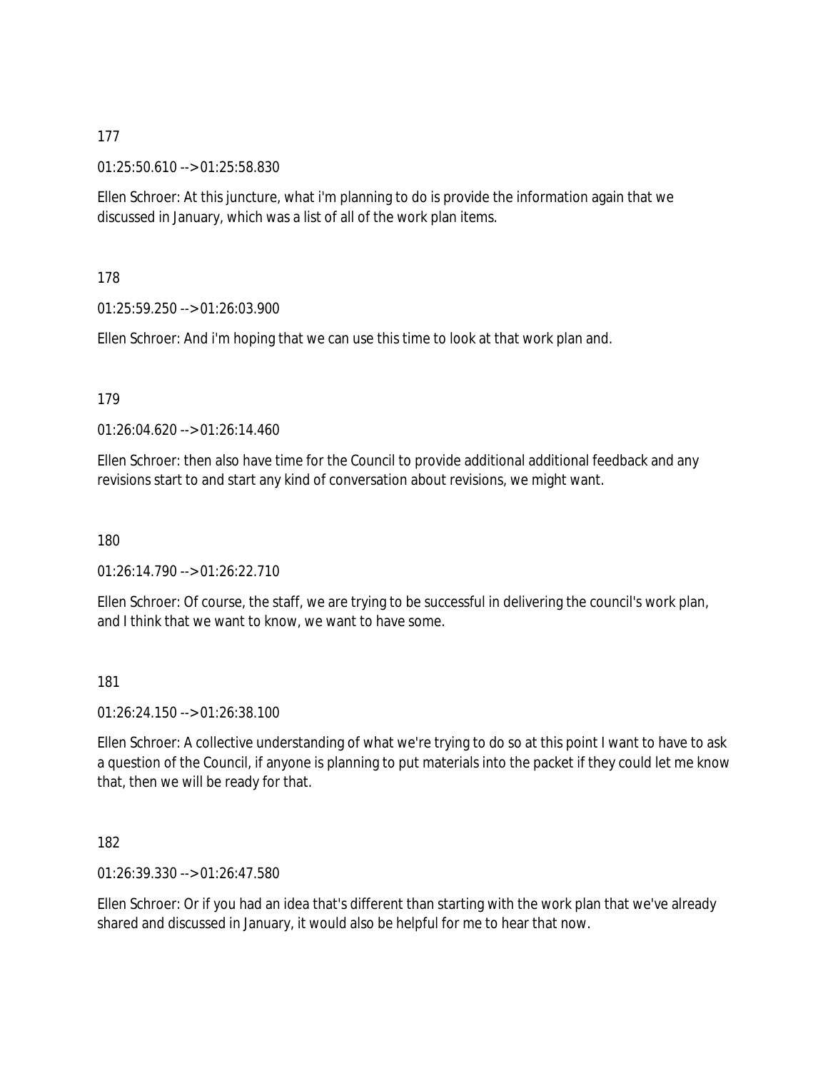177

01:25:50.610 --> 01:25:58.830

Ellen Schroer: At this juncture, what i'm planning to do is provide the information again that we discussed in January, which was a list of all of the work plan items.

178

01:25:59.250 --> 01:26:03.900

Ellen Schroer: And i'm hoping that we can use this time to look at that work plan and.

179

01:26:04.620 --> 01:26:14.460

Ellen Schroer: then also have time for the Council to provide additional additional feedback and any revisions start to and start any kind of conversation about revisions, we might want.

180

01:26:14.790 --> 01:26:22.710

Ellen Schroer: Of course, the staff, we are trying to be successful in delivering the council's work plan, and I think that we want to know, we want to have some.

181

01:26:24.150 --> 01:26:38.100

Ellen Schroer: A collective understanding of what we're trying to do so at this point I want to have to ask a question of the Council, if anyone is planning to put materials into the packet if they could let me know that, then we will be ready for that.

182

01:26:39.330 --> 01:26:47.580

Ellen Schroer: Or if you had an idea that's different than starting with the work plan that we've already shared and discussed in January, it would also be helpful for me to hear that now.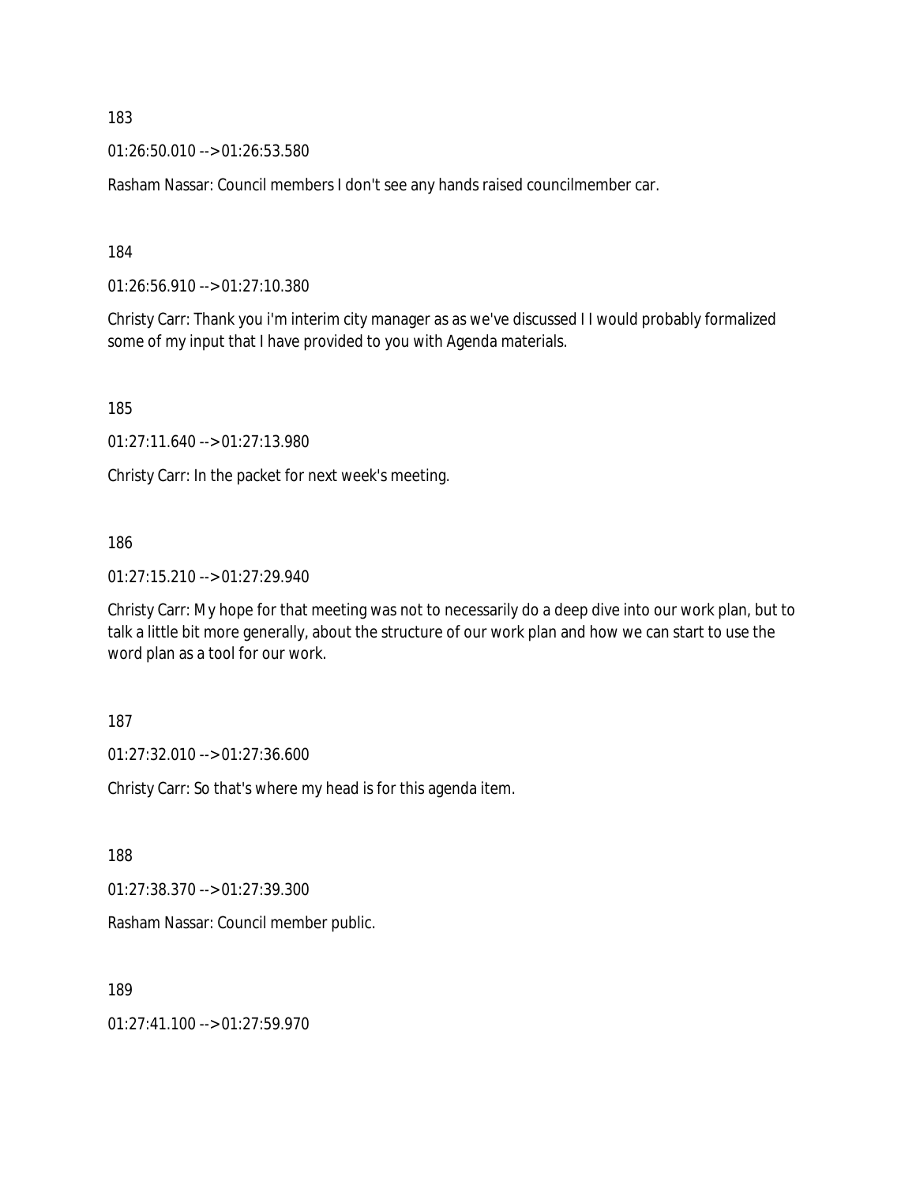183

01:26:50.010 --> 01:26:53.580

Rasham Nassar: Council members I don't see any hands raised councilmember car.

184

01:26:56.910 --> 01:27:10.380

Christy Carr: Thank you i'm interim city manager as as we've discussed I I would probably formalized some of my input that I have provided to you with Agenda materials.

185

01:27:11.640 --> 01:27:13.980

Christy Carr: In the packet for next week's meeting.

186

01:27:15.210 --> 01:27:29.940

Christy Carr: My hope for that meeting was not to necessarily do a deep dive into our work plan, but to talk a little bit more generally, about the structure of our work plan and how we can start to use the word plan as a tool for our work.

187

01:27:32.010 --> 01:27:36.600

Christy Carr: So that's where my head is for this agenda item.

188

01:27:38.370 --> 01:27:39.300

Rasham Nassar: Council member public.

189

01:27:41.100 --> 01:27:59.970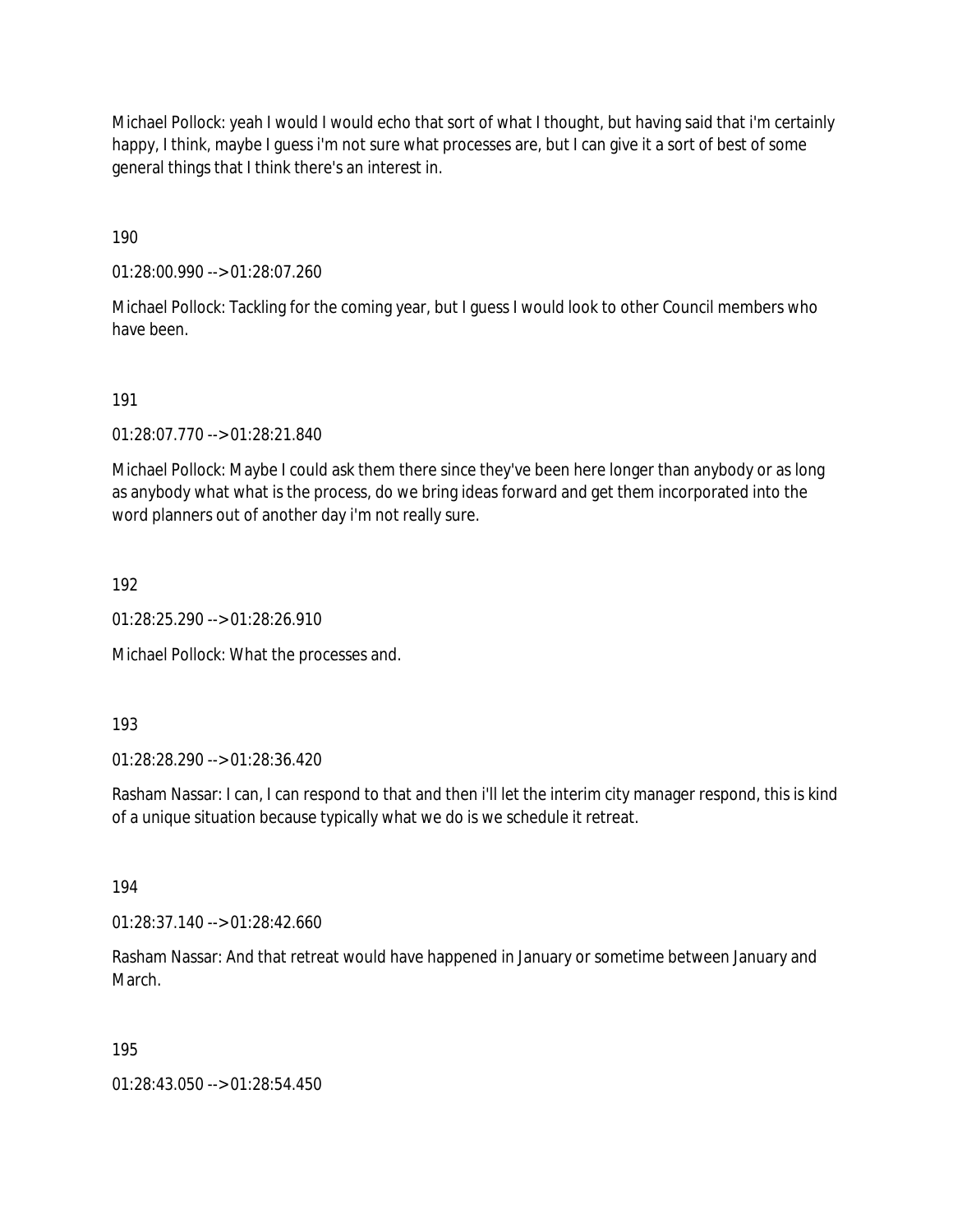Michael Pollock: yeah I would I would echo that sort of what I thought, but having said that i'm certainly happy, I think, maybe I guess i'm not sure what processes are, but I can give it a sort of best of some general things that I think there's an interest in.

190

01:28:00.990 --> 01:28:07.260

Michael Pollock: Tackling for the coming year, but I guess I would look to other Council members who have been.

191

01:28:07.770 --> 01:28:21.840

Michael Pollock: Maybe I could ask them there since they've been here longer than anybody or as long as anybody what what is the process, do we bring ideas forward and get them incorporated into the word planners out of another day i'm not really sure.

192

01:28:25.290 --> 01:28:26.910

Michael Pollock: What the processes and.

193

01:28:28.290 --> 01:28:36.420

Rasham Nassar: I can, I can respond to that and then i'll let the interim city manager respond, this is kind of a unique situation because typically what we do is we schedule it retreat.

194

01:28:37.140 --> 01:28:42.660

Rasham Nassar: And that retreat would have happened in January or sometime between January and March.

195

01:28:43.050 --> 01:28:54.450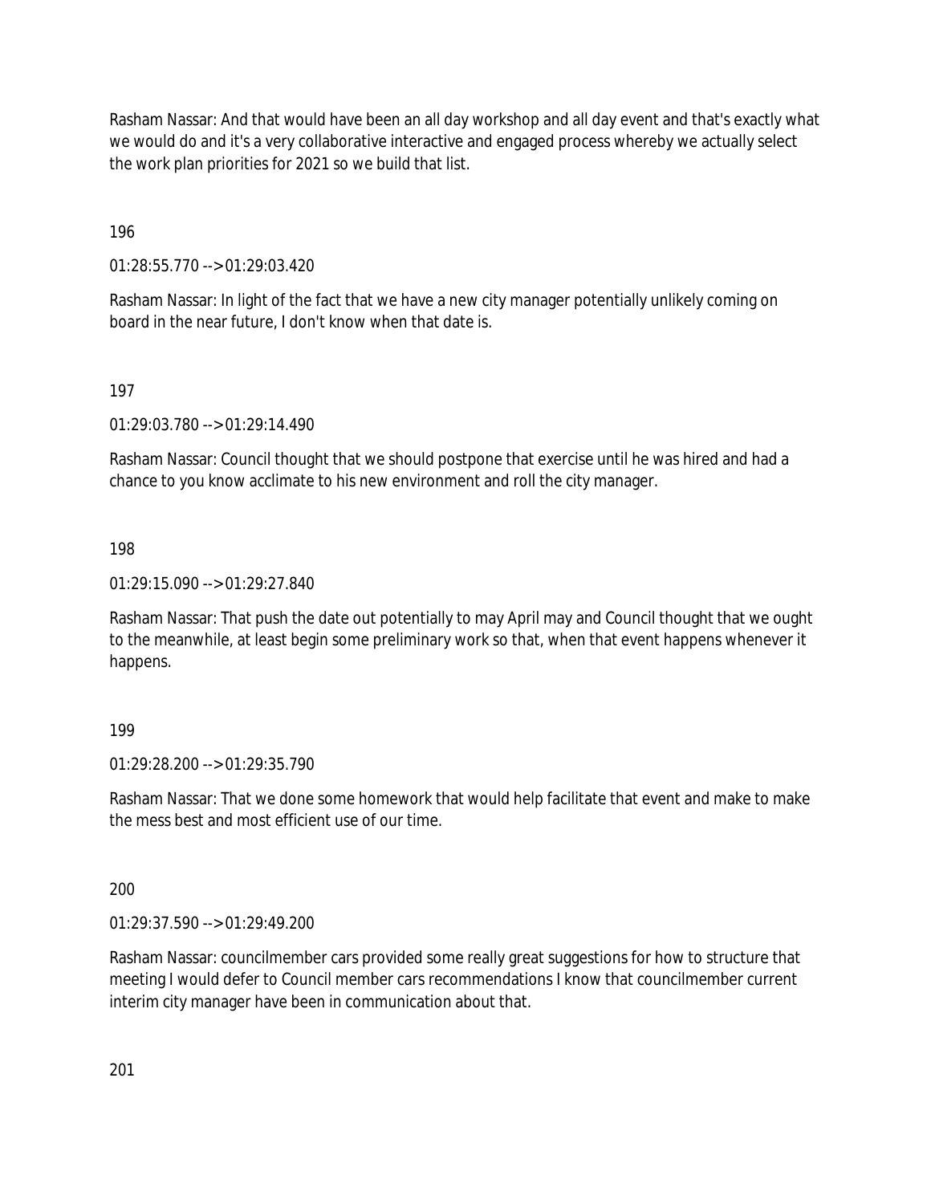Rasham Nassar: And that would have been an all day workshop and all day event and that's exactly what we would do and it's a very collaborative interactive and engaged process whereby we actually select the work plan priorities for 2021 so we build that list.

196

01:28:55.770 --> 01:29:03.420

Rasham Nassar: In light of the fact that we have a new city manager potentially unlikely coming on board in the near future, I don't know when that date is.

197

01:29:03.780 --> 01:29:14.490

Rasham Nassar: Council thought that we should postpone that exercise until he was hired and had a chance to you know acclimate to his new environment and roll the city manager.

198

01:29:15.090 --> 01:29:27.840

Rasham Nassar: That push the date out potentially to may April may and Council thought that we ought to the meanwhile, at least begin some preliminary work so that, when that event happens whenever it happens.

199

01:29:28.200 --> 01:29:35.790

Rasham Nassar: That we done some homework that would help facilitate that event and make to make the mess best and most efficient use of our time.

200

01:29:37.590 --> 01:29:49.200

Rasham Nassar: councilmember cars provided some really great suggestions for how to structure that meeting I would defer to Council member cars recommendations I know that councilmember current interim city manager have been in communication about that.

201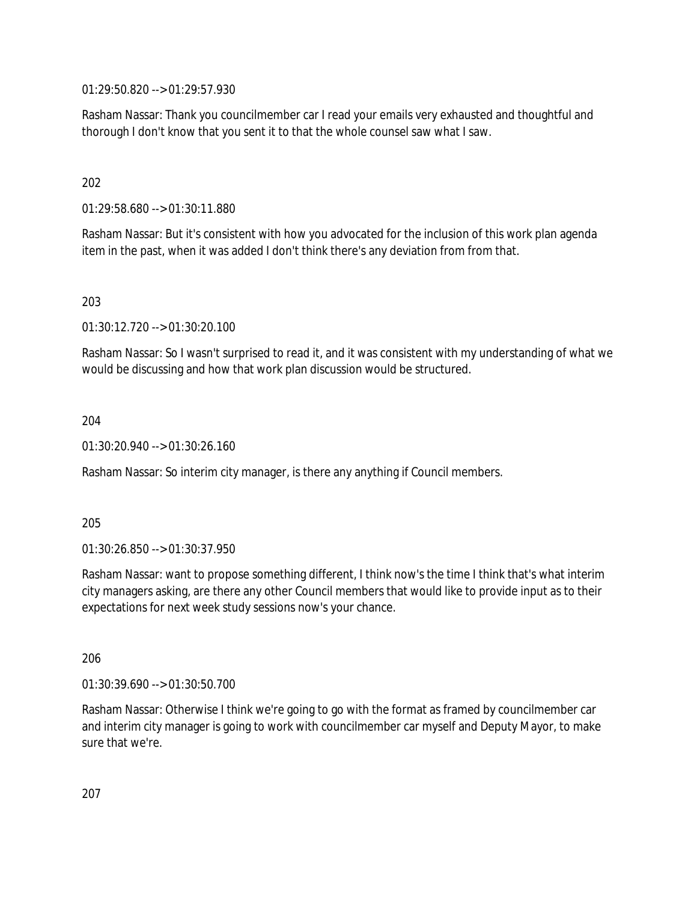01:29:50.820 --> 01:29:57.930

Rasham Nassar: Thank you councilmember car I read your emails very exhausted and thoughtful and thorough I don't know that you sent it to that the whole counsel saw what I saw.

202

01:29:58.680 --> 01:30:11.880

Rasham Nassar: But it's consistent with how you advocated for the inclusion of this work plan agenda item in the past, when it was added I don't think there's any deviation from from that.

203

01:30:12.720 --> 01:30:20.100

Rasham Nassar: So I wasn't surprised to read it, and it was consistent with my understanding of what we would be discussing and how that work plan discussion would be structured.

204

01:30:20.940 --> 01:30:26.160

Rasham Nassar: So interim city manager, is there any anything if Council members.

205

01:30:26.850 --> 01:30:37.950

Rasham Nassar: want to propose something different, I think now's the time I think that's what interim city managers asking, are there any other Council members that would like to provide input as to their expectations for next week study sessions now's your chance.

206

01:30:39.690 --> 01:30:50.700

Rasham Nassar: Otherwise I think we're going to go with the format as framed by councilmember car and interim city manager is going to work with councilmember car myself and Deputy Mayor, to make sure that we're.

207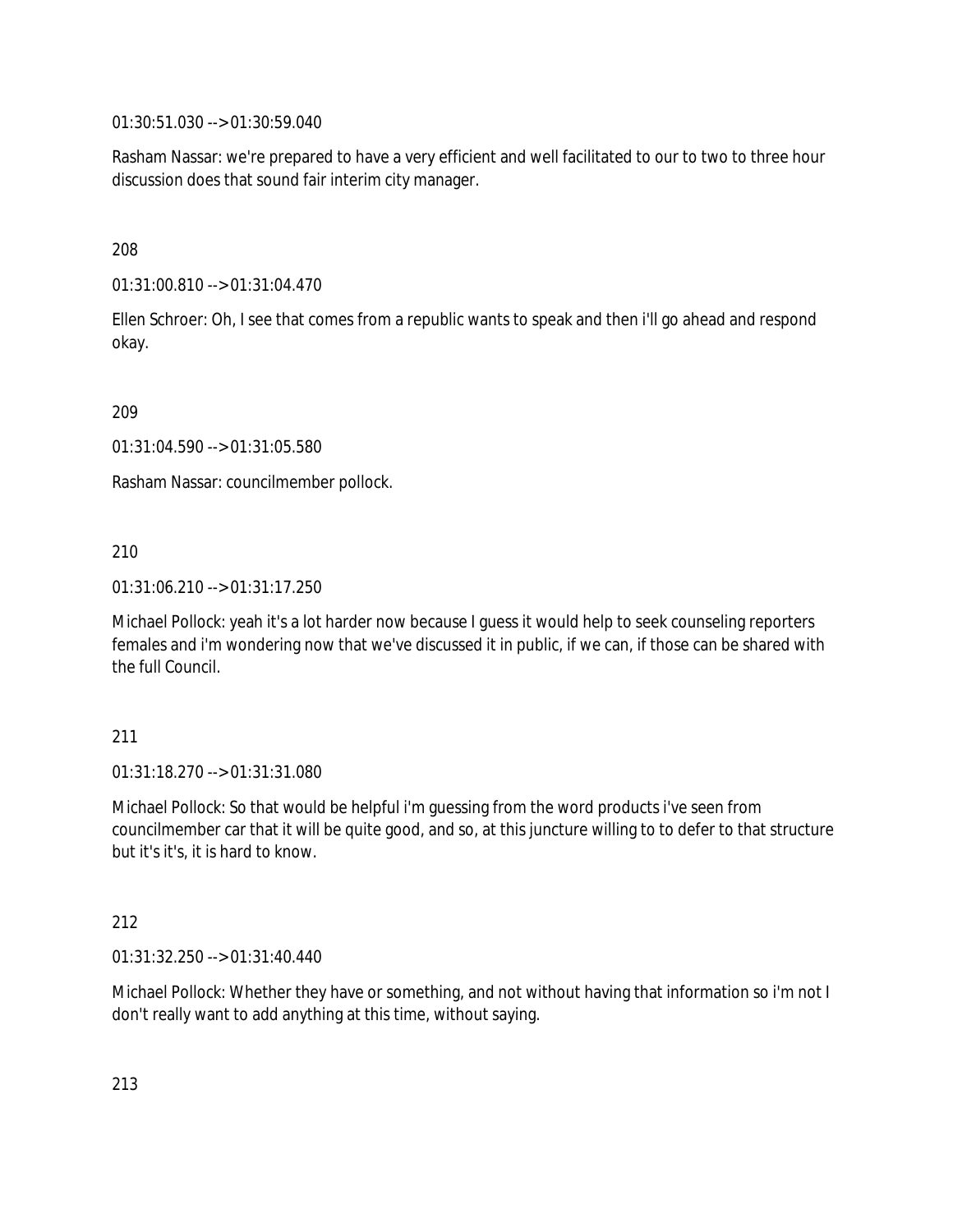01:30:51.030 --> 01:30:59.040

Rasham Nassar: we're prepared to have a very efficient and well facilitated to our to two to three hour discussion does that sound fair interim city manager.

208

01:31:00.810 --> 01:31:04.470

Ellen Schroer: Oh, I see that comes from a republic wants to speak and then i'll go ahead and respond okay.

209

01:31:04.590 --> 01:31:05.580

Rasham Nassar: councilmember pollock.

210

01:31:06.210 --> 01:31:17.250

Michael Pollock: yeah it's a lot harder now because I guess it would help to seek counseling reporters females and i'm wondering now that we've discussed it in public, if we can, if those can be shared with the full Council.

211

01:31:18.270 --> 01:31:31.080

Michael Pollock: So that would be helpful i'm guessing from the word products i've seen from councilmember car that it will be quite good, and so, at this juncture willing to to defer to that structure but it's it's, it is hard to know.

212

01:31:32.250 --> 01:31:40.440

Michael Pollock: Whether they have or something, and not without having that information so i'm not I don't really want to add anything at this time, without saying.

213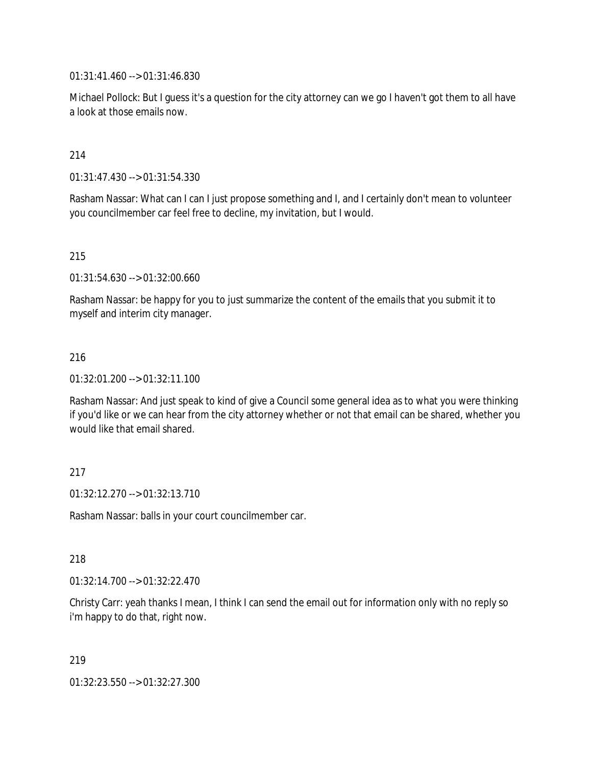01:31:41.460 --> 01:31:46.830

Michael Pollock: But I guess it's a question for the city attorney can we go I haven't got them to all have a look at those emails now.

214

01:31:47.430 --> 01:31:54.330

Rasham Nassar: What can I can I just propose something and I, and I certainly don't mean to volunteer you councilmember car feel free to decline, my invitation, but I would.

215

01:31:54.630 --> 01:32:00.660

Rasham Nassar: be happy for you to just summarize the content of the emails that you submit it to myself and interim city manager.

216

01:32:01.200 --> 01:32:11.100

Rasham Nassar: And just speak to kind of give a Council some general idea as to what you were thinking if you'd like or we can hear from the city attorney whether or not that email can be shared, whether you would like that email shared.

217

01:32:12.270 --> 01:32:13.710

Rasham Nassar: balls in your court councilmember car.

218

01:32:14.700 --> 01:32:22.470

Christy Carr: yeah thanks I mean, I think I can send the email out for information only with no reply so i'm happy to do that, right now.

219

01:32:23.550 --> 01:32:27.300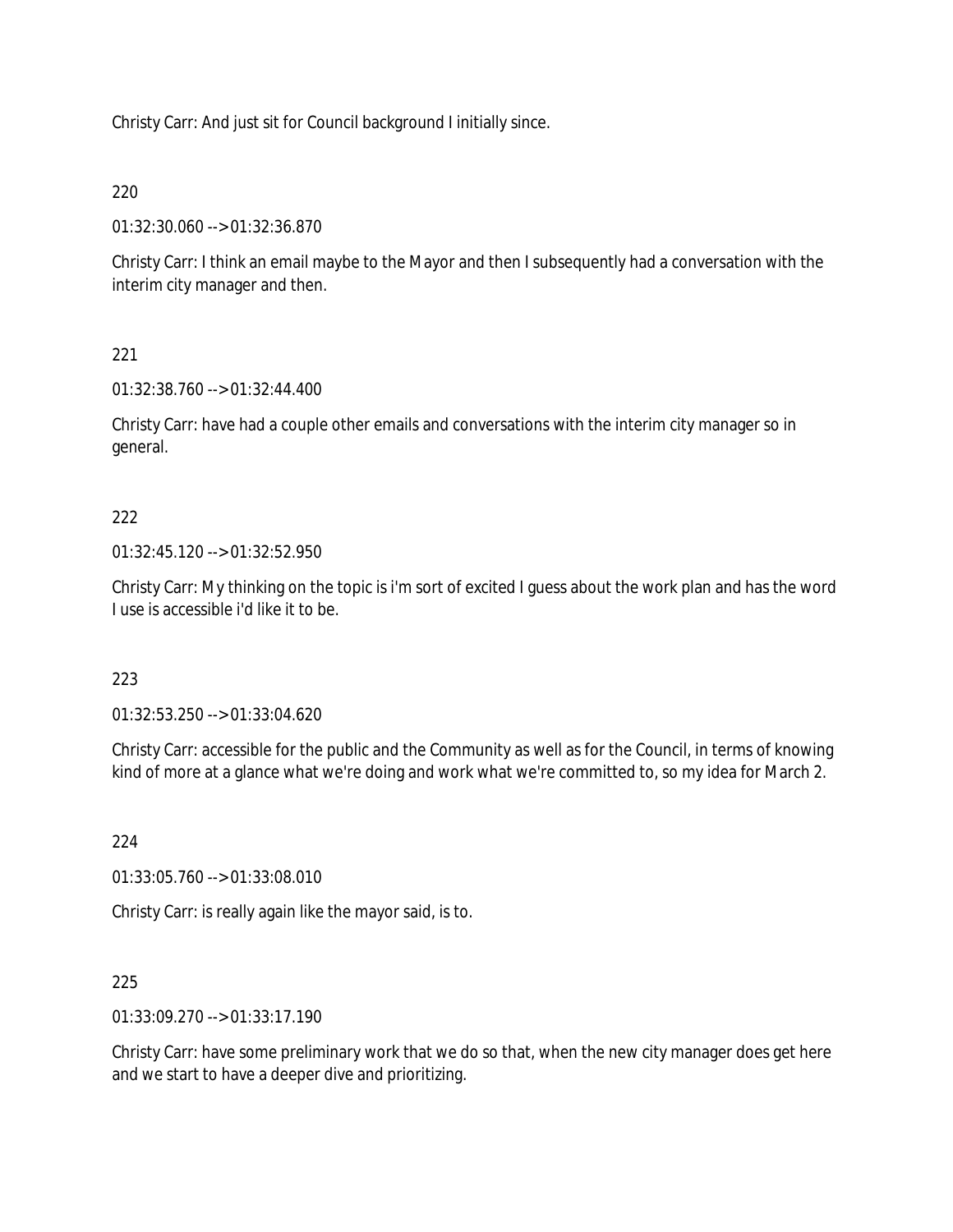Christy Carr: And just sit for Council background I initially since.

220

01:32:30.060 --> 01:32:36.870

Christy Carr: I think an email maybe to the Mayor and then I subsequently had a conversation with the interim city manager and then.

221

01:32:38.760 --> 01:32:44.400

Christy Carr: have had a couple other emails and conversations with the interim city manager so in general.

222

01:32:45.120 --> 01:32:52.950

Christy Carr: My thinking on the topic is i'm sort of excited I guess about the work plan and has the word I use is accessible i'd like it to be.

223

01:32:53.250 --> 01:33:04.620

Christy Carr: accessible for the public and the Community as well as for the Council, in terms of knowing kind of more at a glance what we're doing and work what we're committed to, so my idea for March 2.

224

01:33:05.760 --> 01:33:08.010

Christy Carr: is really again like the mayor said, is to.

225

01:33:09.270 --> 01:33:17.190

Christy Carr: have some preliminary work that we do so that, when the new city manager does get here and we start to have a deeper dive and prioritizing.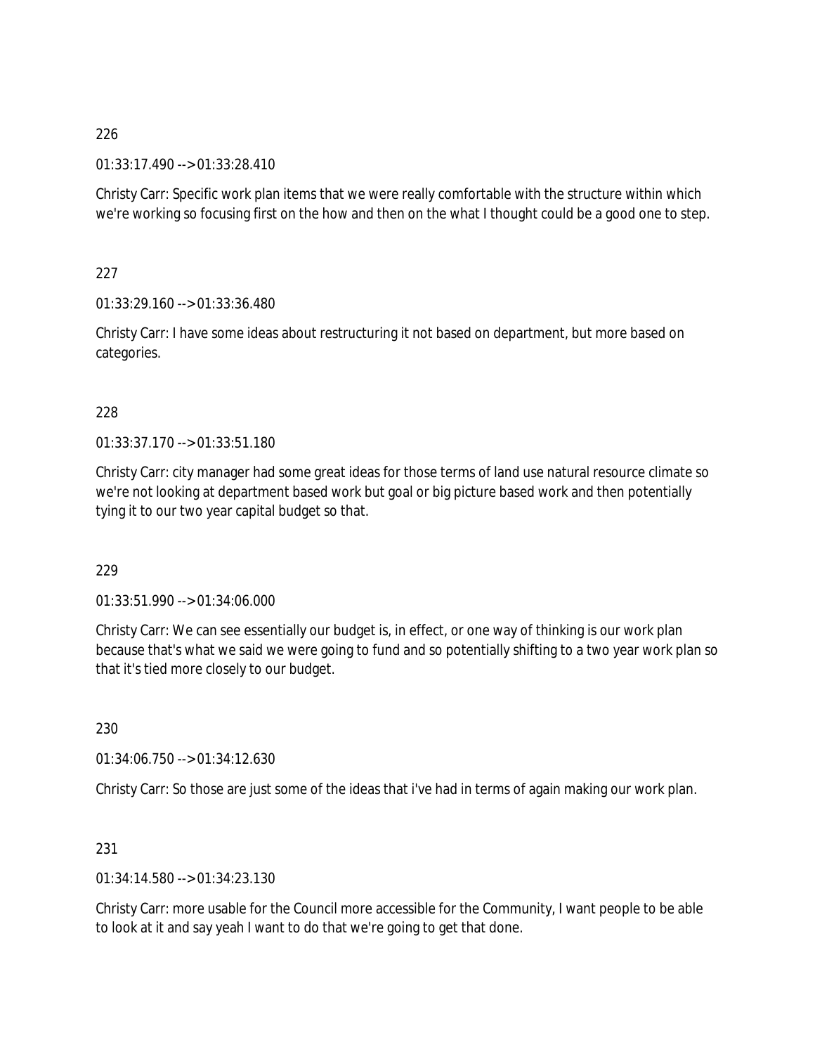226

01:33:17.490 --> 01:33:28.410

Christy Carr: Specific work plan items that we were really comfortable with the structure within which we're working so focusing first on the how and then on the what I thought could be a good one to step.

227

01:33:29.160 --> 01:33:36.480

Christy Carr: I have some ideas about restructuring it not based on department, but more based on categories.

228

01:33:37.170 --> 01:33:51.180

Christy Carr: city manager had some great ideas for those terms of land use natural resource climate so we're not looking at department based work but goal or big picture based work and then potentially tying it to our two year capital budget so that.

229

01:33:51.990 --> 01:34:06.000

Christy Carr: We can see essentially our budget is, in effect, or one way of thinking is our work plan because that's what we said we were going to fund and so potentially shifting to a two year work plan so that it's tied more closely to our budget.

230

01:34:06.750 --> 01:34:12.630

Christy Carr: So those are just some of the ideas that i've had in terms of again making our work plan.

231

01:34:14.580 --> 01:34:23.130

Christy Carr: more usable for the Council more accessible for the Community, I want people to be able to look at it and say yeah I want to do that we're going to get that done.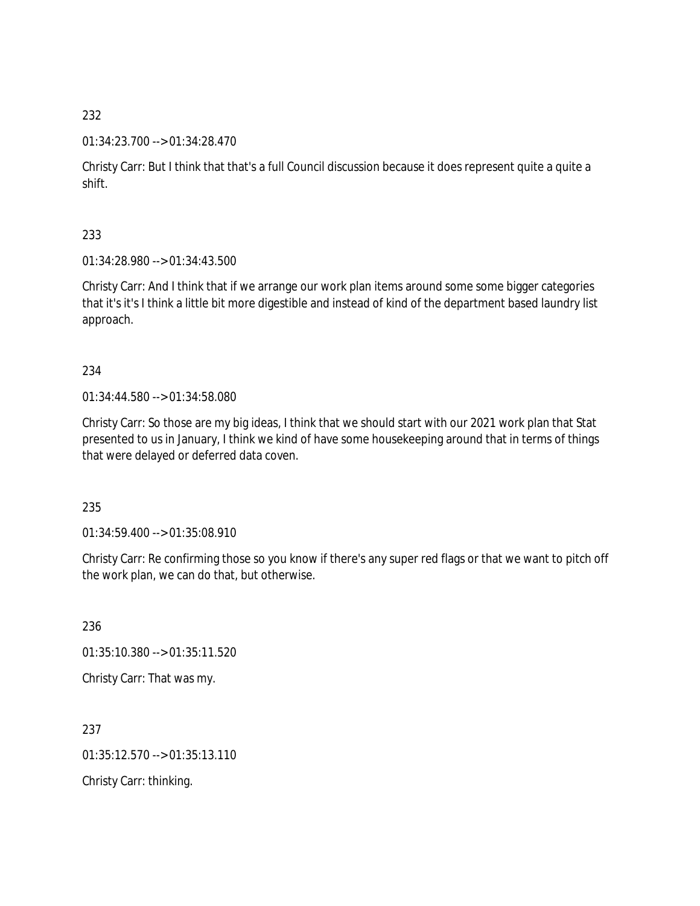232

01:34:23.700 --> 01:34:28.470

Christy Carr: But I think that that's a full Council discussion because it does represent quite a quite a shift.

233

01:34:28.980 --> 01:34:43.500

Christy Carr: And I think that if we arrange our work plan items around some some bigger categories that it's it's I think a little bit more digestible and instead of kind of the department based laundry list approach.

234

01:34:44.580 --> 01:34:58.080

Christy Carr: So those are my big ideas, I think that we should start with our 2021 work plan that Stat presented to us in January, I think we kind of have some housekeeping around that in terms of things that were delayed or deferred data coven.

235

01:34:59.400 --> 01:35:08.910

Christy Carr: Re confirming those so you know if there's any super red flags or that we want to pitch off the work plan, we can do that, but otherwise.

236

01:35:10.380 --> 01:35:11.520

Christy Carr: That was my.

237

01:35:12.570 --> 01:35:13.110

Christy Carr: thinking.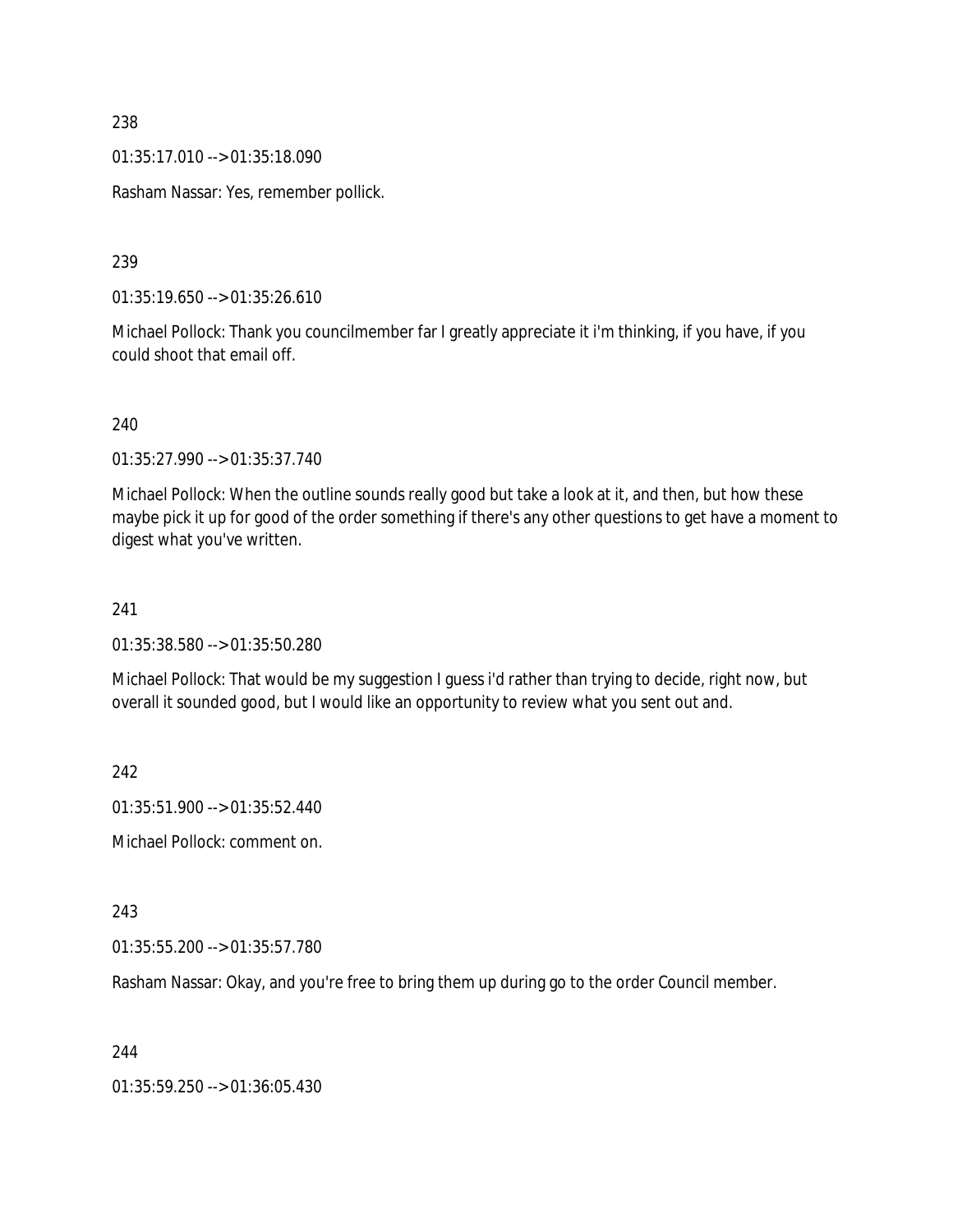238

01:35:17.010 --> 01:35:18.090

Rasham Nassar: Yes, remember pollick.

239

01:35:19.650 --> 01:35:26.610

Michael Pollock: Thank you councilmember far I greatly appreciate it i'm thinking, if you have, if you could shoot that email off.

240

01:35:27.990 --> 01:35:37.740

Michael Pollock: When the outline sounds really good but take a look at it, and then, but how these maybe pick it up for good of the order something if there's any other questions to get have a moment to digest what you've written.

241

01:35:38.580 --> 01:35:50.280

Michael Pollock: That would be my suggestion I guess i'd rather than trying to decide, right now, but overall it sounded good, but I would like an opportunity to review what you sent out and.

242

01:35:51.900 --> 01:35:52.440

Michael Pollock: comment on.

243

01:35:55.200 --> 01:35:57.780

Rasham Nassar: Okay, and you're free to bring them up during go to the order Council member.

244

01:35:59.250 --> 01:36:05.430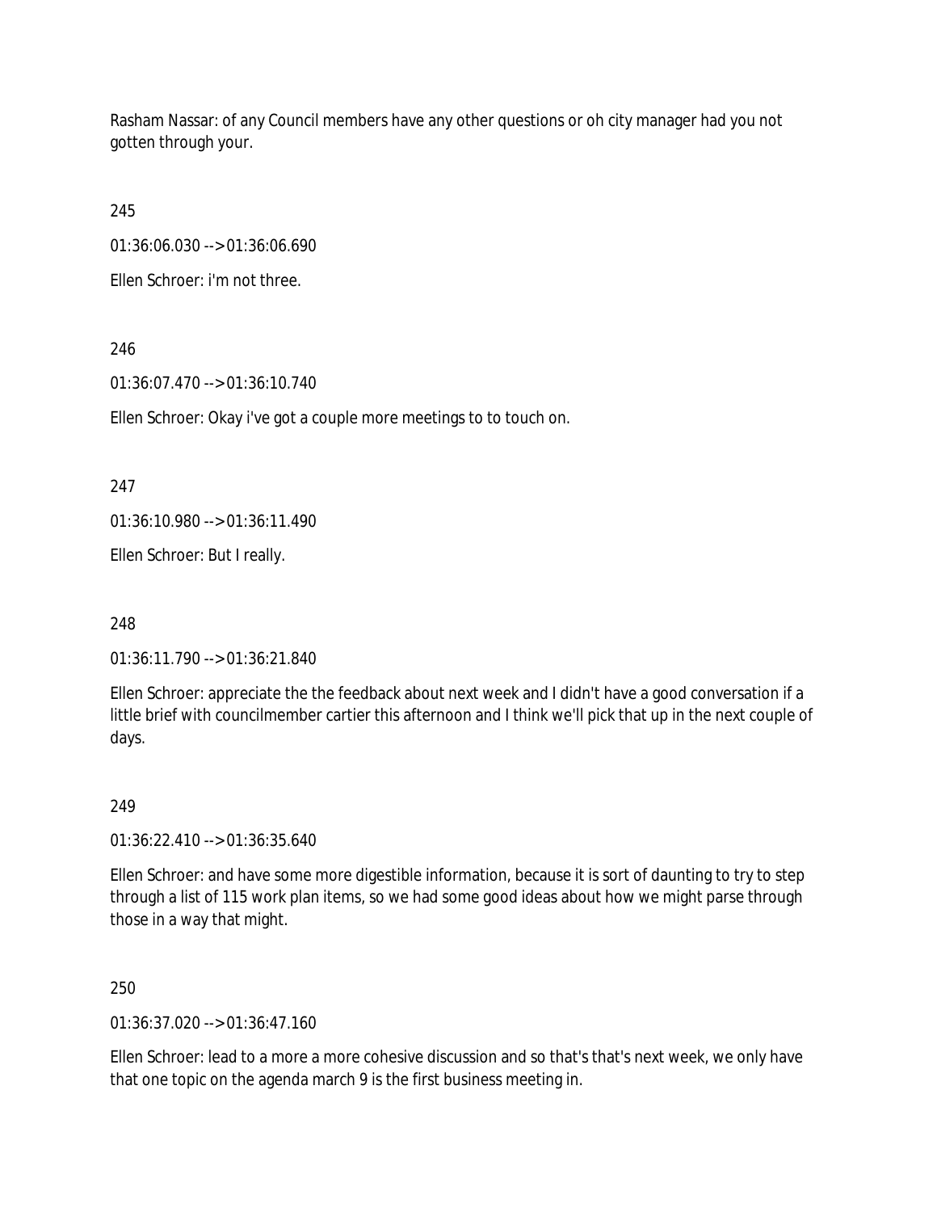Rasham Nassar: of any Council members have any other questions or oh city manager had you not gotten through your.

245

01:36:06.030 --> 01:36:06.690

Ellen Schroer: i'm not three.

246

01:36:07.470 --> 01:36:10.740

Ellen Schroer: Okay i've got a couple more meetings to to touch on.

247

01:36:10.980 --> 01:36:11.490

Ellen Schroer: But I really.

248

01:36:11.790 --> 01:36:21.840

Ellen Schroer: appreciate the the feedback about next week and I didn't have a good conversation if a little brief with councilmember cartier this afternoon and I think we'll pick that up in the next couple of days.

249

01:36:22.410 --> 01:36:35.640

Ellen Schroer: and have some more digestible information, because it is sort of daunting to try to step through a list of 115 work plan items, so we had some good ideas about how we might parse through those in a way that might.

250

01:36:37.020 --> 01:36:47.160

Ellen Schroer: lead to a more a more cohesive discussion and so that's that's next week, we only have that one topic on the agenda march 9 is the first business meeting in.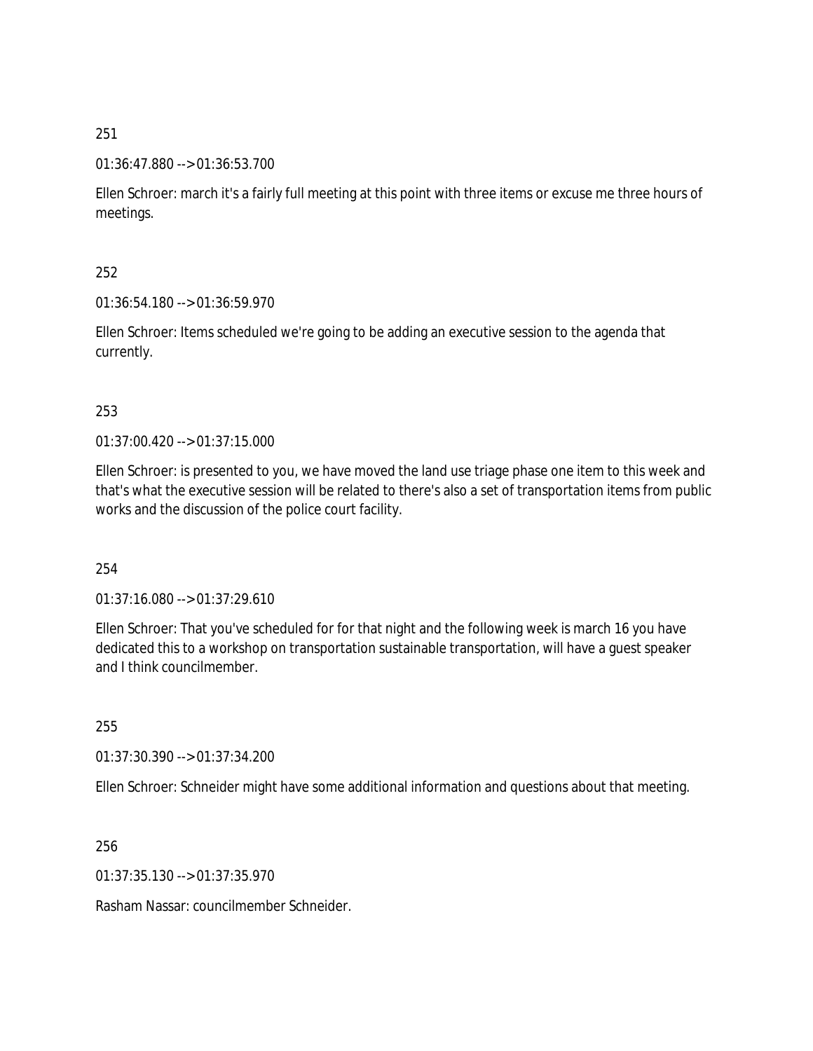251

01:36:47.880 --> 01:36:53.700

Ellen Schroer: march it's a fairly full meeting at this point with three items or excuse me three hours of meetings.

252

01:36:54.180 --> 01:36:59.970

Ellen Schroer: Items scheduled we're going to be adding an executive session to the agenda that currently.

253

01:37:00.420 --> 01:37:15.000

Ellen Schroer: is presented to you, we have moved the land use triage phase one item to this week and that's what the executive session will be related to there's also a set of transportation items from public works and the discussion of the police court facility.

254

01:37:16.080 --> 01:37:29.610

Ellen Schroer: That you've scheduled for for that night and the following week is march 16 you have dedicated this to a workshop on transportation sustainable transportation, will have a guest speaker and I think councilmember.

255

01:37:30.390 --> 01:37:34.200

Ellen Schroer: Schneider might have some additional information and questions about that meeting.

256

01:37:35.130 --> 01:37:35.970

Rasham Nassar: councilmember Schneider.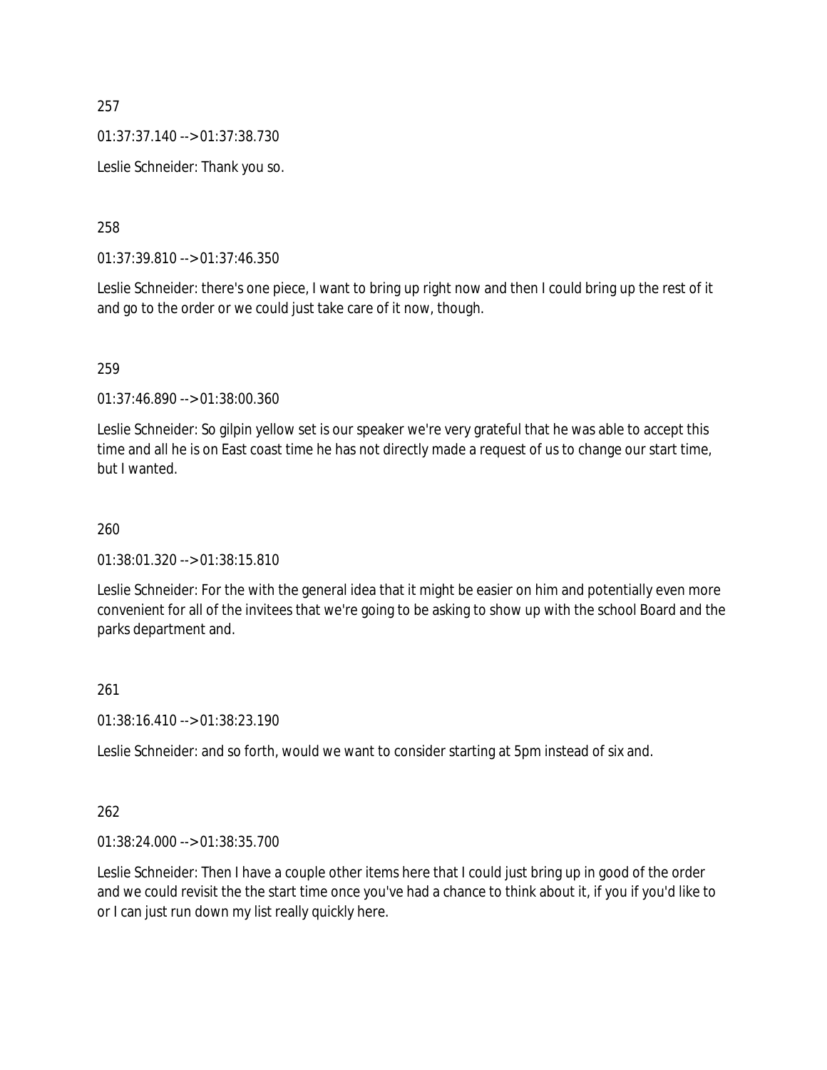257

01:37:37.140 --> 01:37:38.730

Leslie Schneider: Thank you so.

258

01:37:39.810 --> 01:37:46.350

Leslie Schneider: there's one piece, I want to bring up right now and then I could bring up the rest of it and go to the order or we could just take care of it now, though.

259

01:37:46.890 --> 01:38:00.360

Leslie Schneider: So gilpin yellow set is our speaker we're very grateful that he was able to accept this time and all he is on East coast time he has not directly made a request of us to change our start time, but I wanted.

260

01:38:01.320 --> 01:38:15.810

Leslie Schneider: For the with the general idea that it might be easier on him and potentially even more convenient for all of the invitees that we're going to be asking to show up with the school Board and the parks department and.

261

01:38:16.410 --> 01:38:23.190

Leslie Schneider: and so forth, would we want to consider starting at 5pm instead of six and.

262

01:38:24.000 --> 01:38:35.700

Leslie Schneider: Then I have a couple other items here that I could just bring up in good of the order and we could revisit the the start time once you've had a chance to think about it, if you if you'd like to or I can just run down my list really quickly here.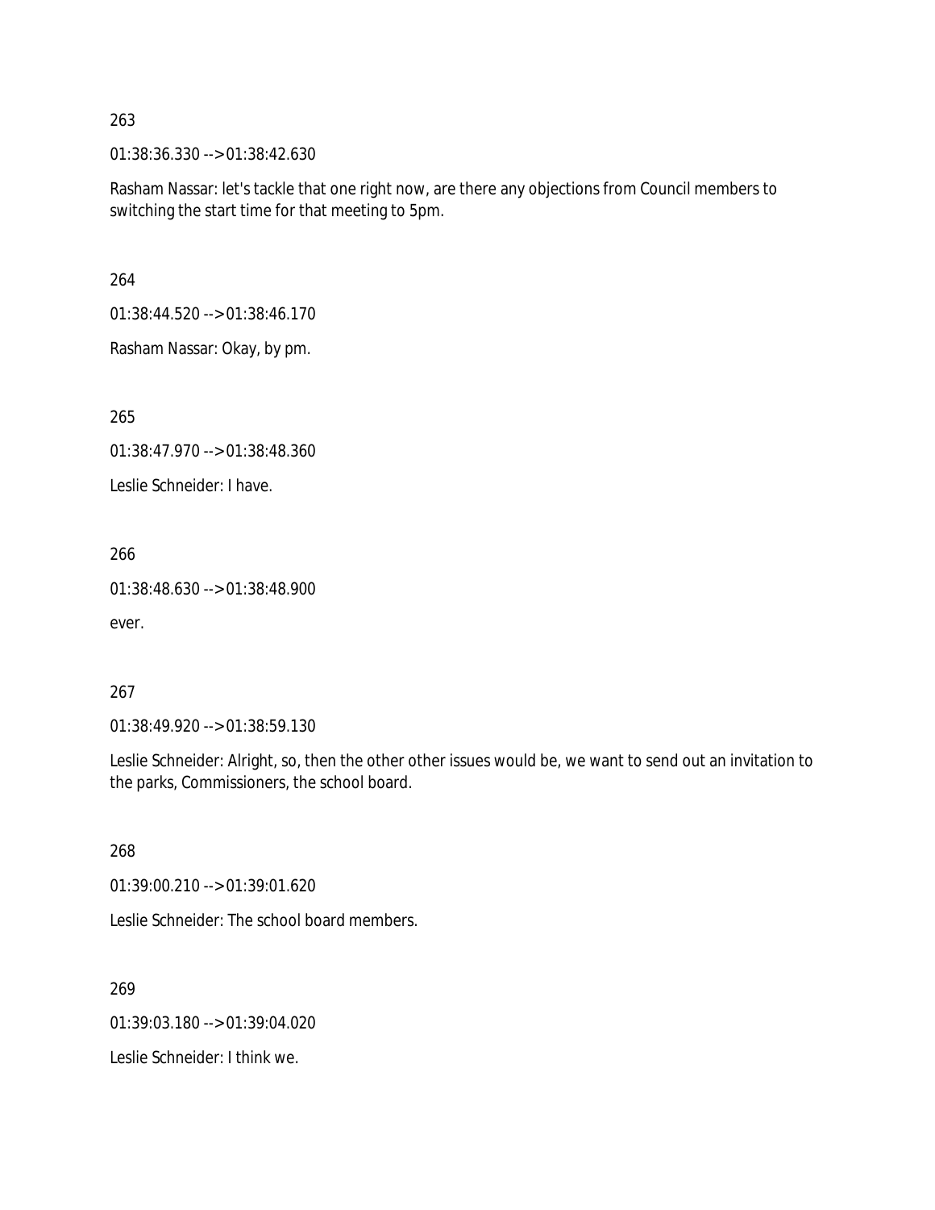263

01:38:36.330 --> 01:38:42.630

Rasham Nassar: let's tackle that one right now, are there any objections from Council members to switching the start time for that meeting to 5pm.

264

01:38:44.520 --> 01:38:46.170

Rasham Nassar: Okay, by pm.

265

01:38:47.970 --> 01:38:48.360

Leslie Schneider: I have.

266

01:38:48.630 --> 01:38:48.900

ever.

267

01:38:49.920 --> 01:38:59.130

Leslie Schneider: Alright, so, then the other other issues would be, we want to send out an invitation to the parks, Commissioners, the school board.

268

01:39:00.210 --> 01:39:01.620

Leslie Schneider: The school board members.

269

01:39:03.180 --> 01:39:04.020

Leslie Schneider: I think we.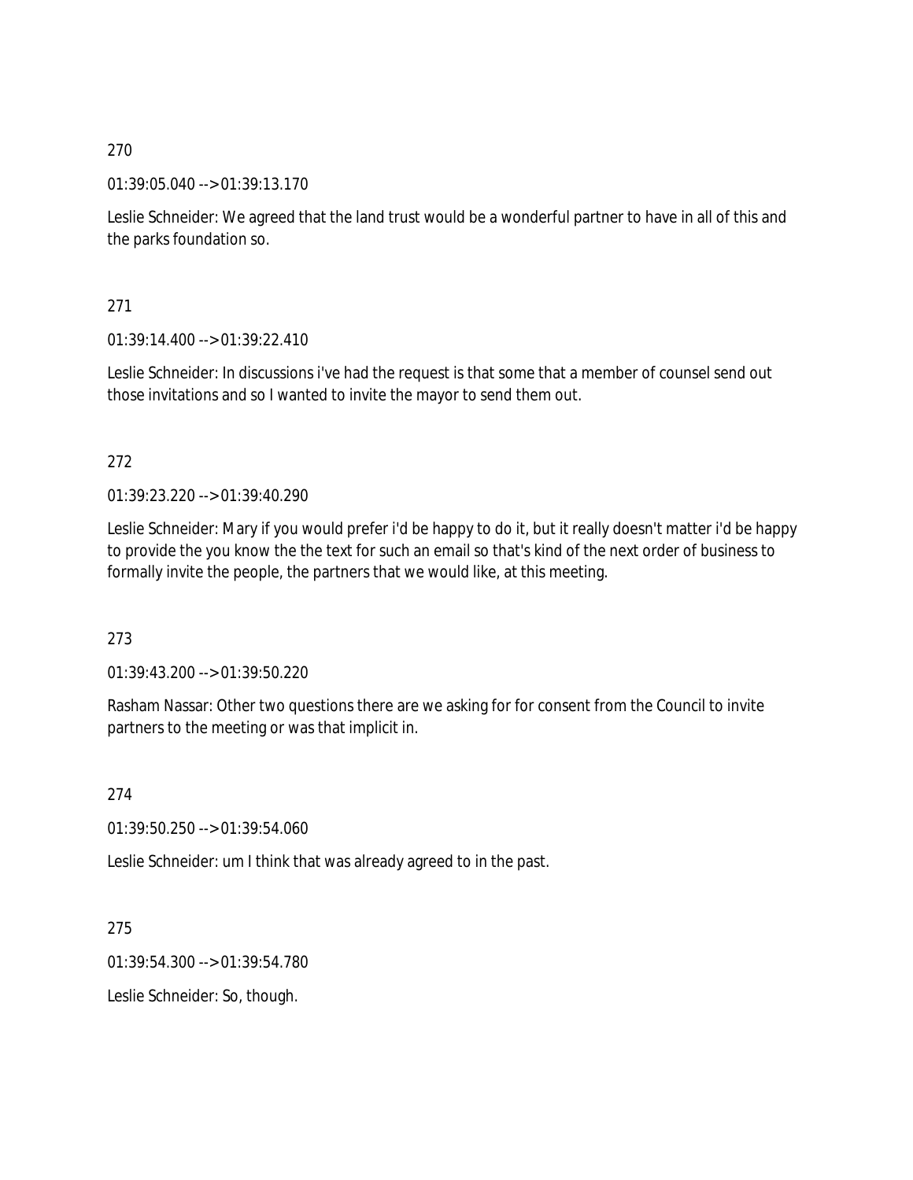270

01:39:05.040 --> 01:39:13.170

Leslie Schneider: We agreed that the land trust would be a wonderful partner to have in all of this and the parks foundation so.

271

01:39:14.400 --> 01:39:22.410

Leslie Schneider: In discussions i've had the request is that some that a member of counsel send out those invitations and so I wanted to invite the mayor to send them out.

272

01:39:23.220 --> 01:39:40.290

Leslie Schneider: Mary if you would prefer i'd be happy to do it, but it really doesn't matter i'd be happy to provide the you know the the text for such an email so that's kind of the next order of business to formally invite the people, the partners that we would like, at this meeting.

273

01:39:43.200 --> 01:39:50.220

Rasham Nassar: Other two questions there are we asking for for consent from the Council to invite partners to the meeting or was that implicit in.

274

01:39:50.250 --> 01:39:54.060

Leslie Schneider: um I think that was already agreed to in the past.

275

01:39:54.300 --> 01:39:54.780

Leslie Schneider: So, though.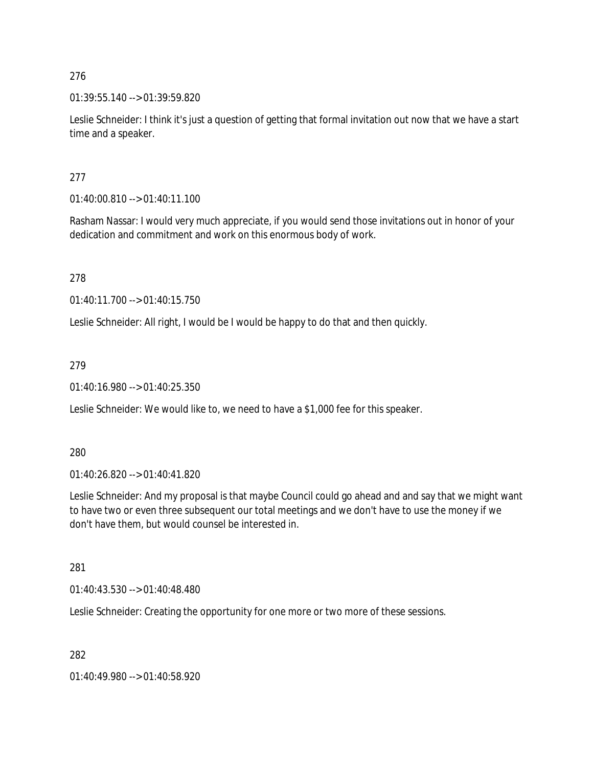276

01:39:55.140 --> 01:39:59.820

Leslie Schneider: I think it's just a question of getting that formal invitation out now that we have a start time and a speaker.

277

01:40:00.810 --> 01:40:11.100

Rasham Nassar: I would very much appreciate, if you would send those invitations out in honor of your dedication and commitment and work on this enormous body of work.

278

01:40:11.700 --> 01:40:15.750

Leslie Schneider: All right, I would be I would be happy to do that and then quickly.

279

01:40:16.980 --> 01:40:25.350

Leslie Schneider: We would like to, we need to have a $1,000 fee for this speaker.

280

01:40:26.820 --> 01:40:41.820

Leslie Schneider: And my proposal is that maybe Council could go ahead and and say that we might want to have two or even three subsequent our total meetings and we don't have to use the money if we don't have them, but would counsel be interested in.

281

01:40:43.530 --> 01:40:48.480

Leslie Schneider: Creating the opportunity for one more or two more of these sessions.

282

01:40:49.980 --> 01:40:58.920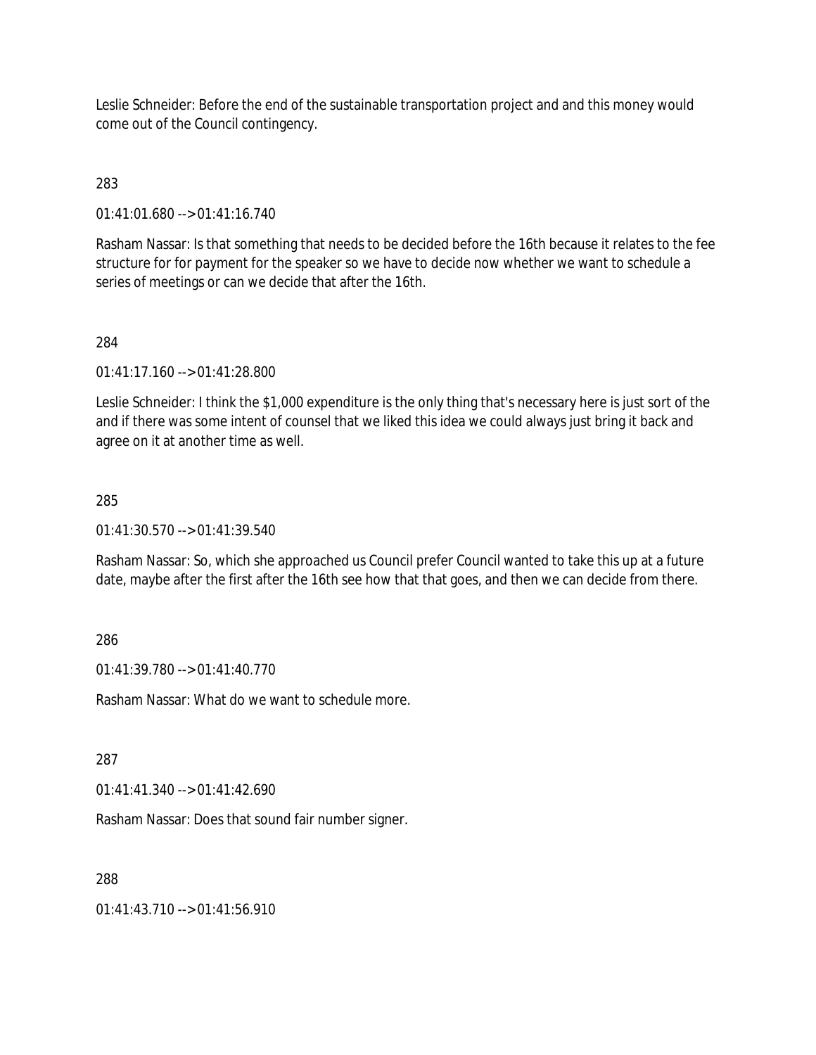Leslie Schneider: Before the end of the sustainable transportation project and and this money would come out of the Council contingency.

283

01:41:01.680 --> 01:41:16.740

Rasham Nassar: Is that something that needs to be decided before the 16th because it relates to the fee structure for for payment for the speaker so we have to decide now whether we want to schedule a series of meetings or can we decide that after the 16th.

284

01:41:17.160 --> 01:41:28.800

Leslie Schneider: I think the $1,000 expenditure is the only thing that's necessary here is just sort of the and if there was some intent of counsel that we liked this idea we could always just bring it back and agree on it at another time as well.

285

01:41:30.570 --> 01:41:39.540

Rasham Nassar: So, which she approached us Council prefer Council wanted to take this up at a future date, maybe after the first after the 16th see how that that goes, and then we can decide from there.

286

01:41:39.780 --> 01:41:40.770

Rasham Nassar: What do we want to schedule more.

287

01:41:41.340 --> 01:41:42.690

Rasham Nassar: Does that sound fair number signer.

288

01:41:43.710 --> 01:41:56.910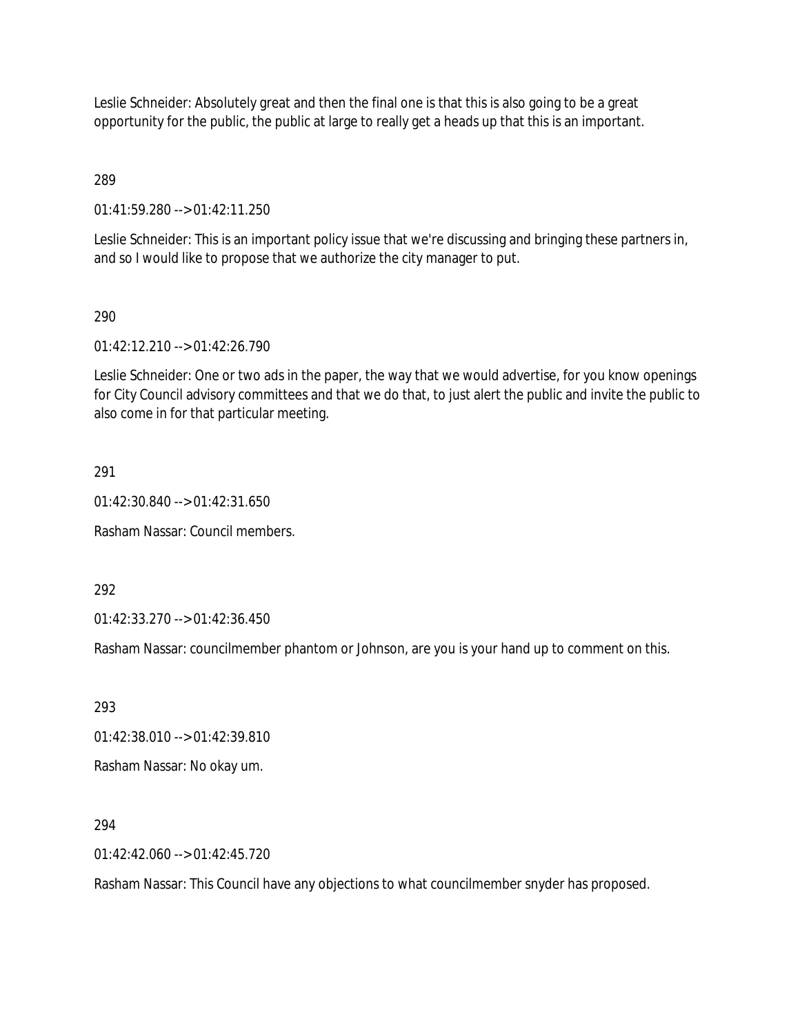Leslie Schneider: Absolutely great and then the final one is that this is also going to be a great opportunity for the public, the public at large to really get a heads up that this is an important.

289

01:41:59.280 --> 01:42:11.250

Leslie Schneider: This is an important policy issue that we're discussing and bringing these partners in, and so I would like to propose that we authorize the city manager to put.

290

01:42:12.210 --> 01:42:26.790

Leslie Schneider: One or two ads in the paper, the way that we would advertise, for you know openings for City Council advisory committees and that we do that, to just alert the public and invite the public to also come in for that particular meeting.

291

01:42:30.840 --> 01:42:31.650

Rasham Nassar: Council members.

292

01:42:33.270 --> 01:42:36.450

Rasham Nassar: councilmember phantom or Johnson, are you is your hand up to comment on this.

293

01:42:38.010 --> 01:42:39.810

Rasham Nassar: No okay um.

294

01:42:42.060 --> 01:42:45.720

Rasham Nassar: This Council have any objections to what councilmember snyder has proposed.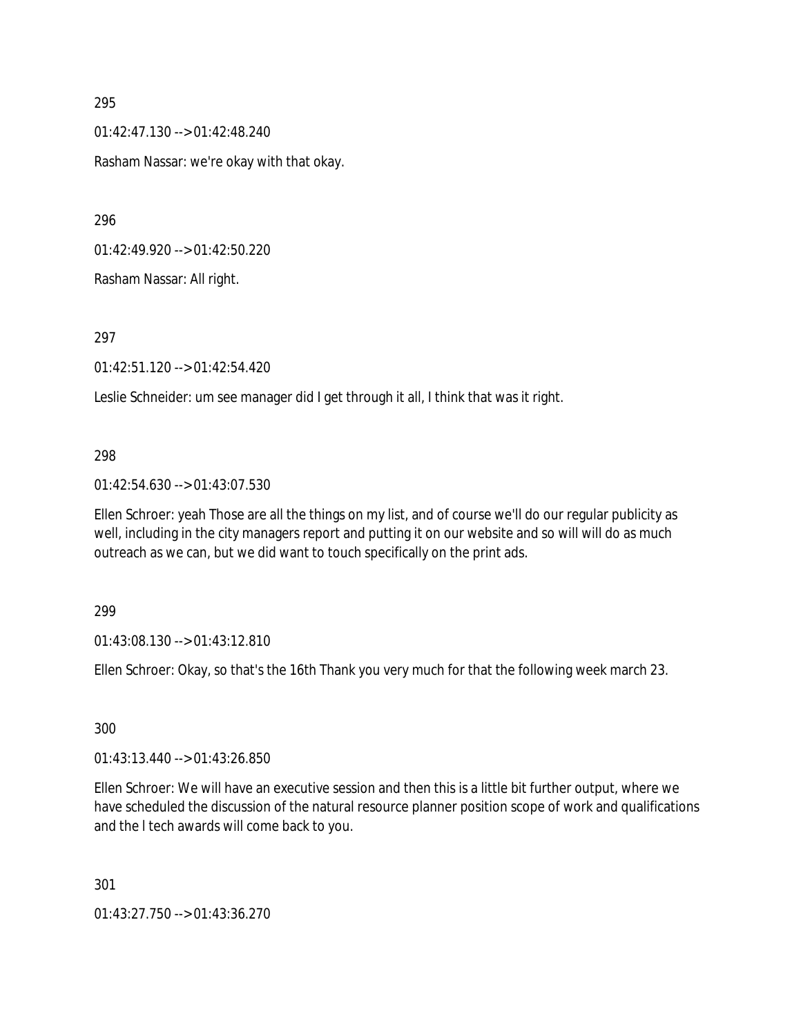295

01:42:47.130 --> 01:42:48.240

Rasham Nassar: we're okay with that okay.

296

01:42:49.920 --> 01:42:50.220

Rasham Nassar: All right.

297

01:42:51.120 --> 01:42:54.420

Leslie Schneider: um see manager did I get through it all, I think that was it right.

298

01:42:54.630 --> 01:43:07.530

Ellen Schroer: yeah Those are all the things on my list, and of course we'll do our regular publicity as well, including in the city managers report and putting it on our website and so will will do as much outreach as we can, but we did want to touch specifically on the print ads.

299

01:43:08.130 --> 01:43:12.810

Ellen Schroer: Okay, so that's the 16th Thank you very much for that the following week march 23.

300

01:43:13.440 --> 01:43:26.850

Ellen Schroer: We will have an executive session and then this is a little bit further output, where we have scheduled the discussion of the natural resource planner position scope of work and qualifications and the l tech awards will come back to you.

301

01:43:27.750 --> 01:43:36.270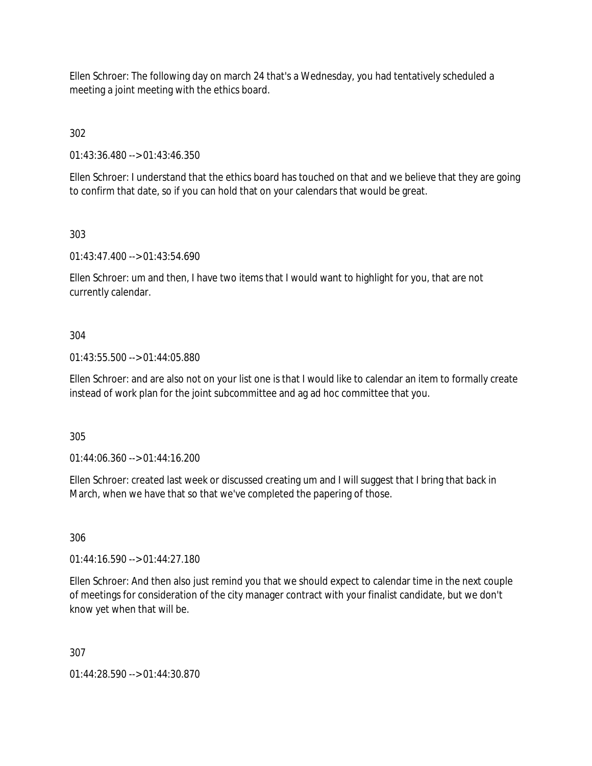Ellen Schroer: The following day on march 24 that's a Wednesday, you had tentatively scheduled a meeting a joint meeting with the ethics board.

302

01:43:36.480 --> 01:43:46.350

Ellen Schroer: I understand that the ethics board has touched on that and we believe that they are going to confirm that date, so if you can hold that on your calendars that would be great.

303

01:43:47.400 --> 01:43:54.690

Ellen Schroer: um and then, I have two items that I would want to highlight for you, that are not currently calendar.

304

01:43:55.500 --> 01:44:05.880

Ellen Schroer: and are also not on your list one is that I would like to calendar an item to formally create instead of work plan for the joint subcommittee and ag ad hoc committee that you.

305

01:44:06.360 --> 01:44:16.200

Ellen Schroer: created last week or discussed creating um and I will suggest that I bring that back in March, when we have that so that we've completed the papering of those.

306

01:44:16.590 --> 01:44:27.180

Ellen Schroer: And then also just remind you that we should expect to calendar time in the next couple of meetings for consideration of the city manager contract with your finalist candidate, but we don't know yet when that will be.

307

01:44:28.590 --> 01:44:30.870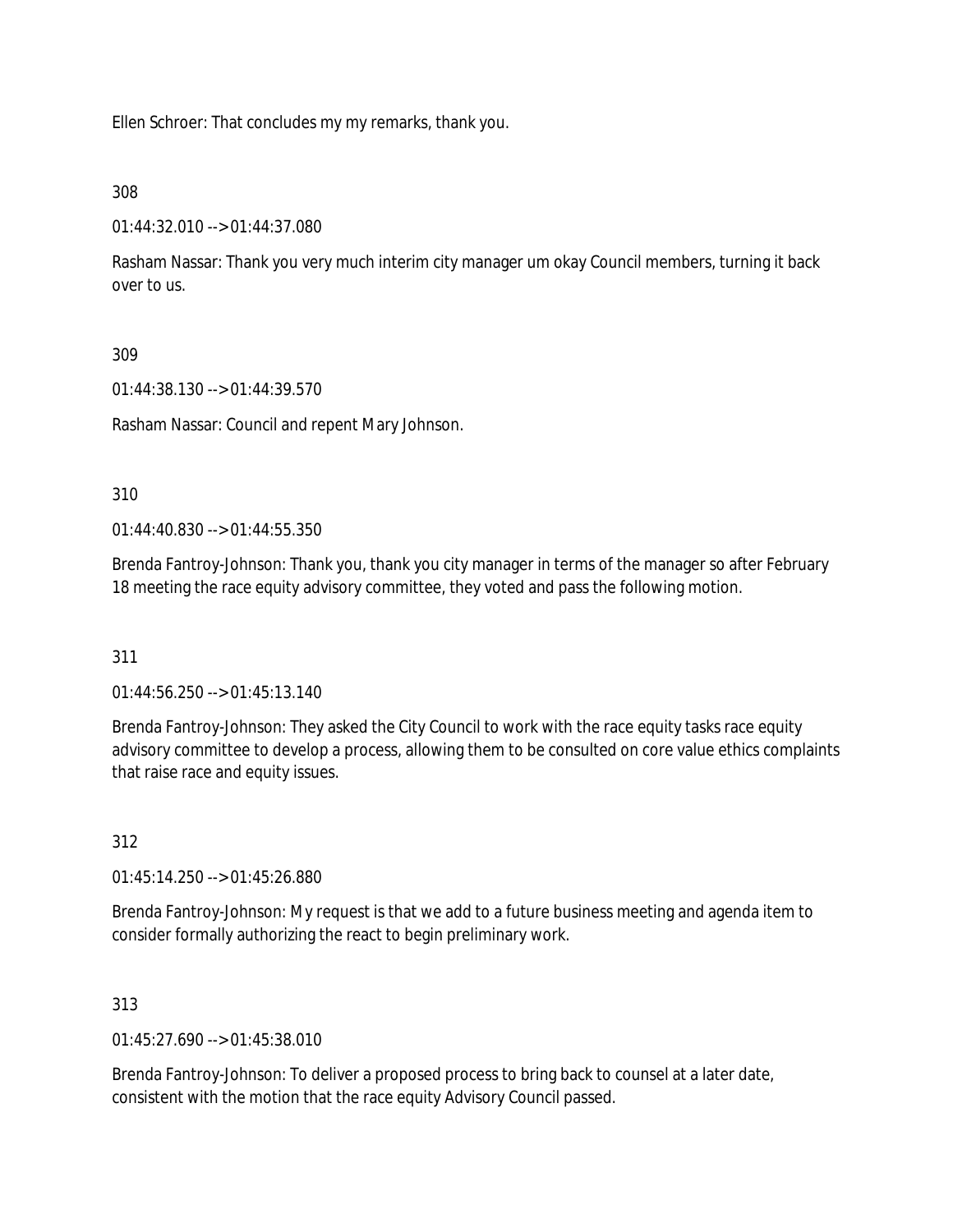Ellen Schroer: That concludes my my remarks, thank you.

308

01:44:32.010 --> 01:44:37.080

Rasham Nassar: Thank you very much interim city manager um okay Council members, turning it back over to us.

309

01:44:38.130 --> 01:44:39.570

Rasham Nassar: Council and repent Mary Johnson.

310

01:44:40.830 --> 01:44:55.350

Brenda Fantroy-Johnson: Thank you, thank you city manager in terms of the manager so after February 18 meeting the race equity advisory committee, they voted and pass the following motion.

311

01:44:56.250 --> 01:45:13.140

Brenda Fantroy-Johnson: They asked the City Council to work with the race equity tasks race equity advisory committee to develop a process, allowing them to be consulted on core value ethics complaints that raise race and equity issues.

312

01:45:14.250 --> 01:45:26.880

Brenda Fantroy-Johnson: My request is that we add to a future business meeting and agenda item to consider formally authorizing the react to begin preliminary work.

313

01:45:27.690 --> 01:45:38.010

Brenda Fantroy-Johnson: To deliver a proposed process to bring back to counsel at a later date, consistent with the motion that the race equity Advisory Council passed.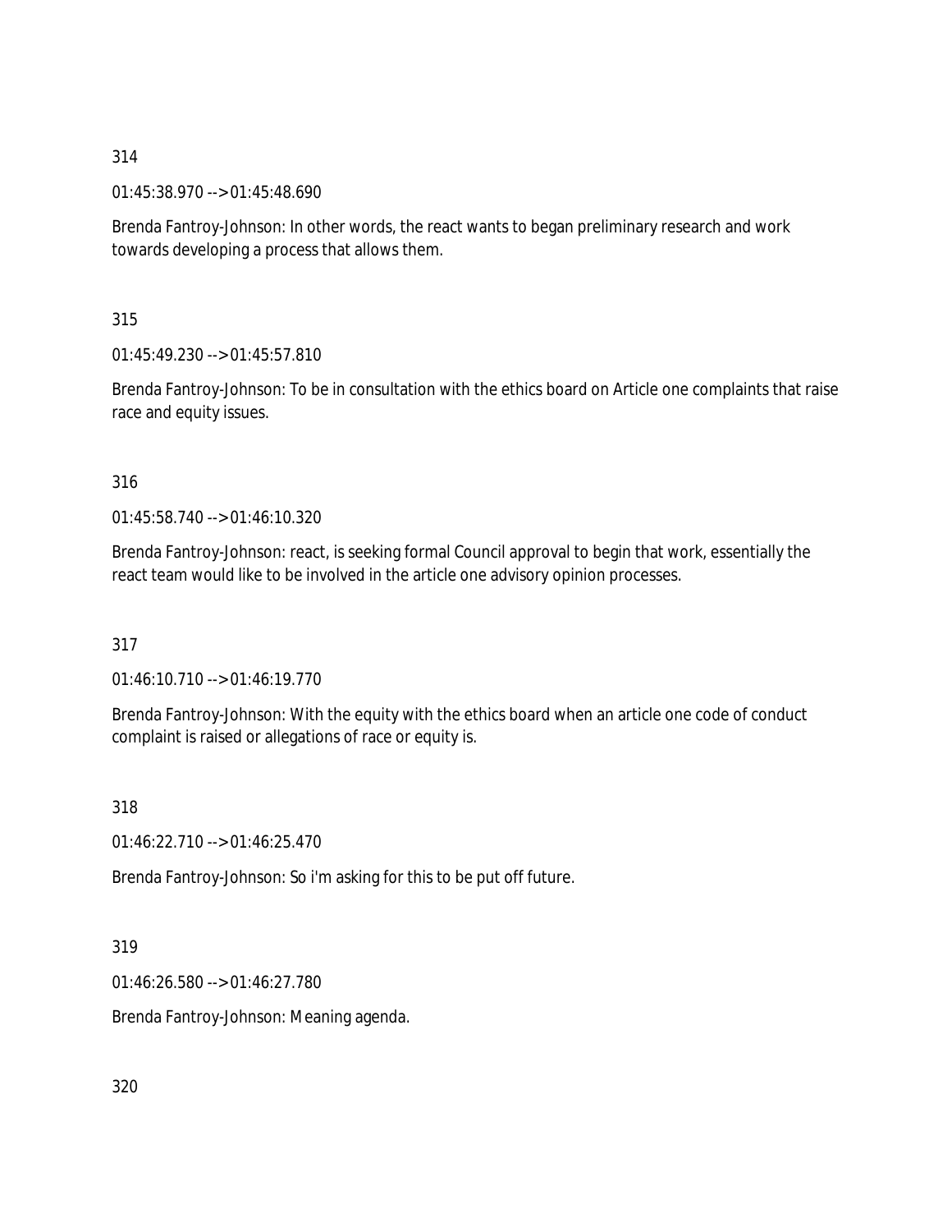314

01:45:38.970 --> 01:45:48.690

Brenda Fantroy-Johnson: In other words, the react wants to began preliminary research and work towards developing a process that allows them.

315

01:45:49.230 --> 01:45:57.810

Brenda Fantroy-Johnson: To be in consultation with the ethics board on Article one complaints that raise race and equity issues.

316

01:45:58.740 --> 01:46:10.320

Brenda Fantroy-Johnson: react, is seeking formal Council approval to begin that work, essentially the react team would like to be involved in the article one advisory opinion processes.

317

01:46:10.710 --> 01:46:19.770

Brenda Fantroy-Johnson: With the equity with the ethics board when an article one code of conduct complaint is raised or allegations of race or equity is.

318

01:46:22.710 --> 01:46:25.470

Brenda Fantroy-Johnson: So i'm asking for this to be put off future.

319

01:46:26.580 --> 01:46:27.780

Brenda Fantroy-Johnson: Meaning agenda.

320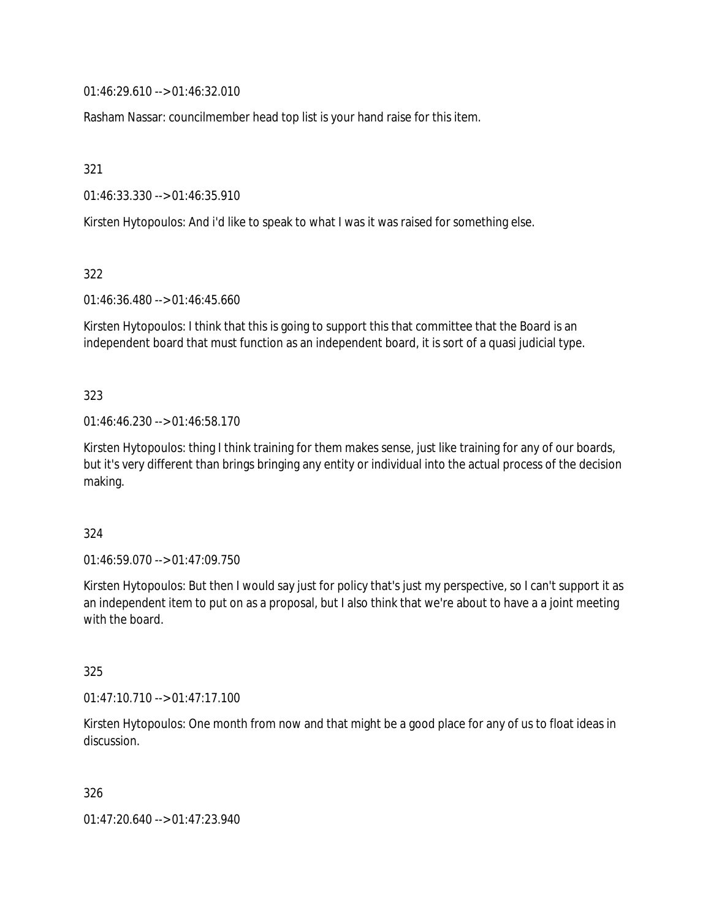01:46:29.610 --> 01:46:32.010

Rasham Nassar: councilmember head top list is your hand raise for this item.

321

01:46:33.330 --> 01:46:35.910

Kirsten Hytopoulos: And i'd like to speak to what I was it was raised for something else.

322

01:46:36.480 --> 01:46:45.660

Kirsten Hytopoulos: I think that this is going to support this that committee that the Board is an independent board that must function as an independent board, it is sort of a quasi judicial type.

323

01:46:46.230 --> 01:46:58.170

Kirsten Hytopoulos: thing I think training for them makes sense, just like training for any of our boards, but it's very different than brings bringing any entity or individual into the actual process of the decision making.

324

01:46:59.070 --> 01:47:09.750

Kirsten Hytopoulos: But then I would say just for policy that's just my perspective, so I can't support it as an independent item to put on as a proposal, but I also think that we're about to have a a joint meeting with the board.

325

01:47:10.710 --> 01:47:17.100

Kirsten Hytopoulos: One month from now and that might be a good place for any of us to float ideas in discussion.

326

01:47:20.640 --> 01:47:23.940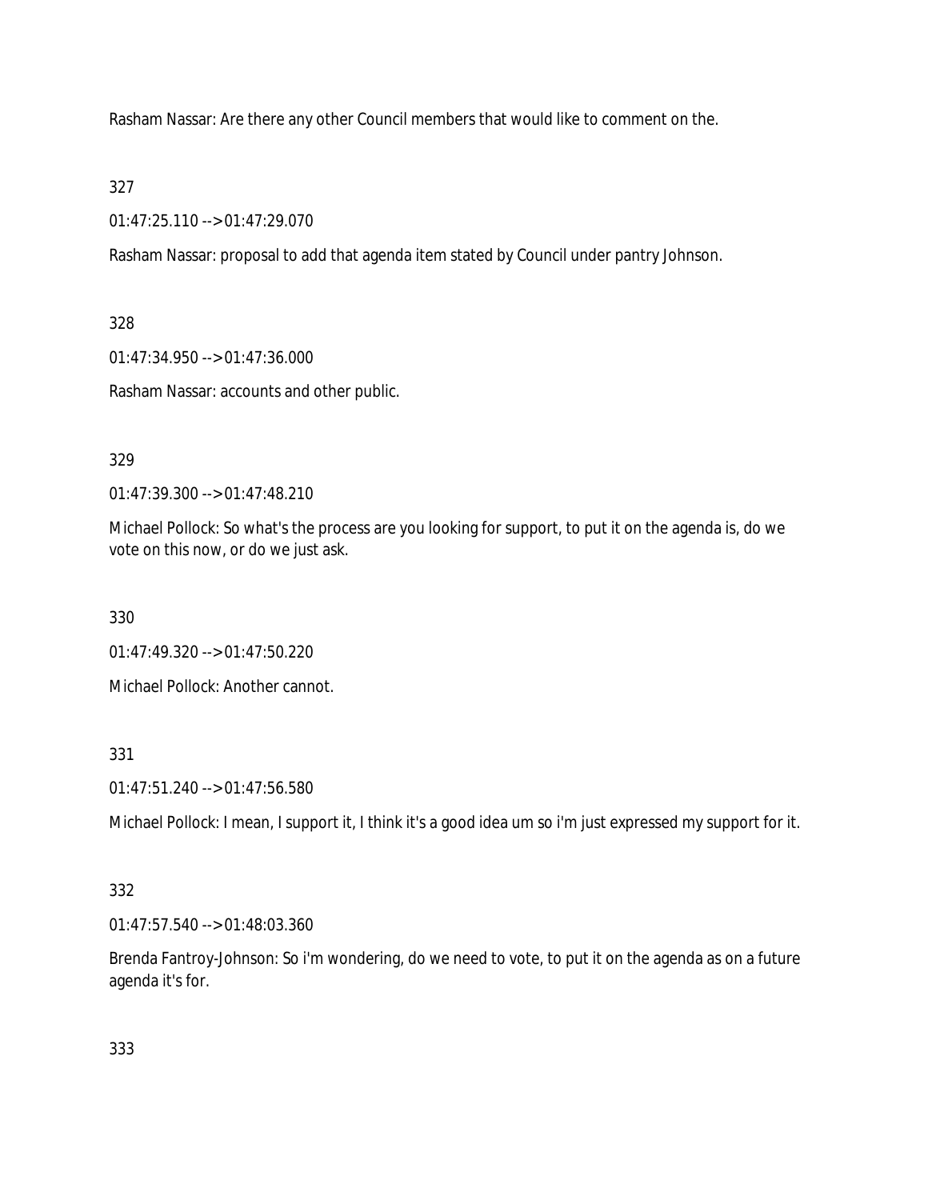Rasham Nassar: Are there any other Council members that would like to comment on the.

327

01:47:25.110 --> 01:47:29.070

Rasham Nassar: proposal to add that agenda item stated by Council under pantry Johnson.

328

01:47:34.950 --> 01:47:36.000

Rasham Nassar: accounts and other public.

329

01:47:39.300 --> 01:47:48.210

Michael Pollock: So what's the process are you looking for support, to put it on the agenda is, do we vote on this now, or do we just ask.

330

01:47:49.320 --> 01:47:50.220

Michael Pollock: Another cannot.

331

01:47:51.240 --> 01:47:56.580

Michael Pollock: I mean, I support it, I think it's a good idea um so i'm just expressed my support for it.

332

01:47:57.540 --> 01:48:03.360

Brenda Fantroy-Johnson: So i'm wondering, do we need to vote, to put it on the agenda as on a future agenda it's for.

333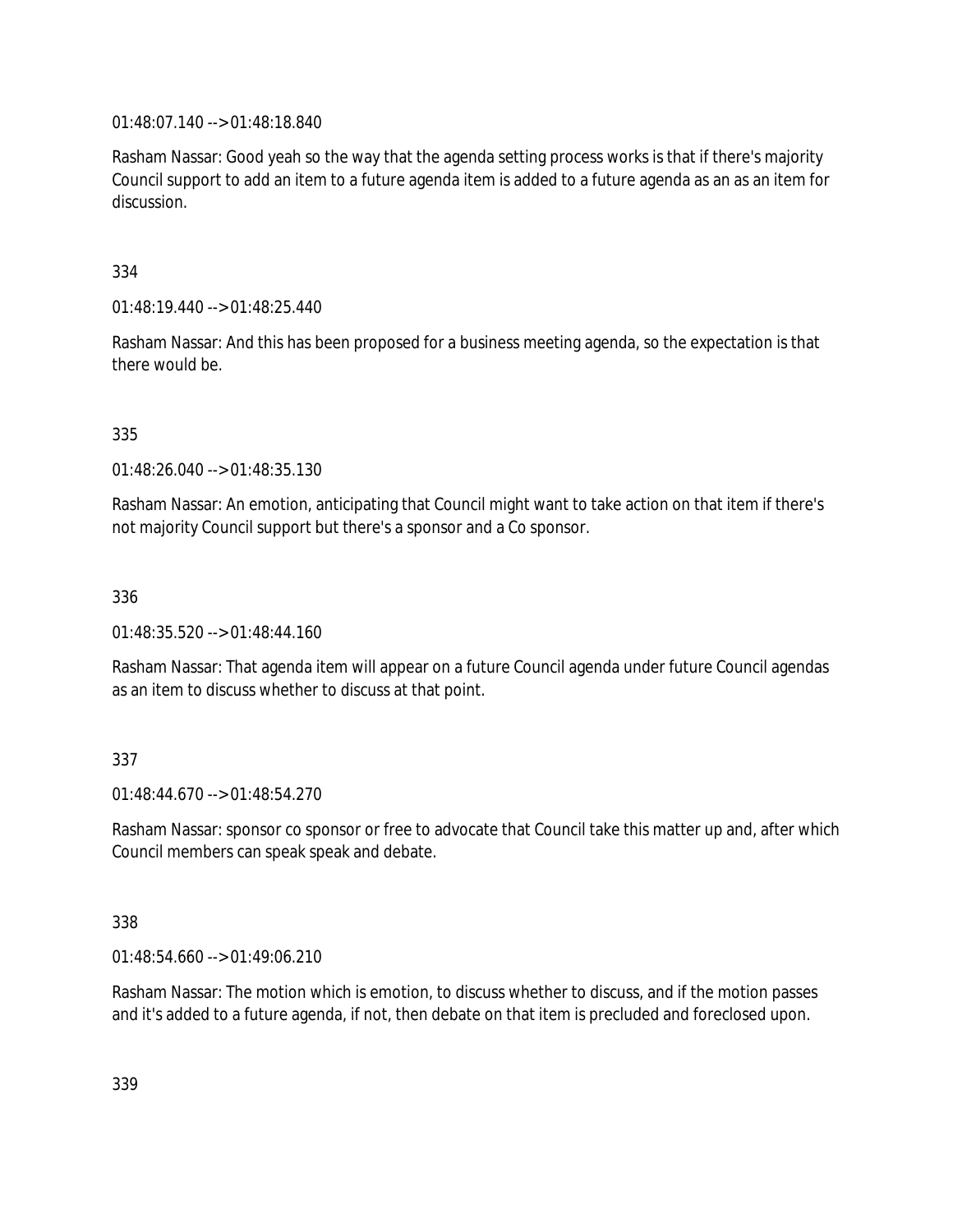01:48:07.140 --> 01:48:18.840

Rasham Nassar: Good yeah so the way that the agenda setting process works is that if there's majority Council support to add an item to a future agenda item is added to a future agenda as an as an item for discussion.

334

01:48:19.440 --> 01:48:25.440

Rasham Nassar: And this has been proposed for a business meeting agenda, so the expectation is that there would be.

335

01:48:26.040 --> 01:48:35.130

Rasham Nassar: An emotion, anticipating that Council might want to take action on that item if there's not majority Council support but there's a sponsor and a Co sponsor.

336

01:48:35.520 --> 01:48:44.160

Rasham Nassar: That agenda item will appear on a future Council agenda under future Council agendas as an item to discuss whether to discuss at that point.

337

01:48:44.670 --> 01:48:54.270

Rasham Nassar: sponsor co sponsor or free to advocate that Council take this matter up and, after which Council members can speak speak and debate.

338

01:48:54.660 --> 01:49:06.210

Rasham Nassar: The motion which is emotion, to discuss whether to discuss, and if the motion passes and it's added to a future agenda, if not, then debate on that item is precluded and foreclosed upon.

339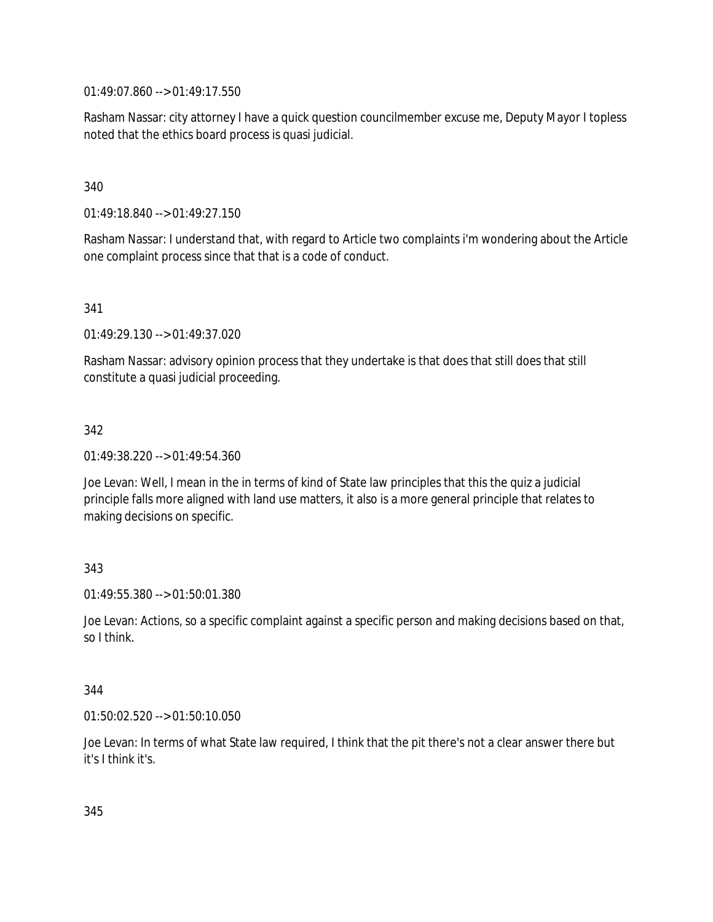01:49:07.860 --> 01:49:17.550

Rasham Nassar: city attorney I have a quick question councilmember excuse me, Deputy Mayor I topless noted that the ethics board process is quasi judicial.

340

01:49:18.840 --> 01:49:27.150

Rasham Nassar: I understand that, with regard to Article two complaints i'm wondering about the Article one complaint process since that that is a code of conduct.

341

01:49:29.130 --> 01:49:37.020

Rasham Nassar: advisory opinion process that they undertake is that does that still does that still constitute a quasi judicial proceeding.

342

01:49:38.220 --> 01:49:54.360

Joe Levan: Well, I mean in the in terms of kind of State law principles that this the quiz a judicial principle falls more aligned with land use matters, it also is a more general principle that relates to making decisions on specific.

343

01:49:55.380 --> 01:50:01.380

Joe Levan: Actions, so a specific complaint against a specific person and making decisions based on that, so I think.

344

01:50:02.520 --> 01:50:10.050

Joe Levan: In terms of what State law required, I think that the pit there's not a clear answer there but it's I think it's.

345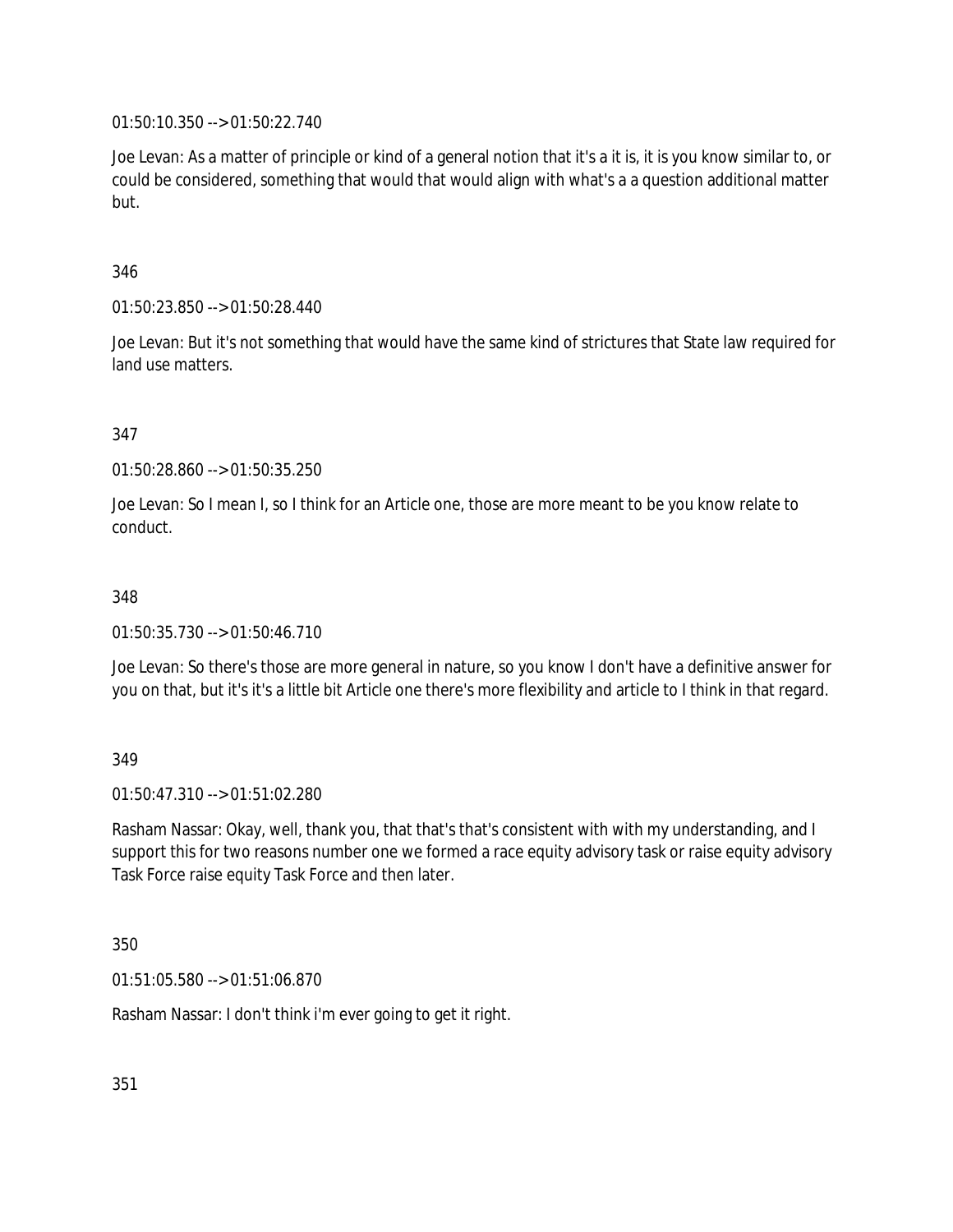01:50:10.350 --> 01:50:22.740

Joe Levan: As a matter of principle or kind of a general notion that it's a it is, it is you know similar to, or could be considered, something that would that would align with what's a a question additional matter but.

346

01:50:23.850 --> 01:50:28.440

Joe Levan: But it's not something that would have the same kind of strictures that State law required for land use matters.

347

01:50:28.860 --> 01:50:35.250

Joe Levan: So I mean I, so I think for an Article one, those are more meant to be you know relate to conduct.

348

01:50:35.730 --> 01:50:46.710

Joe Levan: So there's those are more general in nature, so you know I don't have a definitive answer for you on that, but it's it's a little bit Article one there's more flexibility and article to I think in that regard.

349

01:50:47.310 --> 01:51:02.280

Rasham Nassar: Okay, well, thank you, that that's that's consistent with with my understanding, and I support this for two reasons number one we formed a race equity advisory task or raise equity advisory Task Force raise equity Task Force and then later.

350

01:51:05.580 --> 01:51:06.870

Rasham Nassar: I don't think i'm ever going to get it right.

351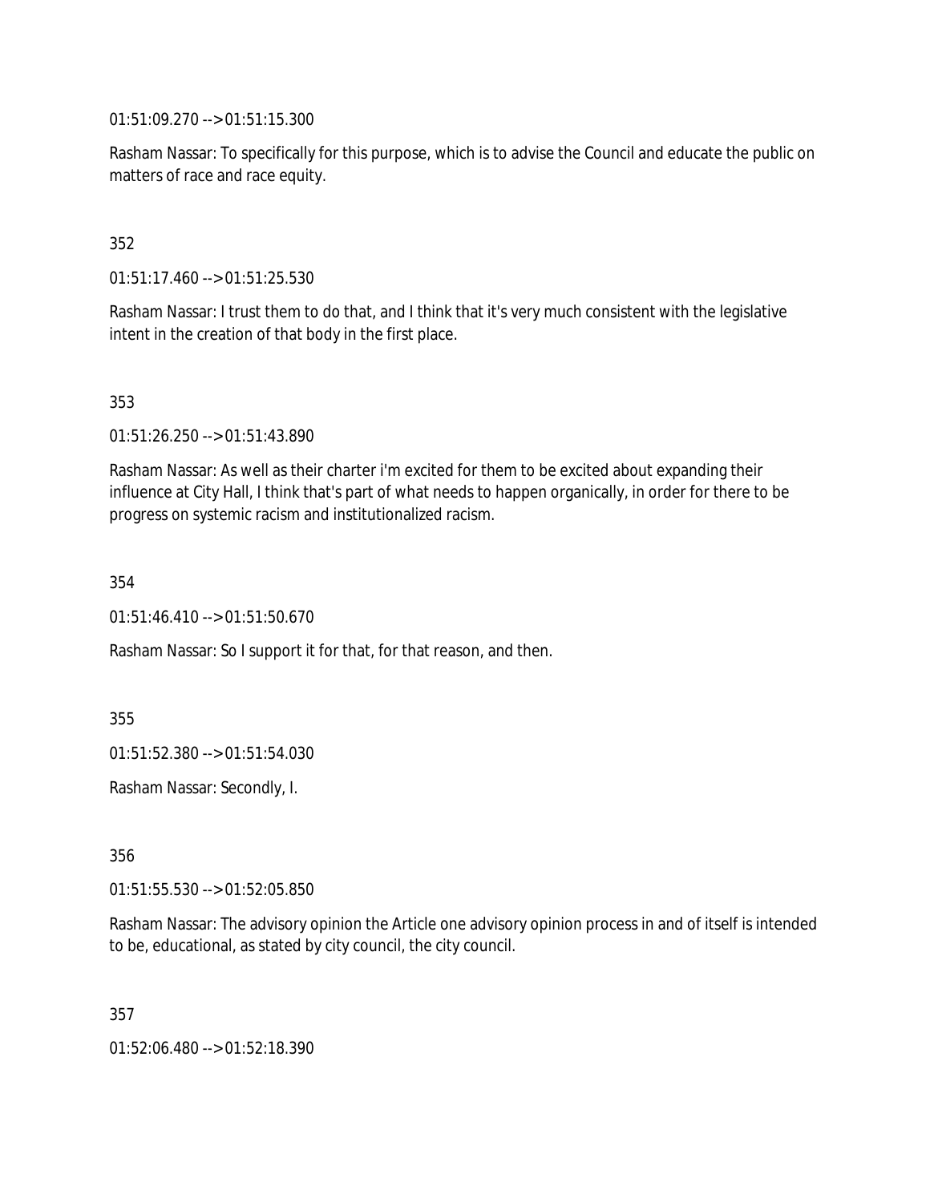01:51:09.270 --> 01:51:15.300

Rasham Nassar: To specifically for this purpose, which is to advise the Council and educate the public on matters of race and race equity.

352

01:51:17.460 --> 01:51:25.530

Rasham Nassar: I trust them to do that, and I think that it's very much consistent with the legislative intent in the creation of that body in the first place.

353

01:51:26.250 --> 01:51:43.890

Rasham Nassar: As well as their charter i'm excited for them to be excited about expanding their influence at City Hall, I think that's part of what needs to happen organically, in order for there to be progress on systemic racism and institutionalized racism.

354

01:51:46.410 --> 01:51:50.670

Rasham Nassar: So I support it for that, for that reason, and then.

355

01:51:52.380 --> 01:51:54.030

Rasham Nassar: Secondly, I.

356

01:51:55.530 --> 01:52:05.850

Rasham Nassar: The advisory opinion the Article one advisory opinion process in and of itself is intended to be, educational, as stated by city council, the city council.

357

01:52:06.480 --> 01:52:18.390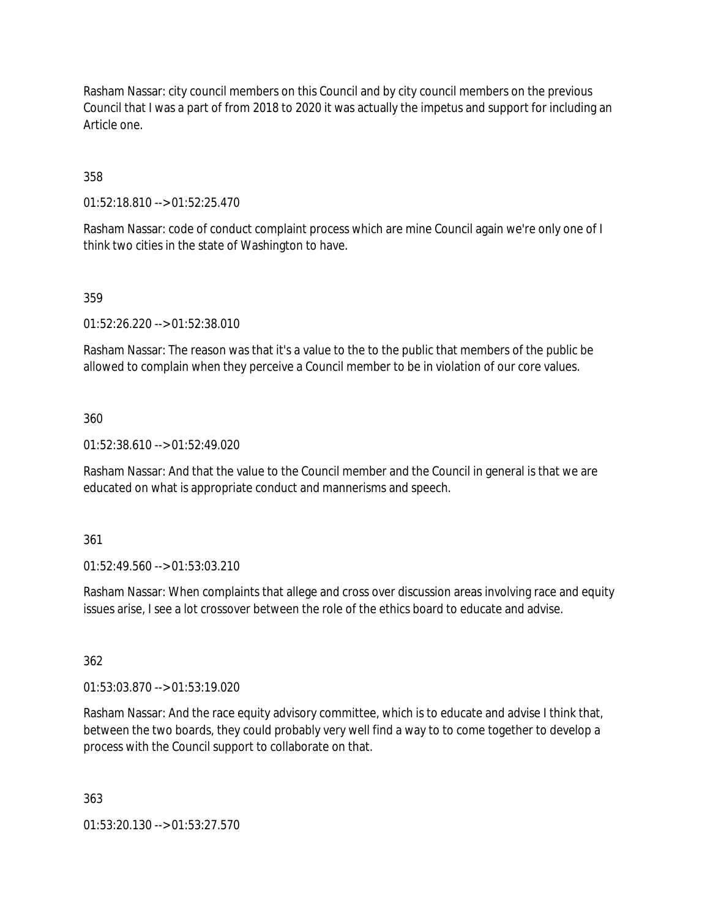Rasham Nassar: city council members on this Council and by city council members on the previous Council that I was a part of from 2018 to 2020 it was actually the impetus and support for including an Article one.

358

01:52:18.810 --> 01:52:25.470

Rasham Nassar: code of conduct complaint process which are mine Council again we're only one of I think two cities in the state of Washington to have.

359

01:52:26.220 --> 01:52:38.010

Rasham Nassar: The reason was that it's a value to the to the public that members of the public be allowed to complain when they perceive a Council member to be in violation of our core values.

360

01:52:38.610 --> 01:52:49.020

Rasham Nassar: And that the value to the Council member and the Council in general is that we are educated on what is appropriate conduct and mannerisms and speech.

361

01:52:49.560 --> 01:53:03.210

Rasham Nassar: When complaints that allege and cross over discussion areas involving race and equity issues arise, I see a lot crossover between the role of the ethics board to educate and advise.

362

01:53:03.870 --> 01:53:19.020

Rasham Nassar: And the race equity advisory committee, which is to educate and advise I think that, between the two boards, they could probably very well find a way to to come together to develop a process with the Council support to collaborate on that.

363

01:53:20.130 --> 01:53:27.570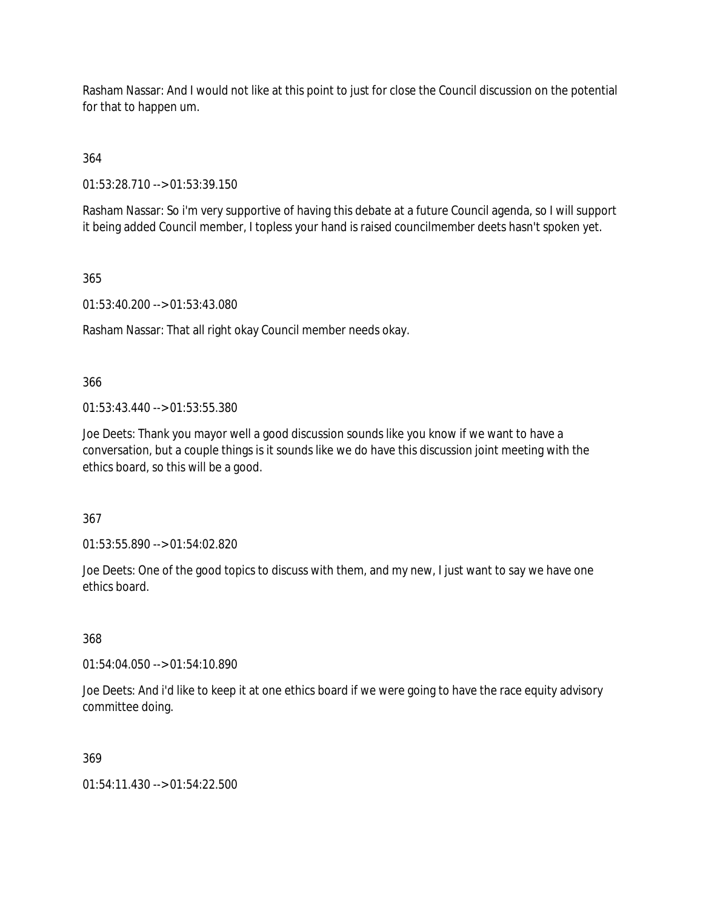Rasham Nassar: And I would not like at this point to just for close the Council discussion on the potential for that to happen um.

364

01:53:28.710 --> 01:53:39.150

Rasham Nassar: So i'm very supportive of having this debate at a future Council agenda, so I will support it being added Council member, I topless your hand is raised councilmember deets hasn't spoken yet.

365

01:53:40.200 --> 01:53:43.080

Rasham Nassar: That all right okay Council member needs okay.

366

01:53:43.440 --> 01:53:55.380

Joe Deets: Thank you mayor well a good discussion sounds like you know if we want to have a conversation, but a couple things is it sounds like we do have this discussion joint meeting with the ethics board, so this will be a good.

367

01:53:55.890 --> 01:54:02.820

Joe Deets: One of the good topics to discuss with them, and my new, I just want to say we have one ethics board.

368

01:54:04.050 --> 01:54:10.890

Joe Deets: And i'd like to keep it at one ethics board if we were going to have the race equity advisory committee doing.

369

01:54:11.430 --> 01:54:22.500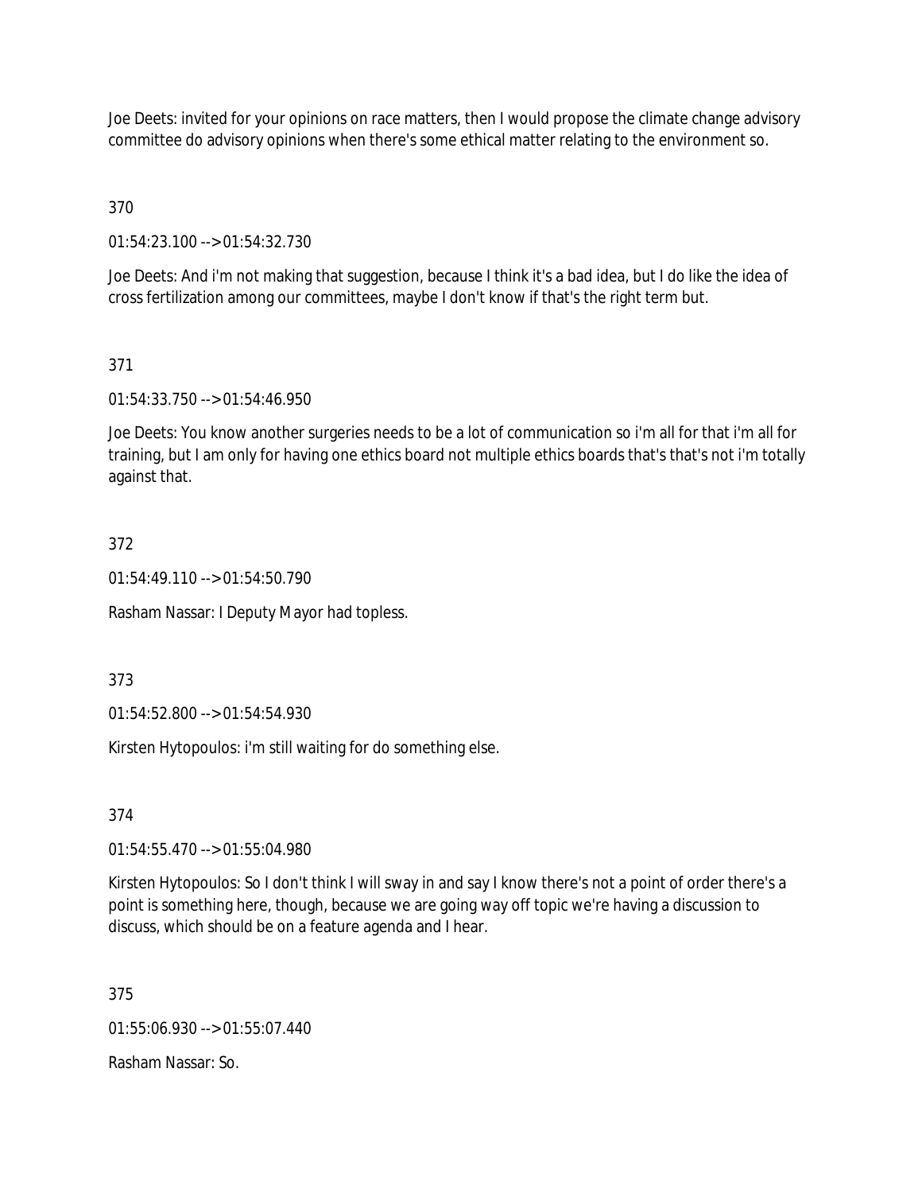Joe Deets: invited for your opinions on race matters, then I would propose the climate change advisory committee do advisory opinions when there's some ethical matter relating to the environment so.

370

01:54:23.100 --> 01:54:32.730

Joe Deets: And i'm not making that suggestion, because I think it's a bad idea, but I do like the idea of cross fertilization among our committees, maybe I don't know if that's the right term but.

371

01:54:33.750 --> 01:54:46.950

Joe Deets: You know another surgeries needs to be a lot of communication so i'm all for that i'm all for training, but I am only for having one ethics board not multiple ethics boards that's that's not i'm totally against that.

372

01:54:49.110 --> 01:54:50.790

Rasham Nassar: I Deputy Mayor had topless.

373

01:54:52.800 --> 01:54:54.930

Kirsten Hytopoulos: i'm still waiting for do something else.

374

01:54:55.470 --> 01:55:04.980

Kirsten Hytopoulos: So I don't think I will sway in and say I know there's not a point of order there's a point is something here, though, because we are going way off topic we're having a discussion to discuss, which should be on a feature agenda and I hear.

375

01:55:06.930 --> 01:55:07.440

Rasham Nassar: So.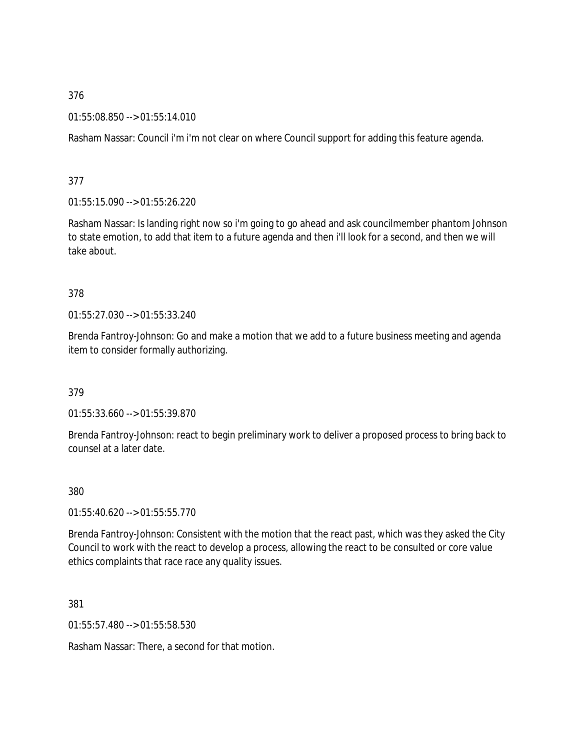376

01:55:08.850 --> 01:55:14.010

Rasham Nassar: Council i'm i'm not clear on where Council support for adding this feature agenda.

377

01:55:15.090 --> 01:55:26.220

Rasham Nassar: Is landing right now so i'm going to go ahead and ask councilmember phantom Johnson to state emotion, to add that item to a future agenda and then i'll look for a second, and then we will take about.

378

01:55:27.030 --> 01:55:33.240

Brenda Fantroy-Johnson: Go and make a motion that we add to a future business meeting and agenda item to consider formally authorizing.

379

01:55:33.660 --> 01:55:39.870

Brenda Fantroy-Johnson: react to begin preliminary work to deliver a proposed process to bring back to counsel at a later date.

380

01:55:40.620 --> 01:55:55.770

Brenda Fantroy-Johnson: Consistent with the motion that the react past, which was they asked the City Council to work with the react to develop a process, allowing the react to be consulted or core value ethics complaints that race race any quality issues.

381

01:55:57.480 --> 01:55:58.530

Rasham Nassar: There, a second for that motion.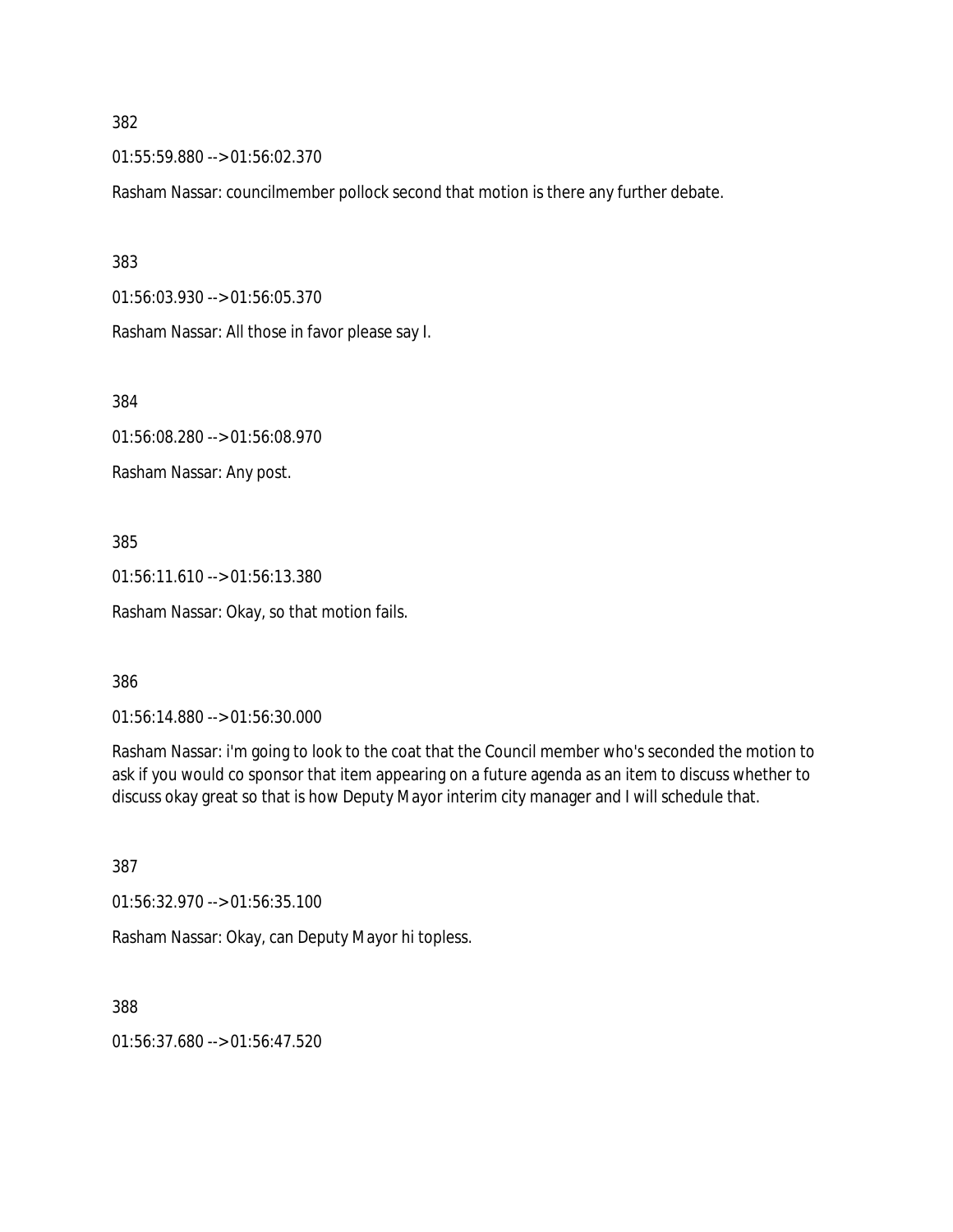382

01:55:59.880 --> 01:56:02.370

Rasham Nassar: councilmember pollock second that motion is there any further debate.

383

01:56:03.930 --> 01:56:05.370

Rasham Nassar: All those in favor please say I.

384

01:56:08.280 --> 01:56:08.970

Rasham Nassar: Any post.

385

01:56:11.610 --> 01:56:13.380

Rasham Nassar: Okay, so that motion fails.

386

01:56:14.880 --> 01:56:30.000

Rasham Nassar: i'm going to look to the coat that the Council member who's seconded the motion to ask if you would co sponsor that item appearing on a future agenda as an item to discuss whether to discuss okay great so that is how Deputy Mayor interim city manager and I will schedule that.

387

01:56:32.970 --> 01:56:35.100

Rasham Nassar: Okay, can Deputy Mayor hi topless.

388

01:56:37.680 --> 01:56:47.520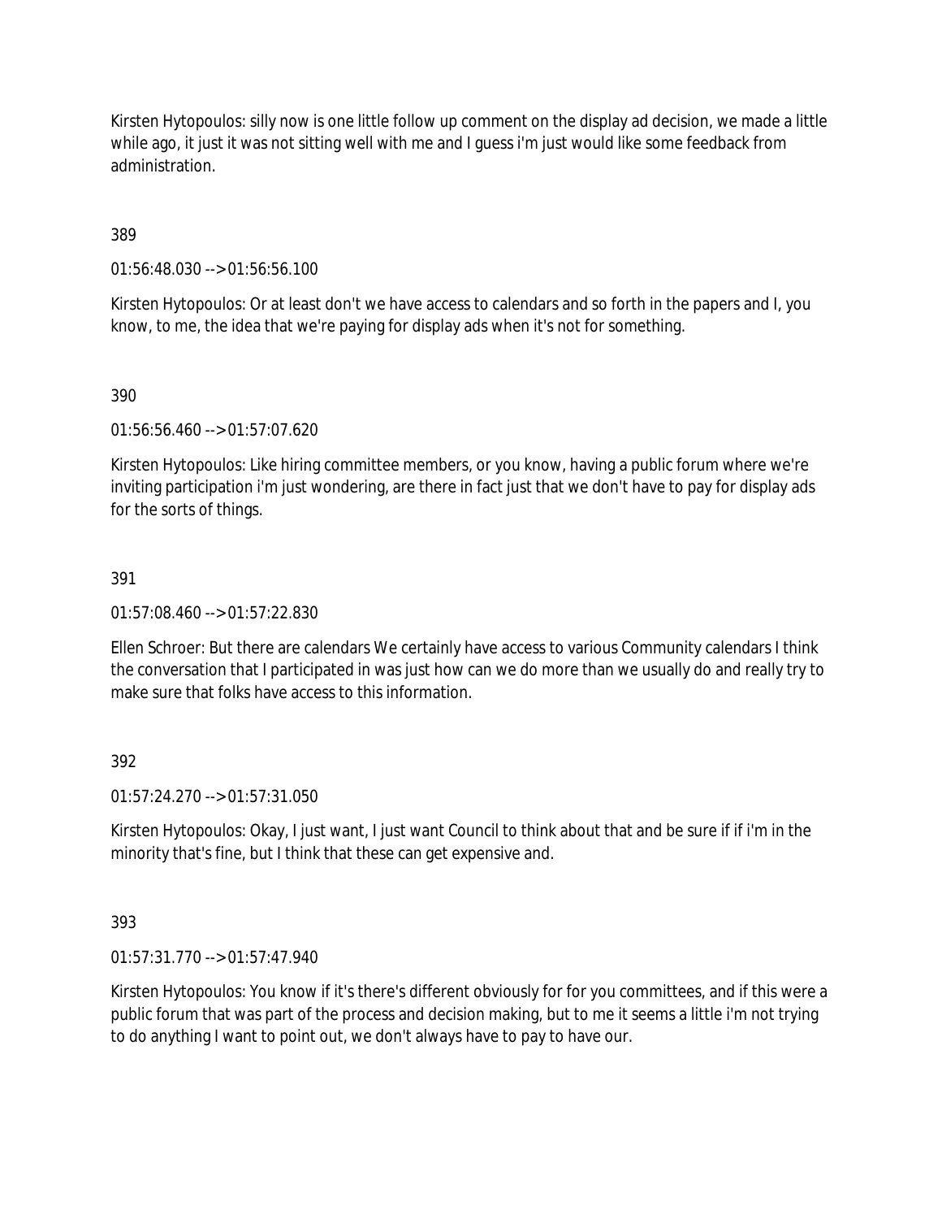Kirsten Hytopoulos: silly now is one little follow up comment on the display ad decision, we made a little while ago, it just it was not sitting well with me and I guess i'm just would like some feedback from administration.

389

01:56:48.030 --> 01:56:56.100

Kirsten Hytopoulos: Or at least don't we have access to calendars and so forth in the papers and I, you know, to me, the idea that we're paying for display ads when it's not for something.

390

01:56:56.460 --> 01:57:07.620

Kirsten Hytopoulos: Like hiring committee members, or you know, having a public forum where we're inviting participation i'm just wondering, are there in fact just that we don't have to pay for display ads for the sorts of things.

391

01:57:08.460 --> 01:57:22.830

Ellen Schroer: But there are calendars We certainly have access to various Community calendars I think the conversation that I participated in was just how can we do more than we usually do and really try to make sure that folks have access to this information.

392

01:57:24.270 --> 01:57:31.050

Kirsten Hytopoulos: Okay, I just want, I just want Council to think about that and be sure if if i'm in the minority that's fine, but I think that these can get expensive and.

393

01:57:31.770 --> 01:57:47.940

Kirsten Hytopoulos: You know if it's there's different obviously for for you committees, and if this were a public forum that was part of the process and decision making, but to me it seems a little i'm not trying to do anything I want to point out, we don't always have to pay to have our.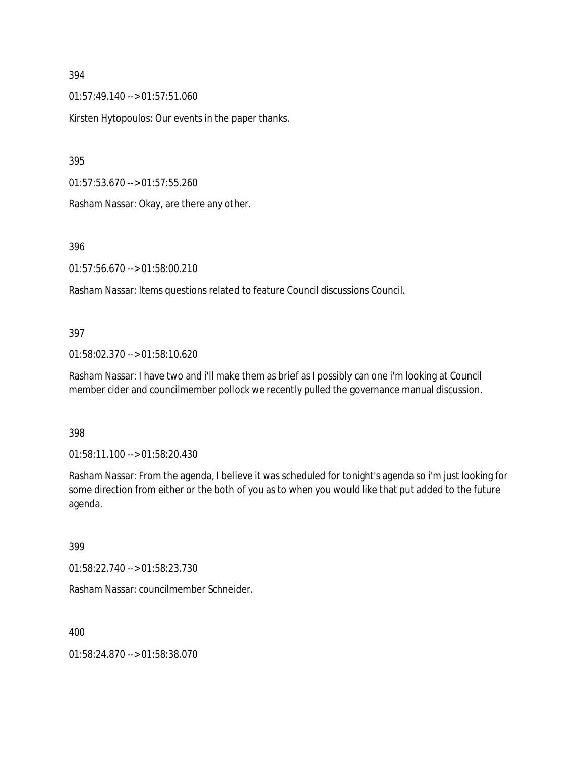394

01:57:49.140 --> 01:57:51.060

Kirsten Hytopoulos: Our events in the paper thanks.

395

01:57:53.670 --> 01:57:55.260

Rasham Nassar: Okay, are there any other.

396

01:57:56.670 --> 01:58:00.210

Rasham Nassar: Items questions related to feature Council discussions Council.

397

01:58:02.370 --> 01:58:10.620

Rasham Nassar: I have two and i'll make them as brief as I possibly can one i'm looking at Council member cider and councilmember pollock we recently pulled the governance manual discussion.

398

01:58:11.100 --> 01:58:20.430

Rasham Nassar: From the agenda, I believe it was scheduled for tonight's agenda so i'm just looking for some direction from either or the both of you as to when you would like that put added to the future agenda.

399

01:58:22.740 --> 01:58:23.730

Rasham Nassar: councilmember Schneider.

400

01:58:24.870 --> 01:58:38.070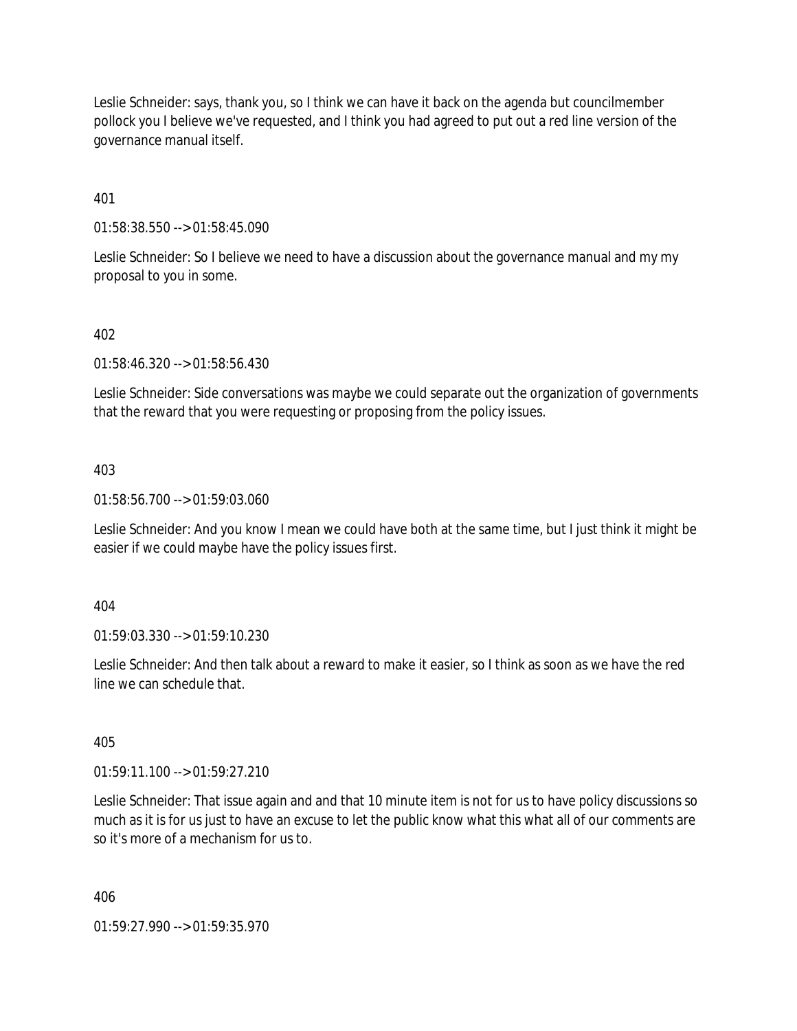Leslie Schneider: says, thank you, so I think we can have it back on the agenda but councilmember pollock you I believe we've requested, and I think you had agreed to put out a red line version of the governance manual itself.

401

01:58:38.550 --> 01:58:45.090

Leslie Schneider: So I believe we need to have a discussion about the governance manual and my my proposal to you in some.

402

01:58:46.320 --> 01:58:56.430

Leslie Schneider: Side conversations was maybe we could separate out the organization of governments that the reward that you were requesting or proposing from the policy issues.

403

01:58:56.700 --> 01:59:03.060

Leslie Schneider: And you know I mean we could have both at the same time, but I just think it might be easier if we could maybe have the policy issues first.

404

01:59:03.330 --> 01:59:10.230

Leslie Schneider: And then talk about a reward to make it easier, so I think as soon as we have the red line we can schedule that.

405

01:59:11.100 --> 01:59:27.210

Leslie Schneider: That issue again and and that 10 minute item is not for us to have policy discussions so much as it is for us just to have an excuse to let the public know what this what all of our comments are so it's more of a mechanism for us to.

406

01:59:27.990 --> 01:59:35.970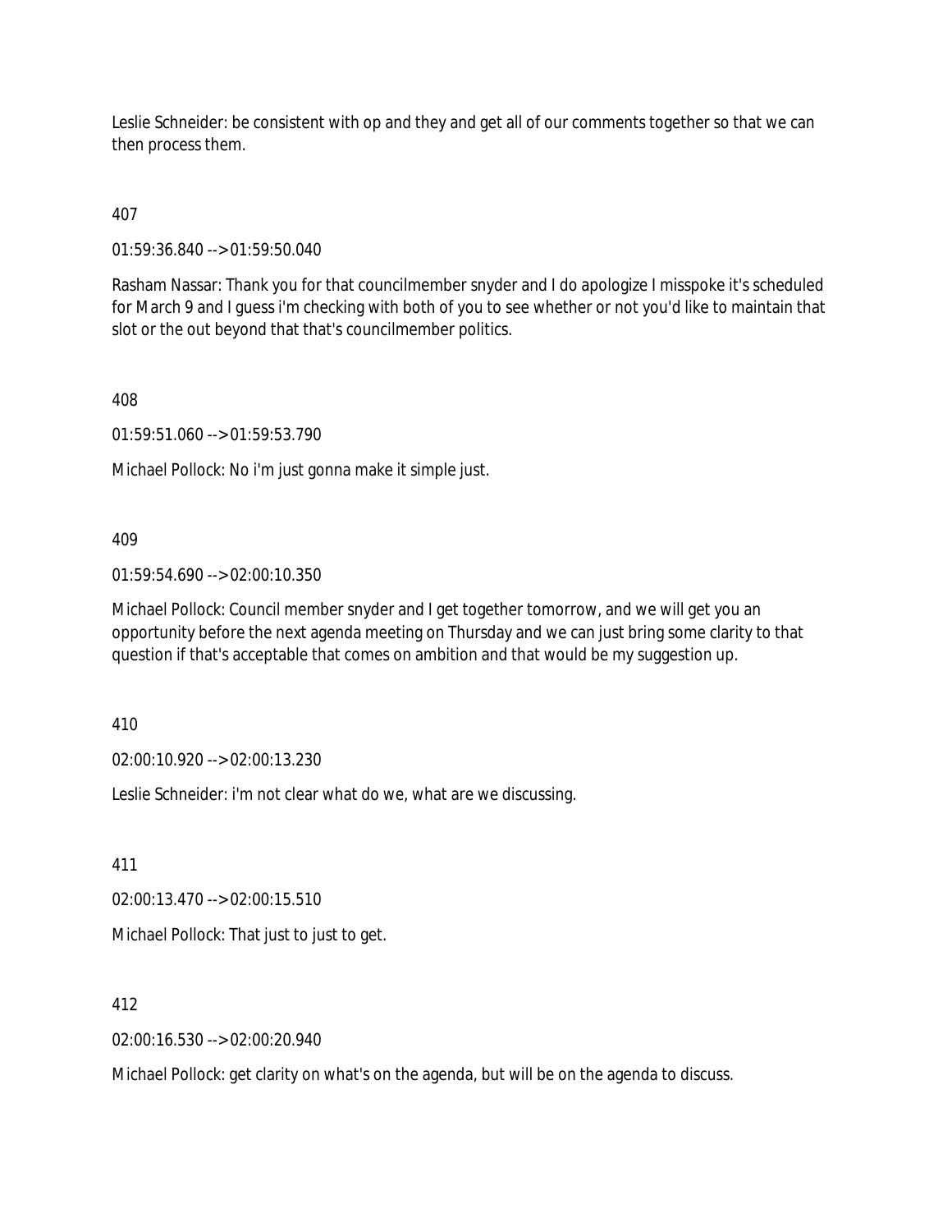Leslie Schneider: be consistent with op and they and get all of our comments together so that we can then process them.

407

01:59:36.840 --> 01:59:50.040

Rasham Nassar: Thank you for that councilmember snyder and I do apologize I misspoke it's scheduled for March 9 and I guess i'm checking with both of you to see whether or not you'd like to maintain that slot or the out beyond that that's councilmember politics.

408

01:59:51.060 --> 01:59:53.790

Michael Pollock: No i'm just gonna make it simple just.

409

01:59:54.690 --> 02:00:10.350

Michael Pollock: Council member snyder and I get together tomorrow, and we will get you an opportunity before the next agenda meeting on Thursday and we can just bring some clarity to that question if that's acceptable that comes on ambition and that would be my suggestion up.

410

02:00:10.920 --> 02:00:13.230

Leslie Schneider: i'm not clear what do we, what are we discussing.

411

02:00:13.470 --> 02:00:15.510

Michael Pollock: That just to just to get.

412

02:00:16.530 --> 02:00:20.940

Michael Pollock: get clarity on what's on the agenda, but will be on the agenda to discuss.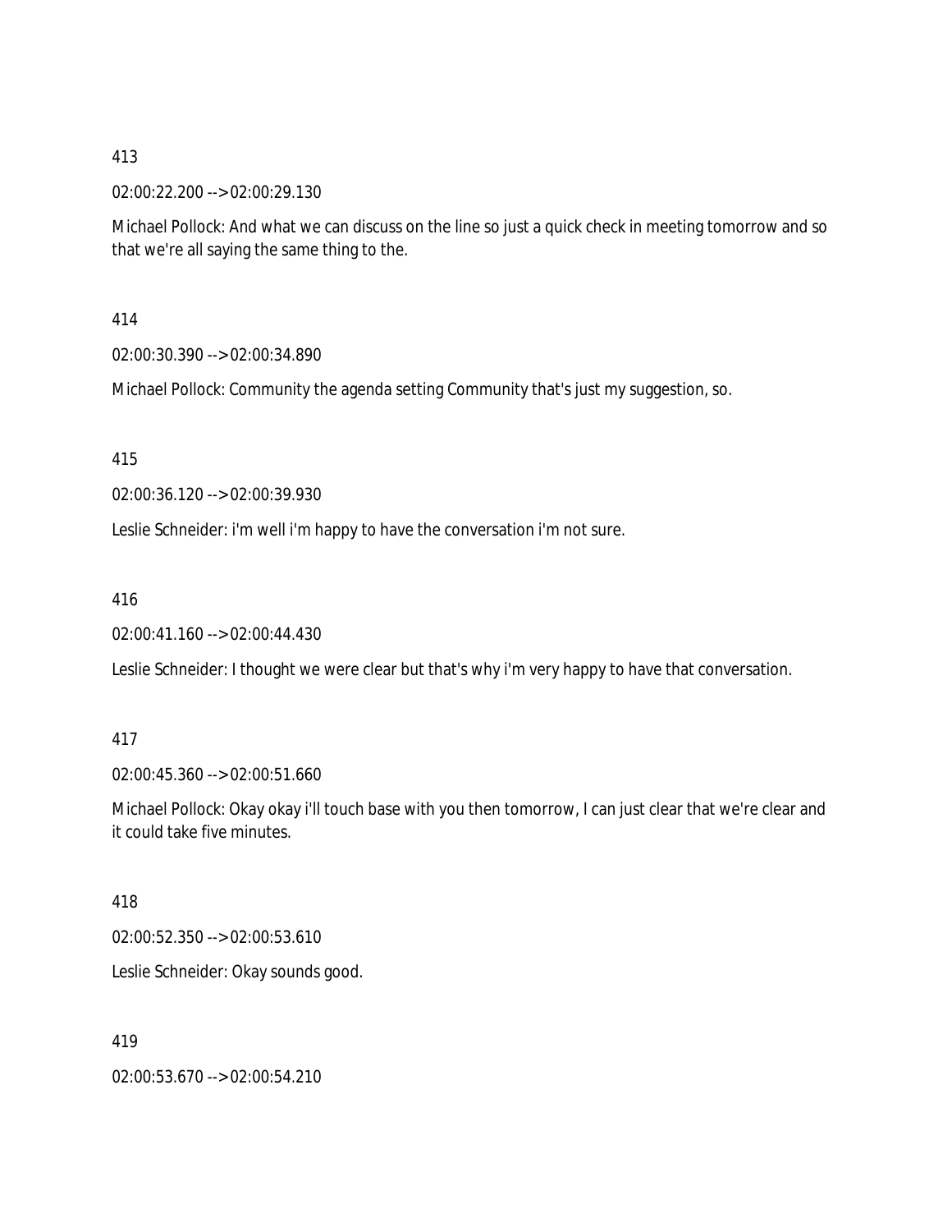413

02:00:22.200 --> 02:00:29.130

Michael Pollock: And what we can discuss on the line so just a quick check in meeting tomorrow and so that we're all saying the same thing to the.

414

02:00:30.390 --> 02:00:34.890

Michael Pollock: Community the agenda setting Community that's just my suggestion, so.

415

02:00:36.120 --> 02:00:39.930

Leslie Schneider: i'm well i'm happy to have the conversation i'm not sure.

416

02:00:41.160 --> 02:00:44.430

Leslie Schneider: I thought we were clear but that's why i'm very happy to have that conversation.

417

02:00:45.360 --> 02:00:51.660

Michael Pollock: Okay okay i'll touch base with you then tomorrow, I can just clear that we're clear and it could take five minutes.

418

02:00:52.350 --> 02:00:53.610

Leslie Schneider: Okay sounds good.

419

02:00:53.670 --> 02:00:54.210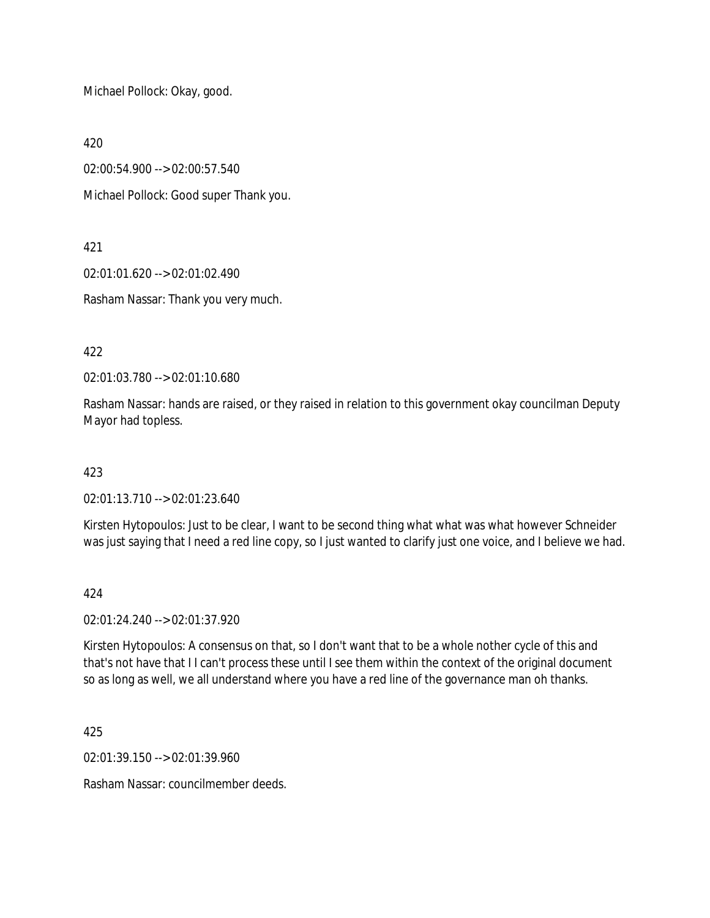Michael Pollock: Okay, good.

420

02:00:54.900 --> 02:00:57.540

Michael Pollock: Good super Thank you.

421

02:01:01.620 --> 02:01:02.490

Rasham Nassar: Thank you very much.

422

02:01:03.780 --> 02:01:10.680

Rasham Nassar: hands are raised, or they raised in relation to this government okay councilman Deputy Mayor had topless.

423

02:01:13.710 --> 02:01:23.640

Kirsten Hytopoulos: Just to be clear, I want to be second thing what what was what however Schneider was just saying that I need a red line copy, so I just wanted to clarify just one voice, and I believe we had.

424

02:01:24.240 --> 02:01:37.920

Kirsten Hytopoulos: A consensus on that, so I don't want that to be a whole nother cycle of this and that's not have that I I can't process these until I see them within the context of the original document so as long as well, we all understand where you have a red line of the governance man oh thanks.

425

02:01:39.150 --> 02:01:39.960

Rasham Nassar: councilmember deeds.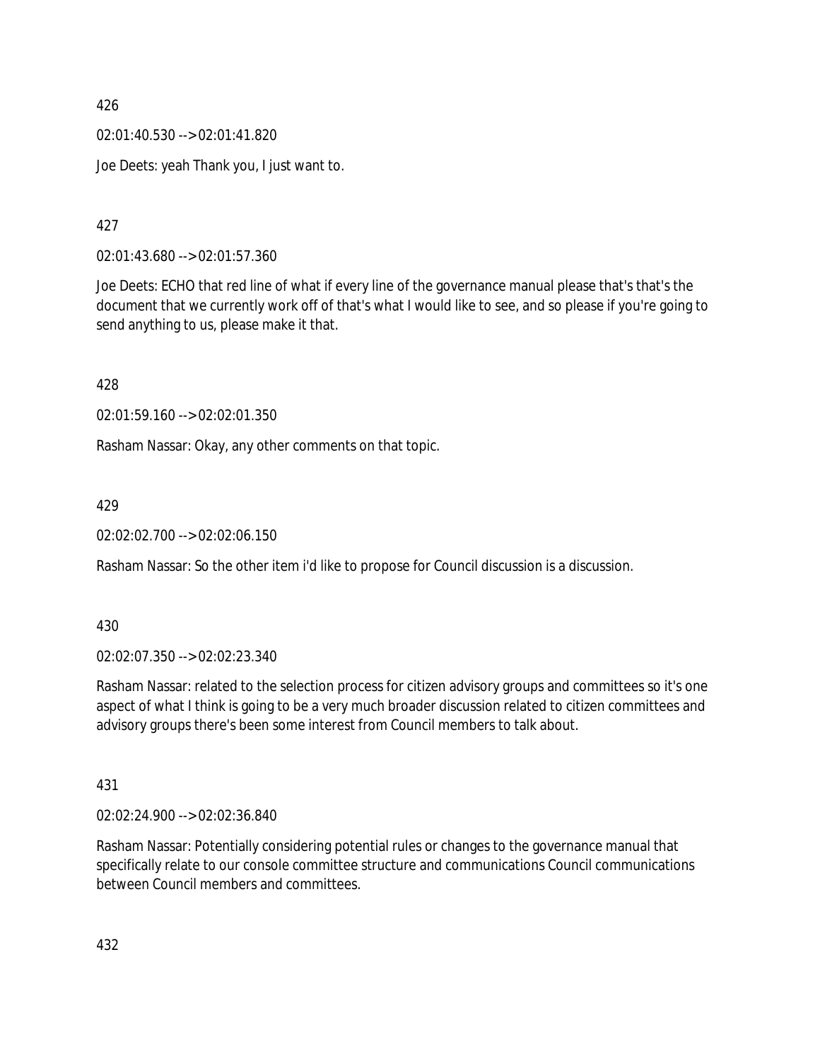426

02:01:40.530 --> 02:01:41.820

Joe Deets: yeah Thank you, I just want to.

427

02:01:43.680 --> 02:01:57.360

Joe Deets: ECHO that red line of what if every line of the governance manual please that's that's the document that we currently work off of that's what I would like to see, and so please if you're going to send anything to us, please make it that.

428

02:01:59.160 --> 02:02:01.350

Rasham Nassar: Okay, any other comments on that topic.

429

02:02:02.700 --> 02:02:06.150

Rasham Nassar: So the other item i'd like to propose for Council discussion is a discussion.

430

02:02:07.350 --> 02:02:23.340

Rasham Nassar: related to the selection process for citizen advisory groups and committees so it's one aspect of what I think is going to be a very much broader discussion related to citizen committees and advisory groups there's been some interest from Council members to talk about.

431

02:02:24.900 --> 02:02:36.840

Rasham Nassar: Potentially considering potential rules or changes to the governance manual that specifically relate to our console committee structure and communications Council communications between Council members and committees.

432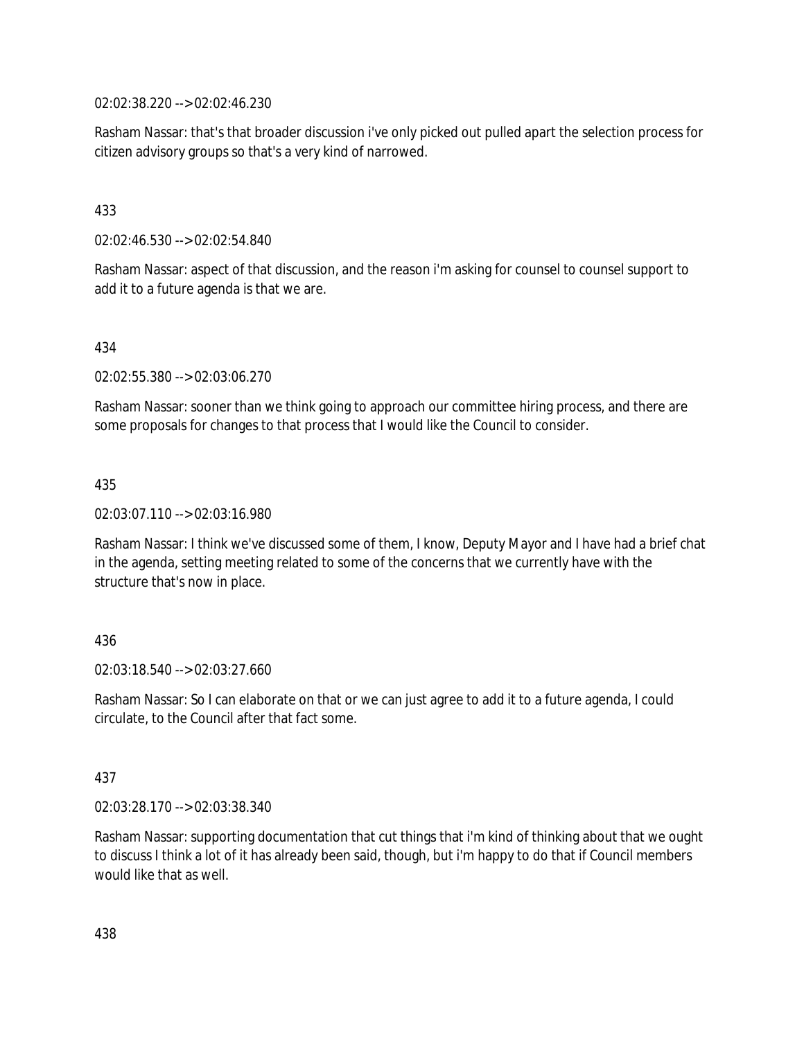02:02:38.220 --> 02:02:46.230

Rasham Nassar: that's that broader discussion i've only picked out pulled apart the selection process for citizen advisory groups so that's a very kind of narrowed.

433

02:02:46.530 --> 02:02:54.840

Rasham Nassar: aspect of that discussion, and the reason i'm asking for counsel to counsel support to add it to a future agenda is that we are.

434

02:02:55.380 --> 02:03:06.270

Rasham Nassar: sooner than we think going to approach our committee hiring process, and there are some proposals for changes to that process that I would like the Council to consider.

435

02:03:07.110 --> 02:03:16.980

Rasham Nassar: I think we've discussed some of them, I know, Deputy Mayor and I have had a brief chat in the agenda, setting meeting related to some of the concerns that we currently have with the structure that's now in place.

436

02:03:18.540 --> 02:03:27.660

Rasham Nassar: So I can elaborate on that or we can just agree to add it to a future agenda, I could circulate, to the Council after that fact some.

437

02:03:28.170 --> 02:03:38.340

Rasham Nassar: supporting documentation that cut things that i'm kind of thinking about that we ought to discuss I think a lot of it has already been said, though, but i'm happy to do that if Council members would like that as well.

438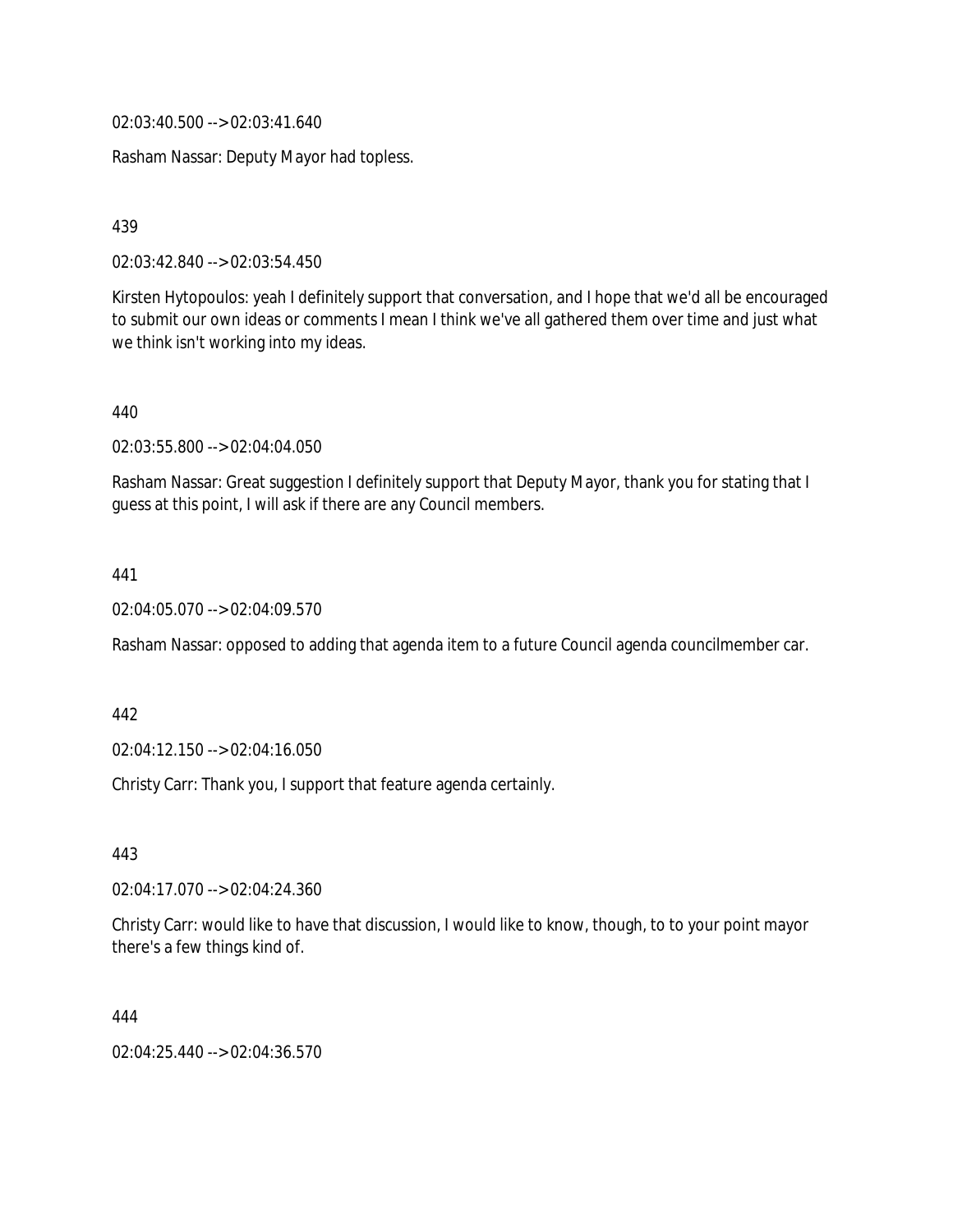02:03:40.500 --> 02:03:41.640

Rasham Nassar: Deputy Mayor had topless.

439

02:03:42.840 --> 02:03:54.450

Kirsten Hytopoulos: yeah I definitely support that conversation, and I hope that we'd all be encouraged to submit our own ideas or comments I mean I think we've all gathered them over time and just what we think isn't working into my ideas.

440

02:03:55.800 --> 02:04:04.050

Rasham Nassar: Great suggestion I definitely support that Deputy Mayor, thank you for stating that I guess at this point, I will ask if there are any Council members.

441

02:04:05.070 --> 02:04:09.570

Rasham Nassar: opposed to adding that agenda item to a future Council agenda councilmember car.

442

02:04:12.150 --> 02:04:16.050

Christy Carr: Thank you, I support that feature agenda certainly.

443

02:04:17.070 --> 02:04:24.360

Christy Carr: would like to have that discussion, I would like to know, though, to to your point mayor there's a few things kind of.

444

02:04:25.440 --> 02:04:36.570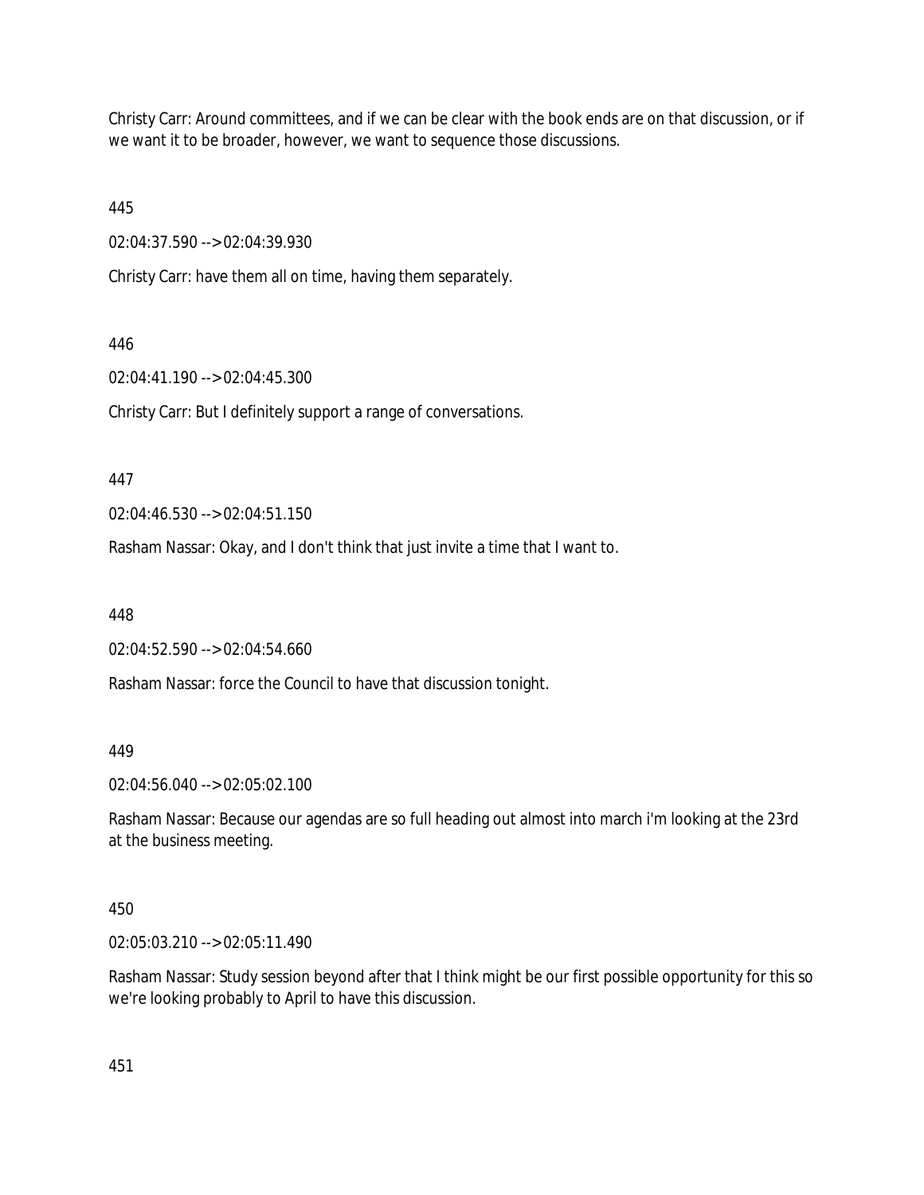Christy Carr: Around committees, and if we can be clear with the book ends are on that discussion, or if we want it to be broader, however, we want to sequence those discussions.

445

02:04:37.590 --> 02:04:39.930

Christy Carr: have them all on time, having them separately.

446

02:04:41.190 --> 02:04:45.300

Christy Carr: But I definitely support a range of conversations.

447

02:04:46.530 --> 02:04:51.150

Rasham Nassar: Okay, and I don't think that just invite a time that I want to.

448

02:04:52.590 --> 02:04:54.660

Rasham Nassar: force the Council to have that discussion tonight.

449

02:04:56.040 --> 02:05:02.100

Rasham Nassar: Because our agendas are so full heading out almost into march i'm looking at the 23rd at the business meeting.

450

02:05:03.210 --> 02:05:11.490

Rasham Nassar: Study session beyond after that I think might be our first possible opportunity for this so we're looking probably to April to have this discussion.

451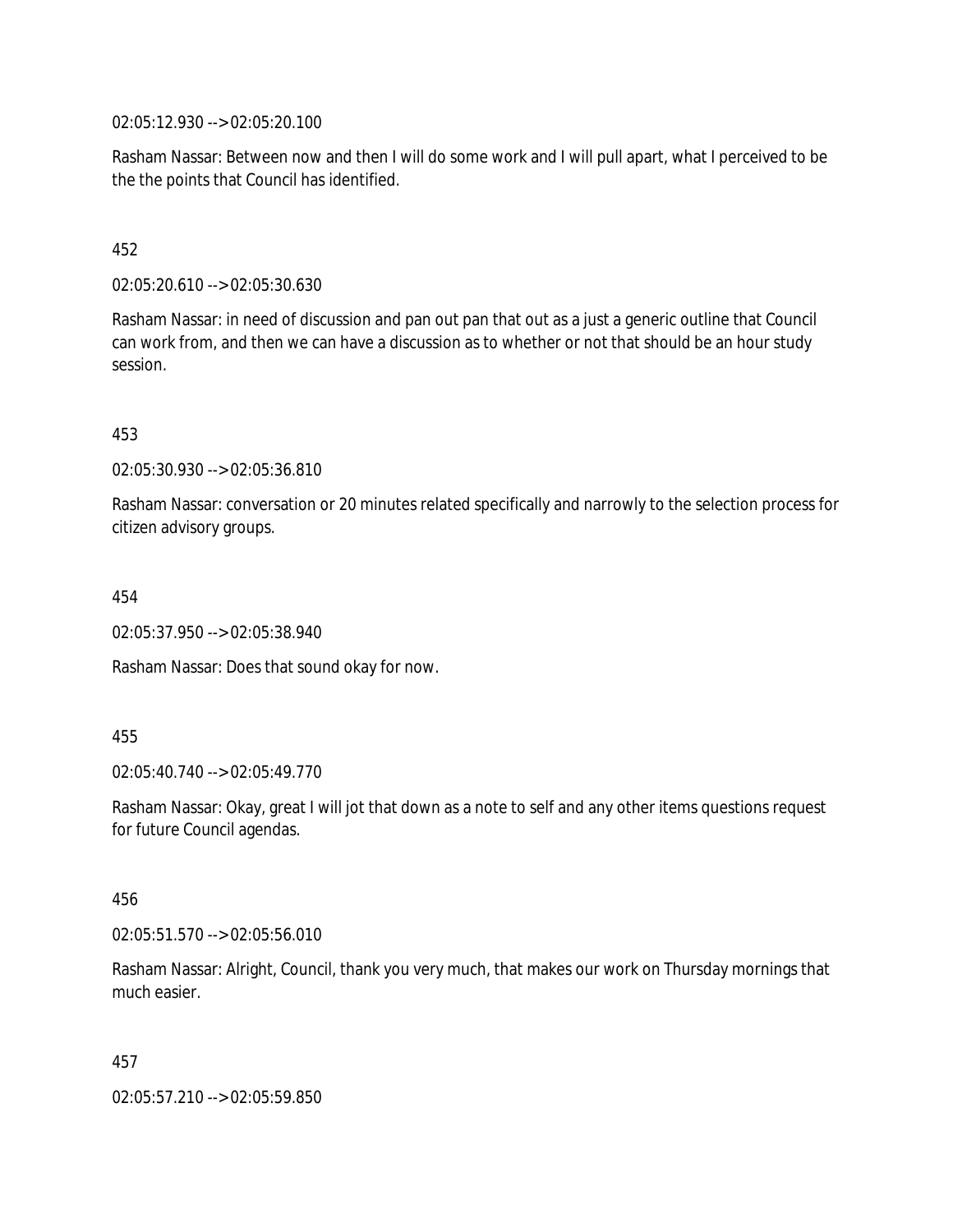02:05:12.930 --> 02:05:20.100

Rasham Nassar: Between now and then I will do some work and I will pull apart, what I perceived to be the the points that Council has identified.

452

02:05:20.610 --> 02:05:30.630

Rasham Nassar: in need of discussion and pan out pan that out as a just a generic outline that Council can work from, and then we can have a discussion as to whether or not that should be an hour study session.

453

02:05:30.930 --> 02:05:36.810

Rasham Nassar: conversation or 20 minutes related specifically and narrowly to the selection process for citizen advisory groups.

454

02:05:37.950 --> 02:05:38.940

Rasham Nassar: Does that sound okay for now.

455

02:05:40.740 --> 02:05:49.770

Rasham Nassar: Okay, great I will jot that down as a note to self and any other items questions request for future Council agendas.

456

02:05:51.570 --> 02:05:56.010

Rasham Nassar: Alright, Council, thank you very much, that makes our work on Thursday mornings that much easier.

457

02:05:57.210 --> 02:05:59.850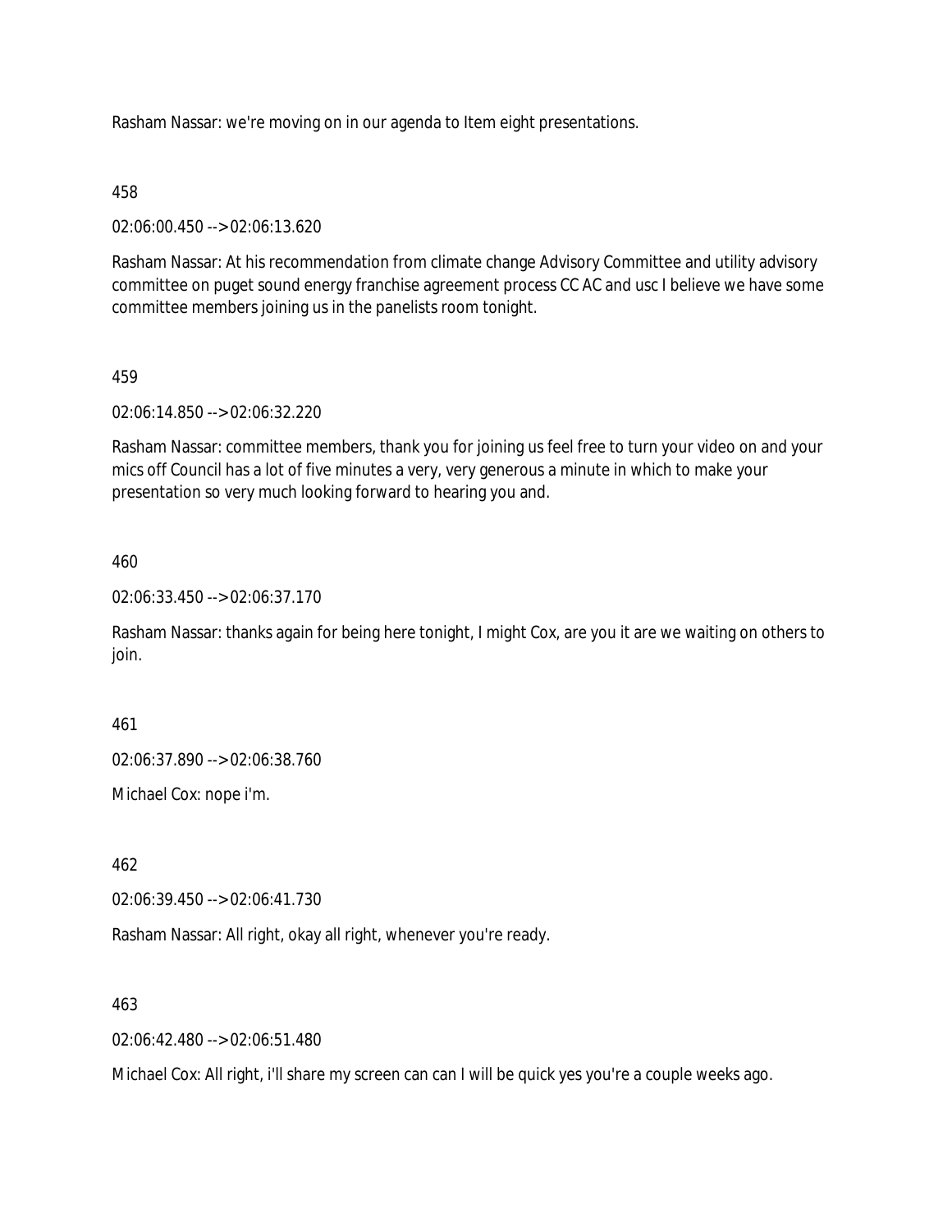Rasham Nassar: we're moving on in our agenda to Item eight presentations.

458

02:06:00.450 --> 02:06:13.620

Rasham Nassar: At his recommendation from climate change Advisory Committee and utility advisory committee on puget sound energy franchise agreement process CC AC and usc I believe we have some committee members joining us in the panelists room tonight.

459

02:06:14.850 --> 02:06:32.220

Rasham Nassar: committee members, thank you for joining us feel free to turn your video on and your mics off Council has a lot of five minutes a very, very generous a minute in which to make your presentation so very much looking forward to hearing you and.

460

02:06:33.450 --> 02:06:37.170

Rasham Nassar: thanks again for being here tonight, I might Cox, are you it are we waiting on others to join.

461

02:06:37.890 --> 02:06:38.760

Michael Cox: nope i'm.

462

02:06:39.450 --> 02:06:41.730

Rasham Nassar: All right, okay all right, whenever you're ready.

463

02:06:42.480 --> 02:06:51.480

Michael Cox: All right, i'll share my screen can can I will be quick yes you're a couple weeks ago.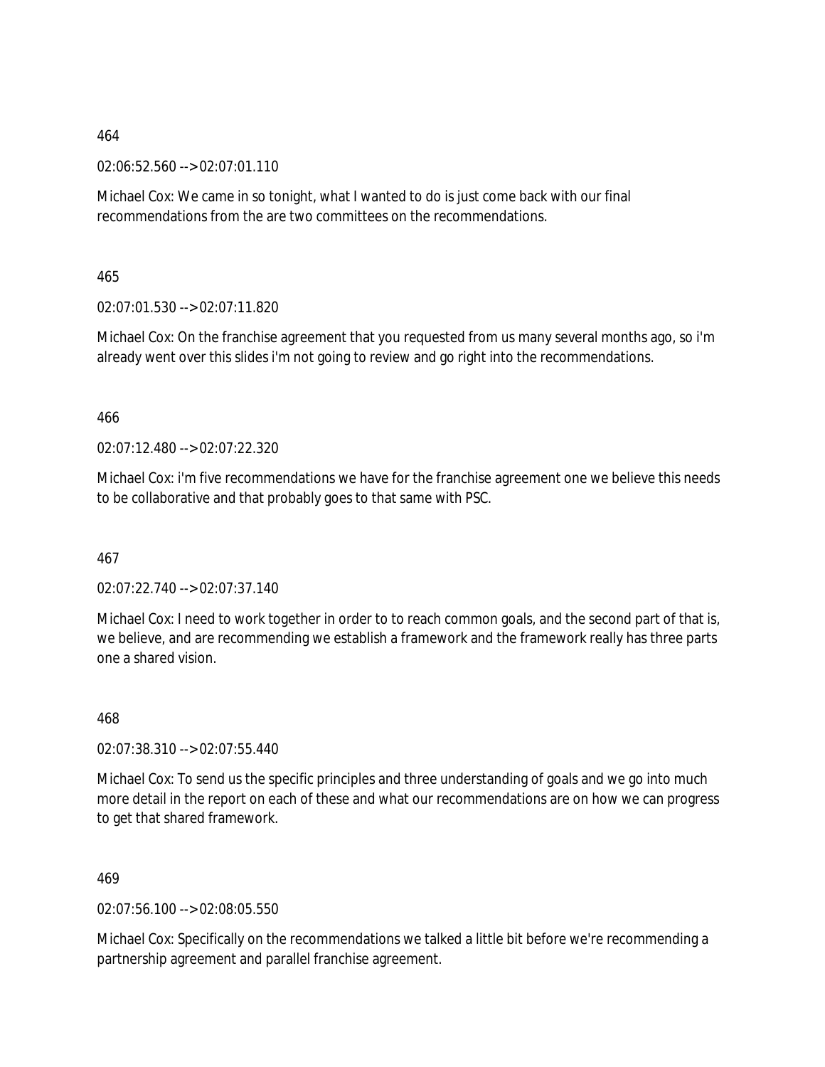464

02:06:52.560 --> 02:07:01.110

Michael Cox: We came in so tonight, what I wanted to do is just come back with our final recommendations from the are two committees on the recommendations.

465

02:07:01.530 --> 02:07:11.820

Michael Cox: On the franchise agreement that you requested from us many several months ago, so i'm already went over this slides i'm not going to review and go right into the recommendations.

466

02:07:12.480 --> 02:07:22.320

Michael Cox: i'm five recommendations we have for the franchise agreement one we believe this needs to be collaborative and that probably goes to that same with PSC.

467

02:07:22.740 --> 02:07:37.140

Michael Cox: I need to work together in order to to reach common goals, and the second part of that is, we believe, and are recommending we establish a framework and the framework really has three parts one a shared vision.

468

02:07:38.310 --> 02:07:55.440

Michael Cox: To send us the specific principles and three understanding of goals and we go into much more detail in the report on each of these and what our recommendations are on how we can progress to get that shared framework.

469

02:07:56.100 --> 02:08:05.550

Michael Cox: Specifically on the recommendations we talked a little bit before we're recommending a partnership agreement and parallel franchise agreement.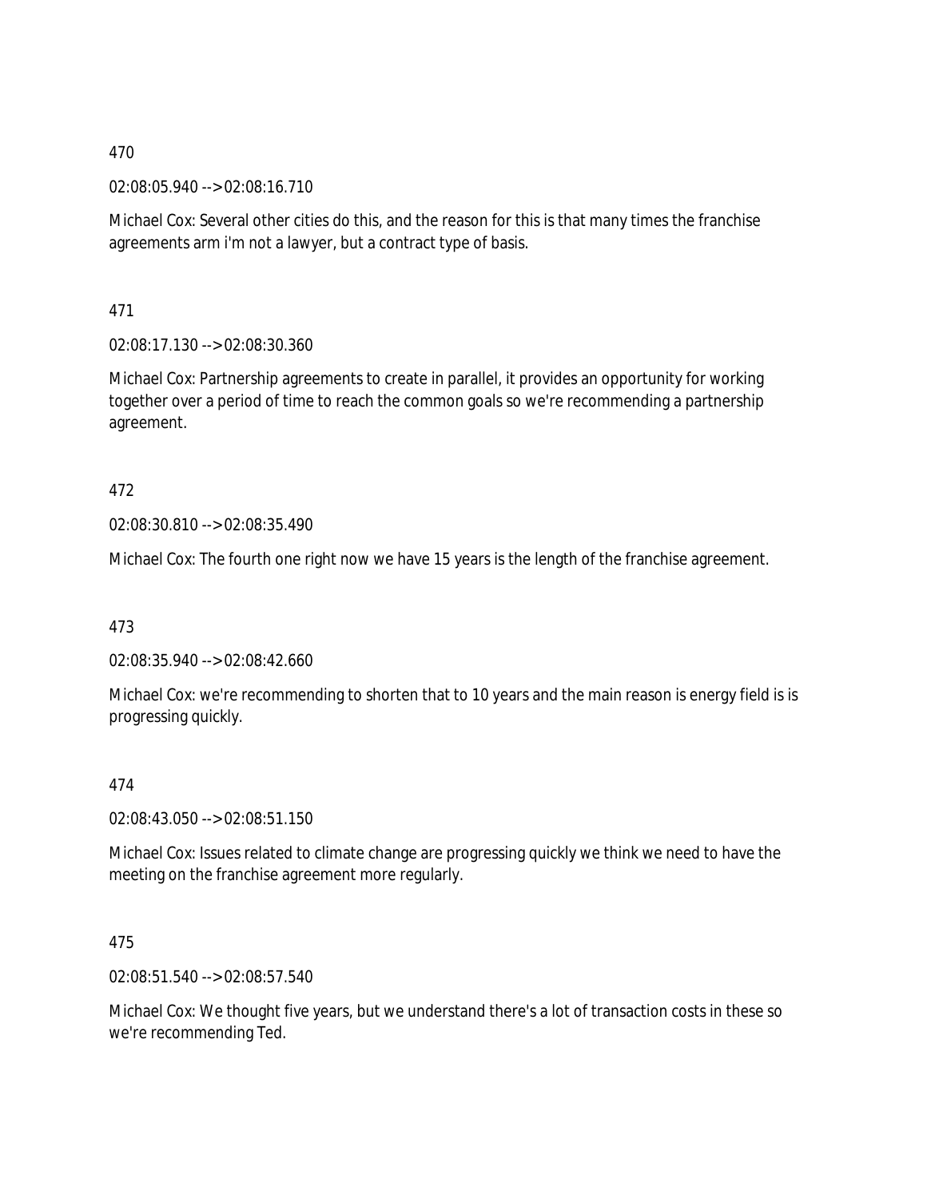470

02:08:05.940 --> 02:08:16.710

Michael Cox: Several other cities do this, and the reason for this is that many times the franchise agreements arm i'm not a lawyer, but a contract type of basis.

471

02:08:17.130 --> 02:08:30.360

Michael Cox: Partnership agreements to create in parallel, it provides an opportunity for working together over a period of time to reach the common goals so we're recommending a partnership agreement.

472

02:08:30.810 --> 02:08:35.490

Michael Cox: The fourth one right now we have 15 years is the length of the franchise agreement.

473

02:08:35.940 --> 02:08:42.660

Michael Cox: we're recommending to shorten that to 10 years and the main reason is energy field is is progressing quickly.

474

02:08:43.050 --> 02:08:51.150

Michael Cox: Issues related to climate change are progressing quickly we think we need to have the meeting on the franchise agreement more regularly.

475

02:08:51.540 --> 02:08:57.540

Michael Cox: We thought five years, but we understand there's a lot of transaction costs in these so we're recommending Ted.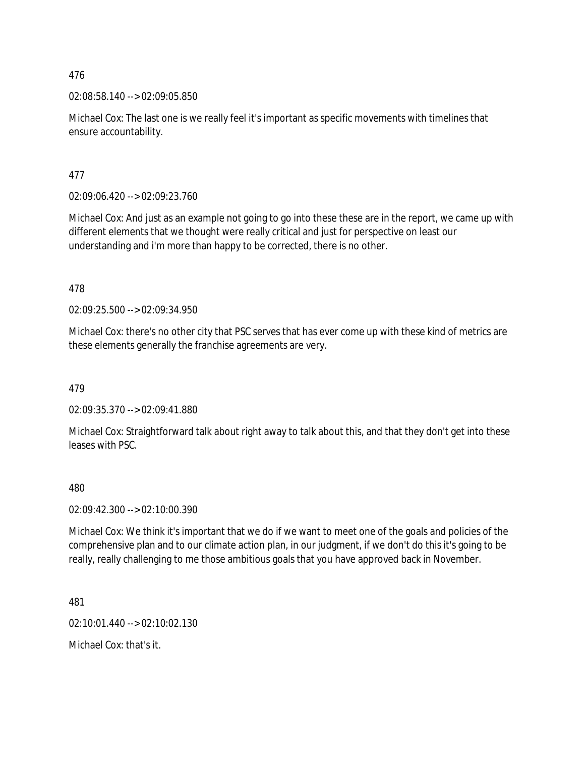476

02:08:58.140 --> 02:09:05.850

Michael Cox: The last one is we really feel it's important as specific movements with timelines that ensure accountability.

477

02:09:06.420 --> 02:09:23.760

Michael Cox: And just as an example not going to go into these these are in the report, we came up with different elements that we thought were really critical and just for perspective on least our understanding and i'm more than happy to be corrected, there is no other.

478

02:09:25.500 --> 02:09:34.950

Michael Cox: there's no other city that PSC serves that has ever come up with these kind of metrics are these elements generally the franchise agreements are very.

479

02:09:35.370 --> 02:09:41.880

Michael Cox: Straightforward talk about right away to talk about this, and that they don't get into these leases with PSC.

480

02:09:42.300 --> 02:10:00.390

Michael Cox: We think it's important that we do if we want to meet one of the goals and policies of the comprehensive plan and to our climate action plan, in our judgment, if we don't do this it's going to be really, really challenging to me those ambitious goals that you have approved back in November.

481

02:10:01.440 --> 02:10:02.130

Michael Cox: that's it.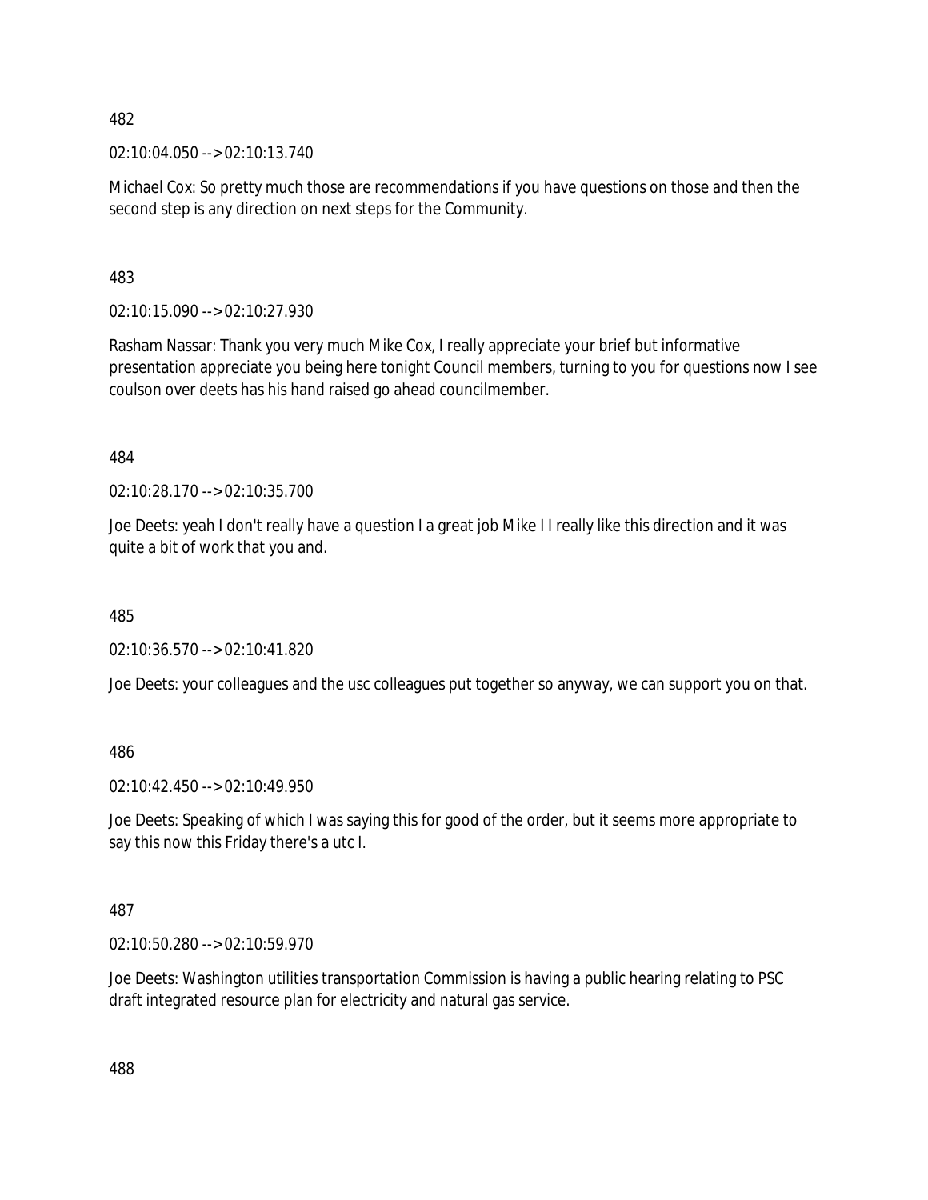482

02:10:04.050 --> 02:10:13.740

Michael Cox: So pretty much those are recommendations if you have questions on those and then the second step is any direction on next steps for the Community.

483

02:10:15.090 --> 02:10:27.930

Rasham Nassar: Thank you very much Mike Cox, I really appreciate your brief but informative presentation appreciate you being here tonight Council members, turning to you for questions now I see coulson over deets has his hand raised go ahead councilmember.

484

02:10:28.170 --> 02:10:35.700

Joe Deets: yeah I don't really have a question I a great job Mike I I really like this direction and it was quite a bit of work that you and.

485

02:10:36.570 --> 02:10:41.820

Joe Deets: your colleagues and the usc colleagues put together so anyway, we can support you on that.

486

02:10:42.450 --> 02:10:49.950

Joe Deets: Speaking of which I was saying this for good of the order, but it seems more appropriate to say this now this Friday there's a utc I.

487

02:10:50.280 --> 02:10:59.970

Joe Deets: Washington utilities transportation Commission is having a public hearing relating to PSC draft integrated resource plan for electricity and natural gas service.

488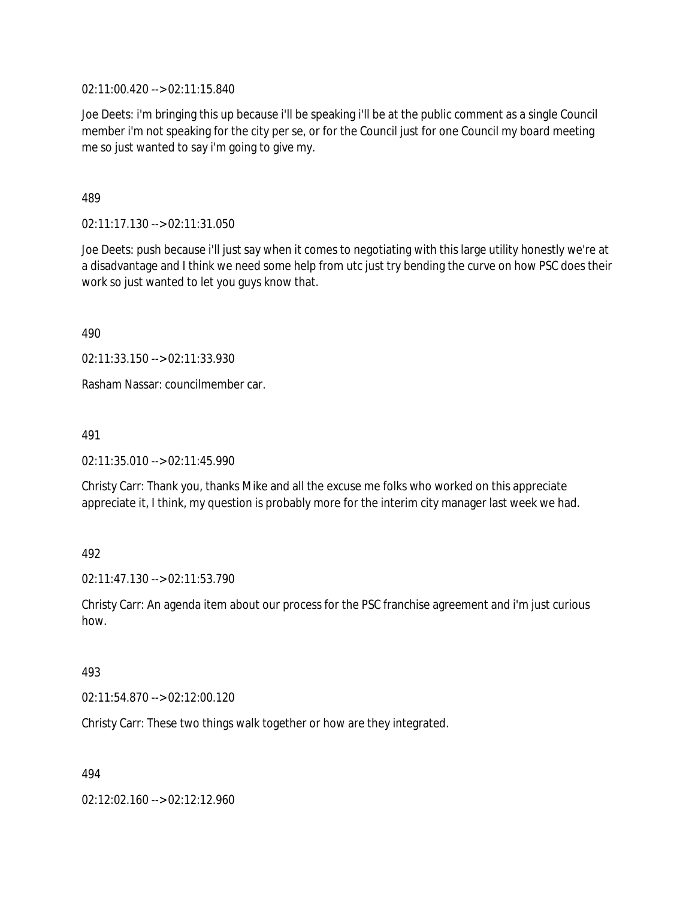02:11:00.420 --> 02:11:15.840

Joe Deets: i'm bringing this up because i'll be speaking i'll be at the public comment as a single Council member i'm not speaking for the city per se, or for the Council just for one Council my board meeting me so just wanted to say i'm going to give my.

489

02:11:17.130 --> 02:11:31.050

Joe Deets: push because i'll just say when it comes to negotiating with this large utility honestly we're at a disadvantage and I think we need some help from utc just try bending the curve on how PSC does their work so just wanted to let you guys know that.

490

02:11:33.150 --> 02:11:33.930

Rasham Nassar: councilmember car.

491

02:11:35.010 --> 02:11:45.990

Christy Carr: Thank you, thanks Mike and all the excuse me folks who worked on this appreciate appreciate it, I think, my question is probably more for the interim city manager last week we had.

492

02:11:47.130 --> 02:11:53.790

Christy Carr: An agenda item about our process for the PSC franchise agreement and i'm just curious how.

493

02:11:54.870 --> 02:12:00.120

Christy Carr: These two things walk together or how are they integrated.

494

02:12:02.160 --> 02:12:12.960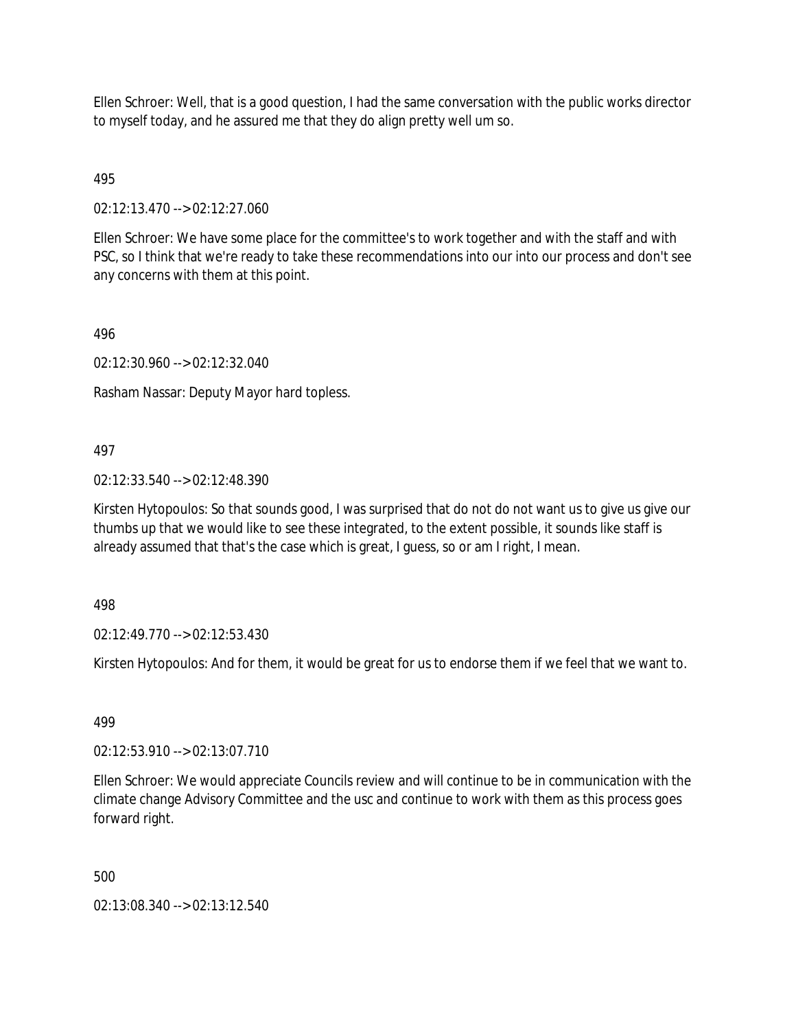Ellen Schroer: Well, that is a good question, I had the same conversation with the public works director to myself today, and he assured me that they do align pretty well um so.

495

02:12:13.470 --> 02:12:27.060

Ellen Schroer: We have some place for the committee's to work together and with the staff and with PSC, so I think that we're ready to take these recommendations into our into our process and don't see any concerns with them at this point.

496

02:12:30.960 --> 02:12:32.040

Rasham Nassar: Deputy Mayor hard topless.

497

02:12:33.540 --> 02:12:48.390

Kirsten Hytopoulos: So that sounds good, I was surprised that do not do not want us to give us give our thumbs up that we would like to see these integrated, to the extent possible, it sounds like staff is already assumed that that's the case which is great, I guess, so or am I right, I mean.

498

02:12:49.770 --> 02:12:53.430

Kirsten Hytopoulos: And for them, it would be great for us to endorse them if we feel that we want to.

499

02:12:53.910 --> 02:13:07.710

Ellen Schroer: We would appreciate Councils review and will continue to be in communication with the climate change Advisory Committee and the usc and continue to work with them as this process goes forward right.

500

02:13:08.340 --> 02:13:12.540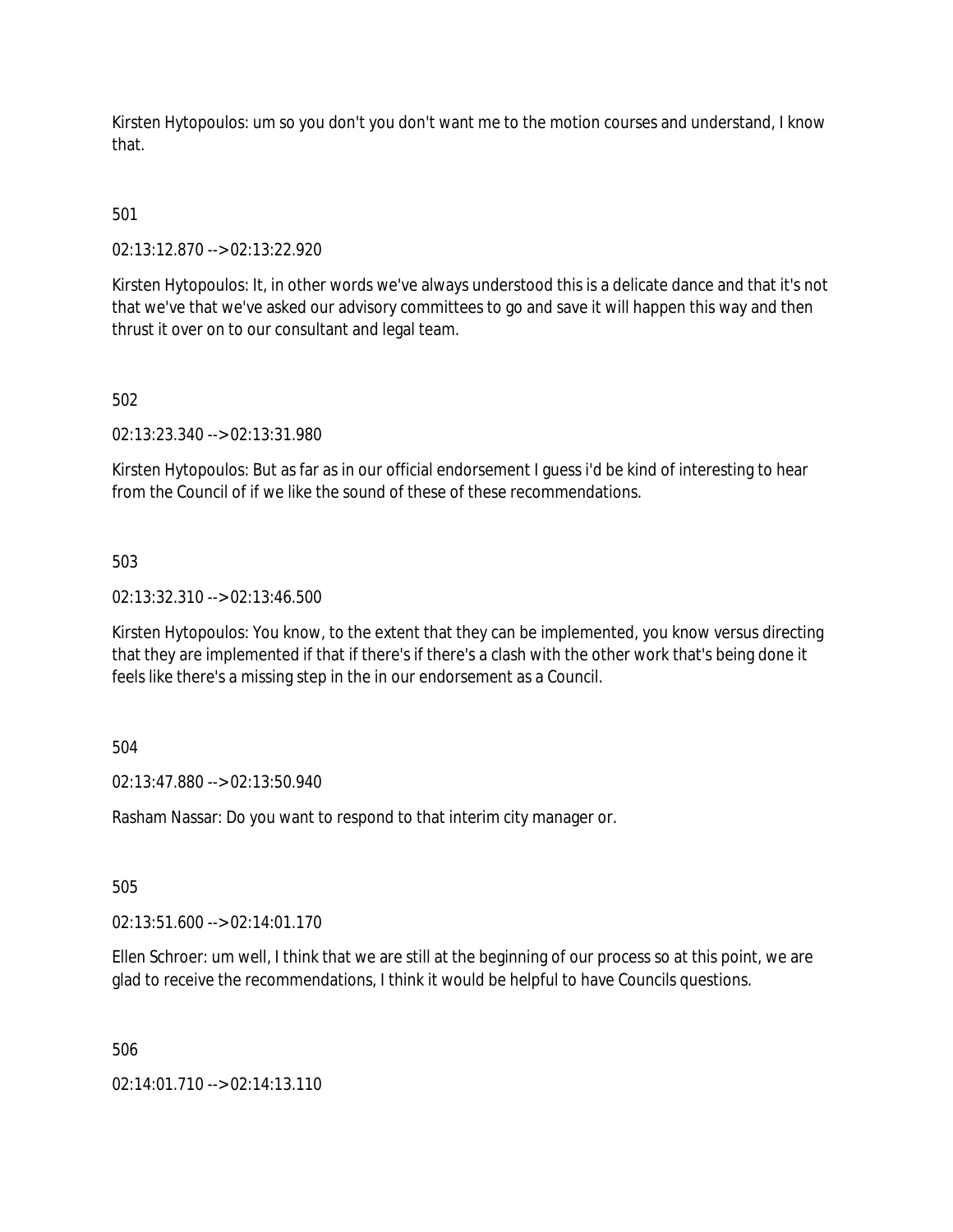Kirsten Hytopoulos: um so you don't you don't want me to the motion courses and understand, I know that.

501

02:13:12.870 --> 02:13:22.920

Kirsten Hytopoulos: It, in other words we've always understood this is a delicate dance and that it's not that we've that we've asked our advisory committees to go and save it will happen this way and then thrust it over on to our consultant and legal team.

502

02:13:23.340 --> 02:13:31.980

Kirsten Hytopoulos: But as far as in our official endorsement I guess i'd be kind of interesting to hear from the Council of if we like the sound of these of these recommendations.

503

02:13:32.310 --> 02:13:46.500

Kirsten Hytopoulos: You know, to the extent that they can be implemented, you know versus directing that they are implemented if that if there's if there's a clash with the other work that's being done it feels like there's a missing step in the in our endorsement as a Council.

504

02:13:47.880 --> 02:13:50.940

Rasham Nassar: Do you want to respond to that interim city manager or.

505

02:13:51.600 --> 02:14:01.170

Ellen Schroer: um well, I think that we are still at the beginning of our process so at this point, we are glad to receive the recommendations, I think it would be helpful to have Councils questions.

506

02:14:01.710 --> 02:14:13.110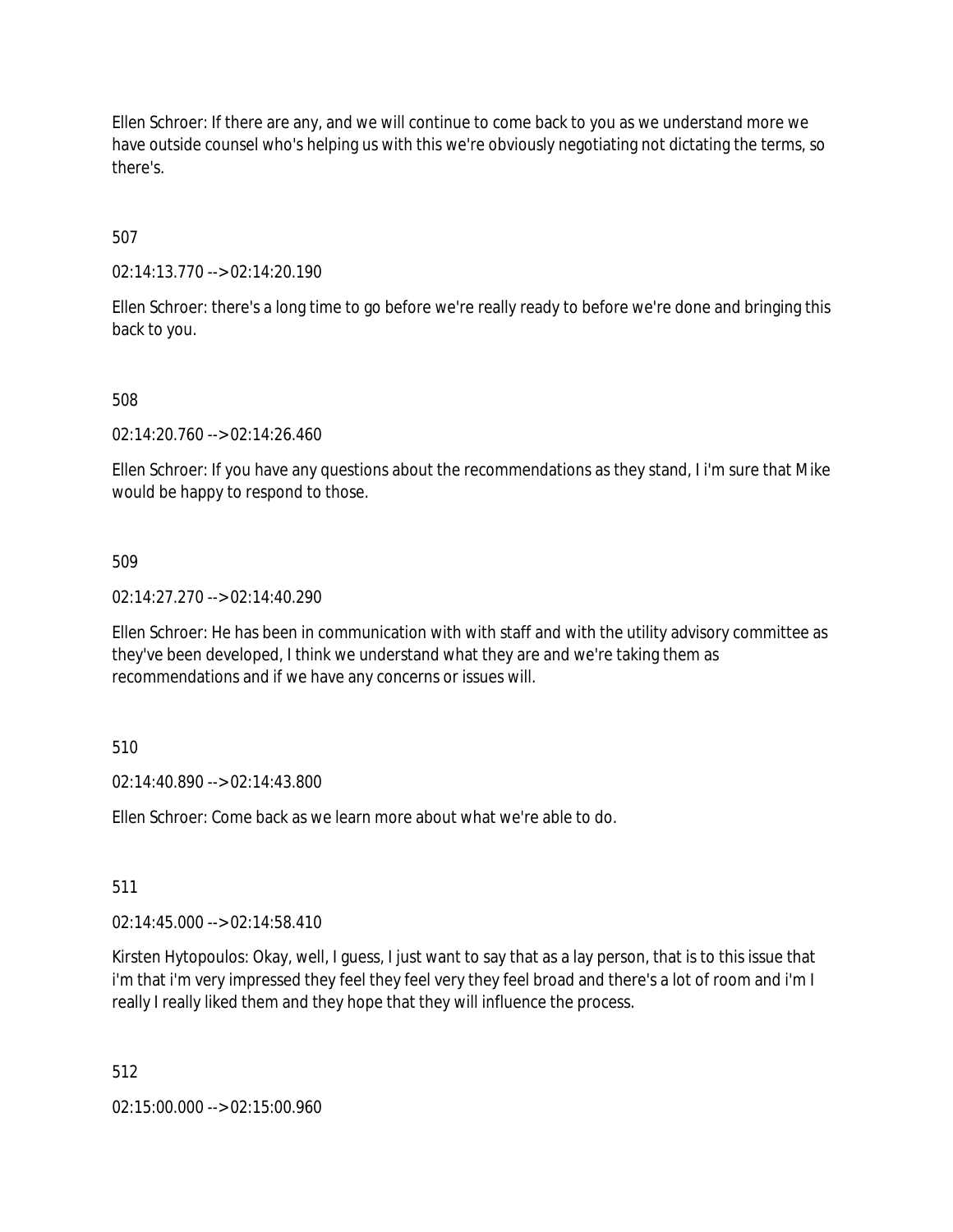Ellen Schroer: If there are any, and we will continue to come back to you as we understand more we have outside counsel who's helping us with this we're obviously negotiating not dictating the terms, so there's.

507

02:14:13.770 --> 02:14:20.190

Ellen Schroer: there's a long time to go before we're really ready to before we're done and bringing this back to you.

508

02:14:20.760 --> 02:14:26.460

Ellen Schroer: If you have any questions about the recommendations as they stand, I i'm sure that Mike would be happy to respond to those.

509

02:14:27.270 --> 02:14:40.290

Ellen Schroer: He has been in communication with with staff and with the utility advisory committee as they've been developed, I think we understand what they are and we're taking them as recommendations and if we have any concerns or issues will.

510

02:14:40.890 --> 02:14:43.800

Ellen Schroer: Come back as we learn more about what we're able to do.

511

02:14:45.000 --> 02:14:58.410

Kirsten Hytopoulos: Okay, well, I guess, I just want to say that as a lay person, that is to this issue that i'm that i'm very impressed they feel they feel very they feel broad and there's a lot of room and i'm I really I really liked them and they hope that they will influence the process.

512

02:15:00.000 --> 02:15:00.960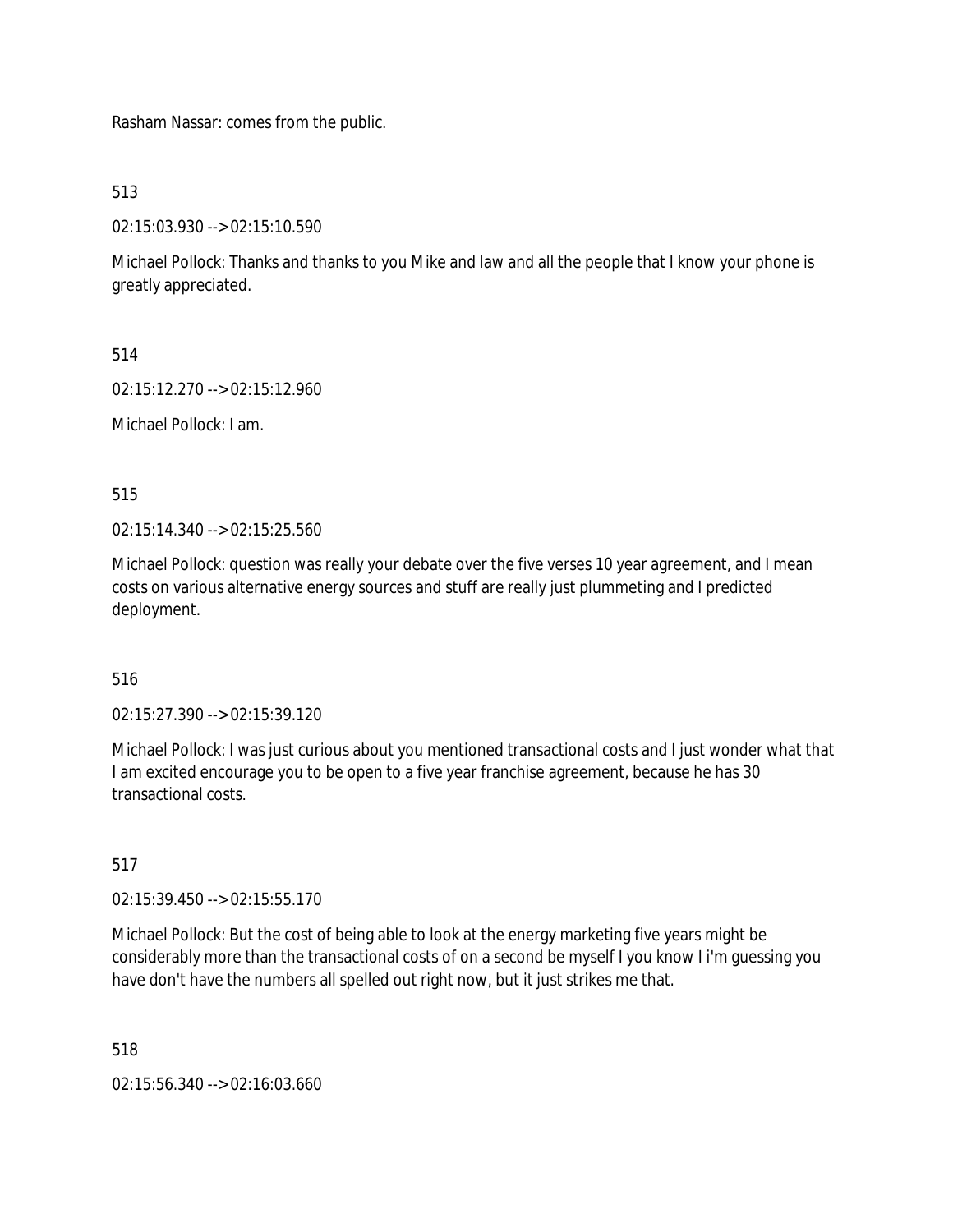Rasham Nassar: comes from the public.

513

02:15:03.930 --> 02:15:10.590

Michael Pollock: Thanks and thanks to you Mike and law and all the people that I know your phone is greatly appreciated.

514

02:15:12.270 --> 02:15:12.960

Michael Pollock: I am.

515

02:15:14.340 --> 02:15:25.560

Michael Pollock: question was really your debate over the five verses 10 year agreement, and I mean costs on various alternative energy sources and stuff are really just plummeting and I predicted deployment.

516

02:15:27.390 --> 02:15:39.120

Michael Pollock: I was just curious about you mentioned transactional costs and I just wonder what that I am excited encourage you to be open to a five year franchise agreement, because he has 30 transactional costs.

517

02:15:39.450 --> 02:15:55.170

Michael Pollock: But the cost of being able to look at the energy marketing five years might be considerably more than the transactional costs of on a second be myself I you know I i'm guessing you have don't have the numbers all spelled out right now, but it just strikes me that.

518

02:15:56.340 --> 02:16:03.660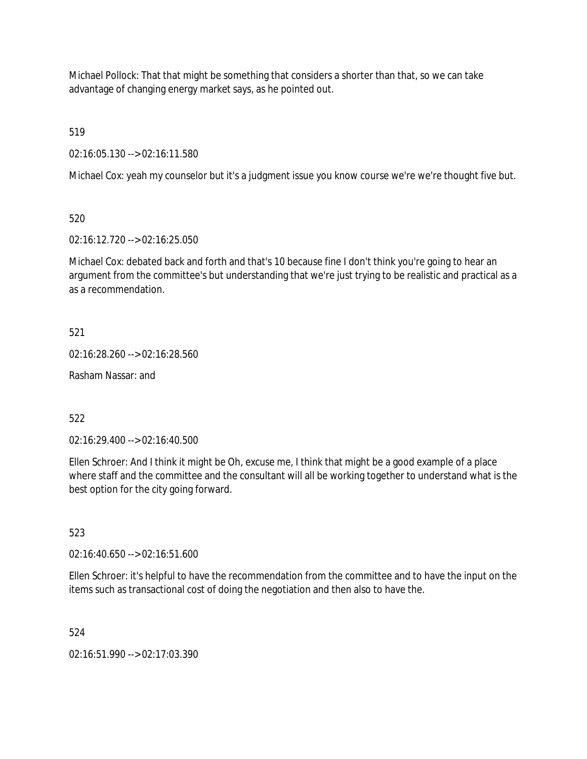Michael Pollock: That that might be something that considers a shorter than that, so we can take advantage of changing energy market says, as he pointed out.

519

02:16:05.130 --> 02:16:11.580

Michael Cox: yeah my counselor but it's a judgment issue you know course we're we're thought five but.

520

02:16:12.720 --> 02:16:25.050

Michael Cox: debated back and forth and that's 10 because fine I don't think you're going to hear an argument from the committee's but understanding that we're just trying to be realistic and practical as a as a recommendation.

521

02:16:28.260 --> 02:16:28.560

Rasham Nassar: and

522

02:16:29.400 --> 02:16:40.500

Ellen Schroer: And I think it might be Oh, excuse me, I think that might be a good example of a place where staff and the committee and the consultant will all be working together to understand what is the best option for the city going forward.

523

02:16:40.650 --> 02:16:51.600

Ellen Schroer: it's helpful to have the recommendation from the committee and to have the input on the items such as transactional cost of doing the negotiation and then also to have the.

524

02:16:51.990 --> 02:17:03.390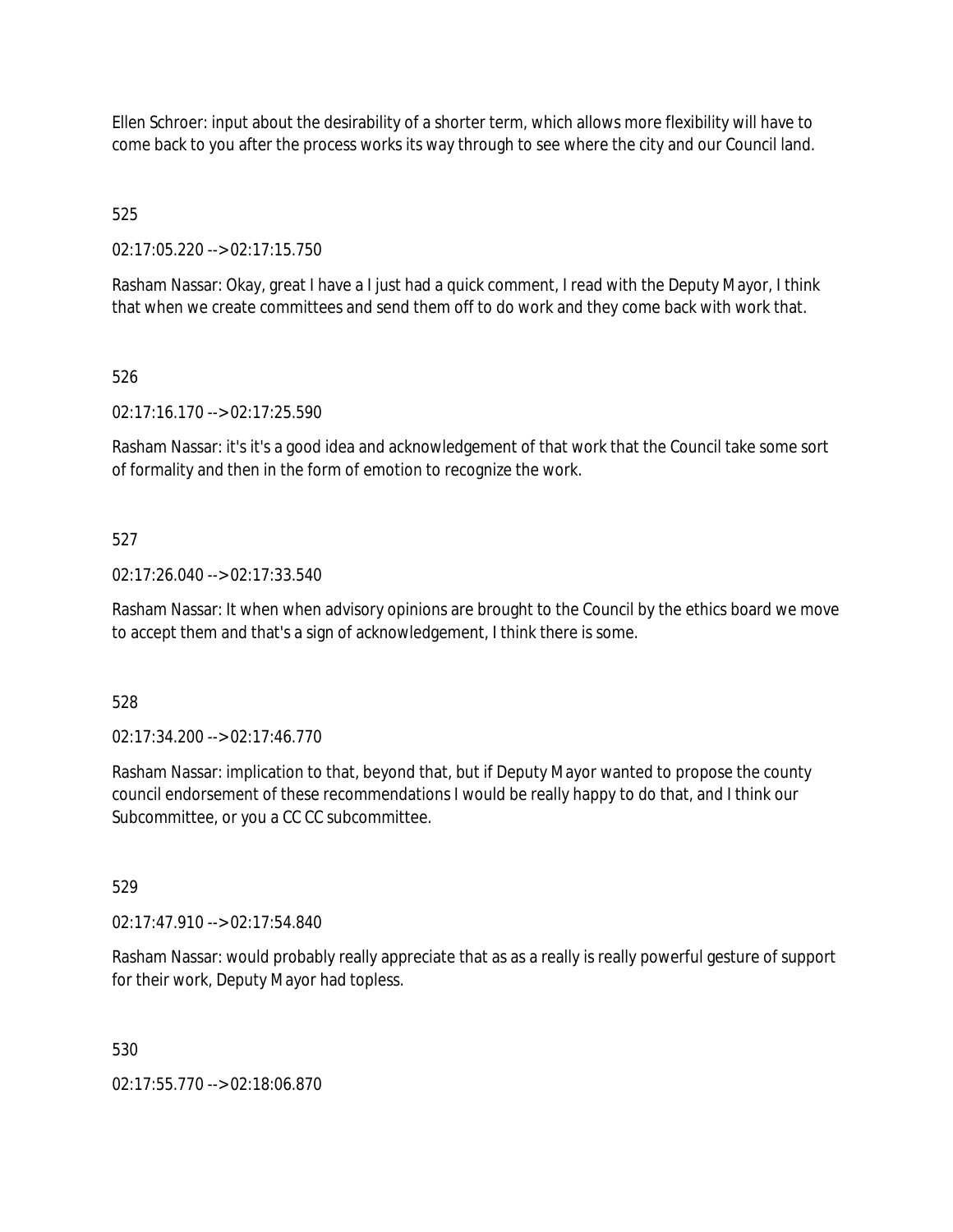Ellen Schroer: input about the desirability of a shorter term, which allows more flexibility will have to come back to you after the process works its way through to see where the city and our Council land.

525

02:17:05.220 --> 02:17:15.750

Rasham Nassar: Okay, great I have a I just had a quick comment, I read with the Deputy Mayor, I think that when we create committees and send them off to do work and they come back with work that.

526

02:17:16.170 --> 02:17:25.590

Rasham Nassar: it's it's a good idea and acknowledgement of that work that the Council take some sort of formality and then in the form of emotion to recognize the work.

527

02:17:26.040 --> 02:17:33.540

Rasham Nassar: It when when advisory opinions are brought to the Council by the ethics board we move to accept them and that's a sign of acknowledgement, I think there is some.

528

02:17:34.200 --> 02:17:46.770

Rasham Nassar: implication to that, beyond that, but if Deputy Mayor wanted to propose the county council endorsement of these recommendations I would be really happy to do that, and I think our Subcommittee, or you a CC CC subcommittee.

529

02:17:47.910 --> 02:17:54.840

Rasham Nassar: would probably really appreciate that as as a really is really powerful gesture of support for their work, Deputy Mayor had topless.

530

02:17:55.770 --> 02:18:06.870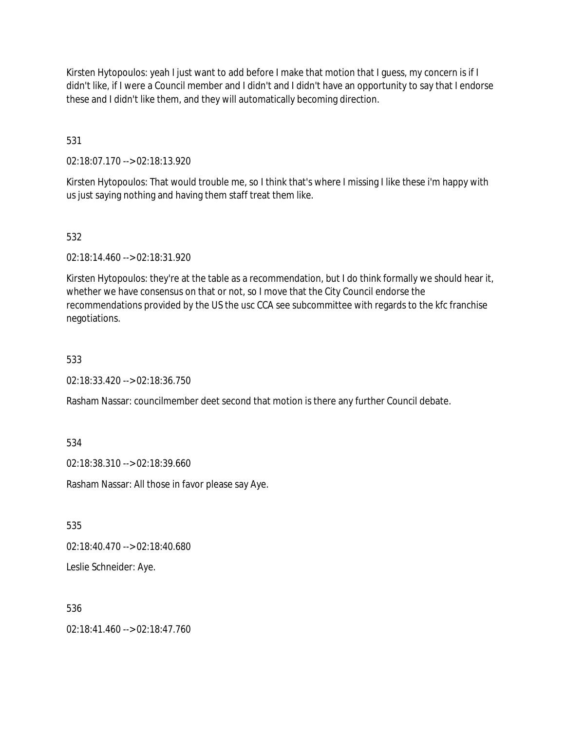Kirsten Hytopoulos: yeah I just want to add before I make that motion that I guess, my concern is if I didn't like, if I were a Council member and I didn't and I didn't have an opportunity to say that I endorse these and I didn't like them, and they will automatically becoming direction.

531

02:18:07.170 --> 02:18:13.920

Kirsten Hytopoulos: That would trouble me, so I think that's where I missing I like these i'm happy with us just saying nothing and having them staff treat them like.

532

02:18:14.460 --> 02:18:31.920

Kirsten Hytopoulos: they're at the table as a recommendation, but I do think formally we should hear it, whether we have consensus on that or not, so I move that the City Council endorse the recommendations provided by the US the usc CCA see subcommittee with regards to the kfc franchise negotiations.

533

02:18:33.420 --> 02:18:36.750

Rasham Nassar: councilmember deet second that motion is there any further Council debate.

534

02:18:38.310 --> 02:18:39.660

Rasham Nassar: All those in favor please say Aye.

535

02:18:40.470 --> 02:18:40.680

Leslie Schneider: Aye.

536

02:18:41.460 --> 02:18:47.760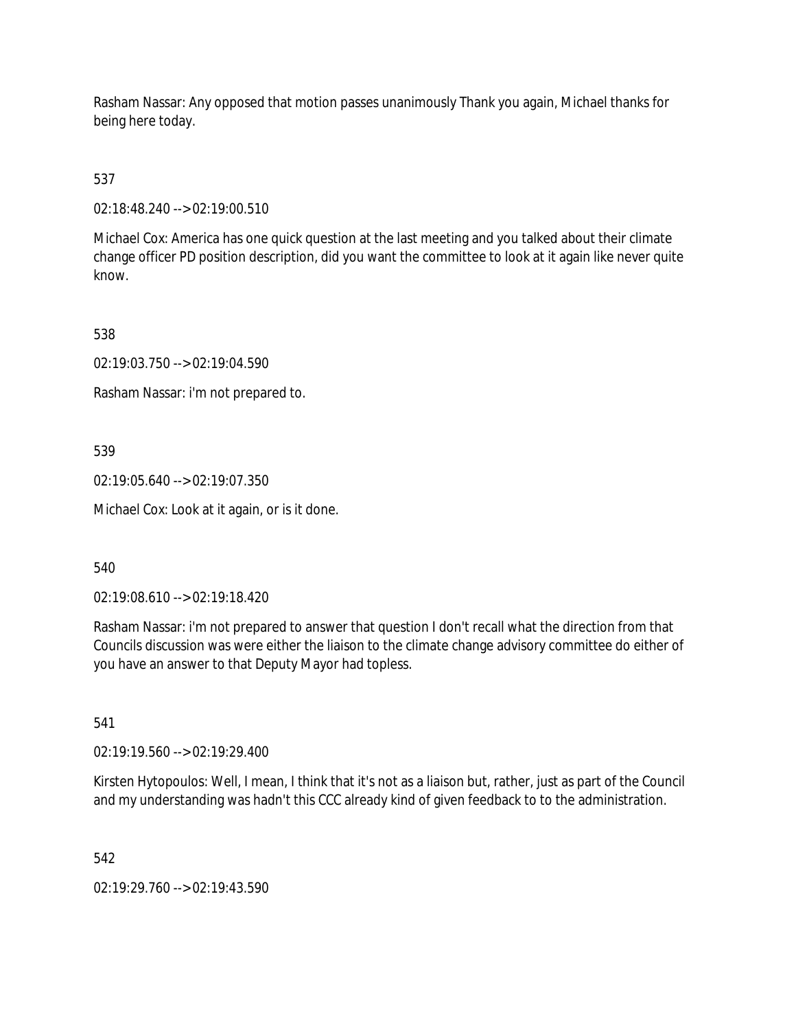Rasham Nassar: Any opposed that motion passes unanimously Thank you again, Michael thanks for being here today.

537

02:18:48.240 --> 02:19:00.510

Michael Cox: America has one quick question at the last meeting and you talked about their climate change officer PD position description, did you want the committee to look at it again like never quite know.

538

02:19:03.750 --> 02:19:04.590

Rasham Nassar: i'm not prepared to.

539

02:19:05.640 --> 02:19:07.350

Michael Cox: Look at it again, or is it done.

540

02:19:08.610 --> 02:19:18.420

Rasham Nassar: i'm not prepared to answer that question I don't recall what the direction from that Councils discussion was were either the liaison to the climate change advisory committee do either of you have an answer to that Deputy Mayor had topless.

541

02:19:19.560 --> 02:19:29.400

Kirsten Hytopoulos: Well, I mean, I think that it's not as a liaison but, rather, just as part of the Council and my understanding was hadn't this CCC already kind of given feedback to to the administration.

542

02:19:29.760 --> 02:19:43.590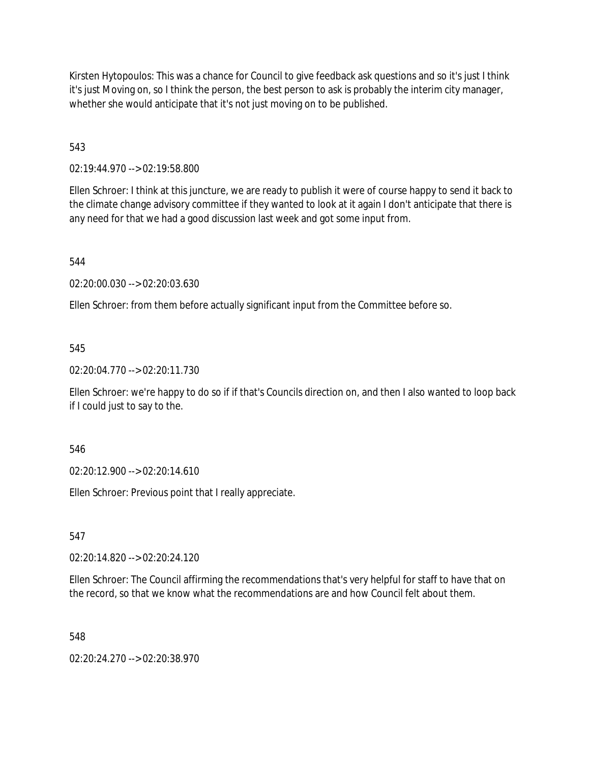Kirsten Hytopoulos: This was a chance for Council to give feedback ask questions and so it's just I think it's just Moving on, so I think the person, the best person to ask is probably the interim city manager, whether she would anticipate that it's not just moving on to be published.

543

02:19:44.970 --> 02:19:58.800

Ellen Schroer: I think at this juncture, we are ready to publish it were of course happy to send it back to the climate change advisory committee if they wanted to look at it again I don't anticipate that there is any need for that we had a good discussion last week and got some input from.

544

02:20:00.030 --> 02:20:03.630

Ellen Schroer: from them before actually significant input from the Committee before so.

545

02:20:04.770 --> 02:20:11.730

Ellen Schroer: we're happy to do so if if that's Councils direction on, and then I also wanted to loop back if I could just to say to the.

546

02:20:12.900 --> 02:20:14.610

Ellen Schroer: Previous point that I really appreciate.

547

02:20:14.820 --> 02:20:24.120

Ellen Schroer: The Council affirming the recommendations that's very helpful for staff to have that on the record, so that we know what the recommendations are and how Council felt about them.

548

02:20:24.270 --> 02:20:38.970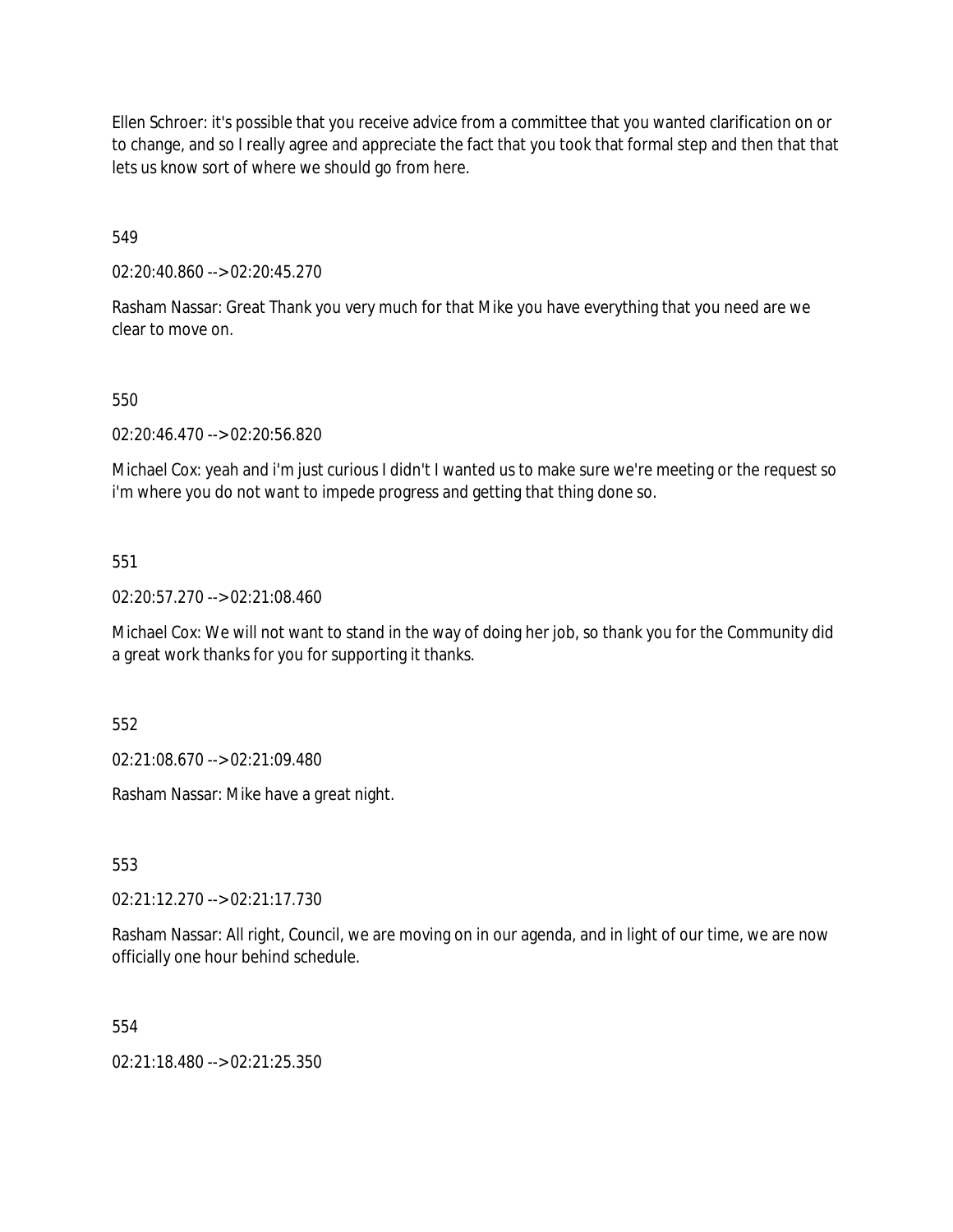Ellen Schroer: it's possible that you receive advice from a committee that you wanted clarification on or to change, and so I really agree and appreciate the fact that you took that formal step and then that that lets us know sort of where we should go from here.

549

02:20:40.860 --> 02:20:45.270

Rasham Nassar: Great Thank you very much for that Mike you have everything that you need are we clear to move on.

550

02:20:46.470 --> 02:20:56.820

Michael Cox: yeah and i'm just curious I didn't I wanted us to make sure we're meeting or the request so i'm where you do not want to impede progress and getting that thing done so.

551

02:20:57.270 --> 02:21:08.460

Michael Cox: We will not want to stand in the way of doing her job, so thank you for the Community did a great work thanks for you for supporting it thanks.

552

02:21:08.670 --> 02:21:09.480

Rasham Nassar: Mike have a great night.

553

02:21:12.270 --> 02:21:17.730

Rasham Nassar: All right, Council, we are moving on in our agenda, and in light of our time, we are now officially one hour behind schedule.

554

02:21:18.480 --> 02:21:25.350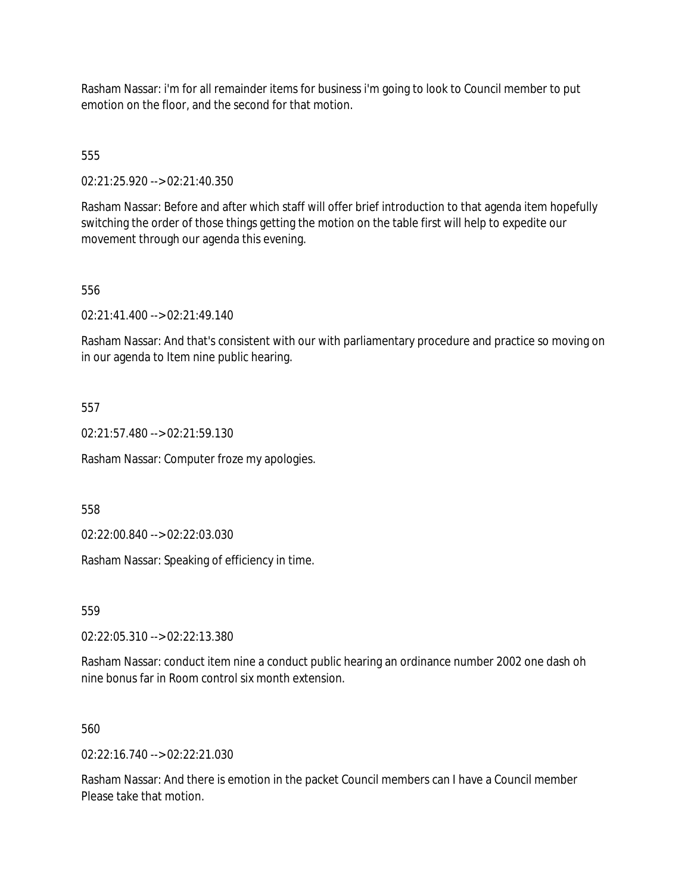Rasham Nassar: i'm for all remainder items for business i'm going to look to Council member to put emotion on the floor, and the second for that motion.

555

02:21:25.920 --> 02:21:40.350

Rasham Nassar: Before and after which staff will offer brief introduction to that agenda item hopefully switching the order of those things getting the motion on the table first will help to expedite our movement through our agenda this evening.

556

02:21:41.400 --> 02:21:49.140

Rasham Nassar: And that's consistent with our with parliamentary procedure and practice so moving on in our agenda to Item nine public hearing.

557

02:21:57.480 --> 02:21:59.130

Rasham Nassar: Computer froze my apologies.

558

02:22:00.840 --> 02:22:03.030

Rasham Nassar: Speaking of efficiency in time.

559

02:22:05.310 --> 02:22:13.380

Rasham Nassar: conduct item nine a conduct public hearing an ordinance number 2002 one dash oh nine bonus far in Room control six month extension.

560

02:22:16.740 --> 02:22:21.030

Rasham Nassar: And there is emotion in the packet Council members can I have a Council member Please take that motion.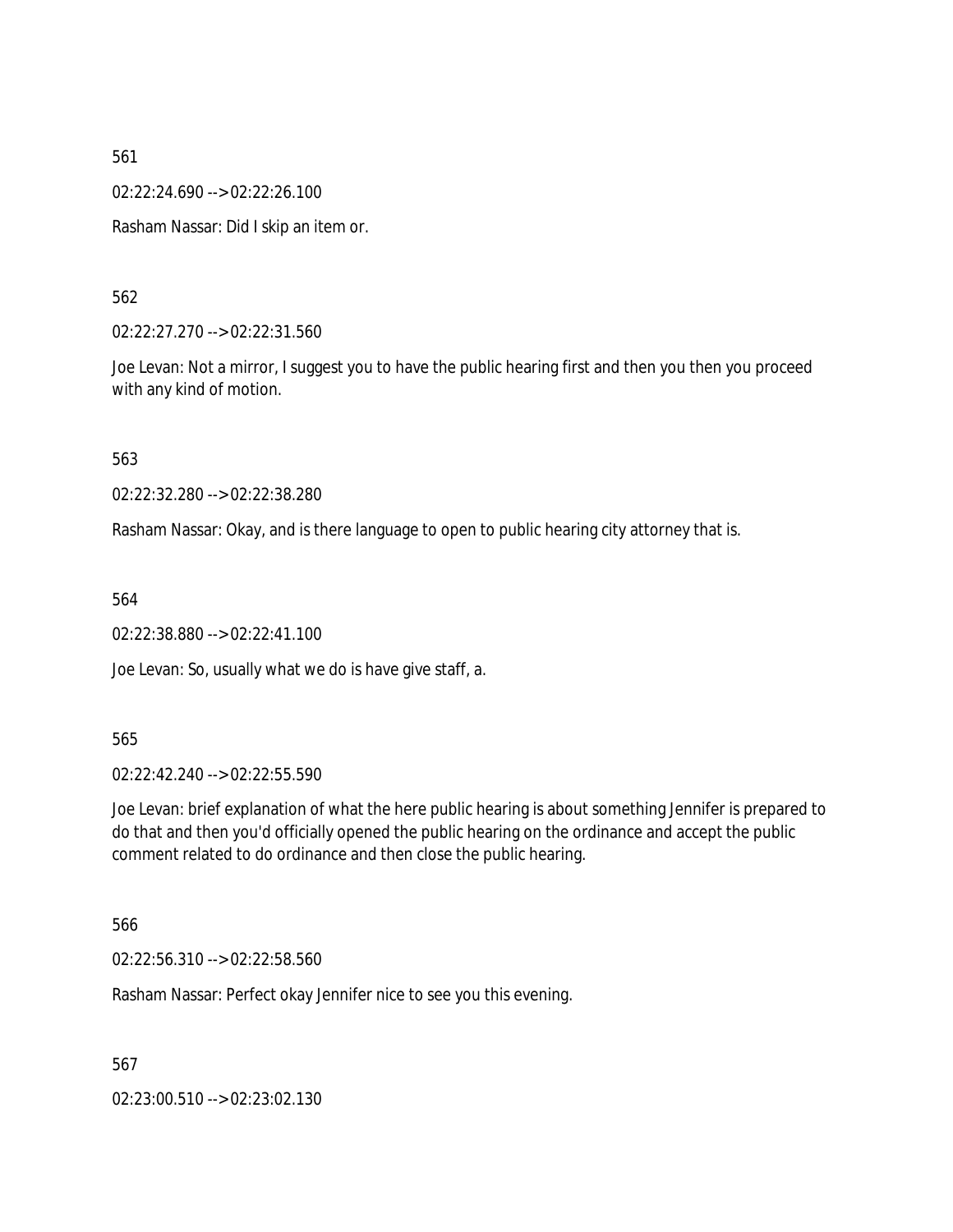561

02:22:24.690 --> 02:22:26.100

Rasham Nassar: Did I skip an item or.

562

02:22:27.270 --> 02:22:31.560

Joe Levan: Not a mirror, I suggest you to have the public hearing first and then you then you proceed with any kind of motion.

563

02:22:32.280 --> 02:22:38.280

Rasham Nassar: Okay, and is there language to open to public hearing city attorney that is.

564

02:22:38.880 --> 02:22:41.100

Joe Levan: So, usually what we do is have give staff, a.

565

02:22:42.240 --> 02:22:55.590

Joe Levan: brief explanation of what the here public hearing is about something Jennifer is prepared to do that and then you'd officially opened the public hearing on the ordinance and accept the public comment related to do ordinance and then close the public hearing.

566

02:22:56.310 --> 02:22:58.560

Rasham Nassar: Perfect okay Jennifer nice to see you this evening.

567

02:23:00.510 --> 02:23:02.130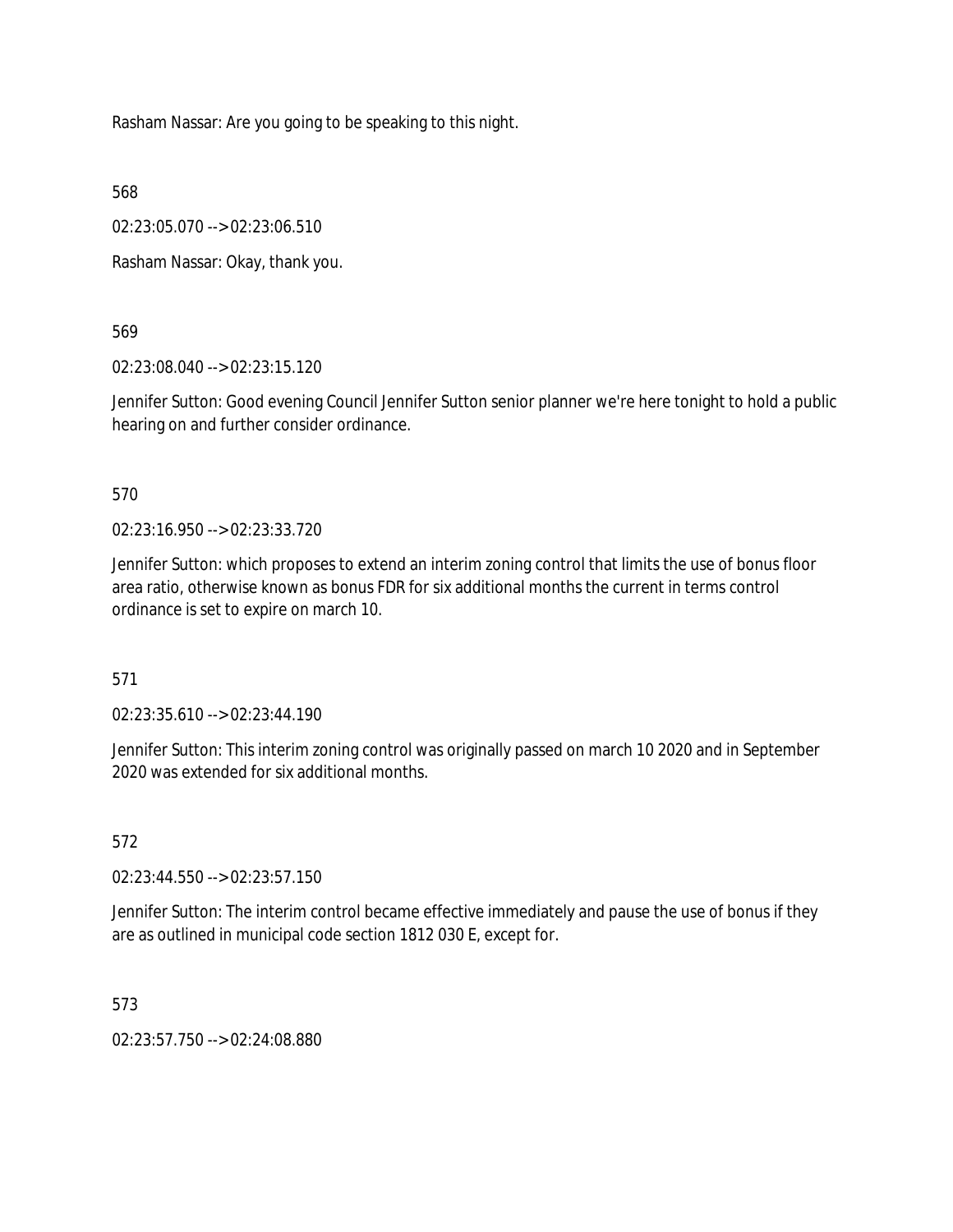Rasham Nassar: Are you going to be speaking to this night.

568

02:23:05.070 --> 02:23:06.510

Rasham Nassar: Okay, thank you.

569

02:23:08.040 --> 02:23:15.120

Jennifer Sutton: Good evening Council Jennifer Sutton senior planner we're here tonight to hold a public hearing on and further consider ordinance.

570

02:23:16.950 --> 02:23:33.720

Jennifer Sutton: which proposes to extend an interim zoning control that limits the use of bonus floor area ratio, otherwise known as bonus FDR for six additional months the current in terms control ordinance is set to expire on march 10.

571

02:23:35.610 --> 02:23:44.190

Jennifer Sutton: This interim zoning control was originally passed on march 10 2020 and in September 2020 was extended for six additional months.

572

02:23:44.550 --> 02:23:57.150

Jennifer Sutton: The interim control became effective immediately and pause the use of bonus if they are as outlined in municipal code section 1812 030 E, except for.

573

02:23:57.750 --> 02:24:08.880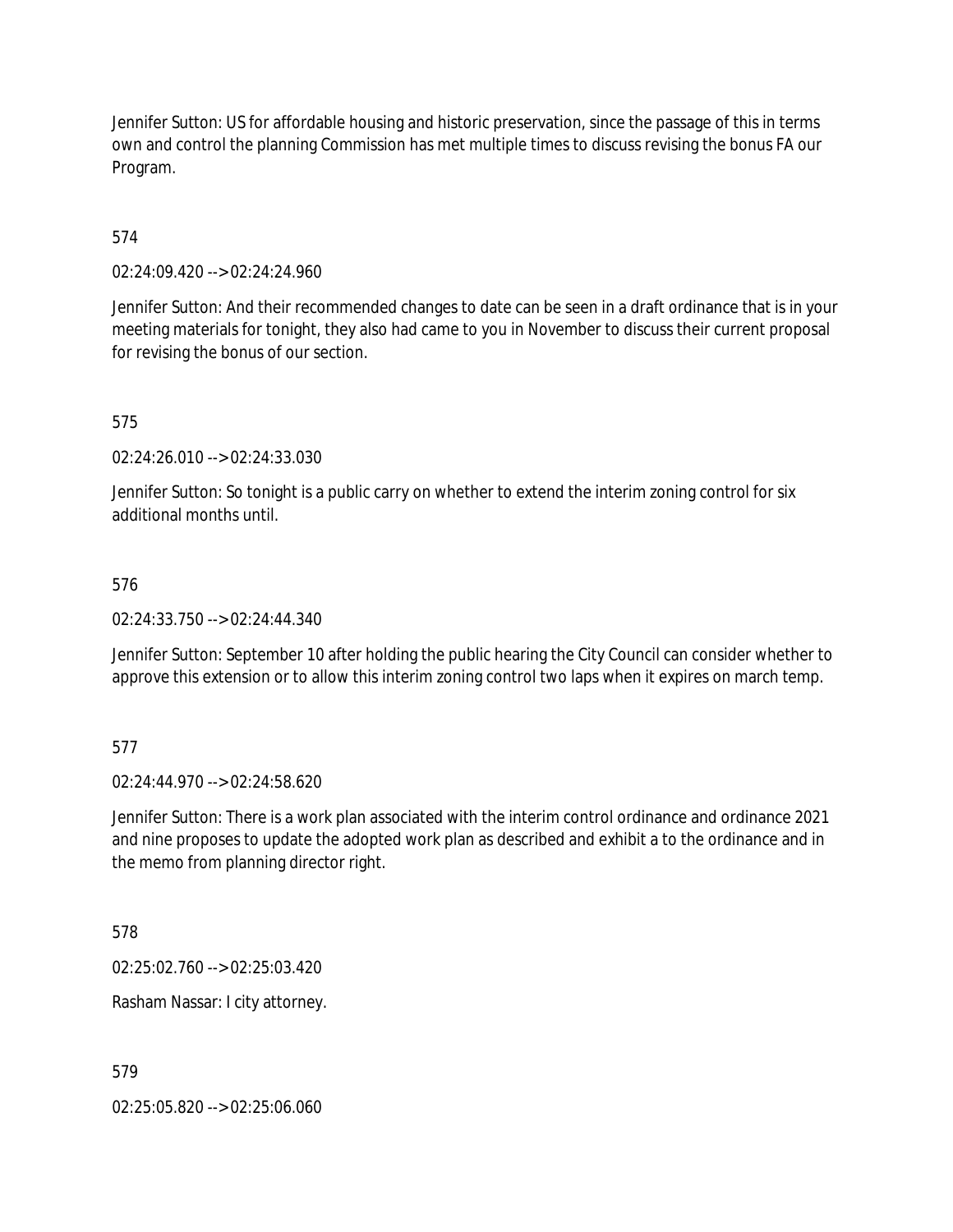Jennifer Sutton: US for affordable housing and historic preservation, since the passage of this in terms own and control the planning Commission has met multiple times to discuss revising the bonus FA our Program.

574

02:24:09.420 --> 02:24:24.960

Jennifer Sutton: And their recommended changes to date can be seen in a draft ordinance that is in your meeting materials for tonight, they also had came to you in November to discuss their current proposal for revising the bonus of our section.

575

02:24:26.010 --> 02:24:33.030

Jennifer Sutton: So tonight is a public carry on whether to extend the interim zoning control for six additional months until.

576

02:24:33.750 --> 02:24:44.340

Jennifer Sutton: September 10 after holding the public hearing the City Council can consider whether to approve this extension or to allow this interim zoning control two laps when it expires on march temp.

577

02:24:44.970 --> 02:24:58.620

Jennifer Sutton: There is a work plan associated with the interim control ordinance and ordinance 2021 and nine proposes to update the adopted work plan as described and exhibit a to the ordinance and in the memo from planning director right.

578

02:25:02.760 --> 02:25:03.420

Rasham Nassar: I city attorney.

579

02:25:05.820 --> 02:25:06.060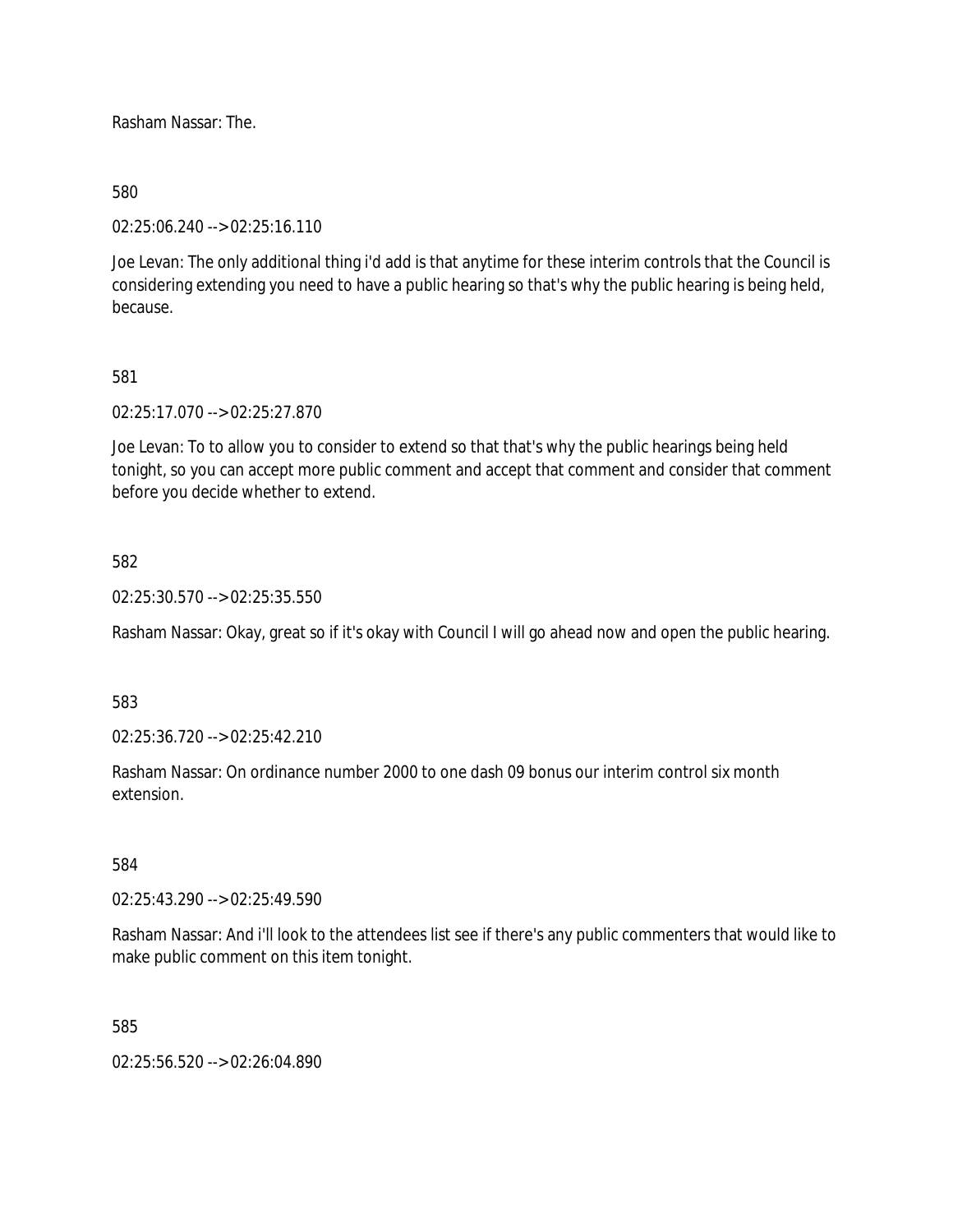Rasham Nassar: The.

580

02:25:06.240 --> 02:25:16.110

Joe Levan: The only additional thing i'd add is that anytime for these interim controls that the Council is considering extending you need to have a public hearing so that's why the public hearing is being held, because.

581

02:25:17.070 --> 02:25:27.870

Joe Levan: To to allow you to consider to extend so that that's why the public hearings being held tonight, so you can accept more public comment and accept that comment and consider that comment before you decide whether to extend.

582

02:25:30.570 --> 02:25:35.550

Rasham Nassar: Okay, great so if it's okay with Council I will go ahead now and open the public hearing.

583

02:25:36.720 --> 02:25:42.210

Rasham Nassar: On ordinance number 2000 to one dash 09 bonus our interim control six month extension.

584

02:25:43.290 --> 02:25:49.590

Rasham Nassar: And i'll look to the attendees list see if there's any public commenters that would like to make public comment on this item tonight.

585

02:25:56.520 --> 02:26:04.890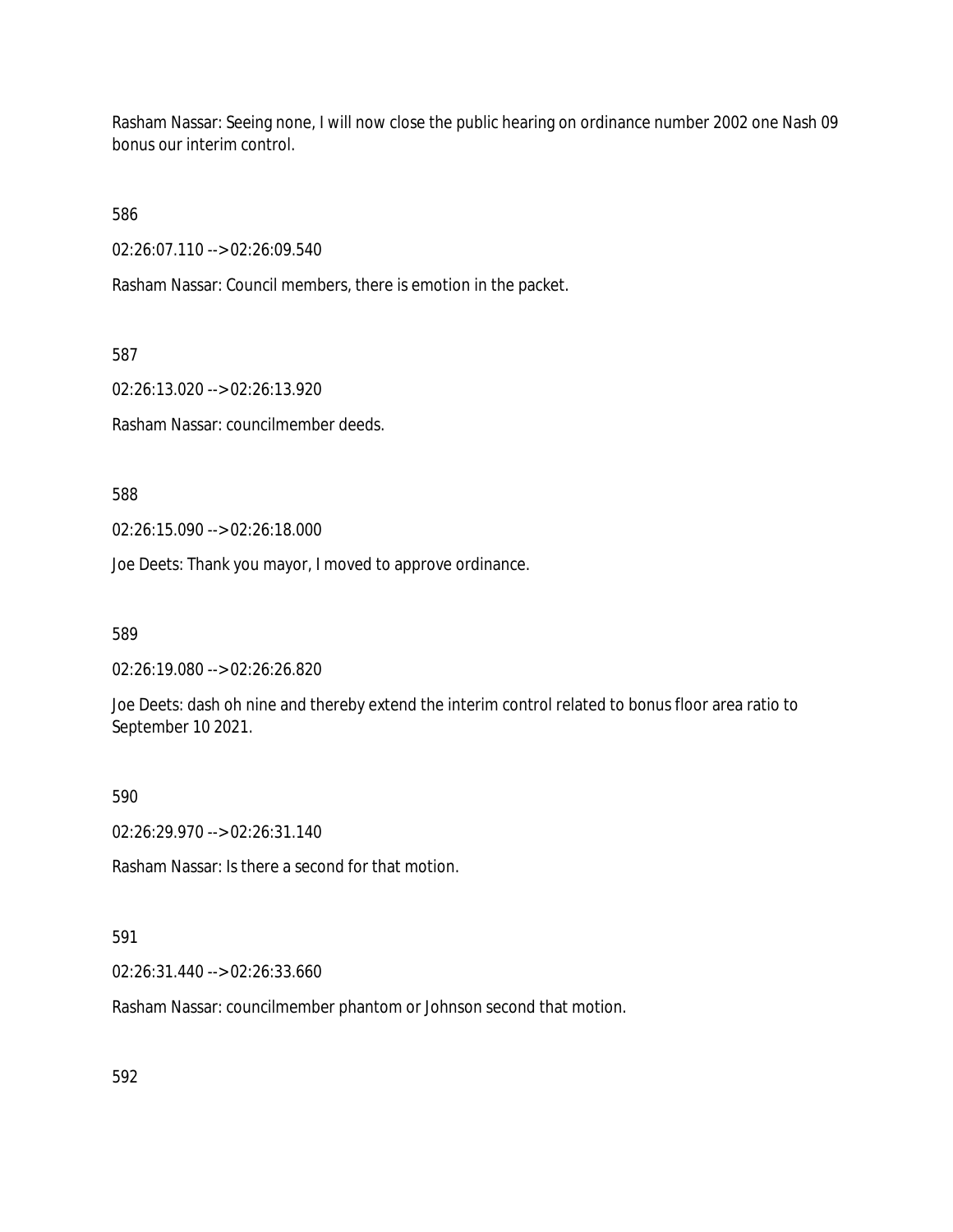Rasham Nassar: Seeing none, I will now close the public hearing on ordinance number 2002 one Nash 09 bonus our interim control.

586

02:26:07.110 --> 02:26:09.540

Rasham Nassar: Council members, there is emotion in the packet.

587

02:26:13.020 --> 02:26:13.920

Rasham Nassar: councilmember deeds.

588

02:26:15.090 --> 02:26:18.000

Joe Deets: Thank you mayor, I moved to approve ordinance.

589

02:26:19.080 --> 02:26:26.820

Joe Deets: dash oh nine and thereby extend the interim control related to bonus floor area ratio to September 10 2021.

590

02:26:29.970 --> 02:26:31.140

Rasham Nassar: Is there a second for that motion.

591

02:26:31.440 --> 02:26:33.660

Rasham Nassar: councilmember phantom or Johnson second that motion.

592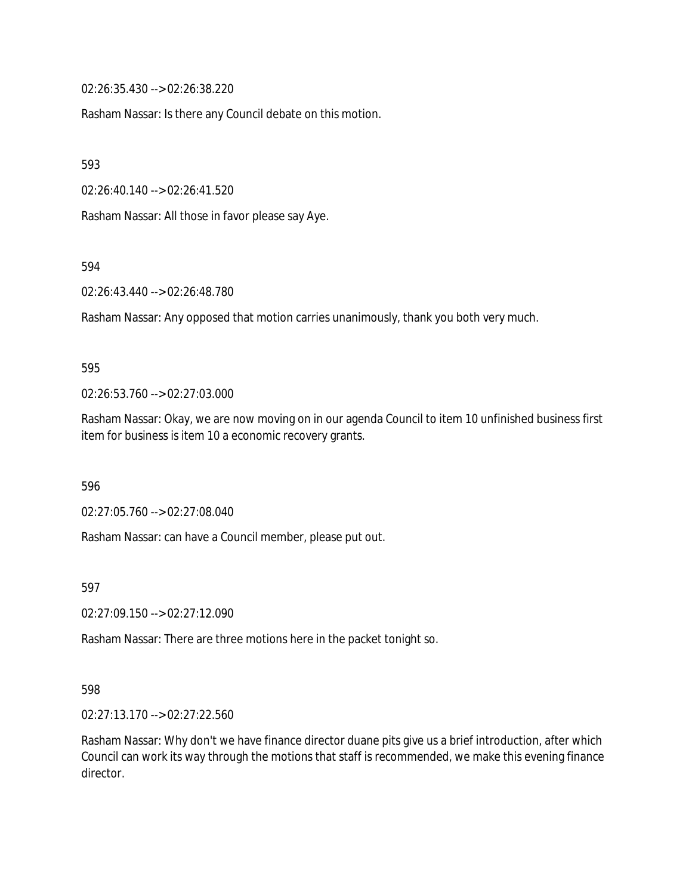02:26:35.430 --> 02:26:38.220

Rasham Nassar: Is there any Council debate on this motion.

593

02:26:40.140 --> 02:26:41.520

Rasham Nassar: All those in favor please say Aye.

594

02:26:43.440 --> 02:26:48.780

Rasham Nassar: Any opposed that motion carries unanimously, thank you both very much.

595

02:26:53.760 --> 02:27:03.000

Rasham Nassar: Okay, we are now moving on in our agenda Council to item 10 unfinished business first item for business is item 10 a economic recovery grants.

596

02:27:05.760 --> 02:27:08.040

Rasham Nassar: can have a Council member, please put out.

597

02:27:09.150 --> 02:27:12.090

Rasham Nassar: There are three motions here in the packet tonight so.

598

02:27:13.170 --> 02:27:22.560

Rasham Nassar: Why don't we have finance director duane pits give us a brief introduction, after which Council can work its way through the motions that staff is recommended, we make this evening finance director.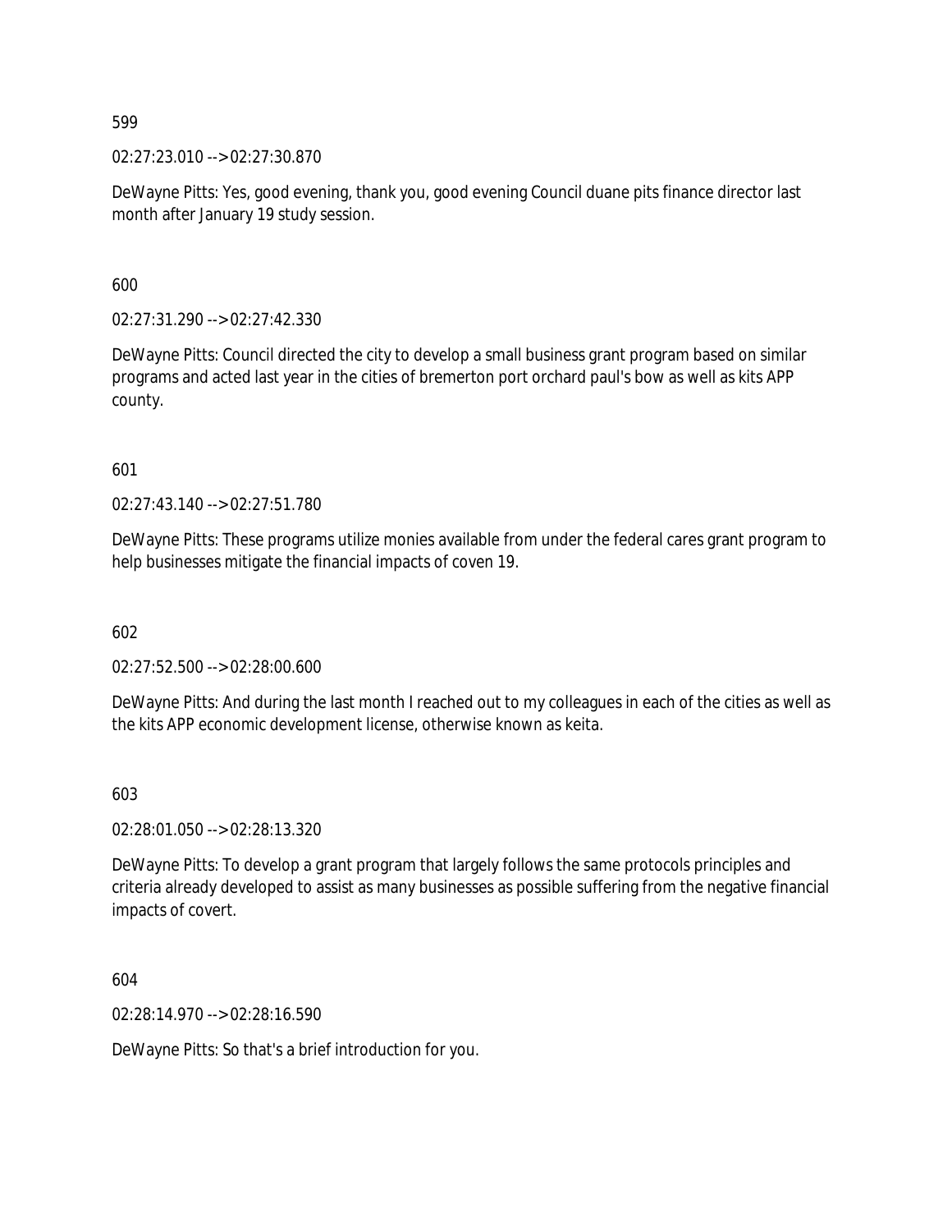599

02:27:23.010 --> 02:27:30.870

DeWayne Pitts: Yes, good evening, thank you, good evening Council duane pits finance director last month after January 19 study session.

600

02:27:31.290 --> 02:27:42.330

DeWayne Pitts: Council directed the city to develop a small business grant program based on similar programs and acted last year in the cities of bremerton port orchard paul's bow as well as kits APP county.

601

02:27:43.140 --> 02:27:51.780

DeWayne Pitts: These programs utilize monies available from under the federal cares grant program to help businesses mitigate the financial impacts of coven 19.

602

02:27:52.500 --> 02:28:00.600

DeWayne Pitts: And during the last month I reached out to my colleagues in each of the cities as well as the kits APP economic development license, otherwise known as keita.

603

02:28:01.050 --> 02:28:13.320

DeWayne Pitts: To develop a grant program that largely follows the same protocols principles and criteria already developed to assist as many businesses as possible suffering from the negative financial impacts of covert.

604

02:28:14.970 --> 02:28:16.590

DeWayne Pitts: So that's a brief introduction for you.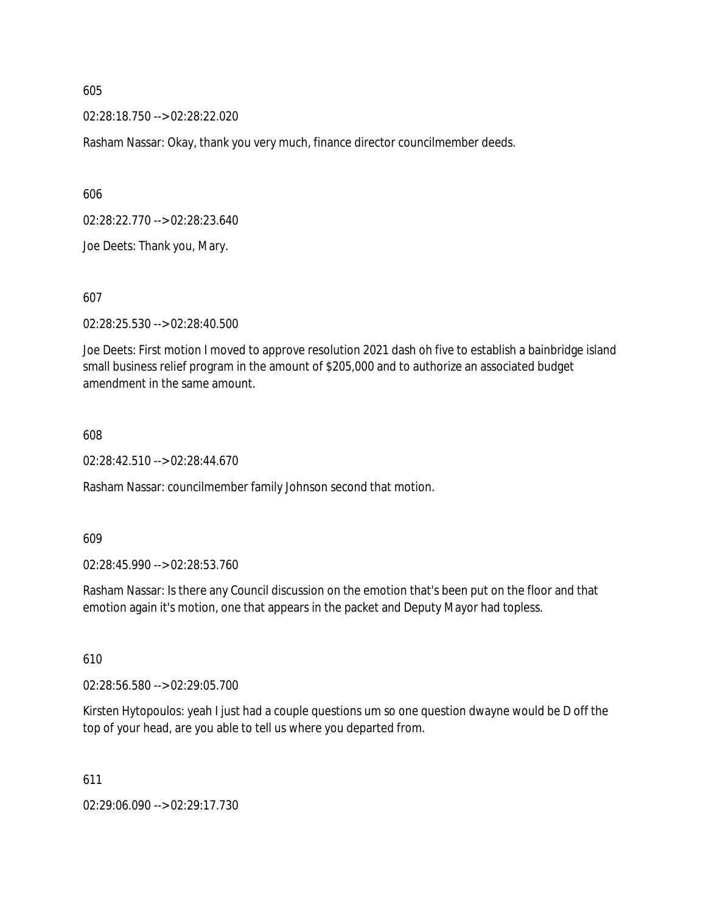605

02:28:18.750 --> 02:28:22.020

Rasham Nassar: Okay, thank you very much, finance director councilmember deeds.

606

02:28:22.770 --> 02:28:23.640

Joe Deets: Thank you, Mary.

607

02:28:25.530 --> 02:28:40.500

Joe Deets: First motion I moved to approve resolution 2021 dash oh five to establish a bainbridge island small business relief program in the amount of $205,000 and to authorize an associated budget amendment in the same amount.

608

02:28:42.510 --> 02:28:44.670

Rasham Nassar: councilmember family Johnson second that motion.

609

02:28:45.990 --> 02:28:53.760

Rasham Nassar: Is there any Council discussion on the emotion that's been put on the floor and that emotion again it's motion, one that appears in the packet and Deputy Mayor had topless.

610

02:28:56.580 --> 02:29:05.700

Kirsten Hytopoulos: yeah I just had a couple questions um so one question dwayne would be D off the top of your head, are you able to tell us where you departed from.

611

02:29:06.090 --> 02:29:17.730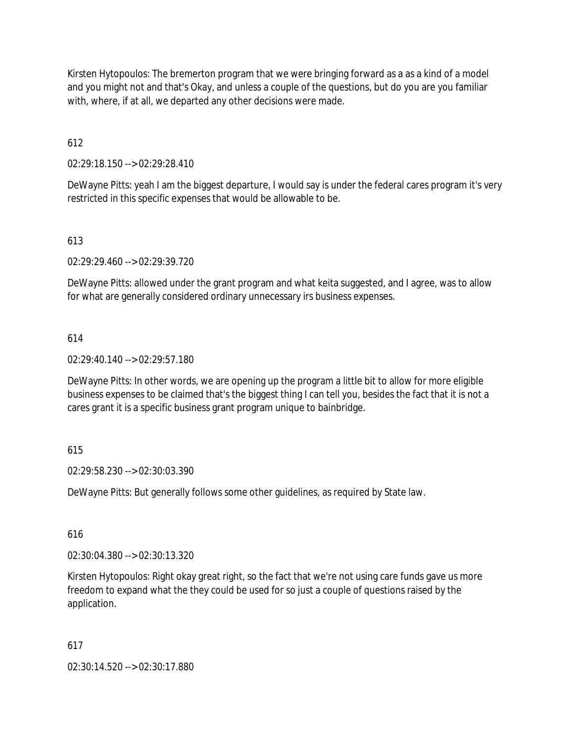Kirsten Hytopoulos: The bremerton program that we were bringing forward as a as a kind of a model and you might not and that's Okay, and unless a couple of the questions, but do you are you familiar with, where, if at all, we departed any other decisions were made.

612

02:29:18.150 --> 02:29:28.410

DeWayne Pitts: yeah I am the biggest departure, I would say is under the federal cares program it's very restricted in this specific expenses that would be allowable to be.

613

02:29:29.460 --> 02:29:39.720

DeWayne Pitts: allowed under the grant program and what keita suggested, and I agree, was to allow for what are generally considered ordinary unnecessary irs business expenses.

614

02:29:40.140 --> 02:29:57.180

DeWayne Pitts: In other words, we are opening up the program a little bit to allow for more eligible business expenses to be claimed that's the biggest thing I can tell you, besides the fact that it is not a cares grant it is a specific business grant program unique to bainbridge.

615

02:29:58.230 --> 02:30:03.390

DeWayne Pitts: But generally follows some other guidelines, as required by State law.

616

02:30:04.380 --> 02:30:13.320

Kirsten Hytopoulos: Right okay great right, so the fact that we're not using care funds gave us more freedom to expand what the they could be used for so just a couple of questions raised by the application.

617

02:30:14.520 --> 02:30:17.880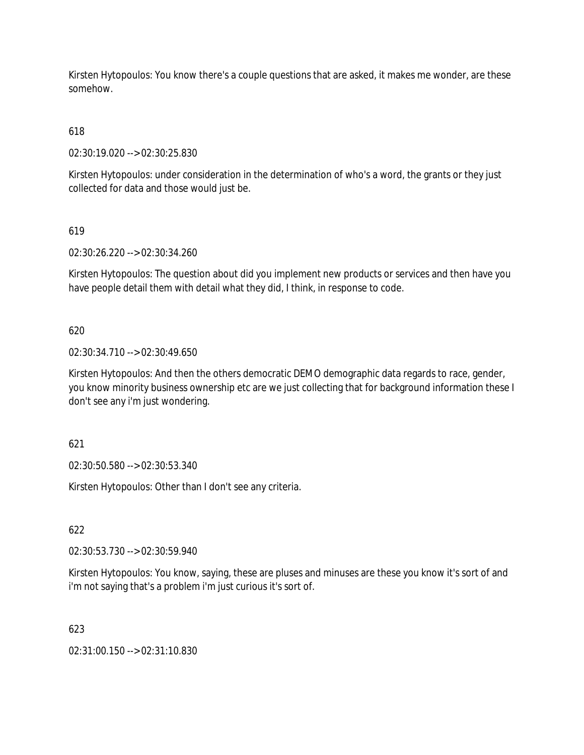Kirsten Hytopoulos: You know there's a couple questions that are asked, it makes me wonder, are these somehow.

618

02:30:19.020 --> 02:30:25.830

Kirsten Hytopoulos: under consideration in the determination of who's a word, the grants or they just collected for data and those would just be.

619

02:30:26.220 --> 02:30:34.260

Kirsten Hytopoulos: The question about did you implement new products or services and then have you have people detail them with detail what they did, I think, in response to code.

620

02:30:34.710 --> 02:30:49.650

Kirsten Hytopoulos: And then the others democratic DEMO demographic data regards to race, gender, you know minority business ownership etc are we just collecting that for background information these I don't see any i'm just wondering.

621

02:30:50.580 --> 02:30:53.340

Kirsten Hytopoulos: Other than I don't see any criteria.

622

02:30:53.730 --> 02:30:59.940

Kirsten Hytopoulos: You know, saying, these are pluses and minuses are these you know it's sort of and i'm not saying that's a problem i'm just curious it's sort of.

623

02:31:00.150 --> 02:31:10.830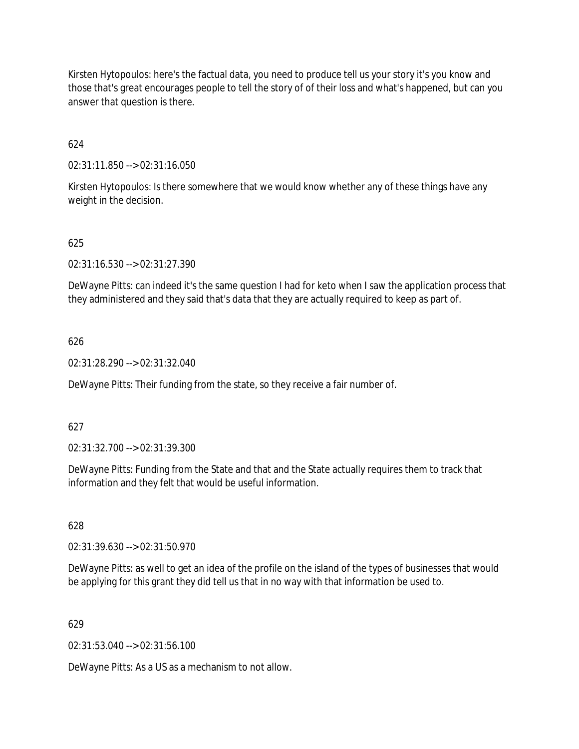Kirsten Hytopoulos: here's the factual data, you need to produce tell us your story it's you know and those that's great encourages people to tell the story of of their loss and what's happened, but can you answer that question is there.

624

02:31:11.850 --> 02:31:16.050

Kirsten Hytopoulos: Is there somewhere that we would know whether any of these things have any weight in the decision.

625

02:31:16.530 --> 02:31:27.390

DeWayne Pitts: can indeed it's the same question I had for keto when I saw the application process that they administered and they said that's data that they are actually required to keep as part of.

626

02:31:28.290 --> 02:31:32.040

DeWayne Pitts: Their funding from the state, so they receive a fair number of.

627

02:31:32.700 --> 02:31:39.300

DeWayne Pitts: Funding from the State and that and the State actually requires them to track that information and they felt that would be useful information.

628

02:31:39.630 --> 02:31:50.970

DeWayne Pitts: as well to get an idea of the profile on the island of the types of businesses that would be applying for this grant they did tell us that in no way with that information be used to.

629

02:31:53.040 --> 02:31:56.100

DeWayne Pitts: As a US as a mechanism to not allow.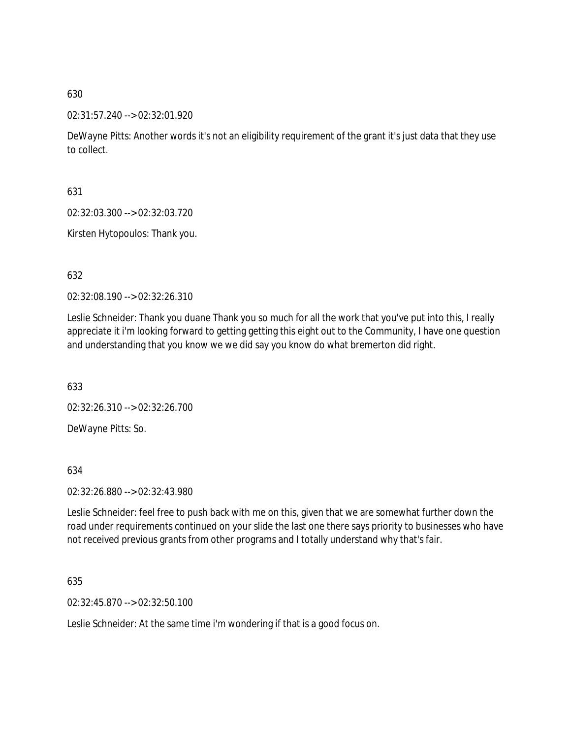630

02:31:57.240 --> 02:32:01.920

DeWayne Pitts: Another words it's not an eligibility requirement of the grant it's just data that they use to collect.

631

02:32:03.300 --> 02:32:03.720

Kirsten Hytopoulos: Thank you.

632

02:32:08.190 --> 02:32:26.310

Leslie Schneider: Thank you duane Thank you so much for all the work that you've put into this, I really appreciate it i'm looking forward to getting getting this eight out to the Community, I have one question and understanding that you know we we did say you know do what bremerton did right.

633

02:32:26.310 --> 02:32:26.700

DeWayne Pitts: So.

634

02:32:26.880 --> 02:32:43.980

Leslie Schneider: feel free to push back with me on this, given that we are somewhat further down the road under requirements continued on your slide the last one there says priority to businesses who have not received previous grants from other programs and I totally understand why that's fair.

635

02:32:45.870 --> 02:32:50.100

Leslie Schneider: At the same time i'm wondering if that is a good focus on.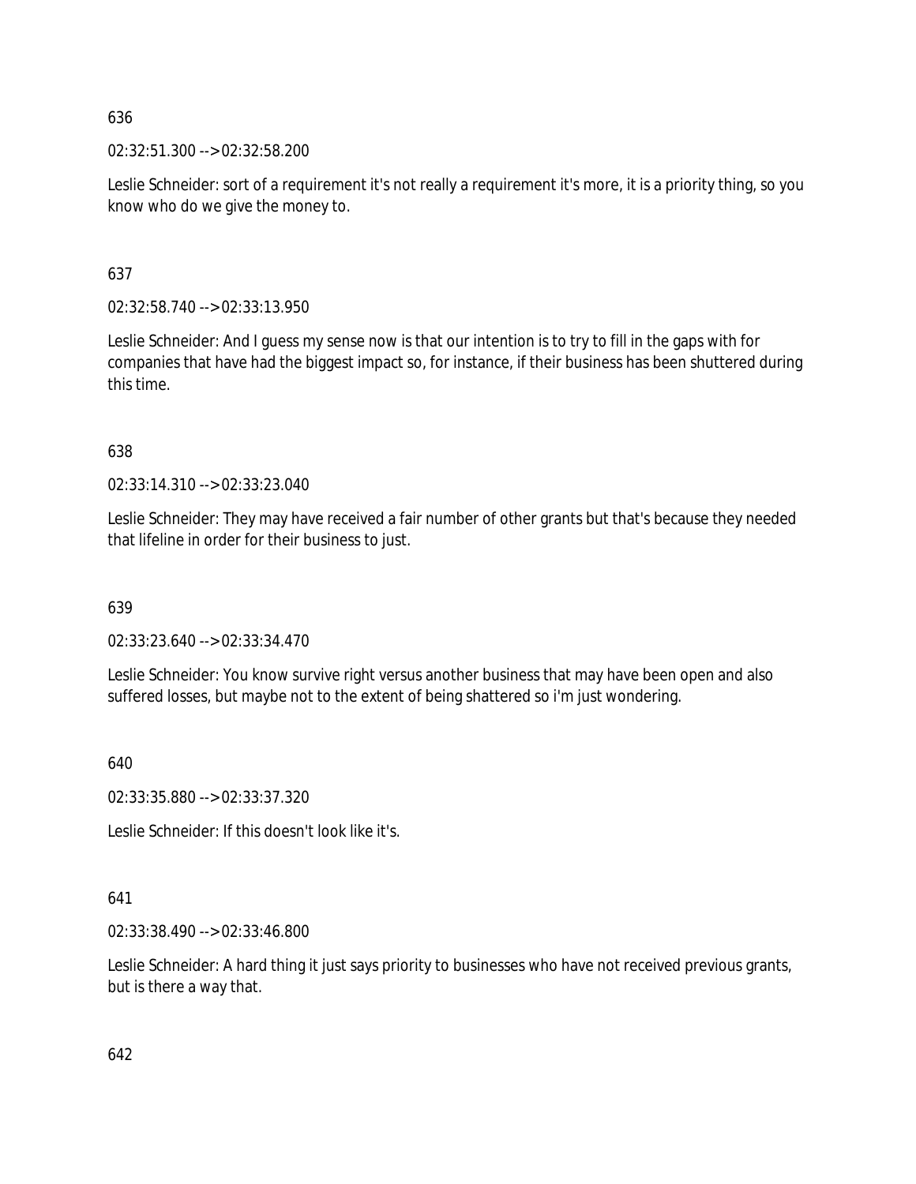636

02:32:51.300 --> 02:32:58.200

Leslie Schneider: sort of a requirement it's not really a requirement it's more, it is a priority thing, so you know who do we give the money to.

637

02:32:58.740 --> 02:33:13.950

Leslie Schneider: And I guess my sense now is that our intention is to try to fill in the gaps with for companies that have had the biggest impact so, for instance, if their business has been shuttered during this time.

638

02:33:14.310 --> 02:33:23.040

Leslie Schneider: They may have received a fair number of other grants but that's because they needed that lifeline in order for their business to just.

639

02:33:23.640 --> 02:33:34.470

Leslie Schneider: You know survive right versus another business that may have been open and also suffered losses, but maybe not to the extent of being shattered so i'm just wondering.

640

02:33:35.880 --> 02:33:37.320

Leslie Schneider: If this doesn't look like it's.

641

02:33:38.490 --> 02:33:46.800

Leslie Schneider: A hard thing it just says priority to businesses who have not received previous grants, but is there a way that.

642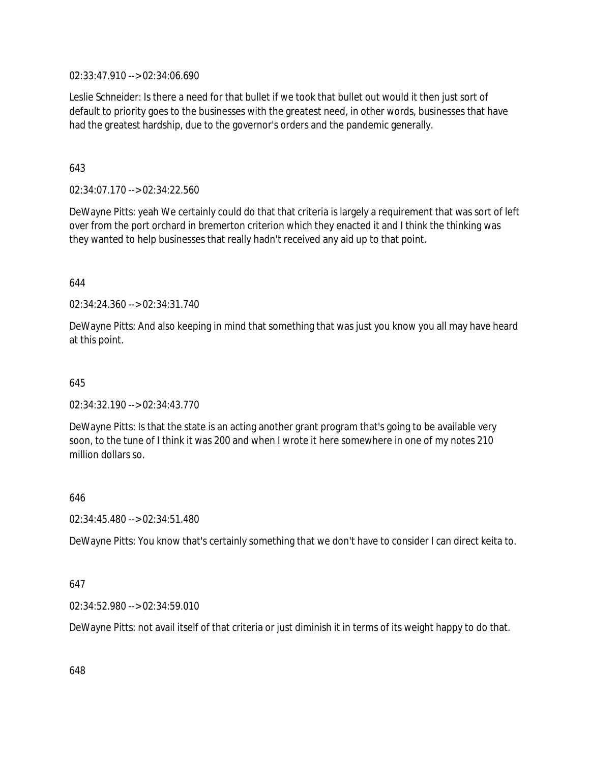02:33:47.910 --> 02:34:06.690

Leslie Schneider: Is there a need for that bullet if we took that bullet out would it then just sort of default to priority goes to the businesses with the greatest need, in other words, businesses that have had the greatest hardship, due to the governor's orders and the pandemic generally.

643

02:34:07.170 --> 02:34:22.560

DeWayne Pitts: yeah We certainly could do that that criteria is largely a requirement that was sort of left over from the port orchard in bremerton criterion which they enacted it and I think the thinking was they wanted to help businesses that really hadn't received any aid up to that point.

644

02:34:24.360 --> 02:34:31.740

DeWayne Pitts: And also keeping in mind that something that was just you know you all may have heard at this point.

645

02:34:32.190 --> 02:34:43.770

DeWayne Pitts: Is that the state is an acting another grant program that's going to be available very soon, to the tune of I think it was 200 and when I wrote it here somewhere in one of my notes 210 million dollars so.

646

02:34:45.480 --> 02:34:51.480

DeWayne Pitts: You know that's certainly something that we don't have to consider I can direct keita to.

647

02:34:52.980 --> 02:34:59.010

DeWayne Pitts: not avail itself of that criteria or just diminish it in terms of its weight happy to do that.

648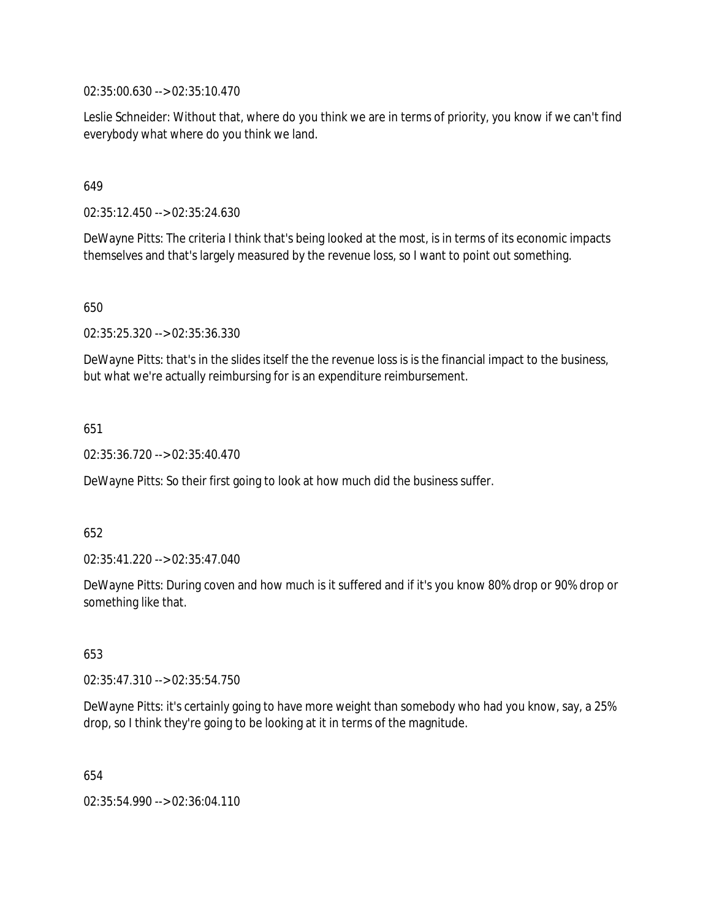02:35:00.630 --> 02:35:10.470

Leslie Schneider: Without that, where do you think we are in terms of priority, you know if we can't find everybody what where do you think we land.

649

02:35:12.450 --> 02:35:24.630

DeWayne Pitts: The criteria I think that's being looked at the most, is in terms of its economic impacts themselves and that's largely measured by the revenue loss, so I want to point out something.

650

02:35:25.320 --> 02:35:36.330

DeWayne Pitts: that's in the slides itself the the revenue loss is is the financial impact to the business, but what we're actually reimbursing for is an expenditure reimbursement.

651

02:35:36.720 --> 02:35:40.470

DeWayne Pitts: So their first going to look at how much did the business suffer.

652

02:35:41.220 --> 02:35:47.040

DeWayne Pitts: During coven and how much is it suffered and if it's you know 80% drop or 90% drop or something like that.

653

02:35:47.310 --> 02:35:54.750

DeWayne Pitts: it's certainly going to have more weight than somebody who had you know, say, a 25% drop, so I think they're going to be looking at it in terms of the magnitude.

654

02:35:54.990 --> 02:36:04.110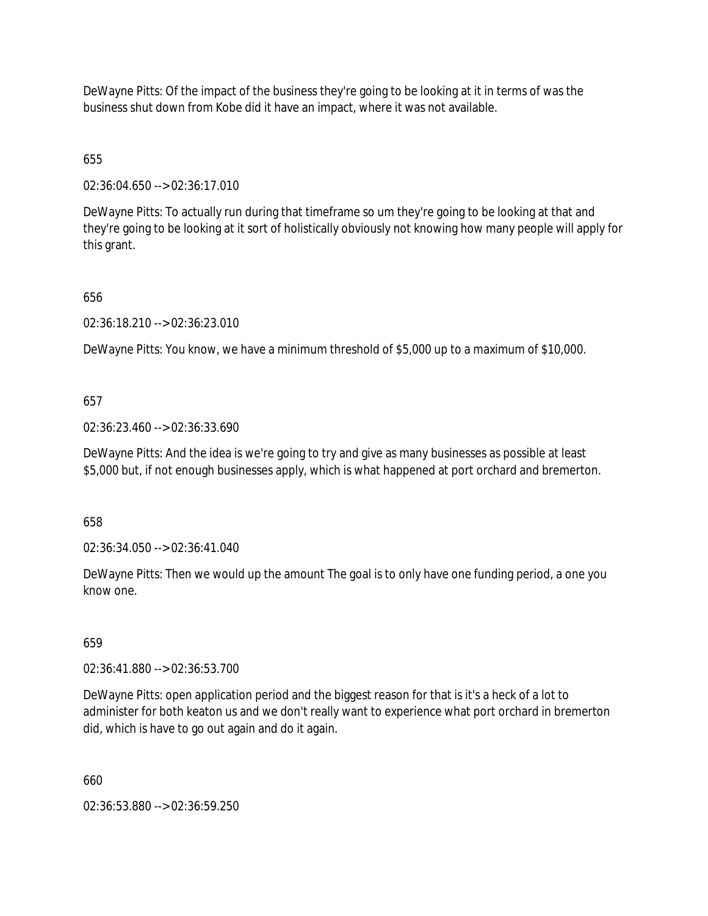DeWayne Pitts: Of the impact of the business they're going to be looking at it in terms of was the business shut down from Kobe did it have an impact, where it was not available.

655

02:36:04.650 --> 02:36:17.010

DeWayne Pitts: To actually run during that timeframe so um they're going to be looking at that and they're going to be looking at it sort of holistically obviously not knowing how many people will apply for this grant.

656

02:36:18.210 --> 02:36:23.010

DeWayne Pitts: You know, we have a minimum threshold of $5,000 up to a maximum of $10,000.

657

02:36:23.460 --> 02:36:33.690

DeWayne Pitts: And the idea is we're going to try and give as many businesses as possible at least $5,000 but, if not enough businesses apply, which is what happened at port orchard and bremerton.

658

02:36:34.050 --> 02:36:41.040

DeWayne Pitts: Then we would up the amount The goal is to only have one funding period, a one you know one.

659

02:36:41.880 --> 02:36:53.700

DeWayne Pitts: open application period and the biggest reason for that is it's a heck of a lot to administer for both keaton us and we don't really want to experience what port orchard in bremerton did, which is have to go out again and do it again.

660

02:36:53.880 --> 02:36:59.250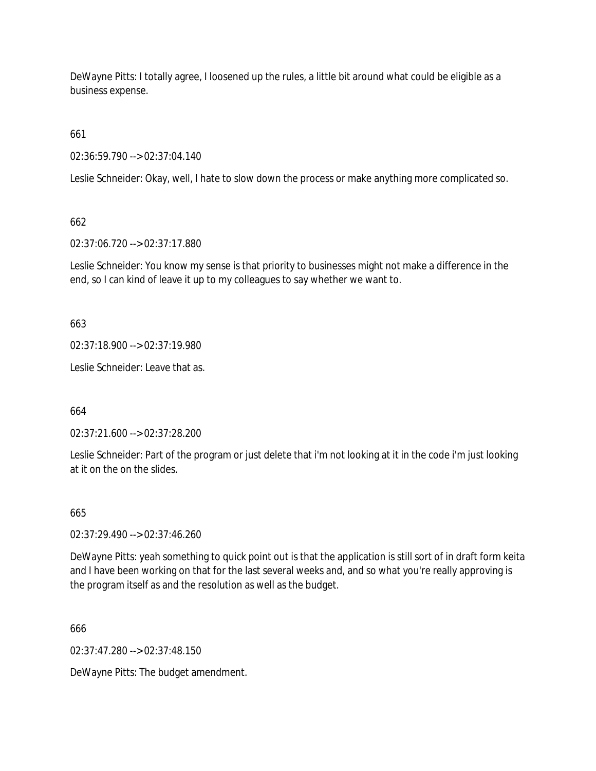DeWayne Pitts: I totally agree, I loosened up the rules, a little bit around what could be eligible as a business expense.

661

02:36:59.790 --> 02:37:04.140

Leslie Schneider: Okay, well, I hate to slow down the process or make anything more complicated so.

662

02:37:06.720 --> 02:37:17.880

Leslie Schneider: You know my sense is that priority to businesses might not make a difference in the end, so I can kind of leave it up to my colleagues to say whether we want to.

663

02:37:18.900 --> 02:37:19.980

Leslie Schneider: Leave that as.

664

02:37:21.600 --> 02:37:28.200

Leslie Schneider: Part of the program or just delete that i'm not looking at it in the code i'm just looking at it on the on the slides.

665

02:37:29.490 --> 02:37:46.260

DeWayne Pitts: yeah something to quick point out is that the application is still sort of in draft form keita and I have been working on that for the last several weeks and, and so what you're really approving is the program itself as and the resolution as well as the budget.

666

02:37:47.280 --> 02:37:48.150

DeWayne Pitts: The budget amendment.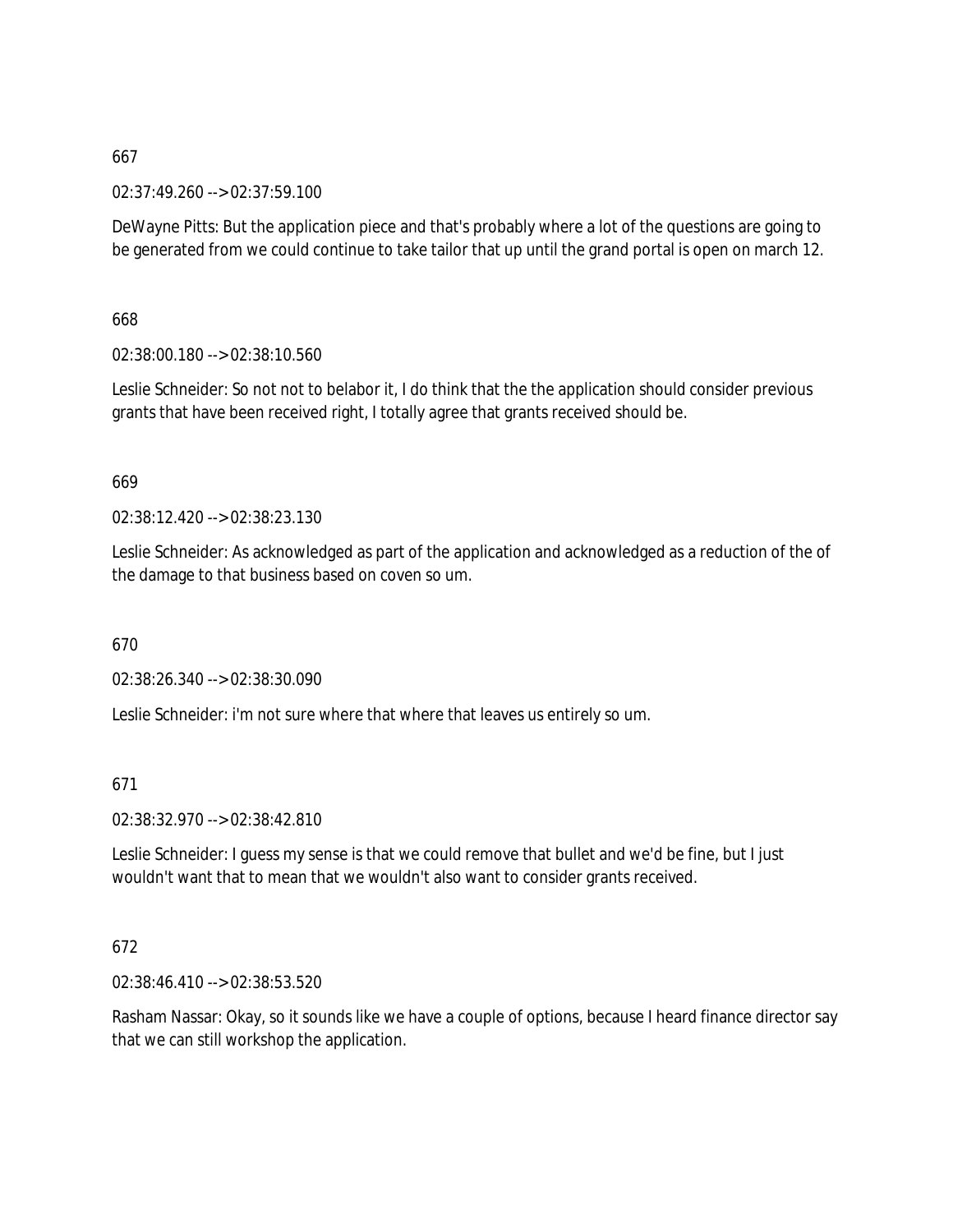667

02:37:49.260 --> 02:37:59.100

DeWayne Pitts: But the application piece and that's probably where a lot of the questions are going to be generated from we could continue to take tailor that up until the grand portal is open on march 12.

668

02:38:00.180 --> 02:38:10.560

Leslie Schneider: So not not to belabor it, I do think that the the application should consider previous grants that have been received right, I totally agree that grants received should be.

669

02:38:12.420 --> 02:38:23.130

Leslie Schneider: As acknowledged as part of the application and acknowledged as a reduction of the of the damage to that business based on coven so um.

670

02:38:26.340 --> 02:38:30.090

Leslie Schneider: i'm not sure where that where that leaves us entirely so um.

671

02:38:32.970 --> 02:38:42.810

Leslie Schneider: I guess my sense is that we could remove that bullet and we'd be fine, but I just wouldn't want that to mean that we wouldn't also want to consider grants received.

672

02:38:46.410 --> 02:38:53.520

Rasham Nassar: Okay, so it sounds like we have a couple of options, because I heard finance director say that we can still workshop the application.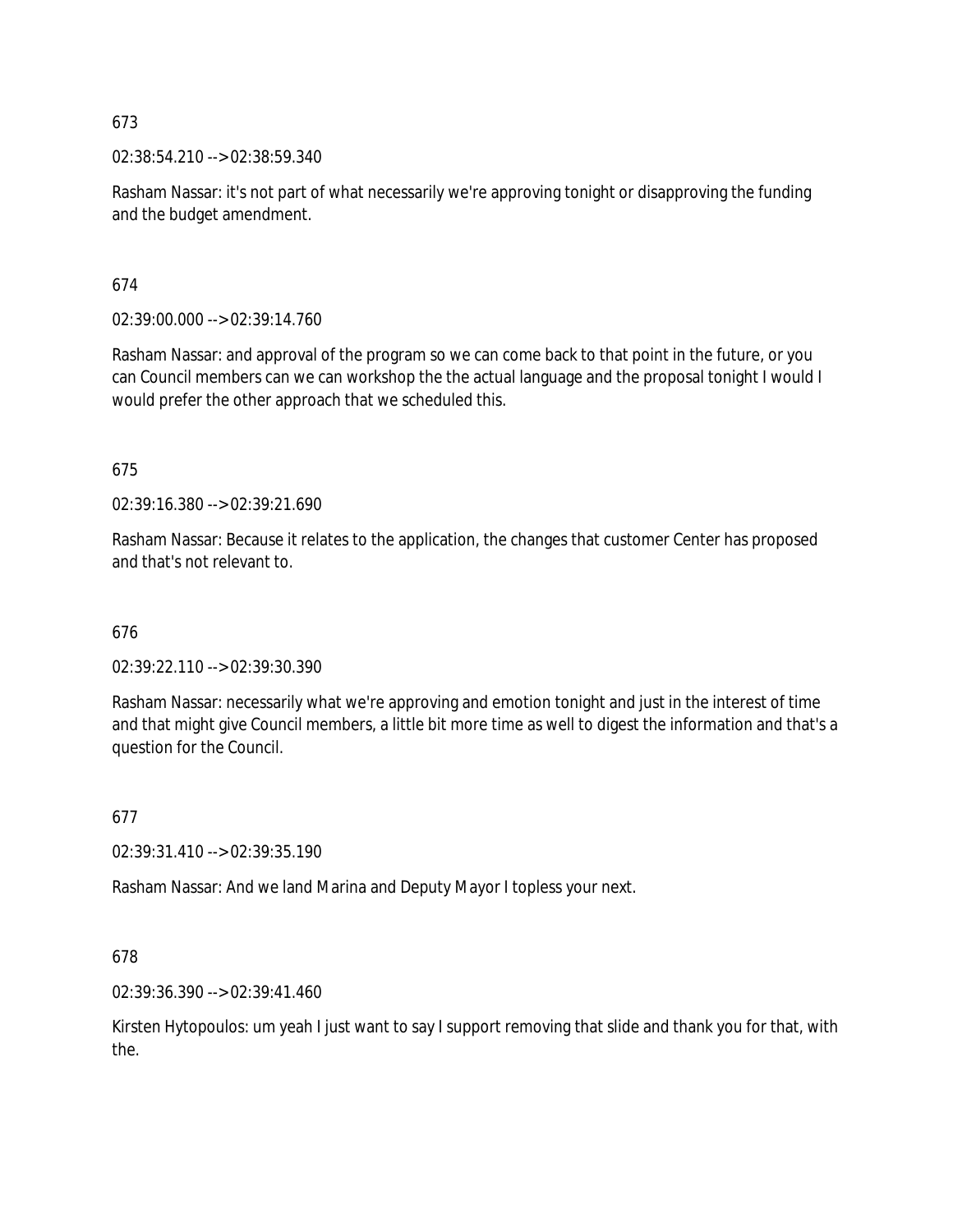673

02:38:54.210 --> 02:38:59.340

Rasham Nassar: it's not part of what necessarily we're approving tonight or disapproving the funding and the budget amendment.

674

02:39:00.000 --> 02:39:14.760

Rasham Nassar: and approval of the program so we can come back to that point in the future, or you can Council members can we can workshop the the actual language and the proposal tonight I would I would prefer the other approach that we scheduled this.

675

02:39:16.380 --> 02:39:21.690

Rasham Nassar: Because it relates to the application, the changes that customer Center has proposed and that's not relevant to.

676

02:39:22.110 --> 02:39:30.390

Rasham Nassar: necessarily what we're approving and emotion tonight and just in the interest of time and that might give Council members, a little bit more time as well to digest the information and that's a question for the Council.

677

02:39:31.410 --> 02:39:35.190

Rasham Nassar: And we land Marina and Deputy Mayor I topless your next.

678

02:39:36.390 --> 02:39:41.460

Kirsten Hytopoulos: um yeah I just want to say I support removing that slide and thank you for that, with the.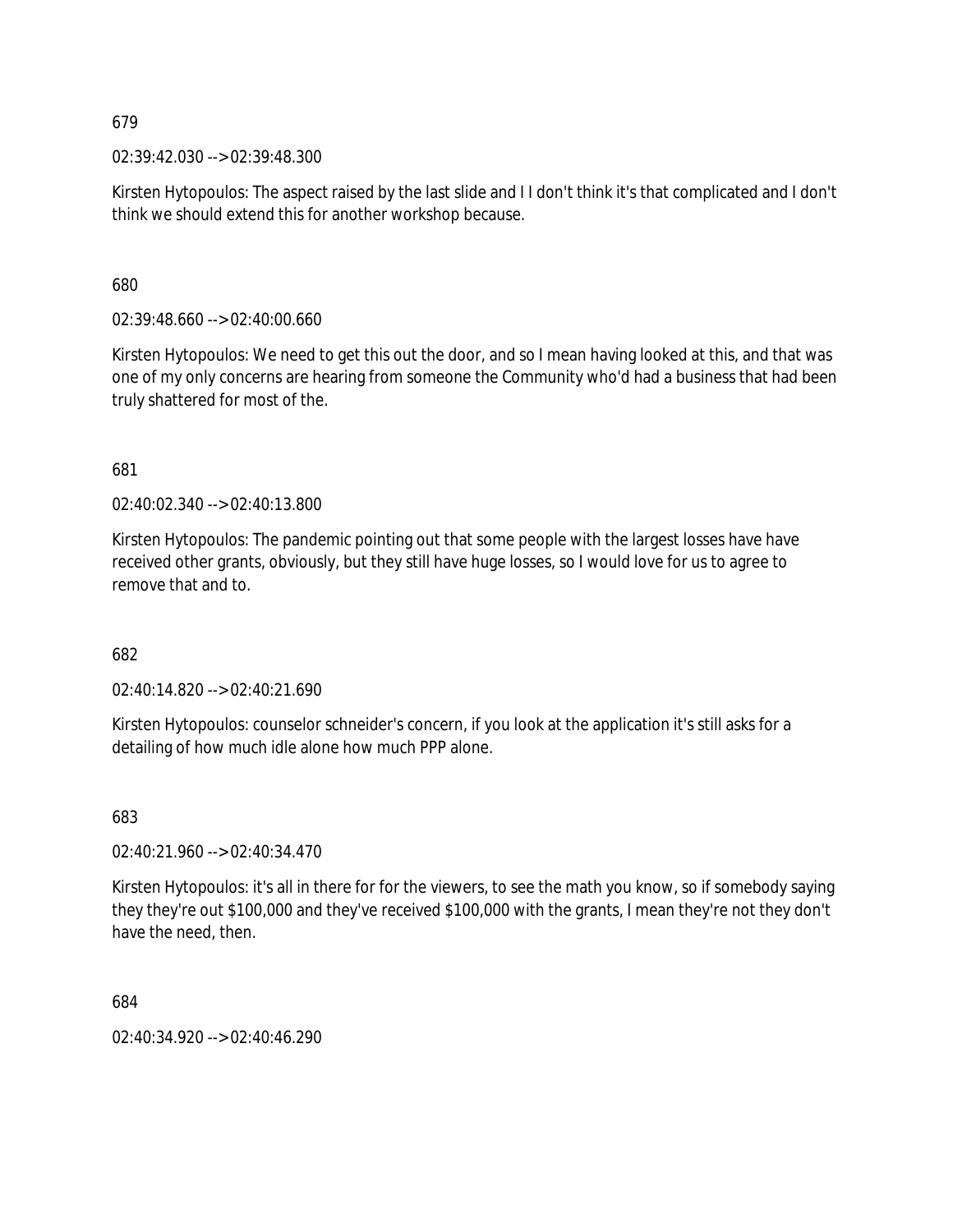679

02:39:42.030 --> 02:39:48.300

Kirsten Hytopoulos: The aspect raised by the last slide and I I don't think it's that complicated and I don't think we should extend this for another workshop because.

680

02:39:48.660 --> 02:40:00.660

Kirsten Hytopoulos: We need to get this out the door, and so I mean having looked at this, and that was one of my only concerns are hearing from someone the Community who'd had a business that had been truly shattered for most of the.

681

02:40:02.340 --> 02:40:13.800

Kirsten Hytopoulos: The pandemic pointing out that some people with the largest losses have have received other grants, obviously, but they still have huge losses, so I would love for us to agree to remove that and to.

682

02:40:14.820 --> 02:40:21.690

Kirsten Hytopoulos: counselor schneider's concern, if you look at the application it's still asks for a detailing of how much idle alone how much PPP alone.

683

02:40:21.960 --> 02:40:34.470

Kirsten Hytopoulos: it's all in there for for the viewers, to see the math you know, so if somebody saying they they're out $100,000 and they've received $100,000 with the grants, I mean they're not they don't have the need, then.

684

02:40:34.920 --> 02:40:46.290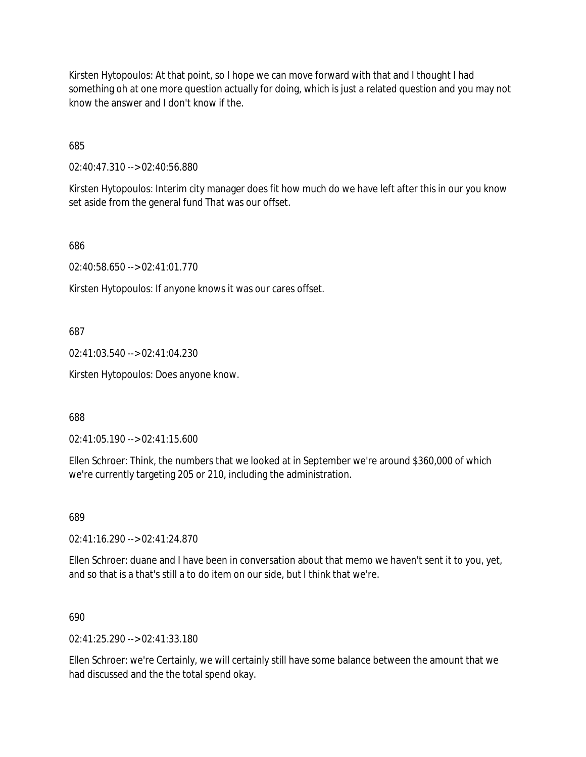Kirsten Hytopoulos: At that point, so I hope we can move forward with that and I thought I had something oh at one more question actually for doing, which is just a related question and you may not know the answer and I don't know if the.

685

02:40:47.310 --> 02:40:56.880

Kirsten Hytopoulos: Interim city manager does fit how much do we have left after this in our you know set aside from the general fund That was our offset.

686

02:40:58.650 --> 02:41:01.770

Kirsten Hytopoulos: If anyone knows it was our cares offset.

687

02:41:03.540 --> 02:41:04.230

Kirsten Hytopoulos: Does anyone know.

688

02:41:05.190 --> 02:41:15.600

Ellen Schroer: Think, the numbers that we looked at in September we're around $360,000 of which we're currently targeting 205 or 210, including the administration.

689

02:41:16.290 --> 02:41:24.870

Ellen Schroer: duane and I have been in conversation about that memo we haven't sent it to you, yet, and so that is a that's still a to do item on our side, but I think that we're.

690

02:41:25.290 --> 02:41:33.180

Ellen Schroer: we're Certainly, we will certainly still have some balance between the amount that we had discussed and the the total spend okay.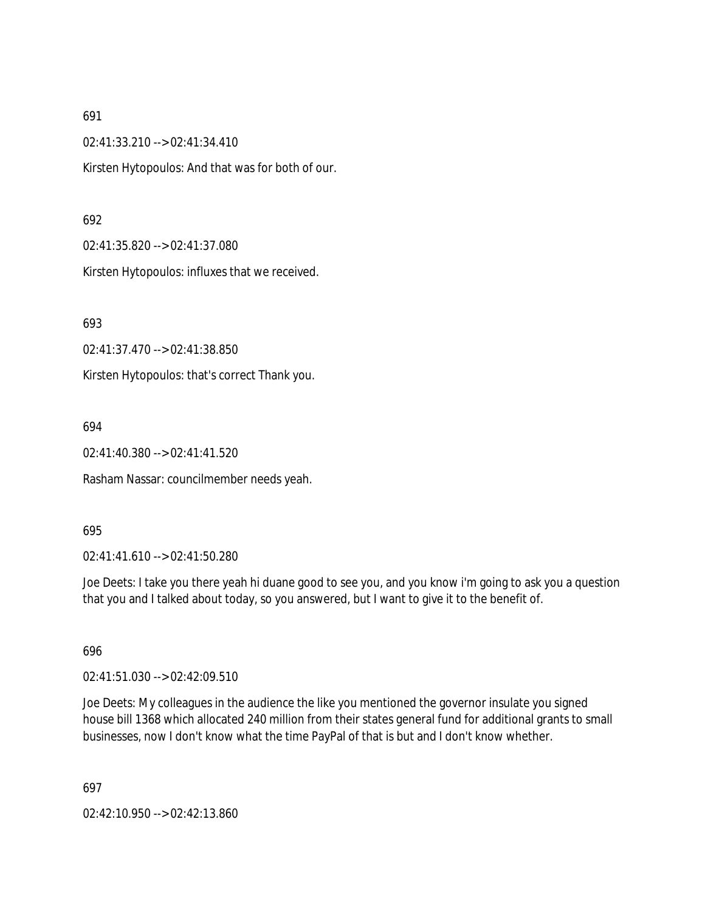691

02:41:33.210 --> 02:41:34.410

Kirsten Hytopoulos: And that was for both of our.

692

02:41:35.820 --> 02:41:37.080

Kirsten Hytopoulos: influxes that we received.

693

02:41:37.470 --> 02:41:38.850

Kirsten Hytopoulos: that's correct Thank you.

694

02:41:40.380 --> 02:41:41.520

Rasham Nassar: councilmember needs yeah.

695

02:41:41.610 --> 02:41:50.280

Joe Deets: I take you there yeah hi duane good to see you, and you know i'm going to ask you a question that you and I talked about today, so you answered, but I want to give it to the benefit of.

696

02:41:51.030 --> 02:42:09.510

Joe Deets: My colleagues in the audience the like you mentioned the governor insulate you signed house bill 1368 which allocated 240 million from their states general fund for additional grants to small businesses, now I don't know what the time PayPal of that is but and I don't know whether.

697

02:42:10.950 --> 02:42:13.860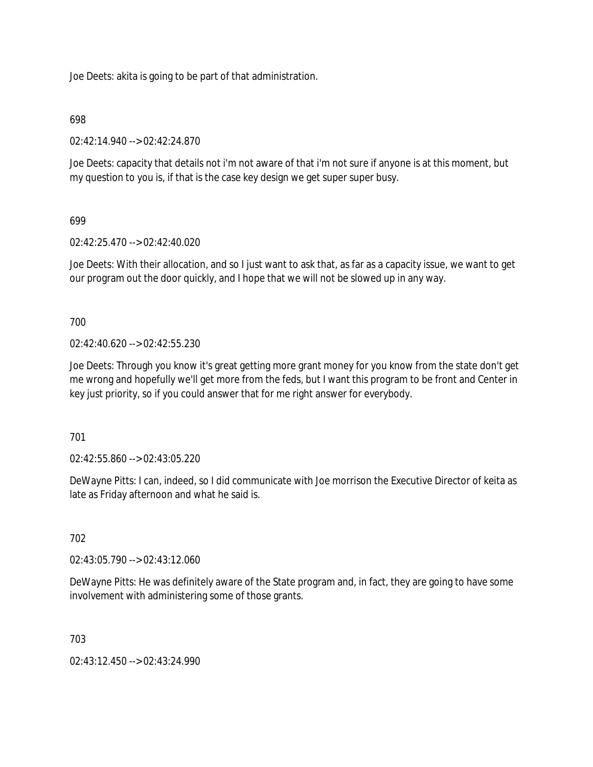Joe Deets: akita is going to be part of that administration.

698

02:42:14.940 --> 02:42:24.870

Joe Deets: capacity that details not i'm not aware of that i'm not sure if anyone is at this moment, but my question to you is, if that is the case key design we get super super busy.

699

02:42:25.470 --> 02:42:40.020

Joe Deets: With their allocation, and so I just want to ask that, as far as a capacity issue, we want to get our program out the door quickly, and I hope that we will not be slowed up in any way.

700

02:42:40.620 --> 02:42:55.230

Joe Deets: Through you know it's great getting more grant money for you know from the state don't get me wrong and hopefully we'll get more from the feds, but I want this program to be front and Center in key just priority, so if you could answer that for me right answer for everybody.

701

02:42:55.860 --> 02:43:05.220

DeWayne Pitts: I can, indeed, so I did communicate with Joe morrison the Executive Director of keita as late as Friday afternoon and what he said is.

702

02:43:05.790 --> 02:43:12.060

DeWayne Pitts: He was definitely aware of the State program and, in fact, they are going to have some involvement with administering some of those grants.

703

02:43:12.450 --> 02:43:24.990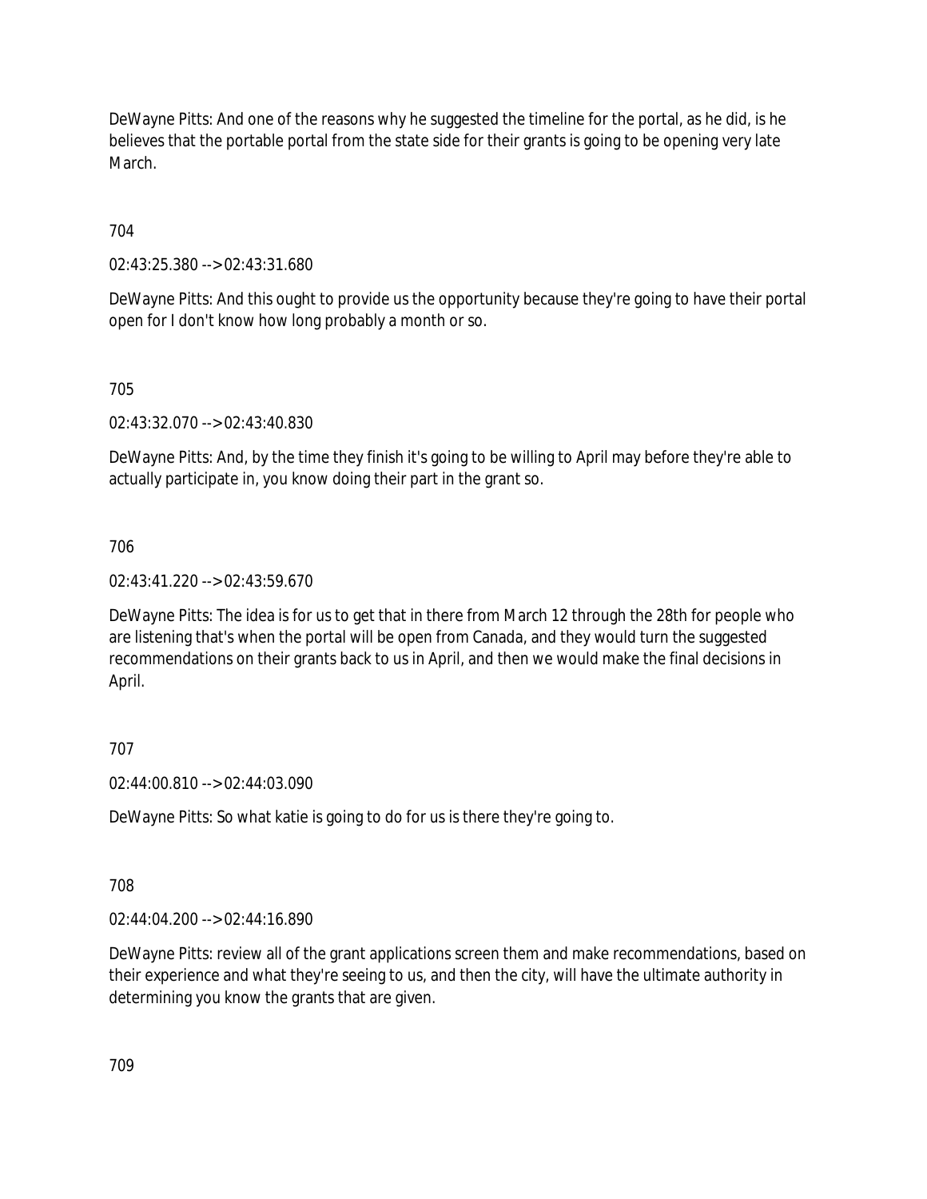DeWayne Pitts: And one of the reasons why he suggested the timeline for the portal, as he did, is he believes that the portable portal from the state side for their grants is going to be opening very late March.

704

02:43:25.380 --> 02:43:31.680

DeWayne Pitts: And this ought to provide us the opportunity because they're going to have their portal open for I don't know how long probably a month or so.

705

02:43:32.070 --> 02:43:40.830

DeWayne Pitts: And, by the time they finish it's going to be willing to April may before they're able to actually participate in, you know doing their part in the grant so.

706

02:43:41.220 --> 02:43:59.670

DeWayne Pitts: The idea is for us to get that in there from March 12 through the 28th for people who are listening that's when the portal will be open from Canada, and they would turn the suggested recommendations on their grants back to us in April, and then we would make the final decisions in April.

707

02:44:00.810 --> 02:44:03.090

DeWayne Pitts: So what katie is going to do for us is there they're going to.

708

02:44:04.200 --> 02:44:16.890

DeWayne Pitts: review all of the grant applications screen them and make recommendations, based on their experience and what they're seeing to us, and then the city, will have the ultimate authority in determining you know the grants that are given.

709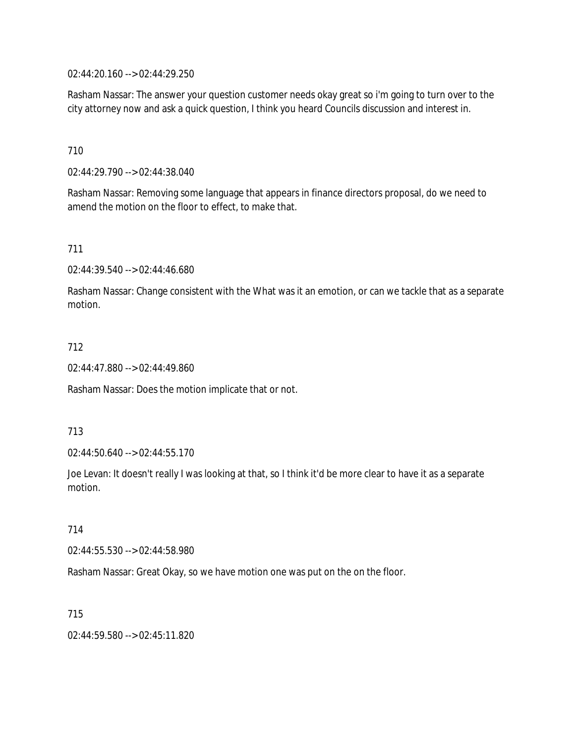02:44:20.160 --> 02:44:29.250

Rasham Nassar: The answer your question customer needs okay great so i'm going to turn over to the city attorney now and ask a quick question, I think you heard Councils discussion and interest in.

710

02:44:29.790 --> 02:44:38.040

Rasham Nassar: Removing some language that appears in finance directors proposal, do we need to amend the motion on the floor to effect, to make that.

711

02:44:39.540 --> 02:44:46.680

Rasham Nassar: Change consistent with the What was it an emotion, or can we tackle that as a separate motion.

712

02:44:47.880 --> 02:44:49.860

Rasham Nassar: Does the motion implicate that or not.

713

02:44:50.640 --> 02:44:55.170

Joe Levan: It doesn't really I was looking at that, so I think it'd be more clear to have it as a separate motion.

714

02:44:55.530 --> 02:44:58.980

Rasham Nassar: Great Okay, so we have motion one was put on the on the floor.

715

02:44:59.580 --> 02:45:11.820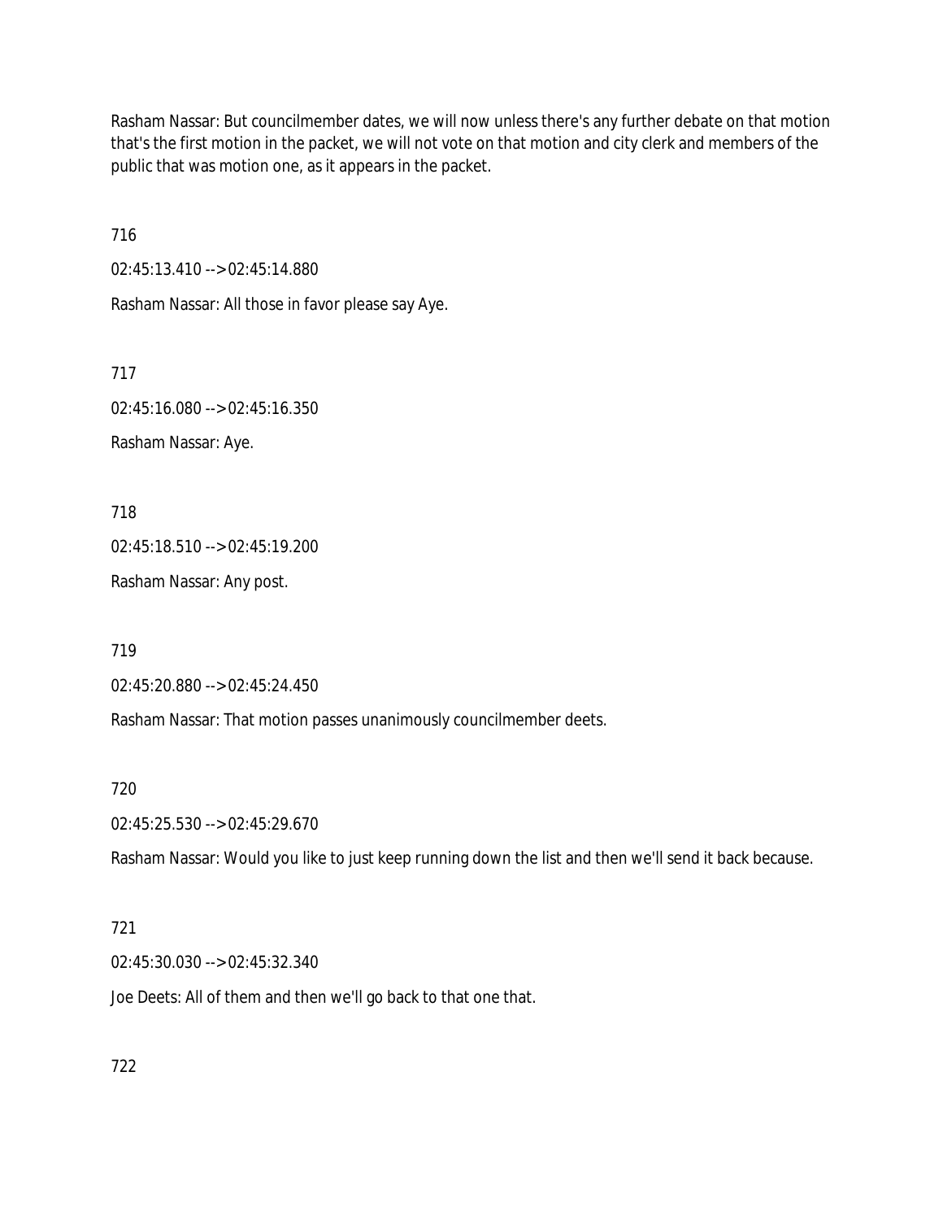Rasham Nassar: But councilmember dates, we will now unless there's any further debate on that motion that's the first motion in the packet, we will not vote on that motion and city clerk and members of the public that was motion one, as it appears in the packet.

716

02:45:13.410 --> 02:45:14.880

Rasham Nassar: All those in favor please say Aye.

717

02:45:16.080 --> 02:45:16.350

Rasham Nassar: Aye.

718

02:45:18.510 --> 02:45:19.200

Rasham Nassar: Any post.

719

02:45:20.880 --> 02:45:24.450

Rasham Nassar: That motion passes unanimously councilmember deets.

720

02:45:25.530 --> 02:45:29.670

Rasham Nassar: Would you like to just keep running down the list and then we'll send it back because.

721

02:45:30.030 --> 02:45:32.340

Joe Deets: All of them and then we'll go back to that one that.

722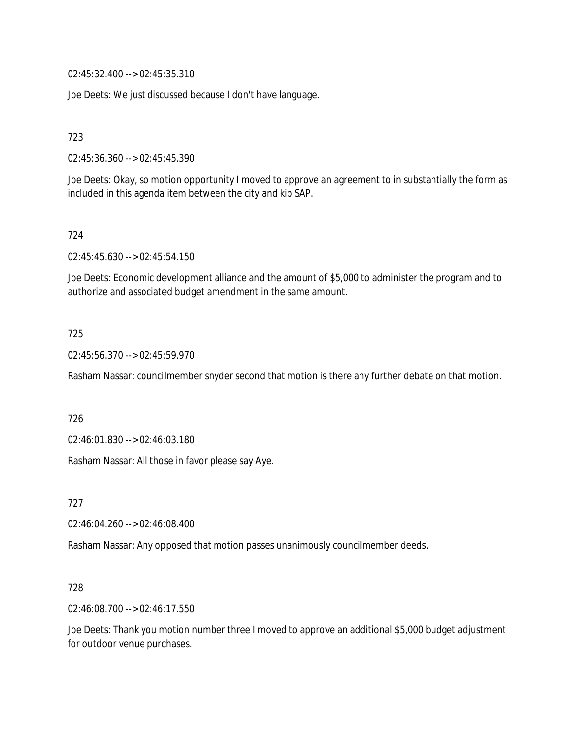02:45:32.400 --> 02:45:35.310

Joe Deets: We just discussed because I don't have language.

723

02:45:36.360 --> 02:45:45.390

Joe Deets: Okay, so motion opportunity I moved to approve an agreement to in substantially the form as included in this agenda item between the city and kip SAP.

724

02:45:45.630 --> 02:45:54.150

Joe Deets: Economic development alliance and the amount of $5,000 to administer the program and to authorize and associated budget amendment in the same amount.

725

02:45:56.370 --> 02:45:59.970

Rasham Nassar: councilmember snyder second that motion is there any further debate on that motion.

726

02:46:01.830 --> 02:46:03.180

Rasham Nassar: All those in favor please say Aye.

727

02:46:04.260 --> 02:46:08.400

Rasham Nassar: Any opposed that motion passes unanimously councilmember deeds.

728

02:46:08.700 --> 02:46:17.550

Joe Deets: Thank you motion number three I moved to approve an additional $5,000 budget adjustment for outdoor venue purchases.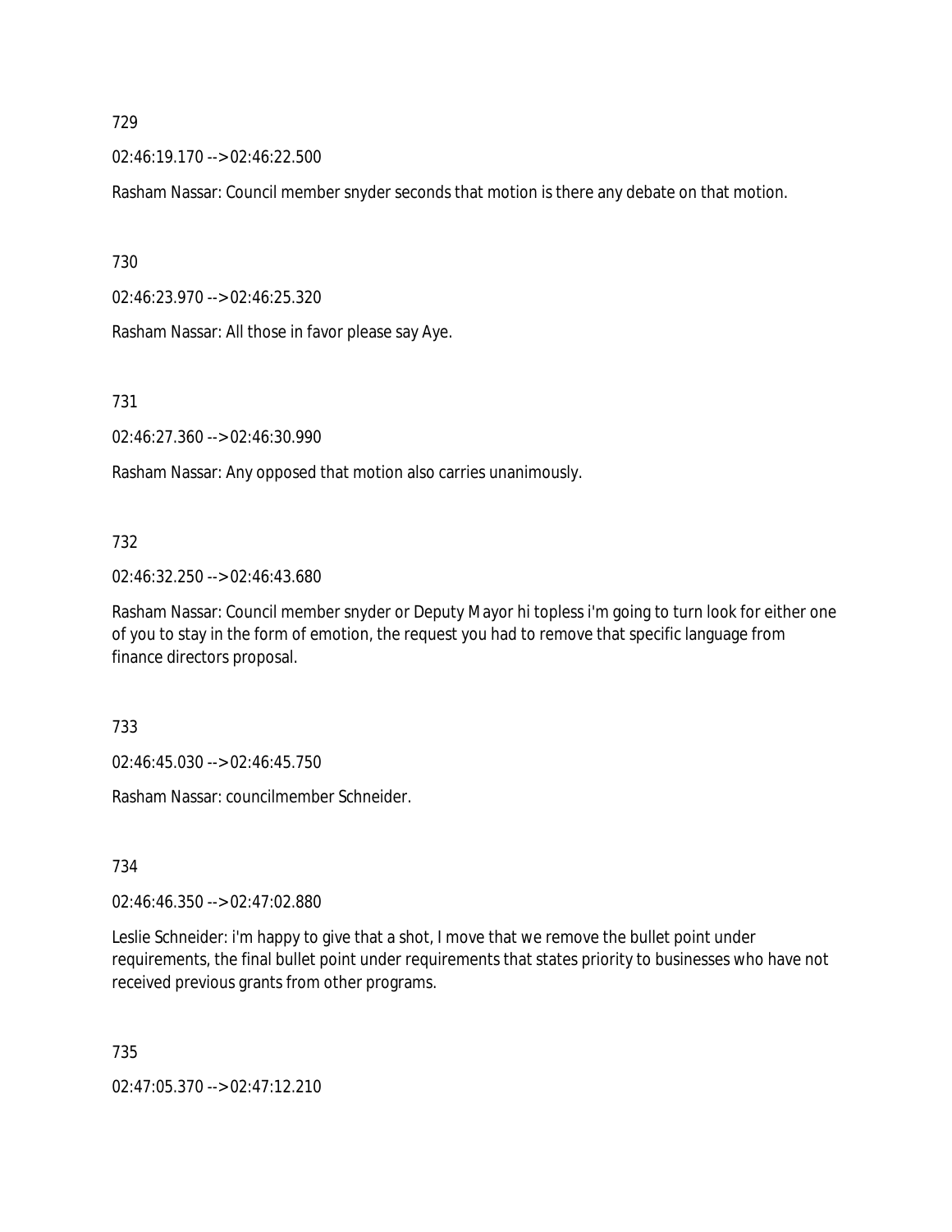729

02:46:19.170 --> 02:46:22.500

Rasham Nassar: Council member snyder seconds that motion is there any debate on that motion.

730

02:46:23.970 --> 02:46:25.320

Rasham Nassar: All those in favor please say Aye.

731

02:46:27.360 --> 02:46:30.990

Rasham Nassar: Any opposed that motion also carries unanimously.

732

02:46:32.250 --> 02:46:43.680

Rasham Nassar: Council member snyder or Deputy Mayor hi topless i'm going to turn look for either one of you to stay in the form of emotion, the request you had to remove that specific language from finance directors proposal.

733

02:46:45.030 --> 02:46:45.750

Rasham Nassar: councilmember Schneider.

734

02:46:46.350 --> 02:47:02.880

Leslie Schneider: i'm happy to give that a shot, I move that we remove the bullet point under requirements, the final bullet point under requirements that states priority to businesses who have not received previous grants from other programs.

735

02:47:05.370 --> 02:47:12.210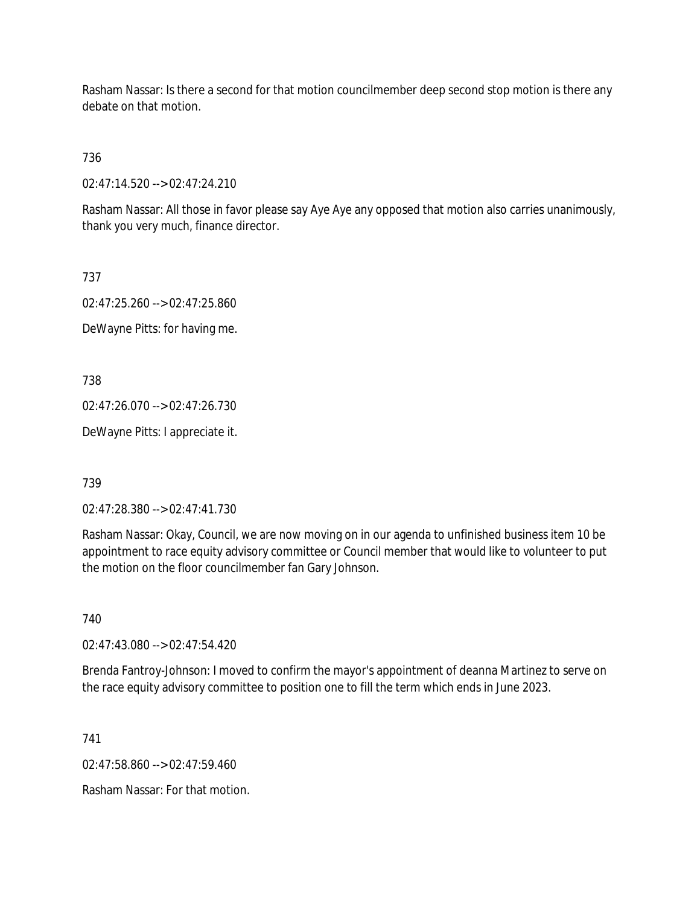Rasham Nassar: Is there a second for that motion councilmember deep second stop motion is there any debate on that motion.

736

02:47:14.520 --> 02:47:24.210

Rasham Nassar: All those in favor please say Aye Aye any opposed that motion also carries unanimously, thank you very much, finance director.

737

02:47:25.260 --> 02:47:25.860

DeWayne Pitts: for having me.

738

02:47:26.070 --> 02:47:26.730

DeWayne Pitts: I appreciate it.

739

02:47:28.380 --> 02:47:41.730

Rasham Nassar: Okay, Council, we are now moving on in our agenda to unfinished business item 10 be appointment to race equity advisory committee or Council member that would like to volunteer to put the motion on the floor councilmember fan Gary Johnson.

740

02:47:43.080 --> 02:47:54.420

Brenda Fantroy-Johnson: I moved to confirm the mayor's appointment of deanna Martinez to serve on the race equity advisory committee to position one to fill the term which ends in June 2023.

741

02:47:58.860 --> 02:47:59.460

Rasham Nassar: For that motion.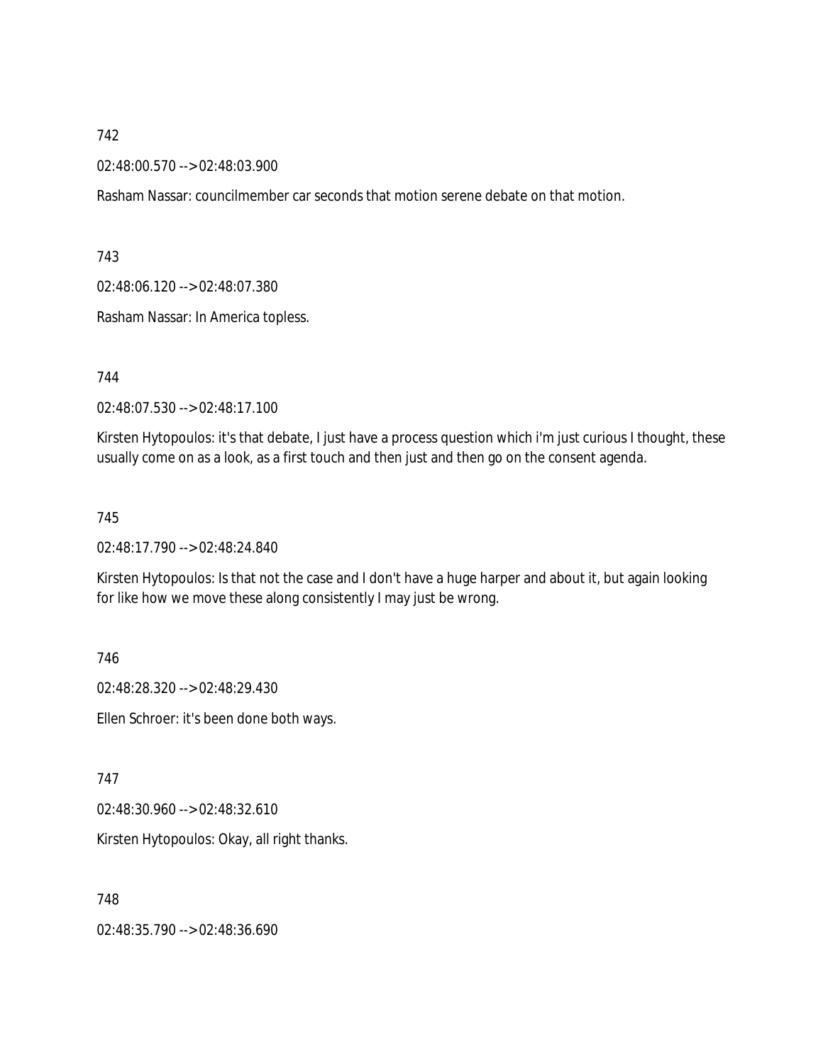742

02:48:00.570 --> 02:48:03.900

Rasham Nassar: councilmember car seconds that motion serene debate on that motion.

743

02:48:06.120 --> 02:48:07.380

Rasham Nassar: In America topless.

744

02:48:07.530 --> 02:48:17.100

Kirsten Hytopoulos: it's that debate, I just have a process question which i'm just curious I thought, these usually come on as a look, as a first touch and then just and then go on the consent agenda.

745

02:48:17.790 --> 02:48:24.840

Kirsten Hytopoulos: Is that not the case and I don't have a huge harper and about it, but again looking for like how we move these along consistently I may just be wrong.

746

02:48:28.320 --> 02:48:29.430

Ellen Schroer: it's been done both ways.

747

02:48:30.960 --> 02:48:32.610

Kirsten Hytopoulos: Okay, all right thanks.

748

02:48:35.790 --> 02:48:36.690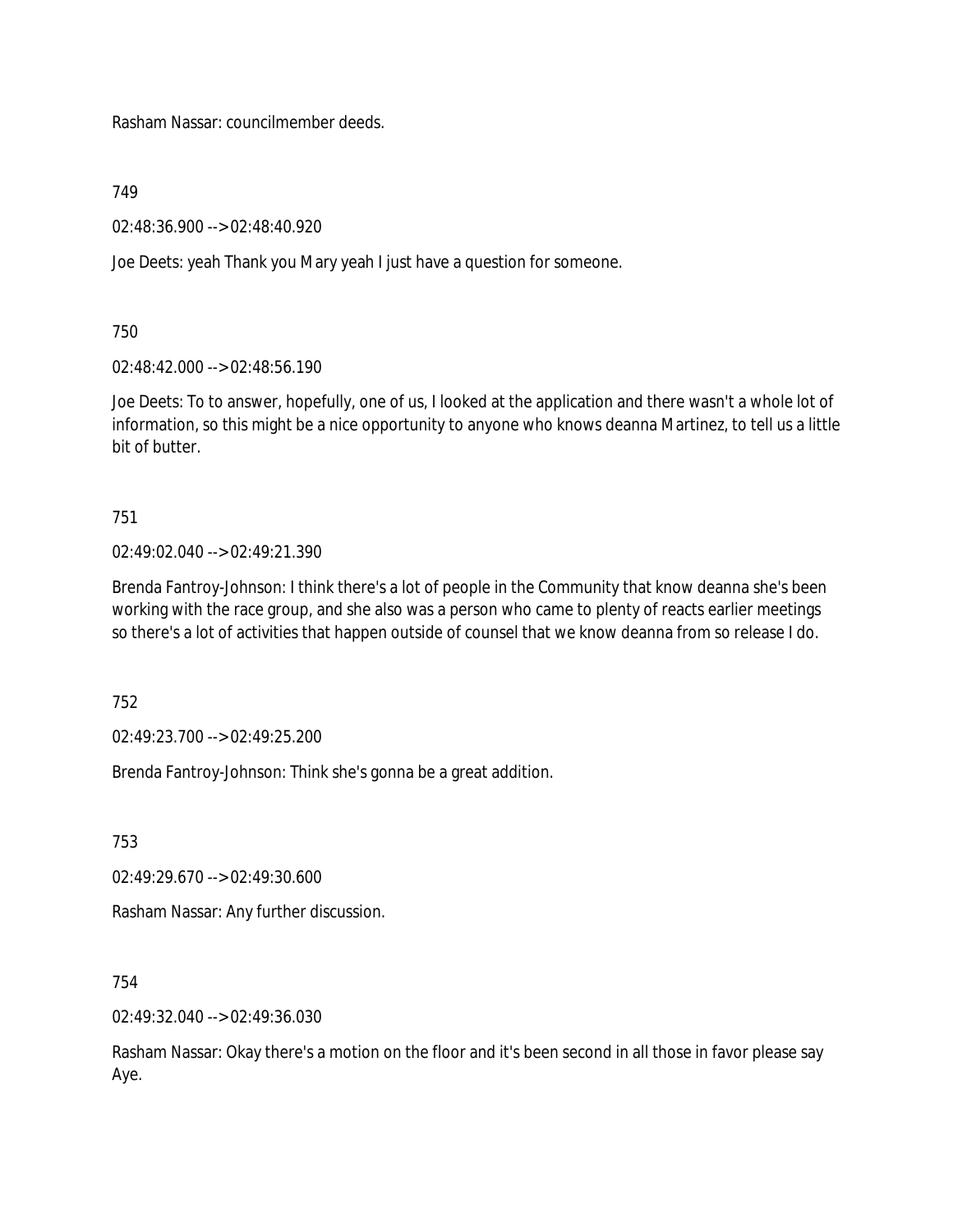Rasham Nassar: councilmember deeds.

749

02:48:36.900 --> 02:48:40.920

Joe Deets: yeah Thank you Mary yeah I just have a question for someone.

750

02:48:42.000 --> 02:48:56.190

Joe Deets: To to answer, hopefully, one of us, I looked at the application and there wasn't a whole lot of information, so this might be a nice opportunity to anyone who knows deanna Martinez, to tell us a little bit of butter.

751

02:49:02.040 --> 02:49:21.390

Brenda Fantroy-Johnson: I think there's a lot of people in the Community that know deanna she's been working with the race group, and she also was a person who came to plenty of reacts earlier meetings so there's a lot of activities that happen outside of counsel that we know deanna from so release I do.

752

02:49:23.700 --> 02:49:25.200

Brenda Fantroy-Johnson: Think she's gonna be a great addition.

753

02:49:29.670 --> 02:49:30.600

Rasham Nassar: Any further discussion.

754

02:49:32.040 --> 02:49:36.030

Rasham Nassar: Okay there's a motion on the floor and it's been second in all those in favor please say Aye.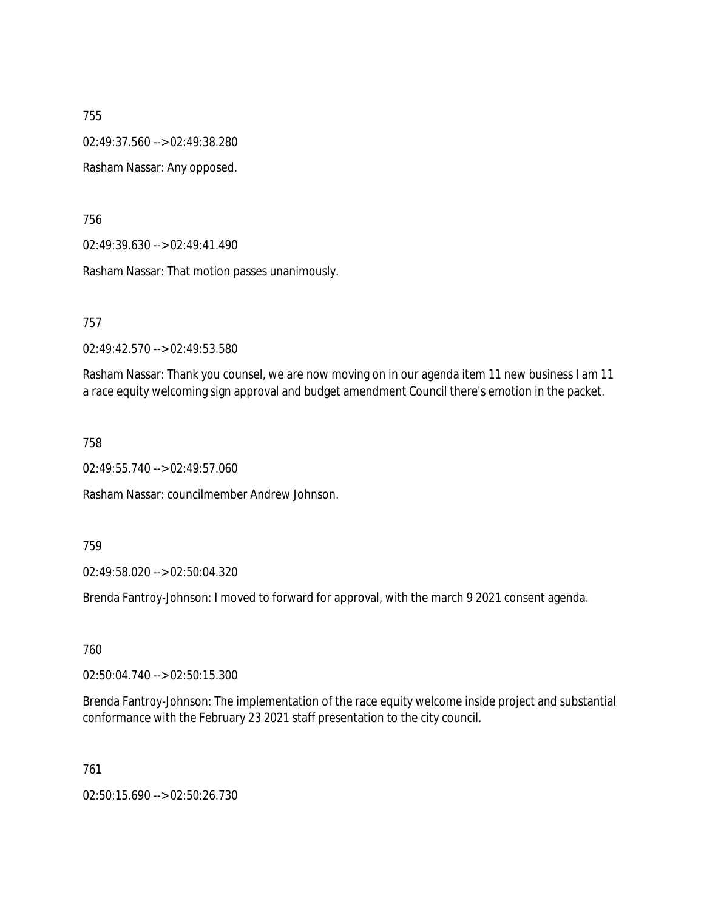755

02:49:37.560 --> 02:49:38.280

Rasham Nassar: Any opposed.

756

02:49:39.630 --> 02:49:41.490

Rasham Nassar: That motion passes unanimously.

757

02:49:42.570 --> 02:49:53.580

Rasham Nassar: Thank you counsel, we are now moving on in our agenda item 11 new business I am 11 a race equity welcoming sign approval and budget amendment Council there's emotion in the packet.

758

02:49:55.740 --> 02:49:57.060

Rasham Nassar: councilmember Andrew Johnson.

759

02:49:58.020 --> 02:50:04.320

Brenda Fantroy-Johnson: I moved to forward for approval, with the march 9 2021 consent agenda.

760

02:50:04.740 --> 02:50:15.300

Brenda Fantroy-Johnson: The implementation of the race equity welcome inside project and substantial conformance with the February 23 2021 staff presentation to the city council.

761

02:50:15.690 --> 02:50:26.730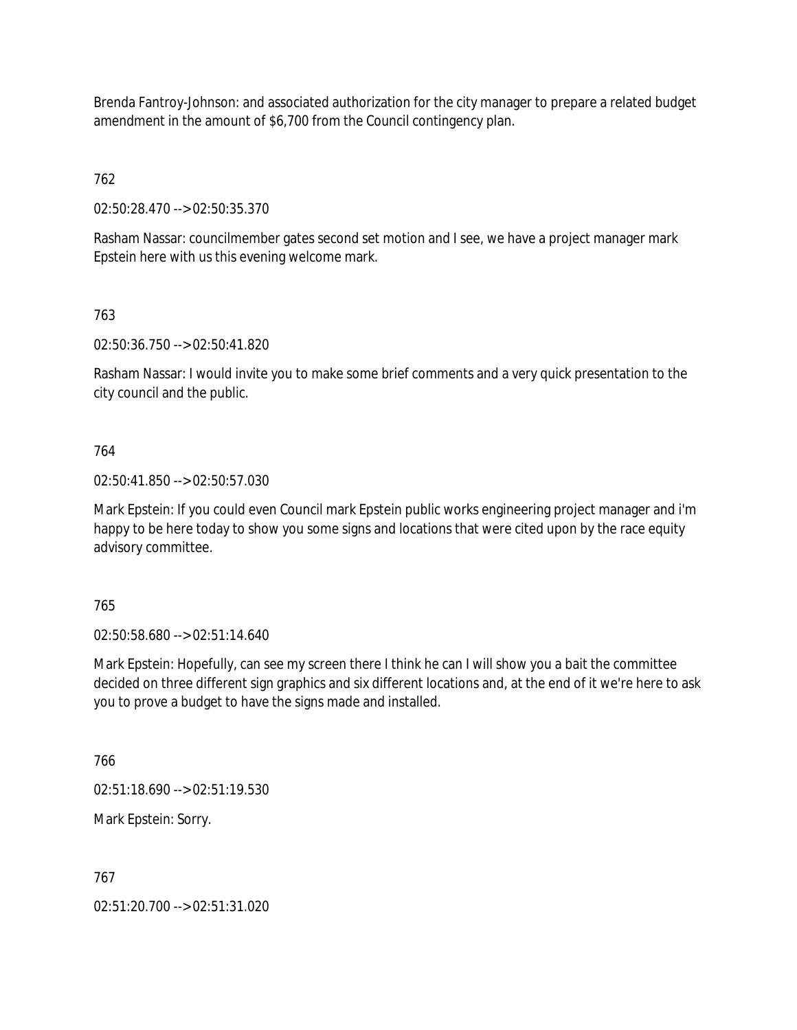Brenda Fantroy-Johnson: and associated authorization for the city manager to prepare a related budget amendment in the amount of $6,700 from the Council contingency plan.

762

02:50:28.470 --> 02:50:35.370

Rasham Nassar: councilmember gates second set motion and I see, we have a project manager mark Epstein here with us this evening welcome mark.

763

02:50:36.750 --> 02:50:41.820

Rasham Nassar: I would invite you to make some brief comments and a very quick presentation to the city council and the public.

764

02:50:41.850 --> 02:50:57.030

Mark Epstein: If you could even Council mark Epstein public works engineering project manager and i'm happy to be here today to show you some signs and locations that were cited upon by the race equity advisory committee.

765

02:50:58.680 --> 02:51:14.640

Mark Epstein: Hopefully, can see my screen there I think he can I will show you a bait the committee decided on three different sign graphics and six different locations and, at the end of it we're here to ask you to prove a budget to have the signs made and installed.

766

02:51:18.690 --> 02:51:19.530

Mark Epstein: Sorry.

767

02:51:20.700 --> 02:51:31.020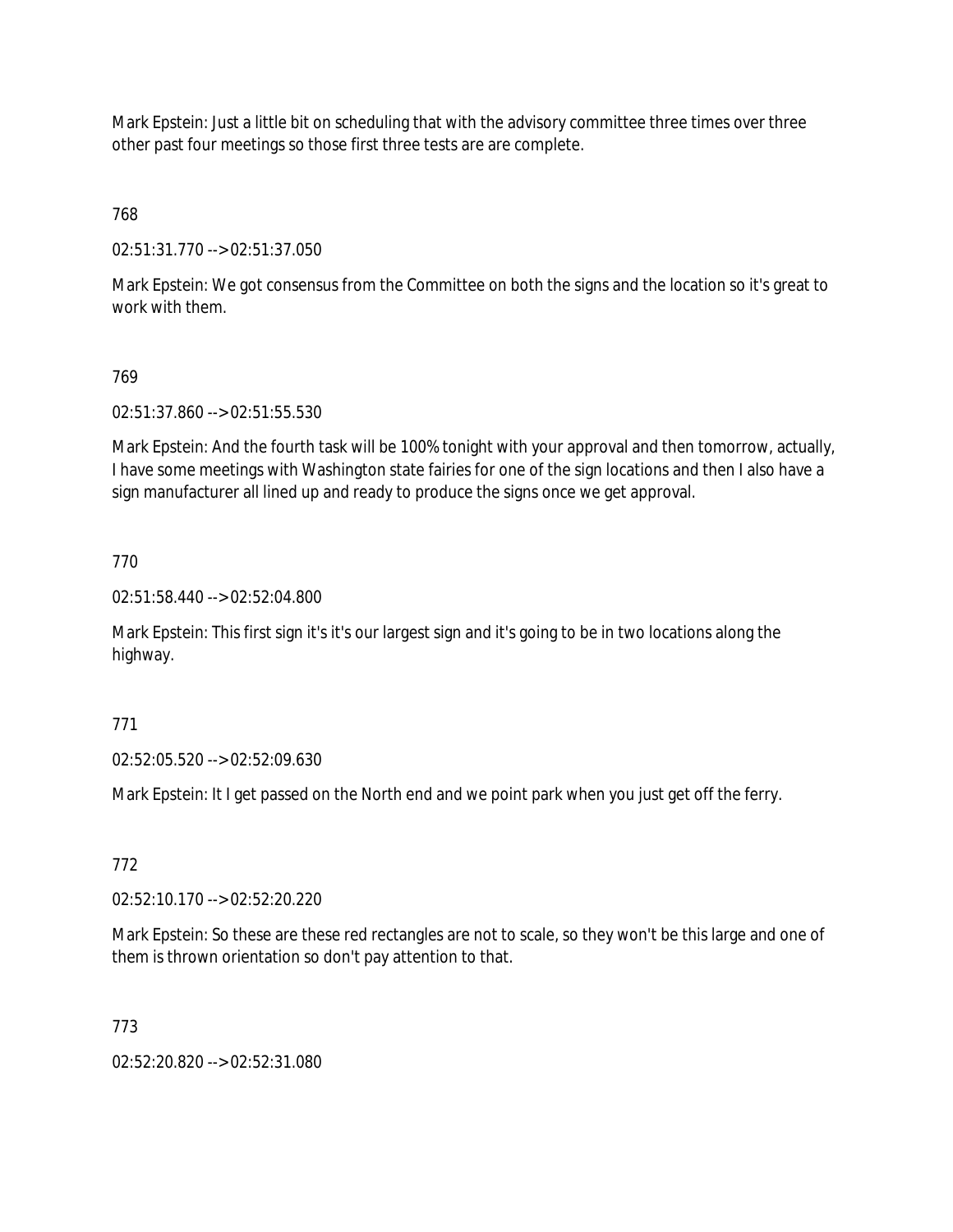Mark Epstein: Just a little bit on scheduling that with the advisory committee three times over three other past four meetings so those first three tests are are complete.

768

02:51:31.770 --> 02:51:37.050

Mark Epstein: We got consensus from the Committee on both the signs and the location so it's great to work with them.

769

02:51:37.860 --> 02:51:55.530

Mark Epstein: And the fourth task will be 100% tonight with your approval and then tomorrow, actually, I have some meetings with Washington state fairies for one of the sign locations and then I also have a sign manufacturer all lined up and ready to produce the signs once we get approval.

770

02:51:58.440 --> 02:52:04.800

Mark Epstein: This first sign it's it's our largest sign and it's going to be in two locations along the highway.

771

02:52:05.520 --> 02:52:09.630

Mark Epstein: It I get passed on the North end and we point park when you just get off the ferry.

772

02:52:10.170 --> 02:52:20.220

Mark Epstein: So these are these red rectangles are not to scale, so they won't be this large and one of them is thrown orientation so don't pay attention to that.

773

02:52:20.820 --> 02:52:31.080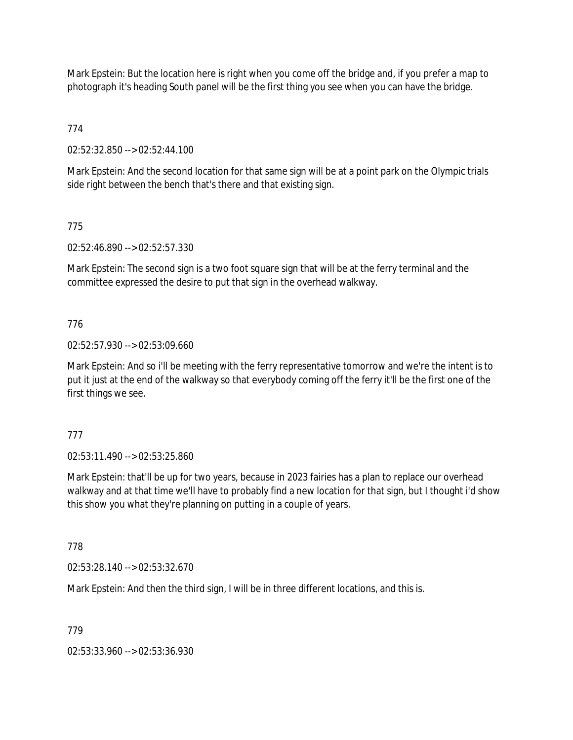Mark Epstein: But the location here is right when you come off the bridge and, if you prefer a map to photograph it's heading South panel will be the first thing you see when you can have the bridge.

774

02:52:32.850 --> 02:52:44.100

Mark Epstein: And the second location for that same sign will be at a point park on the Olympic trials side right between the bench that's there and that existing sign.

775

02:52:46.890 --> 02:52:57.330

Mark Epstein: The second sign is a two foot square sign that will be at the ferry terminal and the committee expressed the desire to put that sign in the overhead walkway.

776

02:52:57.930 --> 02:53:09.660

Mark Epstein: And so i'll be meeting with the ferry representative tomorrow and we're the intent is to put it just at the end of the walkway so that everybody coming off the ferry it'll be the first one of the first things we see.

777

02:53:11.490 --> 02:53:25.860

Mark Epstein: that'll be up for two years, because in 2023 fairies has a plan to replace our overhead walkway and at that time we'll have to probably find a new location for that sign, but I thought i'd show this show you what they're planning on putting in a couple of years.

778

02:53:28.140 --> 02:53:32.670

Mark Epstein: And then the third sign, I will be in three different locations, and this is.

779

02:53:33.960 --> 02:53:36.930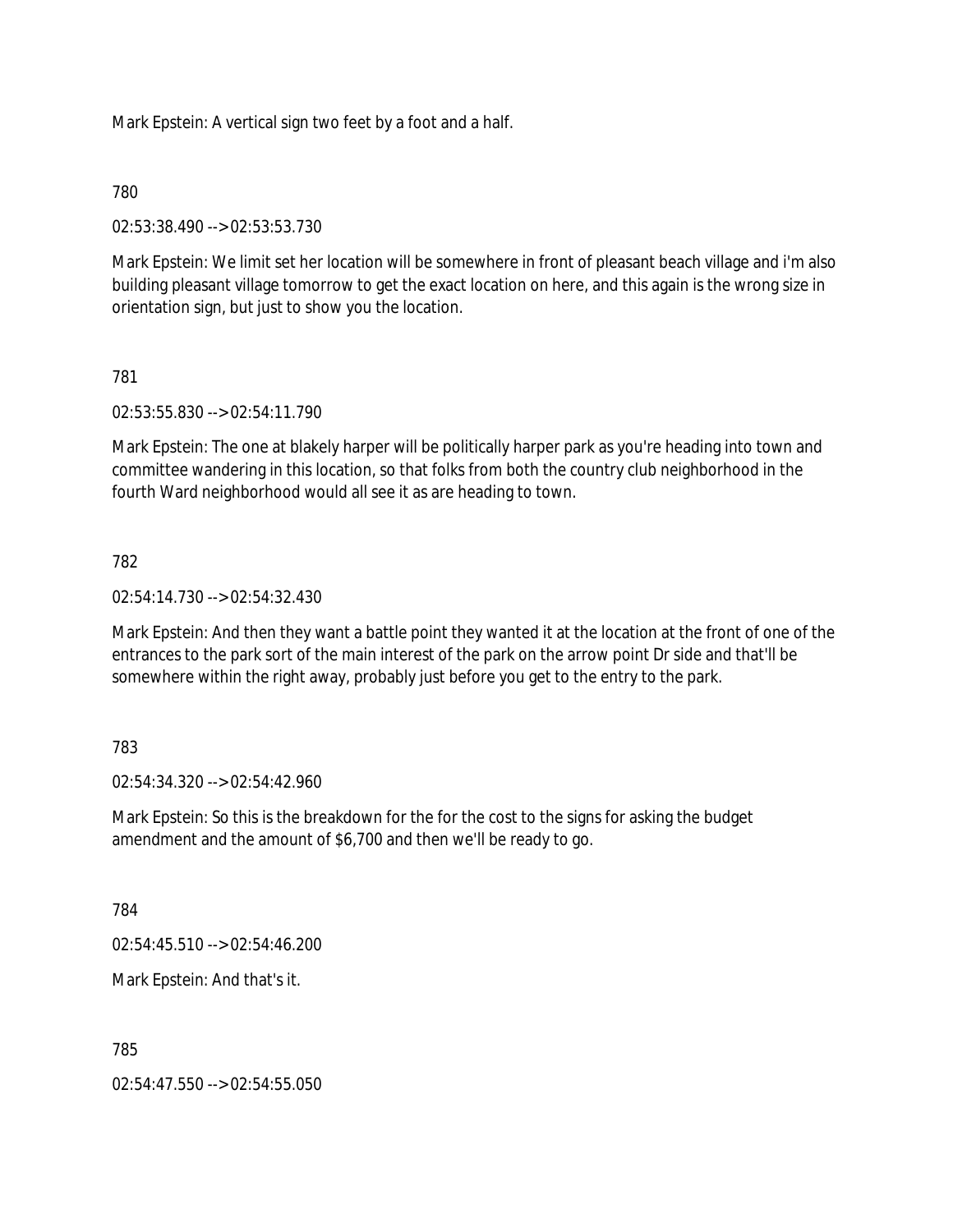Mark Epstein: A vertical sign two feet by a foot and a half.

780

02:53:38.490 --> 02:53:53.730

Mark Epstein: We limit set her location will be somewhere in front of pleasant beach village and i'm also building pleasant village tomorrow to get the exact location on here, and this again is the wrong size in orientation sign, but just to show you the location.

781

02:53:55.830 --> 02:54:11.790

Mark Epstein: The one at blakely harper will be politically harper park as you're heading into town and committee wandering in this location, so that folks from both the country club neighborhood in the fourth Ward neighborhood would all see it as are heading to town.

782

02:54:14.730 --> 02:54:32.430

Mark Epstein: And then they want a battle point they wanted it at the location at the front of one of the entrances to the park sort of the main interest of the park on the arrow point Dr side and that'll be somewhere within the right away, probably just before you get to the entry to the park.

783

02:54:34.320 --> 02:54:42.960

Mark Epstein: So this is the breakdown for the for the cost to the signs for asking the budget amendment and the amount of $6,700 and then we'll be ready to go.

784

02:54:45.510 --> 02:54:46.200

Mark Epstein: And that's it.

785

02:54:47.550 --> 02:54:55.050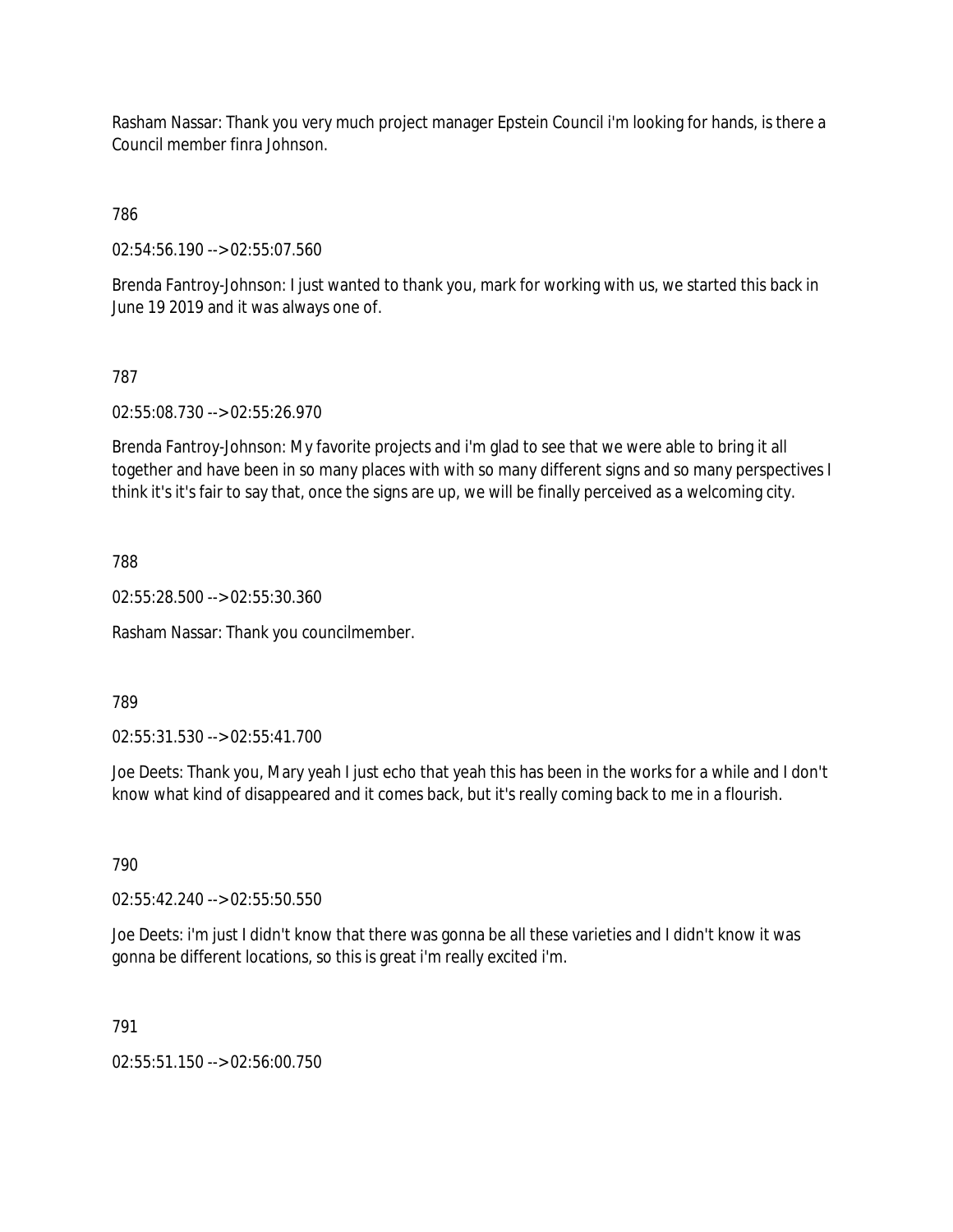Rasham Nassar: Thank you very much project manager Epstein Council i'm looking for hands, is there a Council member finra Johnson.

786

02:54:56.190 --> 02:55:07.560

Brenda Fantroy-Johnson: I just wanted to thank you, mark for working with us, we started this back in June 19 2019 and it was always one of.

787

02:55:08.730 --> 02:55:26.970

Brenda Fantroy-Johnson: My favorite projects and i'm glad to see that we were able to bring it all together and have been in so many places with with so many different signs and so many perspectives I think it's it's fair to say that, once the signs are up, we will be finally perceived as a welcoming city.

788

02:55:28.500 --> 02:55:30.360

Rasham Nassar: Thank you councilmember.

789

02:55:31.530 --> 02:55:41.700

Joe Deets: Thank you, Mary yeah I just echo that yeah this has been in the works for a while and I don't know what kind of disappeared and it comes back, but it's really coming back to me in a flourish.

790

02:55:42.240 --> 02:55:50.550

Joe Deets: i'm just I didn't know that there was gonna be all these varieties and I didn't know it was gonna be different locations, so this is great i'm really excited i'm.

791

02:55:51.150 --> 02:56:00.750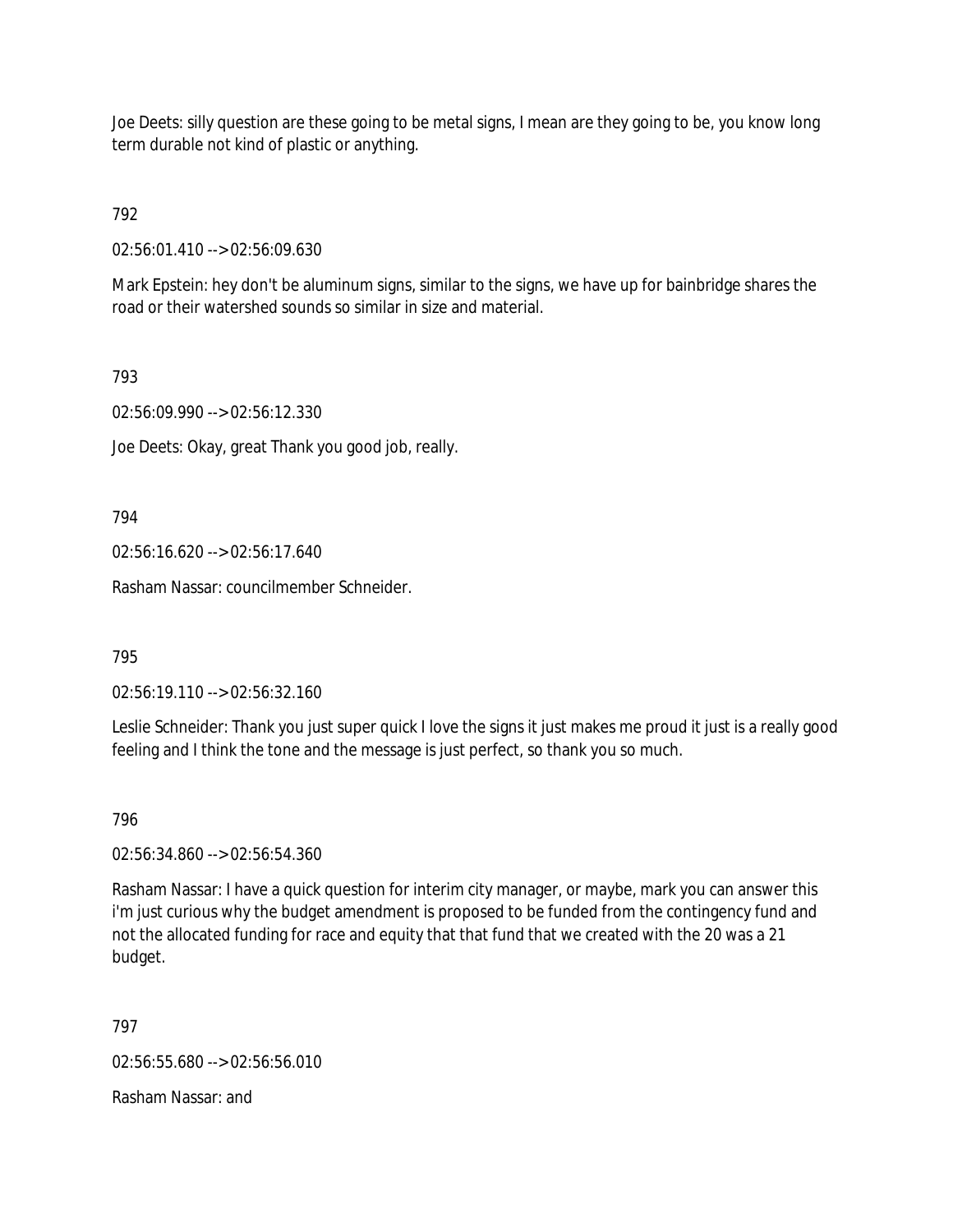Joe Deets: silly question are these going to be metal signs, I mean are they going to be, you know long term durable not kind of plastic or anything.

792

02:56:01.410 --> 02:56:09.630

Mark Epstein: hey don't be aluminum signs, similar to the signs, we have up for bainbridge shares the road or their watershed sounds so similar in size and material.

793

02:56:09.990 --> 02:56:12.330

Joe Deets: Okay, great Thank you good job, really.

794

02:56:16.620 --> 02:56:17.640

Rasham Nassar: councilmember Schneider.

795

02:56:19.110 --> 02:56:32.160

Leslie Schneider: Thank you just super quick I love the signs it just makes me proud it just is a really good feeling and I think the tone and the message is just perfect, so thank you so much.

796

02:56:34.860 --> 02:56:54.360

Rasham Nassar: I have a quick question for interim city manager, or maybe, mark you can answer this i'm just curious why the budget amendment is proposed to be funded from the contingency fund and not the allocated funding for race and equity that that fund that we created with the 20 was a 21 budget.

797

02:56:55.680 --> 02:56:56.010

Rasham Nassar: and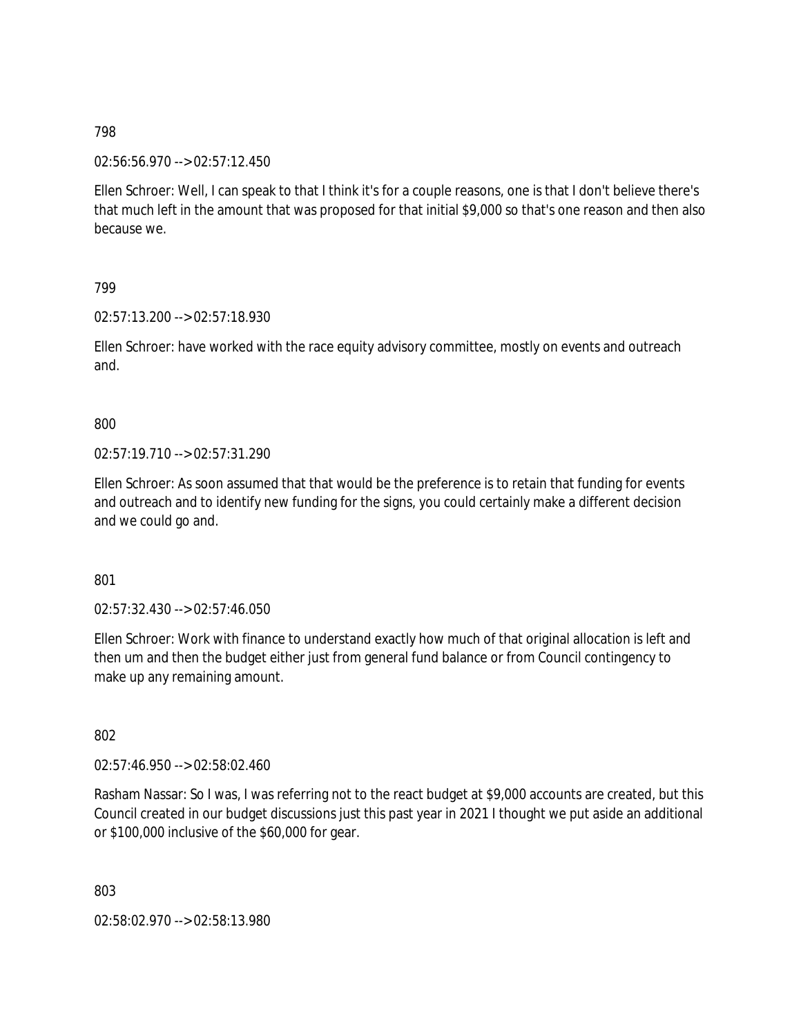798

02:56:56.970 --> 02:57:12.450

Ellen Schroer: Well, I can speak to that I think it's for a couple reasons, one is that I don't believe there's that much left in the amount that was proposed for that initial $9,000 so that's one reason and then also because we.

799

02:57:13.200 --> 02:57:18.930

Ellen Schroer: have worked with the race equity advisory committee, mostly on events and outreach and.

800

02:57:19.710 --> 02:57:31.290

Ellen Schroer: As soon assumed that that would be the preference is to retain that funding for events and outreach and to identify new funding for the signs, you could certainly make a different decision and we could go and.

801

02:57:32.430 --> 02:57:46.050

Ellen Schroer: Work with finance to understand exactly how much of that original allocation is left and then um and then the budget either just from general fund balance or from Council contingency to make up any remaining amount.

802

02:57:46.950 --> 02:58:02.460

Rasham Nassar: So I was, I was referring not to the react budget at $9,000 accounts are created, but this Council created in our budget discussions just this past year in 2021 I thought we put aside an additional or $100,000 inclusive of the $60,000 for gear.

803

02:58:02.970 --> 02:58:13.980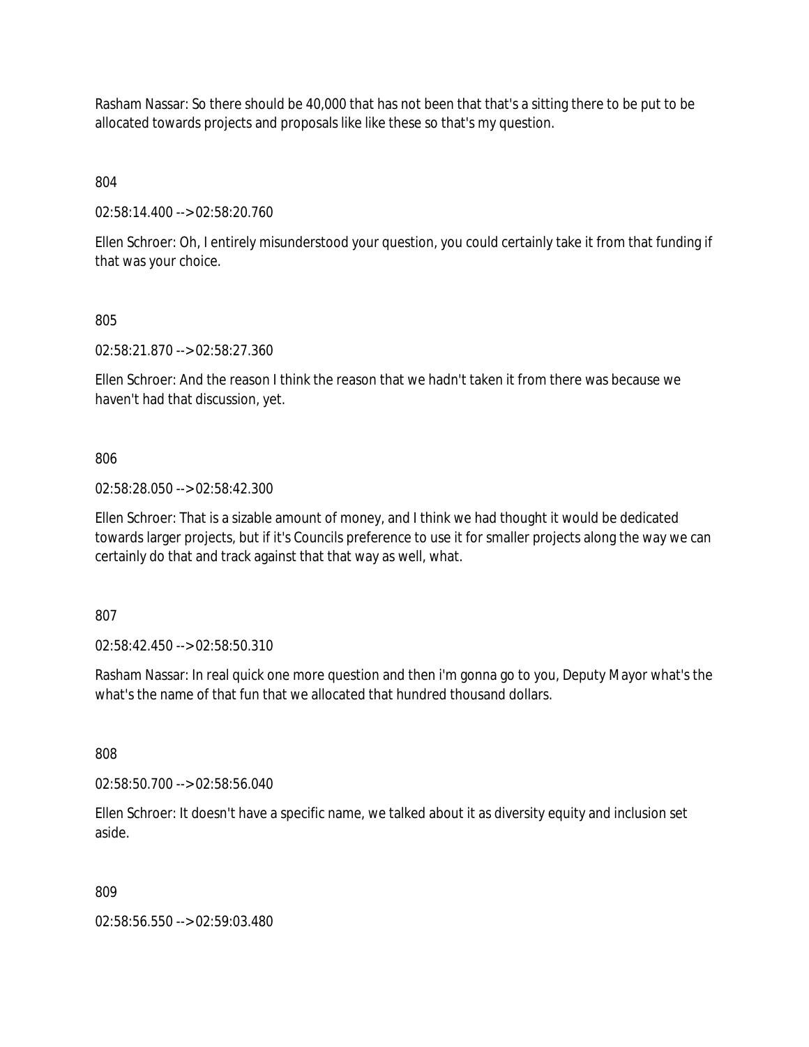Rasham Nassar: So there should be 40,000 that has not been that that's a sitting there to be put to be allocated towards projects and proposals like like these so that's my question.

804

02:58:14.400 --> 02:58:20.760

Ellen Schroer: Oh, I entirely misunderstood your question, you could certainly take it from that funding if that was your choice.

805

02:58:21.870 --> 02:58:27.360

Ellen Schroer: And the reason I think the reason that we hadn't taken it from there was because we haven't had that discussion, yet.

806

02:58:28.050 --> 02:58:42.300

Ellen Schroer: That is a sizable amount of money, and I think we had thought it would be dedicated towards larger projects, but if it's Councils preference to use it for smaller projects along the way we can certainly do that and track against that that way as well, what.

807

02:58:42.450 --> 02:58:50.310

Rasham Nassar: In real quick one more question and then i'm gonna go to you, Deputy Mayor what's the what's the name of that fun that we allocated that hundred thousand dollars.

808

02:58:50.700 --> 02:58:56.040

Ellen Schroer: It doesn't have a specific name, we talked about it as diversity equity and inclusion set aside.

809

02:58:56.550 --> 02:59:03.480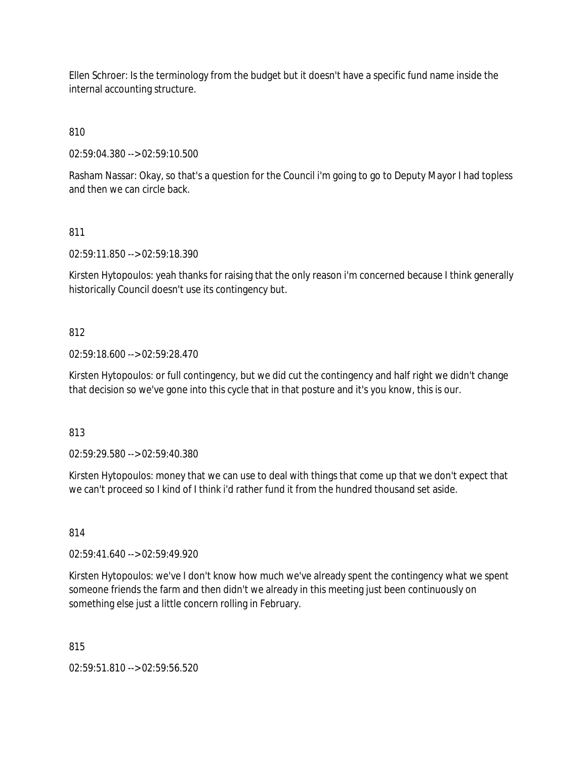Ellen Schroer: Is the terminology from the budget but it doesn't have a specific fund name inside the internal accounting structure.

810

02:59:04.380 --> 02:59:10.500

Rasham Nassar: Okay, so that's a question for the Council i'm going to go to Deputy Mayor I had topless and then we can circle back.

811

02:59:11.850 --> 02:59:18.390

Kirsten Hytopoulos: yeah thanks for raising that the only reason i'm concerned because I think generally historically Council doesn't use its contingency but.

812

02:59:18.600 --> 02:59:28.470

Kirsten Hytopoulos: or full contingency, but we did cut the contingency and half right we didn't change that decision so we've gone into this cycle that in that posture and it's you know, this is our.

813

02:59:29.580 --> 02:59:40.380

Kirsten Hytopoulos: money that we can use to deal with things that come up that we don't expect that we can't proceed so I kind of I think i'd rather fund it from the hundred thousand set aside.

814

02:59:41.640 --> 02:59:49.920

Kirsten Hytopoulos: we've I don't know how much we've already spent the contingency what we spent someone friends the farm and then didn't we already in this meeting just been continuously on something else just a little concern rolling in February.

815

02:59:51.810 --> 02:59:56.520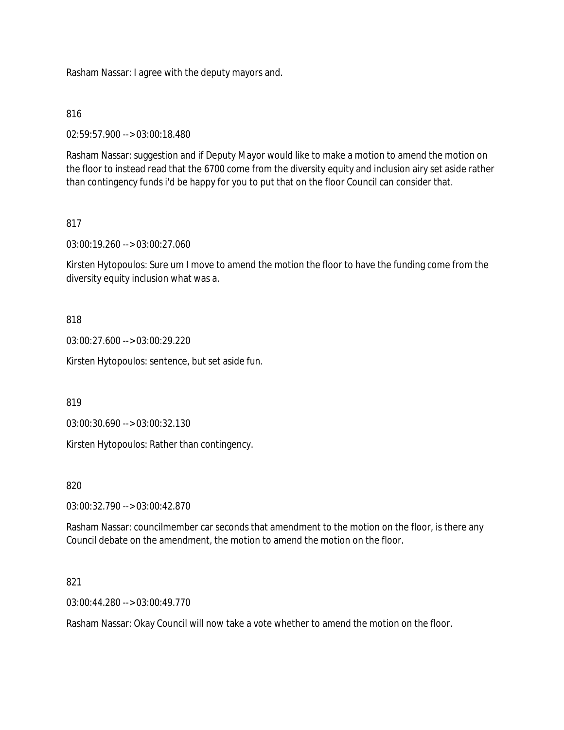Rasham Nassar: I agree with the deputy mayors and.

816

02:59:57.900 --> 03:00:18.480

Rasham Nassar: suggestion and if Deputy Mayor would like to make a motion to amend the motion on the floor to instead read that the 6700 come from the diversity equity and inclusion airy set aside rather than contingency funds i'd be happy for you to put that on the floor Council can consider that.

817

03:00:19.260 --> 03:00:27.060

Kirsten Hytopoulos: Sure um I move to amend the motion the floor to have the funding come from the diversity equity inclusion what was a.

818

03:00:27.600 --> 03:00:29.220

Kirsten Hytopoulos: sentence, but set aside fun.

819

03:00:30.690 --> 03:00:32.130

Kirsten Hytopoulos: Rather than contingency.

820

03:00:32.790 --> 03:00:42.870

Rasham Nassar: councilmember car seconds that amendment to the motion on the floor, is there any Council debate on the amendment, the motion to amend the motion on the floor.

821

03:00:44.280 --> 03:00:49.770

Rasham Nassar: Okay Council will now take a vote whether to amend the motion on the floor.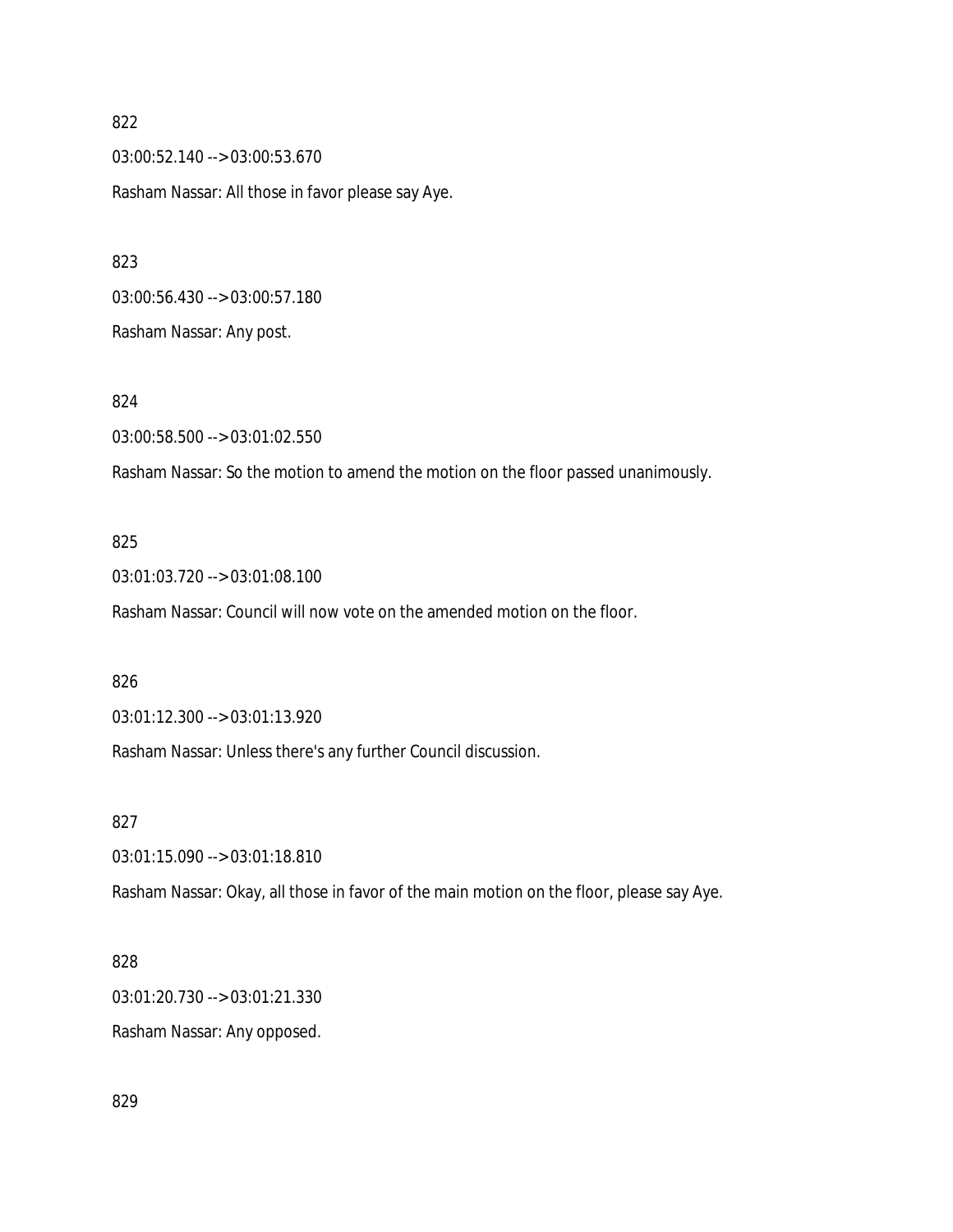822

03:00:52.140 --> 03:00:53.670

Rasham Nassar: All those in favor please say Aye.

823

03:00:56.430 --> 03:00:57.180

Rasham Nassar: Any post.

824

03:00:58.500 --> 03:01:02.550

Rasham Nassar: So the motion to amend the motion on the floor passed unanimously.

825

03:01:03.720 --> 03:01:08.100

Rasham Nassar: Council will now vote on the amended motion on the floor.

826

03:01:12.300 --> 03:01:13.920

Rasham Nassar: Unless there's any further Council discussion.

827

03:01:15.090 --> 03:01:18.810

Rasham Nassar: Okay, all those in favor of the main motion on the floor, please say Aye.

828

03:01:20.730 --> 03:01:21.330

Rasham Nassar: Any opposed.

829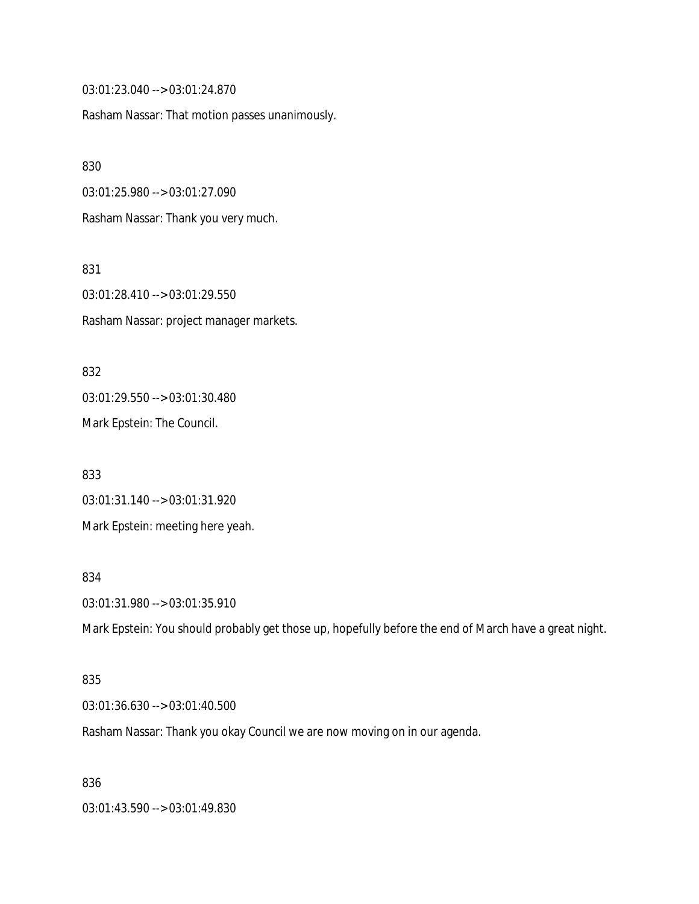03:01:23.040 --> 03:01:24.870

Rasham Nassar: That motion passes unanimously.

830

03:01:25.980 --> 03:01:27.090

Rasham Nassar: Thank you very much.

831

03:01:28.410 --> 03:01:29.550

Rasham Nassar: project manager markets.

832

03:01:29.550 --> 03:01:30.480

Mark Epstein: The Council.

833

03:01:31.140 --> 03:01:31.920

Mark Epstein: meeting here yeah.

834

03:01:31.980 --> 03:01:35.910

Mark Epstein: You should probably get those up, hopefully before the end of March have a great night.

835

03:01:36.630 --> 03:01:40.500

Rasham Nassar: Thank you okay Council we are now moving on in our agenda.

836

03:01:43.590 --> 03:01:49.830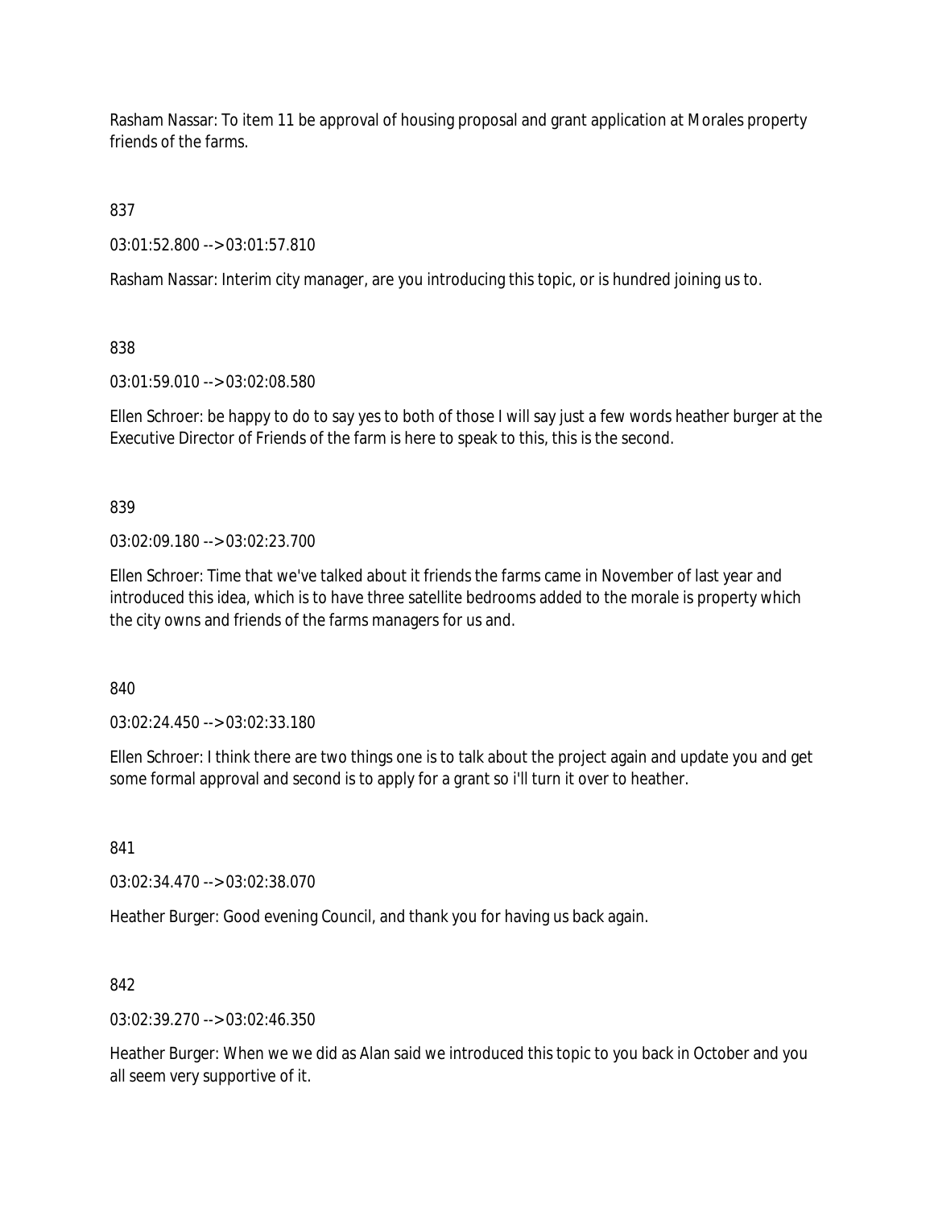Rasham Nassar: To item 11 be approval of housing proposal and grant application at Morales property friends of the farms.

837

03:01:52.800 --> 03:01:57.810

Rasham Nassar: Interim city manager, are you introducing this topic, or is hundred joining us to.

838

03:01:59.010 --> 03:02:08.580

Ellen Schroer: be happy to do to say yes to both of those I will say just a few words heather burger at the Executive Director of Friends of the farm is here to speak to this, this is the second.

839

03:02:09.180 --> 03:02:23.700

Ellen Schroer: Time that we've talked about it friends the farms came in November of last year and introduced this idea, which is to have three satellite bedrooms added to the morale is property which the city owns and friends of the farms managers for us and.

840

03:02:24.450 --> 03:02:33.180

Ellen Schroer: I think there are two things one is to talk about the project again and update you and get some formal approval and second is to apply for a grant so i'll turn it over to heather.

841

03:02:34.470 --> 03:02:38.070

Heather Burger: Good evening Council, and thank you for having us back again.

842

03:02:39.270 --> 03:02:46.350

Heather Burger: When we we did as Alan said we introduced this topic to you back in October and you all seem very supportive of it.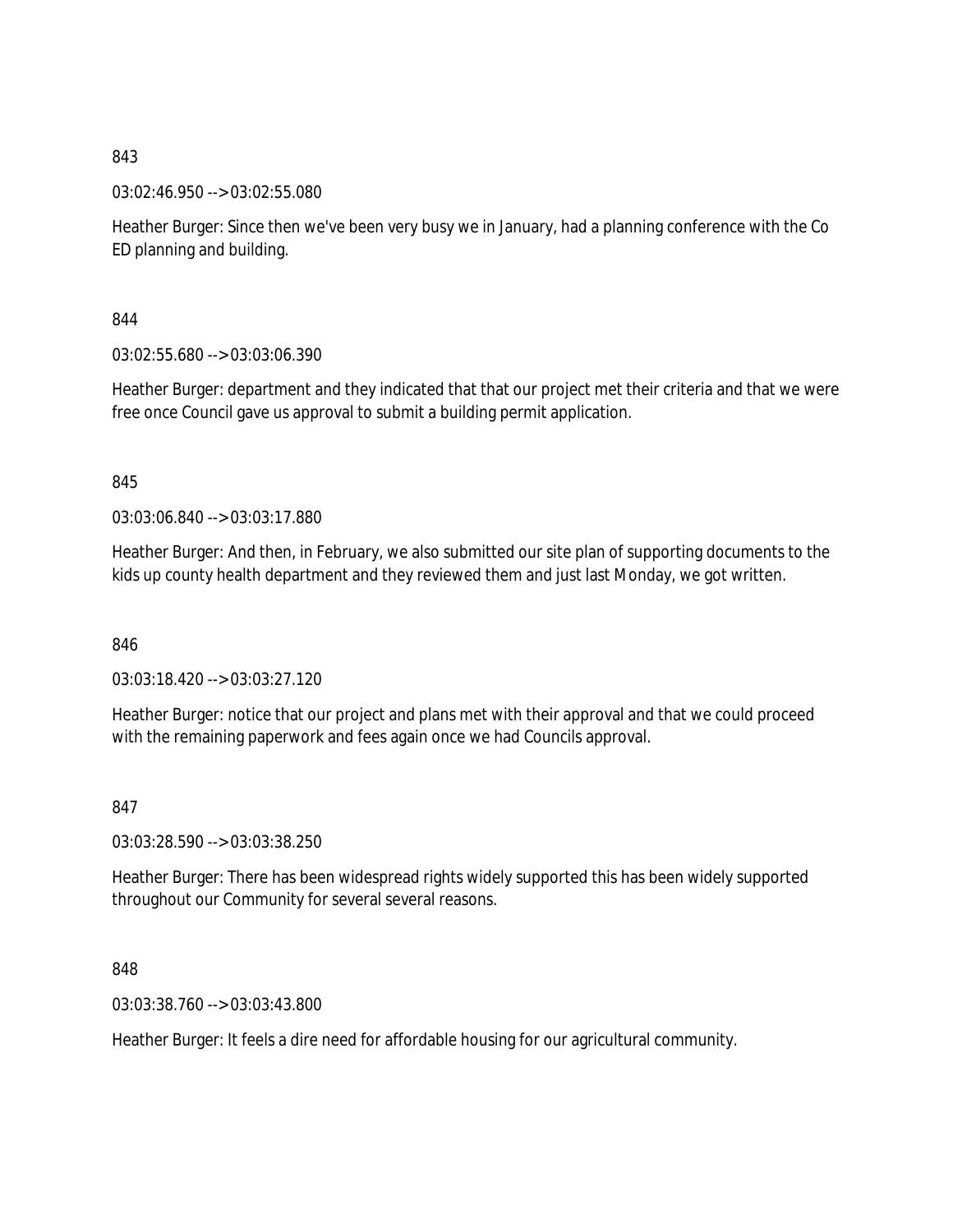843

03:02:46.950 --> 03:02:55.080

Heather Burger: Since then we've been very busy we in January, had a planning conference with the Co ED planning and building.

844

03:02:55.680 --> 03:03:06.390

Heather Burger: department and they indicated that that our project met their criteria and that we were free once Council gave us approval to submit a building permit application.

845

03:03:06.840 --> 03:03:17.880

Heather Burger: And then, in February, we also submitted our site plan of supporting documents to the kids up county health department and they reviewed them and just last Monday, we got written.

846

03:03:18.420 --> 03:03:27.120

Heather Burger: notice that our project and plans met with their approval and that we could proceed with the remaining paperwork and fees again once we had Councils approval.

847

03:03:28.590 --> 03:03:38.250

Heather Burger: There has been widespread rights widely supported this has been widely supported throughout our Community for several several reasons.

848

03:03:38.760 --> 03:03:43.800

Heather Burger: It feels a dire need for affordable housing for our agricultural community.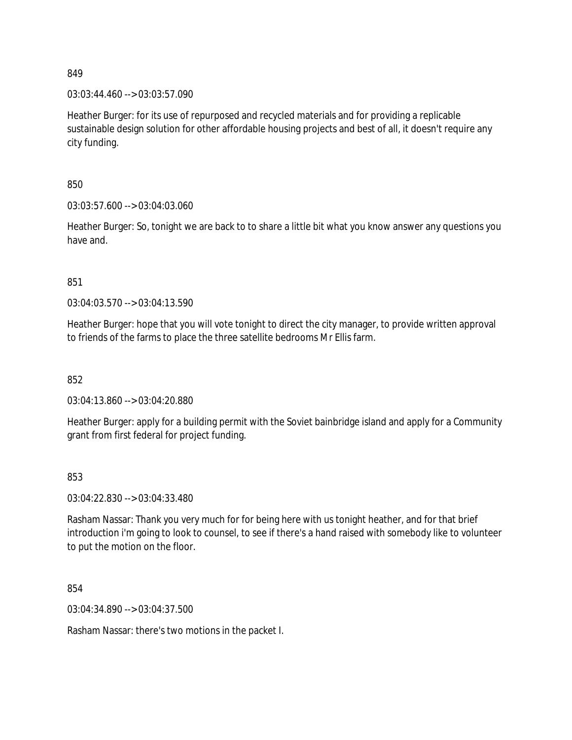849

03:03:44.460 --> 03:03:57.090

Heather Burger: for its use of repurposed and recycled materials and for providing a replicable sustainable design solution for other affordable housing projects and best of all, it doesn't require any city funding.

850

03:03:57.600 --> 03:04:03.060

Heather Burger: So, tonight we are back to to share a little bit what you know answer any questions you have and.

851

03:04:03.570 --> 03:04:13.590

Heather Burger: hope that you will vote tonight to direct the city manager, to provide written approval to friends of the farms to place the three satellite bedrooms Mr Ellis farm.

852

03:04:13.860 --> 03:04:20.880

Heather Burger: apply for a building permit with the Soviet bainbridge island and apply for a Community grant from first federal for project funding.

853

03:04:22.830 --> 03:04:33.480

Rasham Nassar: Thank you very much for for being here with us tonight heather, and for that brief introduction i'm going to look to counsel, to see if there's a hand raised with somebody like to volunteer to put the motion on the floor.

854

03:04:34.890 --> 03:04:37.500

Rasham Nassar: there's two motions in the packet I.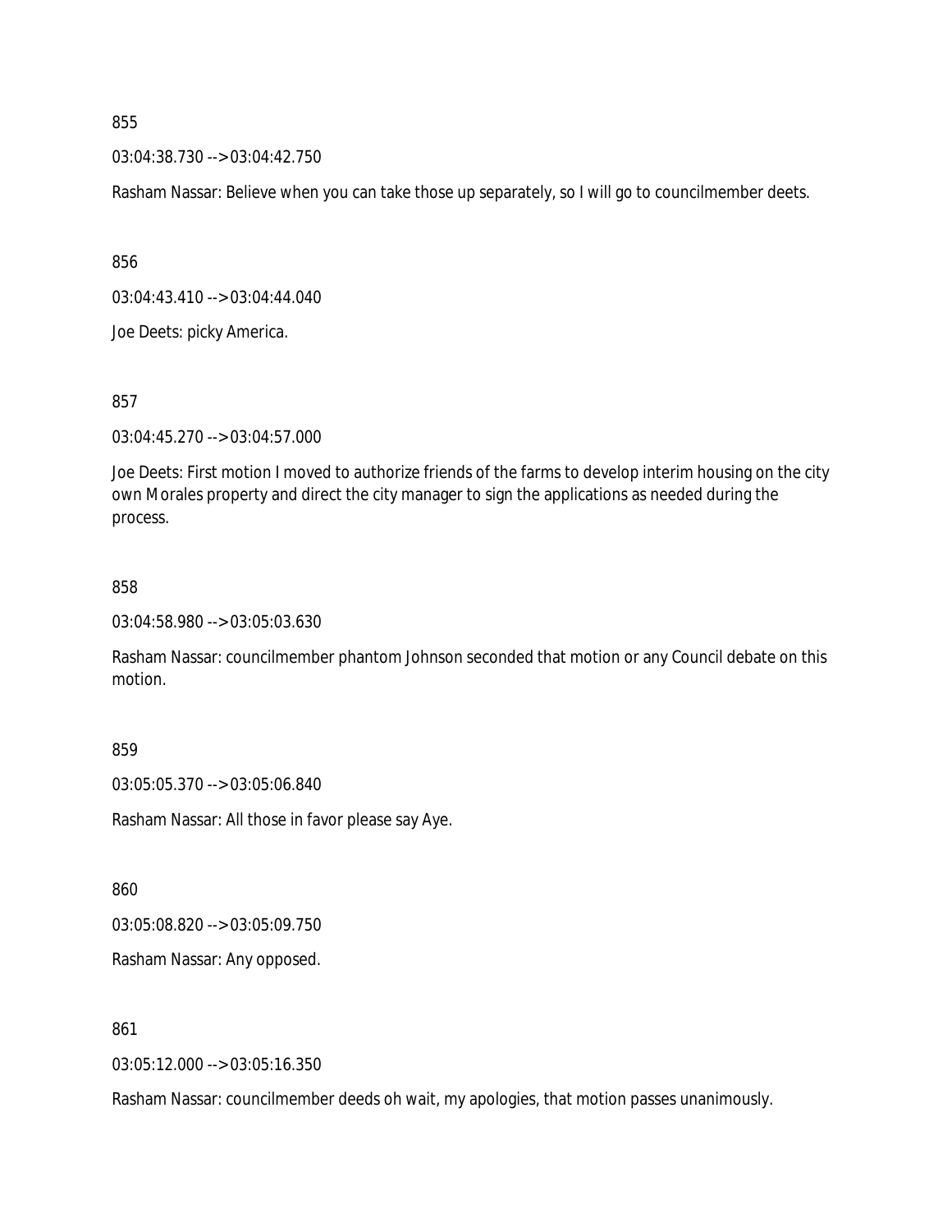855

03:04:38.730 --> 03:04:42.750

Rasham Nassar: Believe when you can take those up separately, so I will go to councilmember deets.

856

03:04:43.410 --> 03:04:44.040

Joe Deets: picky America.

857

03:04:45.270 --> 03:04:57.000

Joe Deets: First motion I moved to authorize friends of the farms to develop interim housing on the city own Morales property and direct the city manager to sign the applications as needed during the process.

858

03:04:58.980 --> 03:05:03.630

Rasham Nassar: councilmember phantom Johnson seconded that motion or any Council debate on this motion.

859

03:05:05.370 --> 03:05:06.840

Rasham Nassar: All those in favor please say Aye.

860

03:05:08.820 --> 03:05:09.750

Rasham Nassar: Any opposed.

861

03:05:12.000 --> 03:05:16.350

Rasham Nassar: councilmember deeds oh wait, my apologies, that motion passes unanimously.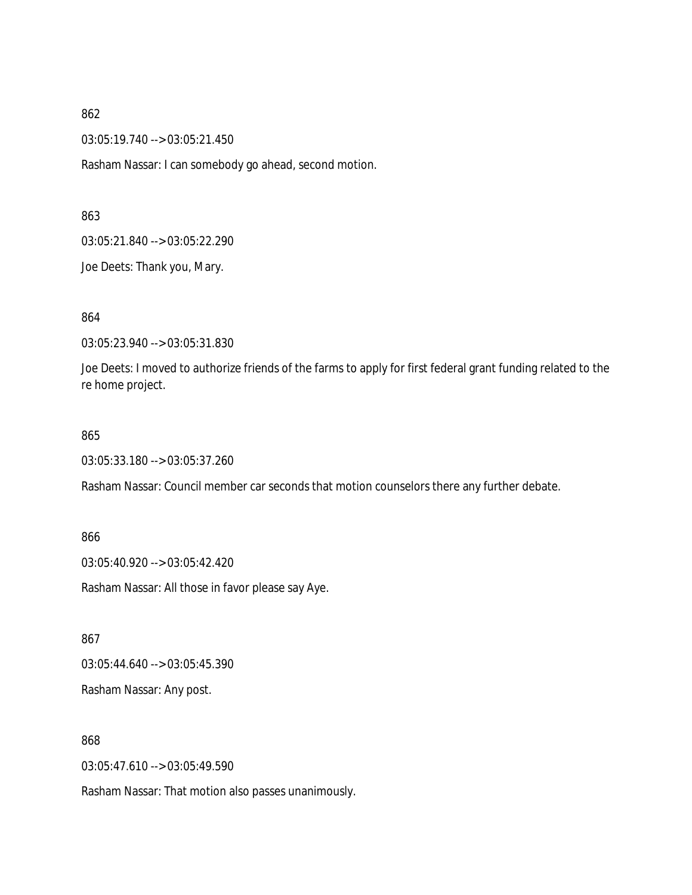862

03:05:19.740 --> 03:05:21.450

Rasham Nassar: I can somebody go ahead, second motion.

863

03:05:21.840 --> 03:05:22.290

Joe Deets: Thank you, Mary.

864

03:05:23.940 --> 03:05:31.830

Joe Deets: I moved to authorize friends of the farms to apply for first federal grant funding related to the re home project.

865

03:05:33.180 --> 03:05:37.260

Rasham Nassar: Council member car seconds that motion counselors there any further debate.

866

03:05:40.920 --> 03:05:42.420

Rasham Nassar: All those in favor please say Aye.

867

03:05:44.640 --> 03:05:45.390

Rasham Nassar: Any post.

868

03:05:47.610 --> 03:05:49.590

Rasham Nassar: That motion also passes unanimously.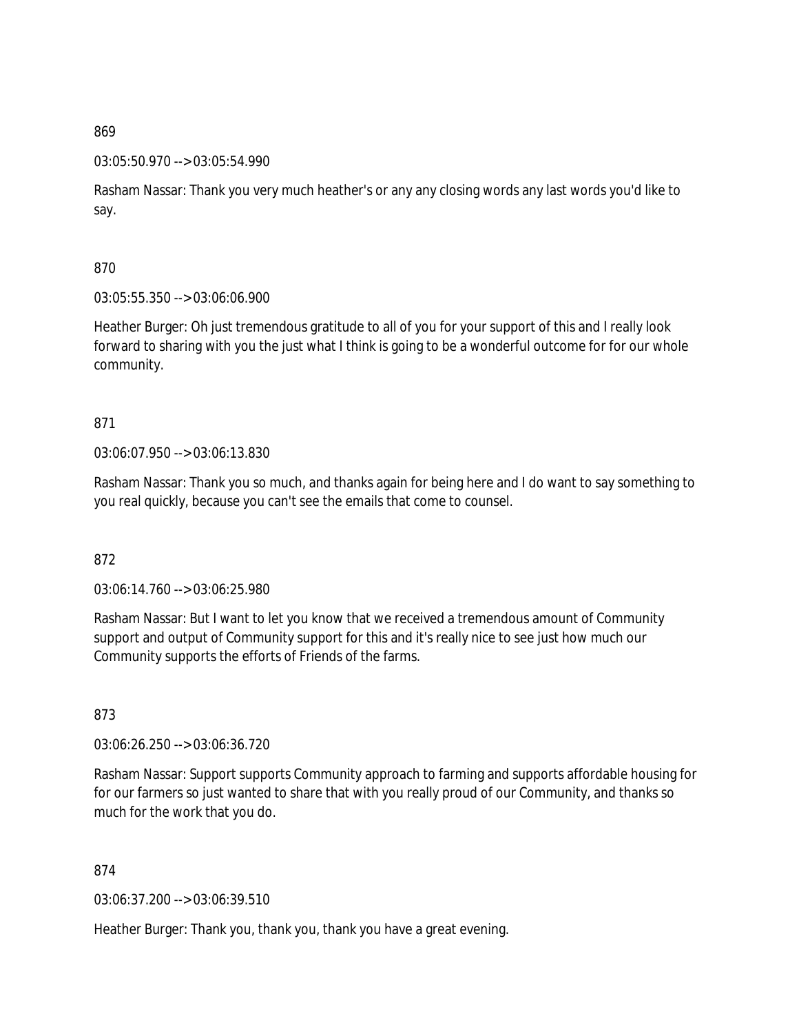869

03:05:50.970 --> 03:05:54.990

Rasham Nassar: Thank you very much heather's or any any closing words any last words you'd like to say.

870

03:05:55.350 --> 03:06:06.900

Heather Burger: Oh just tremendous gratitude to all of you for your support of this and I really look forward to sharing with you the just what I think is going to be a wonderful outcome for for our whole community.

871

03:06:07.950 --> 03:06:13.830

Rasham Nassar: Thank you so much, and thanks again for being here and I do want to say something to you real quickly, because you can't see the emails that come to counsel.

872

03:06:14.760 --> 03:06:25.980

Rasham Nassar: But I want to let you know that we received a tremendous amount of Community support and output of Community support for this and it's really nice to see just how much our Community supports the efforts of Friends of the farms.

873

03:06:26.250 --> 03:06:36.720

Rasham Nassar: Support supports Community approach to farming and supports affordable housing for for our farmers so just wanted to share that with you really proud of our Community, and thanks so much for the work that you do.

874

03:06:37.200 --> 03:06:39.510

Heather Burger: Thank you, thank you, thank you have a great evening.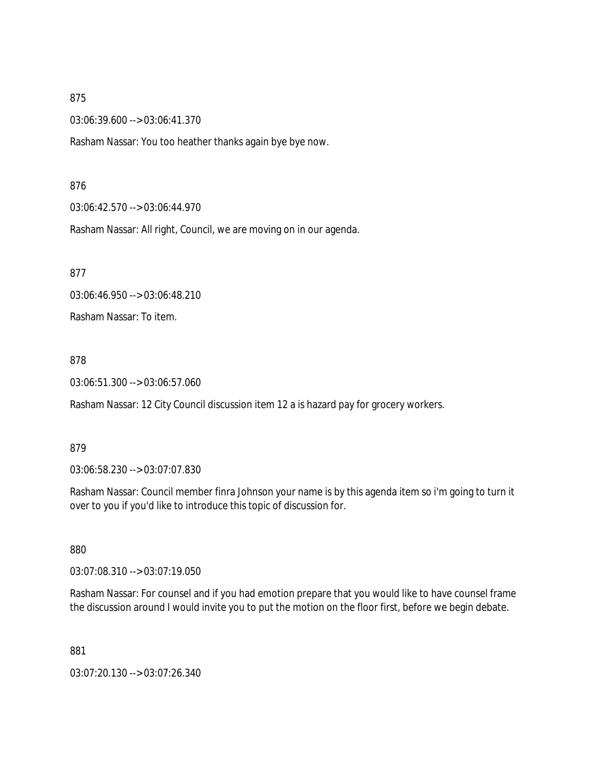875

03:06:39.600 --> 03:06:41.370

Rasham Nassar: You too heather thanks again bye bye now.

876

03:06:42.570 --> 03:06:44.970

Rasham Nassar: All right, Council, we are moving on in our agenda.

877

03:06:46.950 --> 03:06:48.210

Rasham Nassar: To item.

878

03:06:51.300 --> 03:06:57.060

Rasham Nassar: 12 City Council discussion item 12 a is hazard pay for grocery workers.

879

03:06:58.230 --> 03:07:07.830

Rasham Nassar: Council member finra Johnson your name is by this agenda item so i'm going to turn it over to you if you'd like to introduce this topic of discussion for.

880

03:07:08.310 --> 03:07:19.050

Rasham Nassar: For counsel and if you had emotion prepare that you would like to have counsel frame the discussion around I would invite you to put the motion on the floor first, before we begin debate.

881

03:07:20.130 --> 03:07:26.340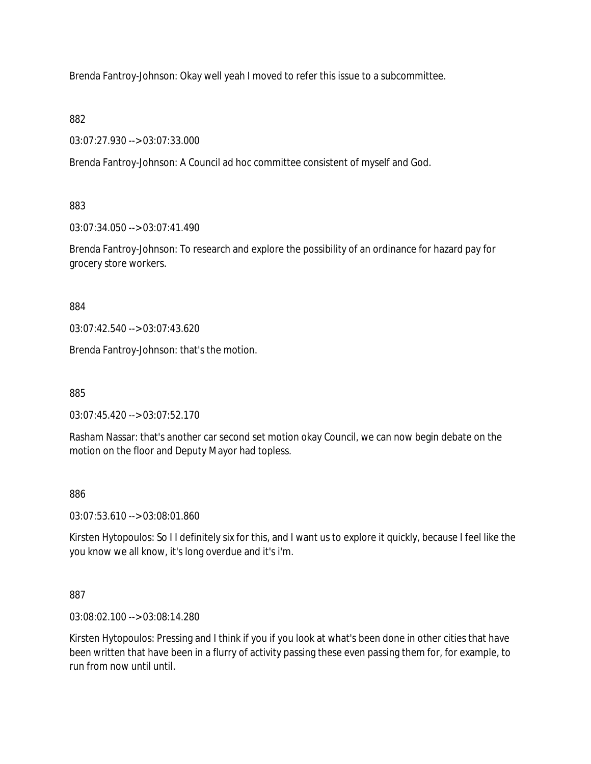Brenda Fantroy-Johnson: Okay well yeah I moved to refer this issue to a subcommittee.

882

03:07:27.930 --> 03:07:33.000

Brenda Fantroy-Johnson: A Council ad hoc committee consistent of myself and God.

883

03:07:34.050 --> 03:07:41.490

Brenda Fantroy-Johnson: To research and explore the possibility of an ordinance for hazard pay for grocery store workers.

884

03:07:42.540 --> 03:07:43.620

Brenda Fantroy-Johnson: that's the motion.

885

03:07:45.420 --> 03:07:52.170

Rasham Nassar: that's another car second set motion okay Council, we can now begin debate on the motion on the floor and Deputy Mayor had topless.

886

03:07:53.610 --> 03:08:01.860

Kirsten Hytopoulos: So I I definitely six for this, and I want us to explore it quickly, because I feel like the you know we all know, it's long overdue and it's i'm.

887

03:08:02.100 --> 03:08:14.280

Kirsten Hytopoulos: Pressing and I think if you if you look at what's been done in other cities that have been written that have been in a flurry of activity passing these even passing them for, for example, to run from now until until.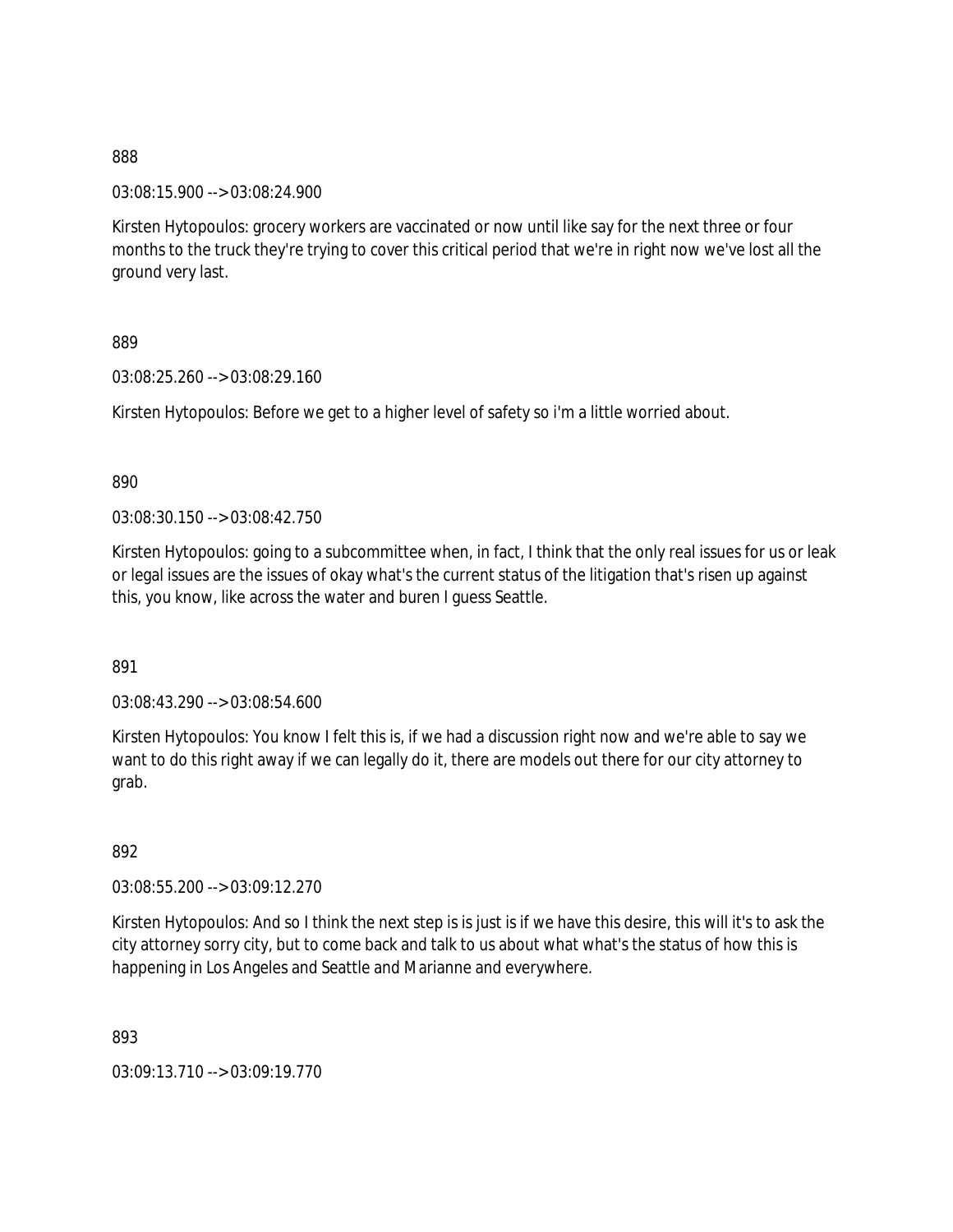888

03:08:15.900 --> 03:08:24.900

Kirsten Hytopoulos: grocery workers are vaccinated or now until like say for the next three or four months to the truck they're trying to cover this critical period that we're in right now we've lost all the ground very last.

889

03:08:25.260 --> 03:08:29.160

Kirsten Hytopoulos: Before we get to a higher level of safety so i'm a little worried about.

890

03:08:30.150 --> 03:08:42.750

Kirsten Hytopoulos: going to a subcommittee when, in fact, I think that the only real issues for us or leak or legal issues are the issues of okay what's the current status of the litigation that's risen up against this, you know, like across the water and buren I guess Seattle.

891

03:08:43.290 --> 03:08:54.600

Kirsten Hytopoulos: You know I felt this is, if we had a discussion right now and we're able to say we want to do this right away if we can legally do it, there are models out there for our city attorney to grab.

892

03:08:55.200 --> 03:09:12.270

Kirsten Hytopoulos: And so I think the next step is is just is if we have this desire, this will it's to ask the city attorney sorry city, but to come back and talk to us about what what's the status of how this is happening in Los Angeles and Seattle and Marianne and everywhere.

893

03:09:13.710 --> 03:09:19.770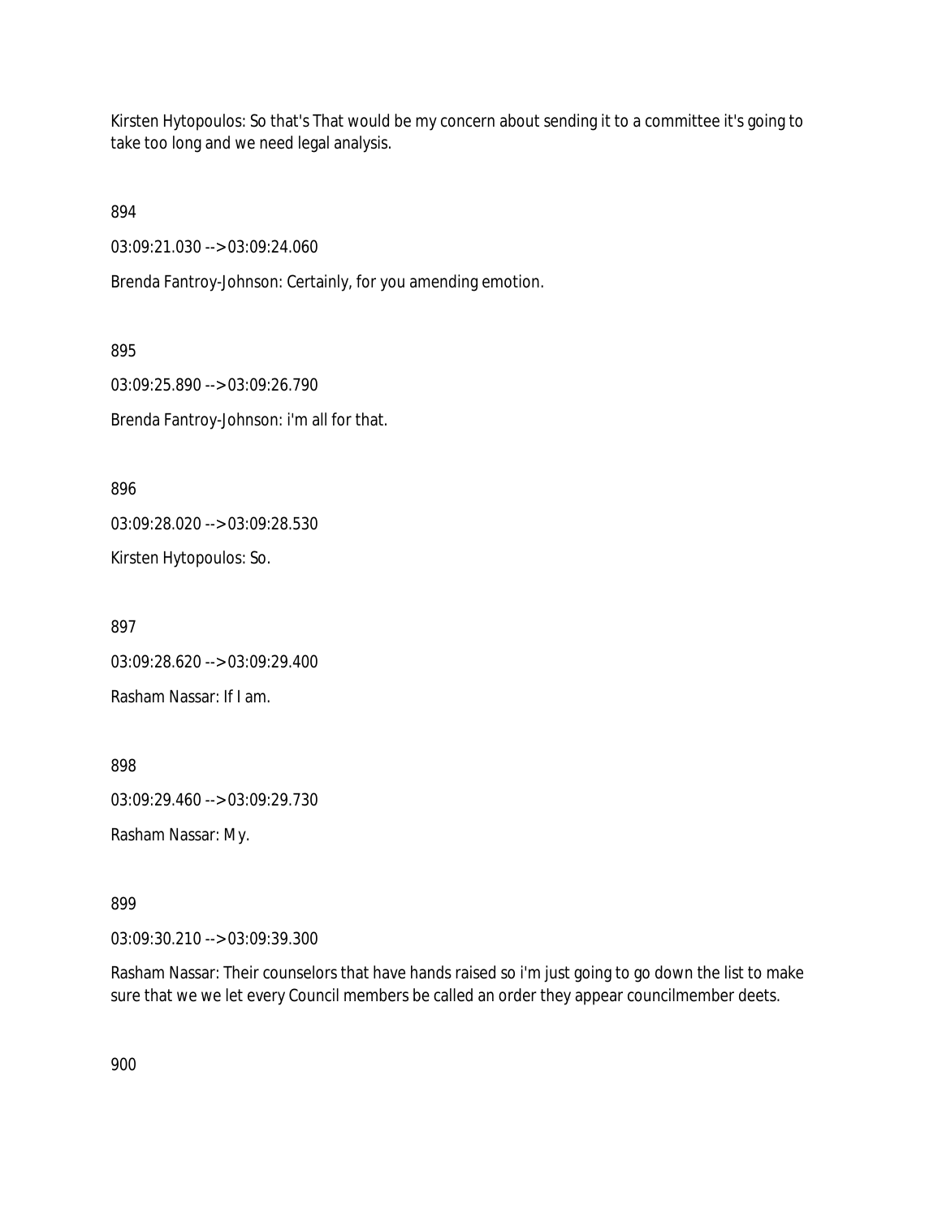Kirsten Hytopoulos: So that's That would be my concern about sending it to a committee it's going to take too long and we need legal analysis.

894

03:09:21.030 --> 03:09:24.060

Brenda Fantroy-Johnson: Certainly, for you amending emotion.

895

03:09:25.890 --> 03:09:26.790

Brenda Fantroy-Johnson: i'm all for that.

896

03:09:28.020 --> 03:09:28.530

Kirsten Hytopoulos: So.

897

03:09:28.620 --> 03:09:29.400

Rasham Nassar: If I am.

898

03:09:29.460 --> 03:09:29.730

Rasham Nassar: My.

899

03:09:30.210 --> 03:09:39.300

Rasham Nassar: Their counselors that have hands raised so i'm just going to go down the list to make sure that we we let every Council members be called an order they appear councilmember deets.

900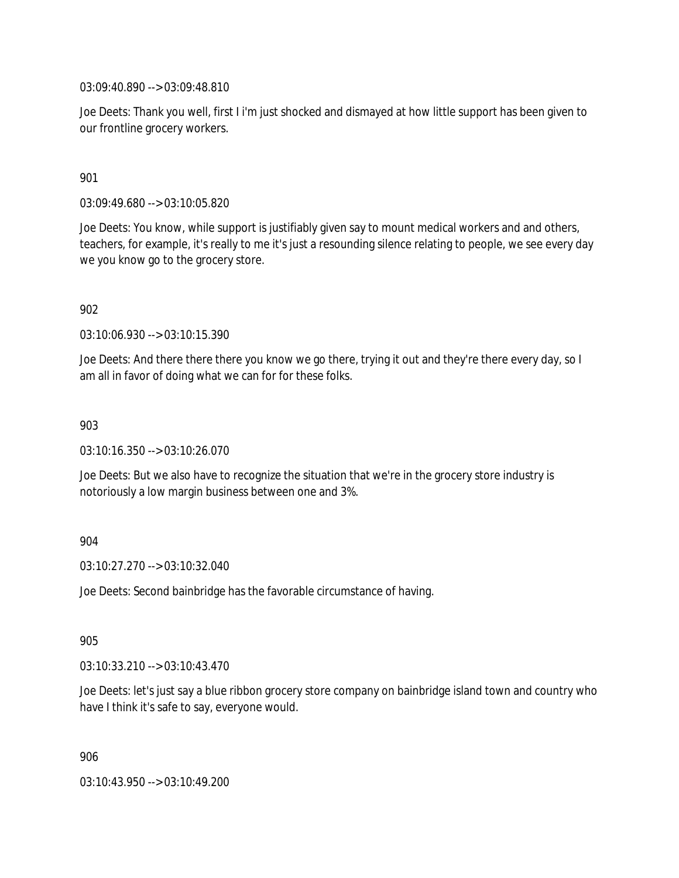03:09:40.890 --> 03:09:48.810

Joe Deets: Thank you well, first I i'm just shocked and dismayed at how little support has been given to our frontline grocery workers.

901

03:09:49.680 --> 03:10:05.820

Joe Deets: You know, while support is justifiably given say to mount medical workers and and others, teachers, for example, it's really to me it's just a resounding silence relating to people, we see every day we you know go to the grocery store.

902

03:10:06.930 --> 03:10:15.390

Joe Deets: And there there there you know we go there, trying it out and they're there every day, so I am all in favor of doing what we can for for these folks.

903

03:10:16.350 --> 03:10:26.070

Joe Deets: But we also have to recognize the situation that we're in the grocery store industry is notoriously a low margin business between one and 3%.

904

03:10:27.270 --> 03:10:32.040

Joe Deets: Second bainbridge has the favorable circumstance of having.

905

03:10:33.210 --> 03:10:43.470

Joe Deets: let's just say a blue ribbon grocery store company on bainbridge island town and country who have I think it's safe to say, everyone would.

906

03:10:43.950 --> 03:10:49.200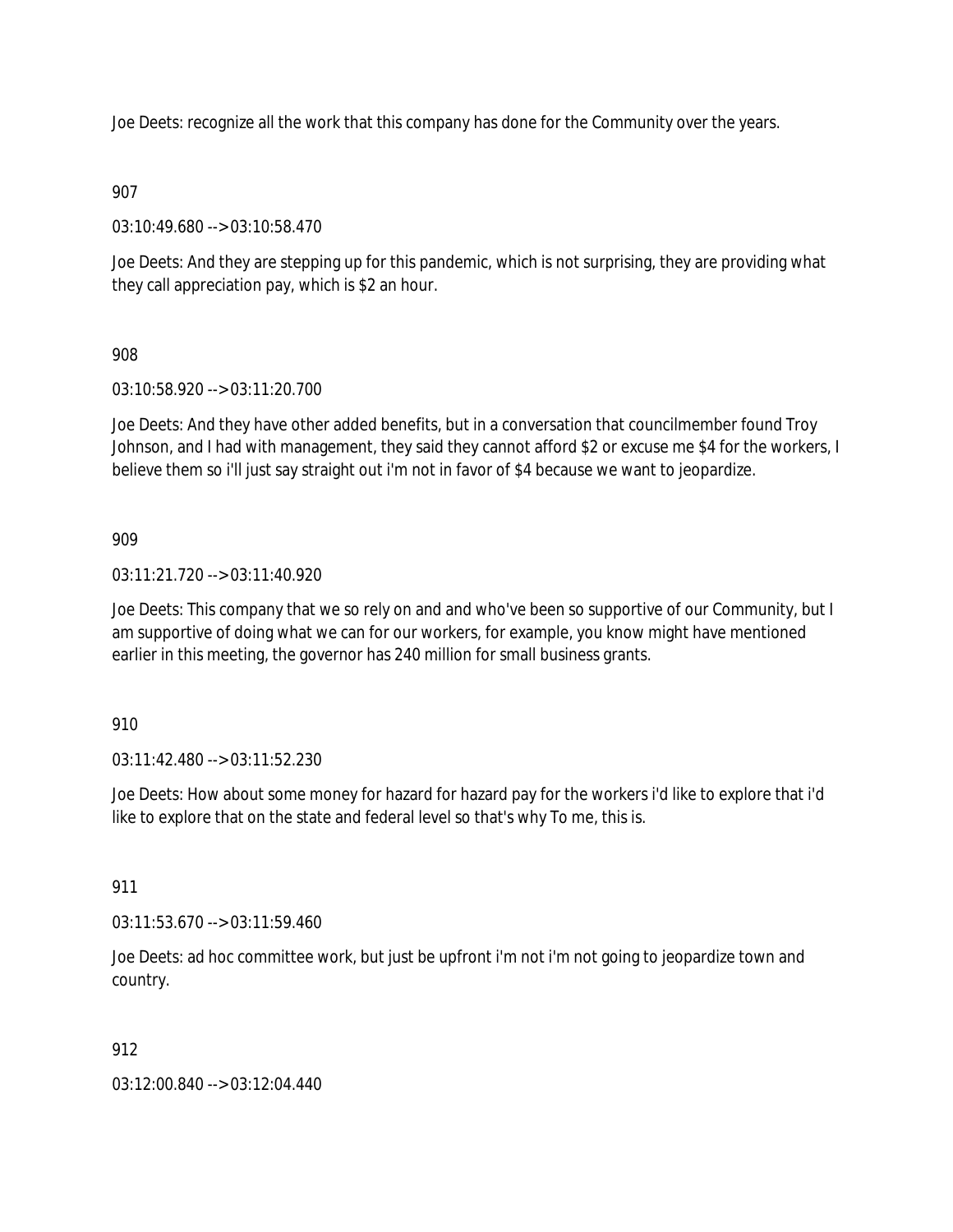Joe Deets: recognize all the work that this company has done for the Community over the years.

907

03:10:49.680 --> 03:10:58.470

Joe Deets: And they are stepping up for this pandemic, which is not surprising, they are providing what they call appreciation pay, which is $2 an hour.

908

03:10:58.920 --> 03:11:20.700

Joe Deets: And they have other added benefits, but in a conversation that councilmember found Troy Johnson, and I had with management, they said they cannot afford $2 or excuse me $4 for the workers, I believe them so i'll just say straight out i'm not in favor of $4 because we want to jeopardize.

909

03:11:21.720 --> 03:11:40.920

Joe Deets: This company that we so rely on and and who've been so supportive of our Community, but I am supportive of doing what we can for our workers, for example, you know might have mentioned earlier in this meeting, the governor has 240 million for small business grants.

910

03:11:42.480 --> 03:11:52.230

Joe Deets: How about some money for hazard for hazard pay for the workers i'd like to explore that i'd like to explore that on the state and federal level so that's why To me, this is.

911

03:11:53.670 --> 03:11:59.460

Joe Deets: ad hoc committee work, but just be upfront i'm not i'm not going to jeopardize town and country.

912

03:12:00.840 --> 03:12:04.440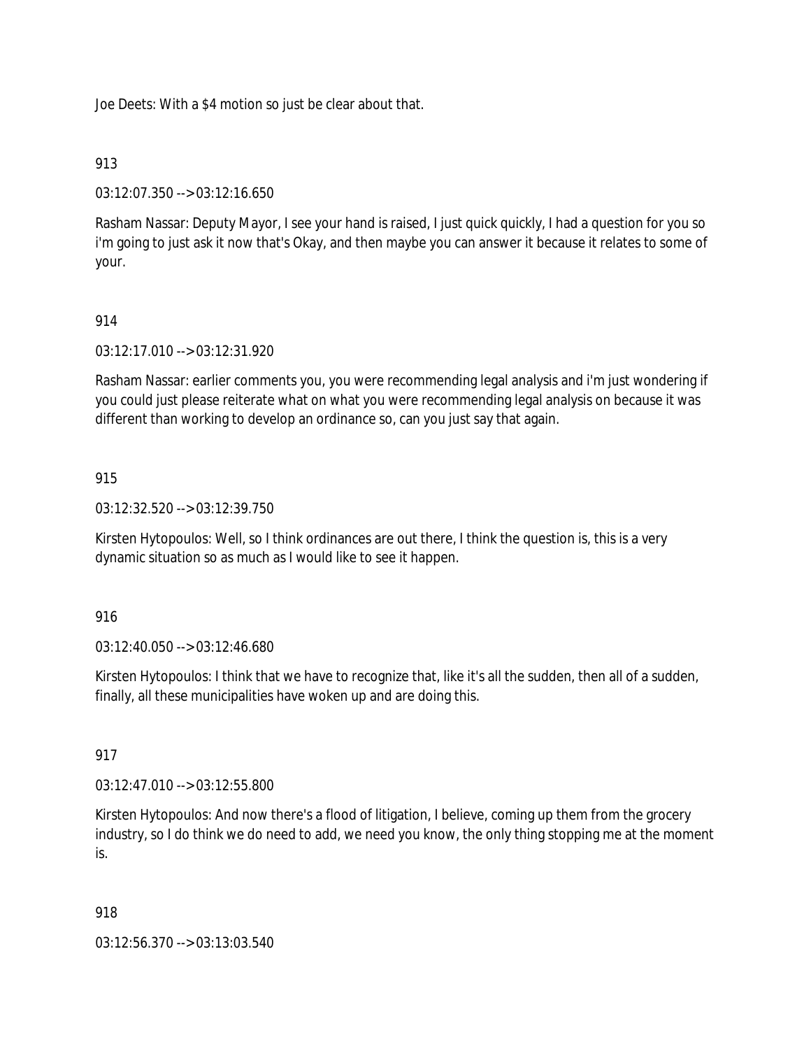Joe Deets: With a $4 motion so just be clear about that.

913

03:12:07.350 --> 03:12:16.650

Rasham Nassar: Deputy Mayor, I see your hand is raised, I just quick quickly, I had a question for you so i'm going to just ask it now that's Okay, and then maybe you can answer it because it relates to some of your.

914

03:12:17.010 --> 03:12:31.920

Rasham Nassar: earlier comments you, you were recommending legal analysis and i'm just wondering if you could just please reiterate what on what you were recommending legal analysis on because it was different than working to develop an ordinance so, can you just say that again.

915

03:12:32.520 --> 03:12:39.750

Kirsten Hytopoulos: Well, so I think ordinances are out there, I think the question is, this is a very dynamic situation so as much as I would like to see it happen.

916

03:12:40.050 --> 03:12:46.680

Kirsten Hytopoulos: I think that we have to recognize that, like it's all the sudden, then all of a sudden, finally, all these municipalities have woken up and are doing this.

917

03:12:47.010 --> 03:12:55.800

Kirsten Hytopoulos: And now there's a flood of litigation, I believe, coming up them from the grocery industry, so I do think we do need to add, we need you know, the only thing stopping me at the moment is.

918

03:12:56.370 --> 03:13:03.540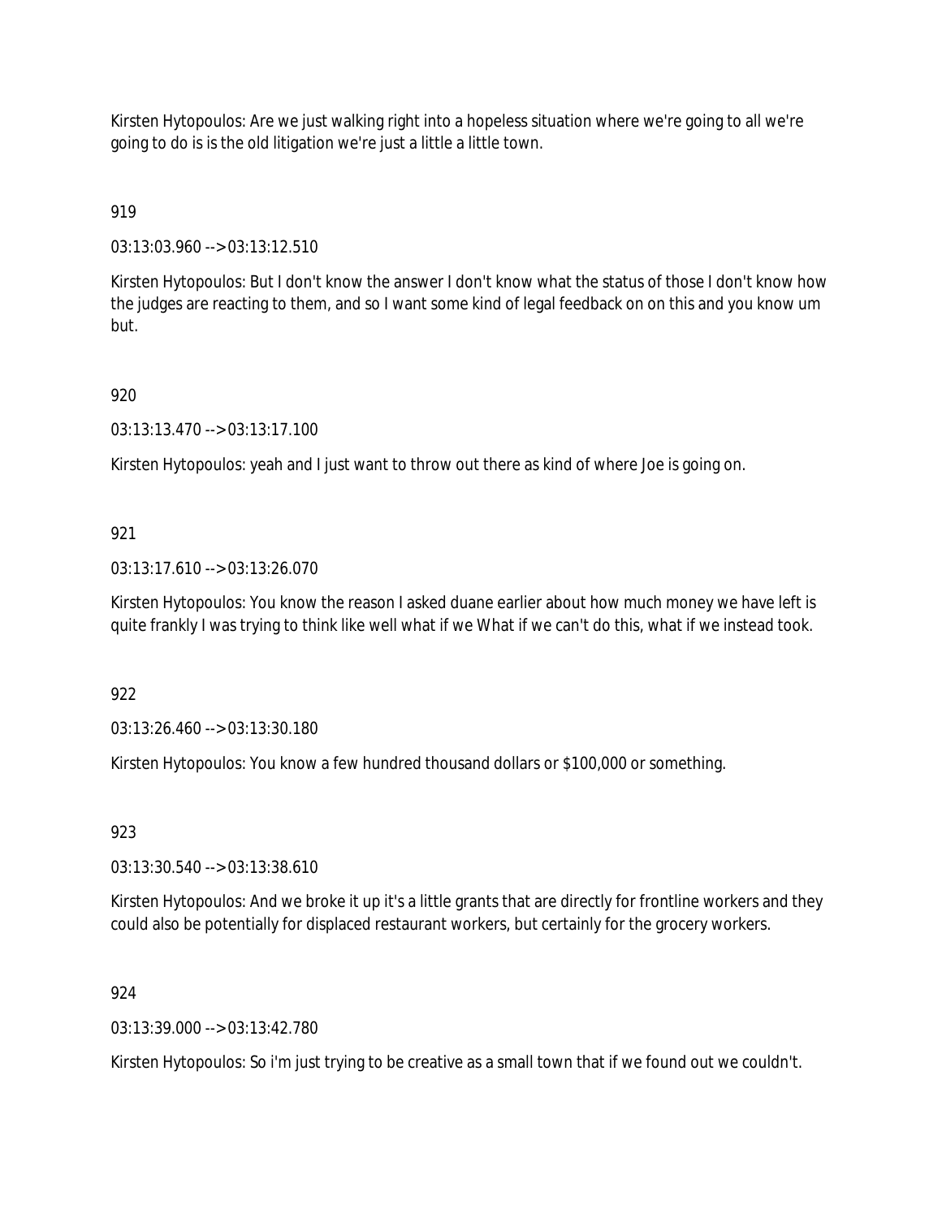Kirsten Hytopoulos: Are we just walking right into a hopeless situation where we're going to all we're going to do is is the old litigation we're just a little a little town.

919

03:13:03.960 --> 03:13:12.510

Kirsten Hytopoulos: But I don't know the answer I don't know what the status of those I don't know how the judges are reacting to them, and so I want some kind of legal feedback on on this and you know um but.

920

03:13:13.470 --> 03:13:17.100

Kirsten Hytopoulos: yeah and I just want to throw out there as kind of where Joe is going on.

921

03:13:17.610 --> 03:13:26.070

Kirsten Hytopoulos: You know the reason I asked duane earlier about how much money we have left is quite frankly I was trying to think like well what if we What if we can't do this, what if we instead took.

922

03:13:26.460 --> 03:13:30.180

Kirsten Hytopoulos: You know a few hundred thousand dollars or $100,000 or something.

923

03:13:30.540 --> 03:13:38.610

Kirsten Hytopoulos: And we broke it up it's a little grants that are directly for frontline workers and they could also be potentially for displaced restaurant workers, but certainly for the grocery workers.

924

03:13:39.000 --> 03:13:42.780

Kirsten Hytopoulos: So i'm just trying to be creative as a small town that if we found out we couldn't.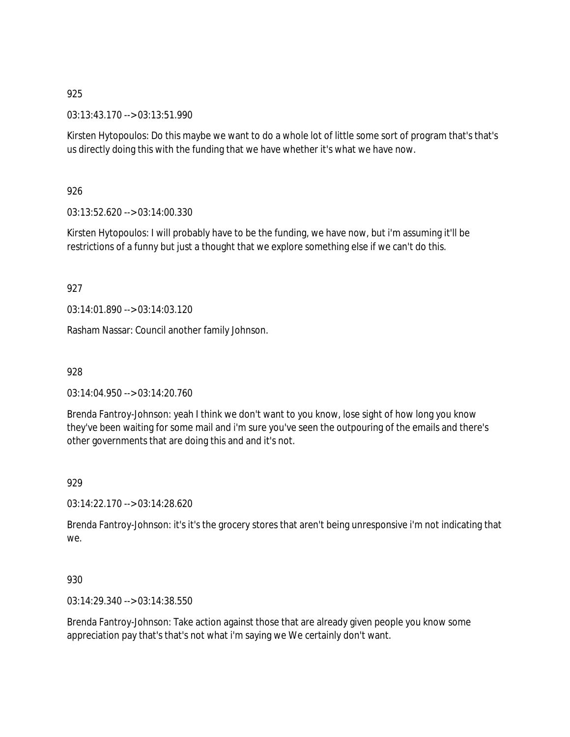925

03:13:43.170 --> 03:13:51.990

Kirsten Hytopoulos: Do this maybe we want to do a whole lot of little some sort of program that's that's us directly doing this with the funding that we have whether it's what we have now.

926

03:13:52.620 --> 03:14:00.330

Kirsten Hytopoulos: I will probably have to be the funding, we have now, but i'm assuming it'll be restrictions of a funny but just a thought that we explore something else if we can't do this.

927

03:14:01.890 --> 03:14:03.120

Rasham Nassar: Council another family Johnson.

928

03:14:04.950 --> 03:14:20.760

Brenda Fantroy-Johnson: yeah I think we don't want to you know, lose sight of how long you know they've been waiting for some mail and i'm sure you've seen the outpouring of the emails and there's other governments that are doing this and and it's not.

929

03:14:22.170 --> 03:14:28.620

Brenda Fantroy-Johnson: it's it's the grocery stores that aren't being unresponsive i'm not indicating that we.

930

03:14:29.340 --> 03:14:38.550

Brenda Fantroy-Johnson: Take action against those that are already given people you know some appreciation pay that's that's not what i'm saying we We certainly don't want.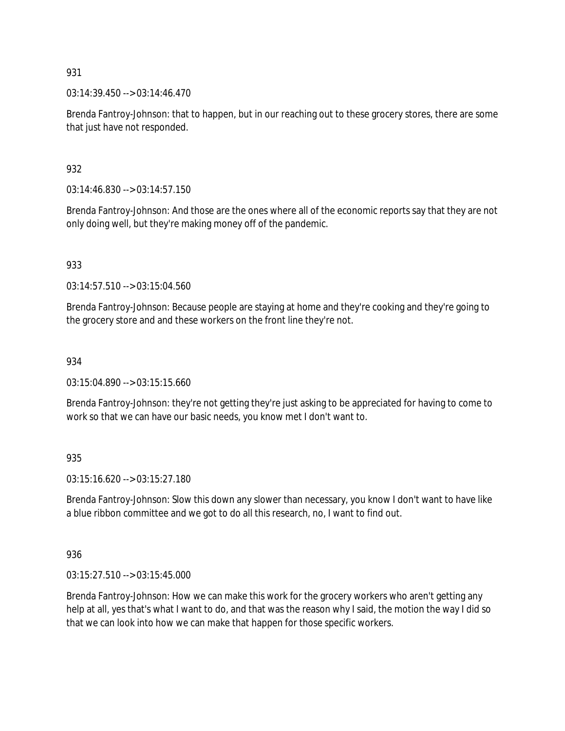931

03:14:39.450 --> 03:14:46.470

Brenda Fantroy-Johnson: that to happen, but in our reaching out to these grocery stores, there are some that just have not responded.

932

03:14:46.830 --> 03:14:57.150

Brenda Fantroy-Johnson: And those are the ones where all of the economic reports say that they are not only doing well, but they're making money off of the pandemic.

933

03:14:57.510 --> 03:15:04.560

Brenda Fantroy-Johnson: Because people are staying at home and they're cooking and they're going to the grocery store and and these workers on the front line they're not.

934

03:15:04.890 --> 03:15:15.660

Brenda Fantroy-Johnson: they're not getting they're just asking to be appreciated for having to come to work so that we can have our basic needs, you know met I don't want to.

935

03:15:16.620 --> 03:15:27.180

Brenda Fantroy-Johnson: Slow this down any slower than necessary, you know I don't want to have like a blue ribbon committee and we got to do all this research, no, I want to find out.

936

03:15:27.510 --> 03:15:45.000

Brenda Fantroy-Johnson: How we can make this work for the grocery workers who aren't getting any help at all, yes that's what I want to do, and that was the reason why I said, the motion the way I did so that we can look into how we can make that happen for those specific workers.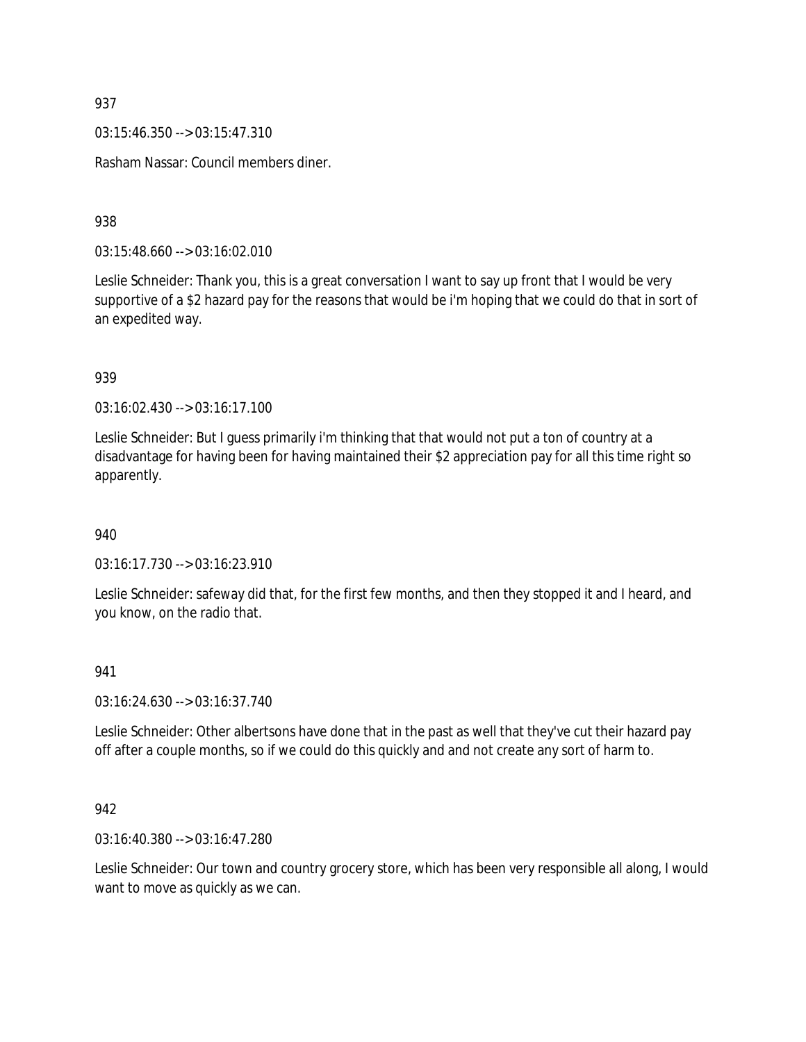937

03:15:46.350 --> 03:15:47.310

Rasham Nassar: Council members diner.

938

03:15:48.660 --> 03:16:02.010

Leslie Schneider: Thank you, this is a great conversation I want to say up front that I would be very supportive of a $2 hazard pay for the reasons that would be i'm hoping that we could do that in sort of an expedited way.

939

03:16:02.430 --> 03:16:17.100

Leslie Schneider: But I guess primarily i'm thinking that that would not put a ton of country at a disadvantage for having been for having maintained their $2 appreciation pay for all this time right so apparently.

940

03:16:17.730 --> 03:16:23.910

Leslie Schneider: safeway did that, for the first few months, and then they stopped it and I heard, and you know, on the radio that.

941

03:16:24.630 --> 03:16:37.740

Leslie Schneider: Other albertsons have done that in the past as well that they've cut their hazard pay off after a couple months, so if we could do this quickly and and not create any sort of harm to.

942

03:16:40.380 --> 03:16:47.280

Leslie Schneider: Our town and country grocery store, which has been very responsible all along, I would want to move as quickly as we can.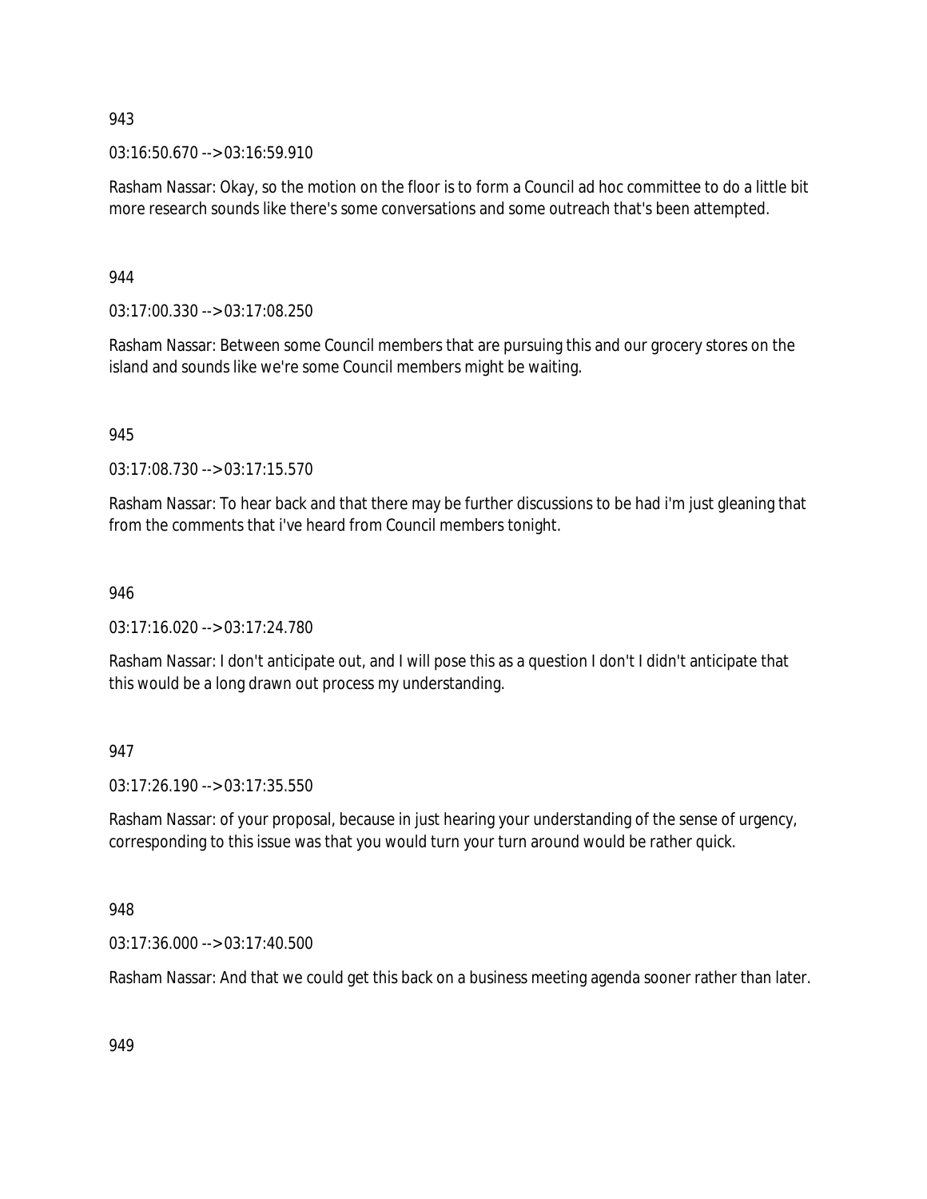943

03:16:50.670 --> 03:16:59.910

Rasham Nassar: Okay, so the motion on the floor is to form a Council ad hoc committee to do a little bit more research sounds like there's some conversations and some outreach that's been attempted.

944

03:17:00.330 --> 03:17:08.250

Rasham Nassar: Between some Council members that are pursuing this and our grocery stores on the island and sounds like we're some Council members might be waiting.

945

03:17:08.730 --> 03:17:15.570

Rasham Nassar: To hear back and that there may be further discussions to be had i'm just gleaning that from the comments that i've heard from Council members tonight.

946

03:17:16.020 --> 03:17:24.780

Rasham Nassar: I don't anticipate out, and I will pose this as a question I don't I didn't anticipate that this would be a long drawn out process my understanding.

947

03:17:26.190 --> 03:17:35.550

Rasham Nassar: of your proposal, because in just hearing your understanding of the sense of urgency, corresponding to this issue was that you would turn your turn around would be rather quick.

948

03:17:36.000 --> 03:17:40.500

Rasham Nassar: And that we could get this back on a business meeting agenda sooner rather than later.

949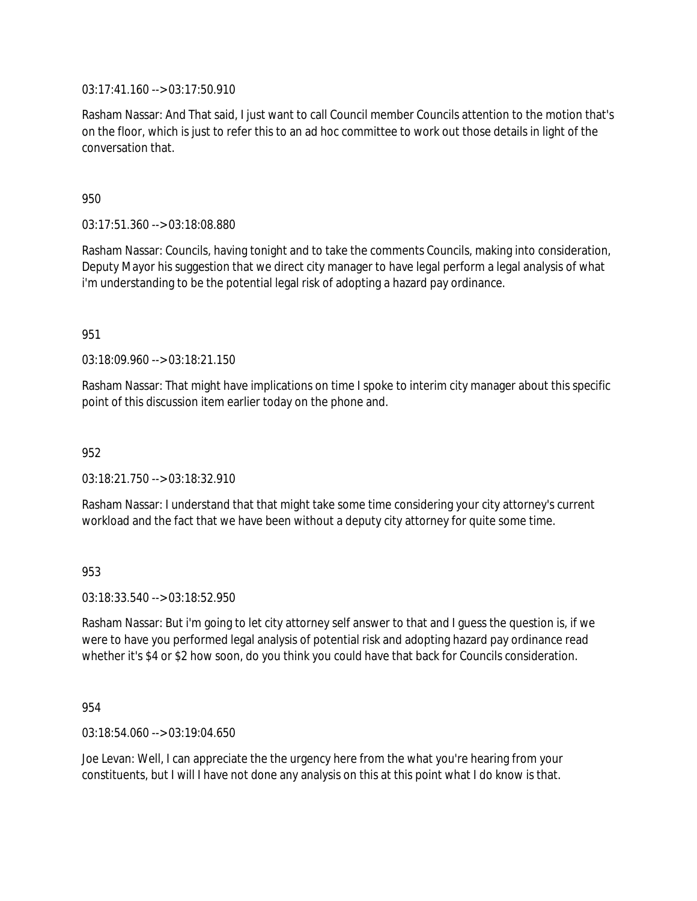03:17:41.160 --> 03:17:50.910

Rasham Nassar: And That said, I just want to call Council member Councils attention to the motion that's on the floor, which is just to refer this to an ad hoc committee to work out those details in light of the conversation that.

950

03:17:51.360 --> 03:18:08.880

Rasham Nassar: Councils, having tonight and to take the comments Councils, making into consideration, Deputy Mayor his suggestion that we direct city manager to have legal perform a legal analysis of what i'm understanding to be the potential legal risk of adopting a hazard pay ordinance.

951

03:18:09.960 --> 03:18:21.150

Rasham Nassar: That might have implications on time I spoke to interim city manager about this specific point of this discussion item earlier today on the phone and.

952

03:18:21.750 --> 03:18:32.910

Rasham Nassar: I understand that that might take some time considering your city attorney's current workload and the fact that we have been without a deputy city attorney for quite some time.

953

03:18:33.540 --> 03:18:52.950

Rasham Nassar: But i'm going to let city attorney self answer to that and I guess the question is, if we were to have you performed legal analysis of potential risk and adopting hazard pay ordinance read whether it's $4 or $2 how soon, do you think you could have that back for Councils consideration.

954

03:18:54.060 --> 03:19:04.650

Joe Levan: Well, I can appreciate the the urgency here from the what you're hearing from your constituents, but I will I have not done any analysis on this at this point what I do know is that.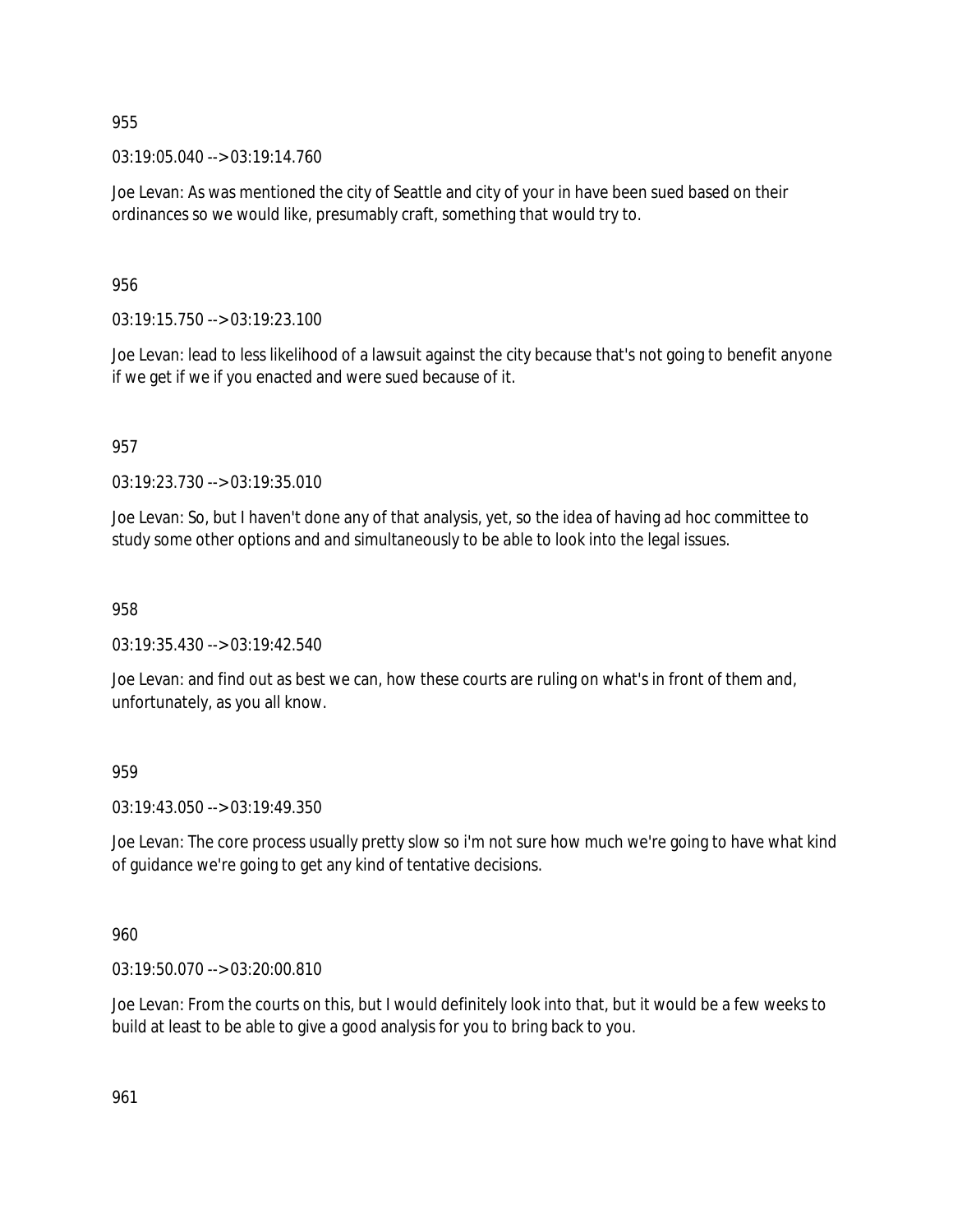955

03:19:05.040 --> 03:19:14.760

Joe Levan: As was mentioned the city of Seattle and city of your in have been sued based on their ordinances so we would like, presumably craft, something that would try to.

956

03:19:15.750 --> 03:19:23.100

Joe Levan: lead to less likelihood of a lawsuit against the city because that's not going to benefit anyone if we get if we if you enacted and were sued because of it.

957

03:19:23.730 --> 03:19:35.010

Joe Levan: So, but I haven't done any of that analysis, yet, so the idea of having ad hoc committee to study some other options and and simultaneously to be able to look into the legal issues.

958

03:19:35.430 --> 03:19:42.540

Joe Levan: and find out as best we can, how these courts are ruling on what's in front of them and, unfortunately, as you all know.

959

03:19:43.050 --> 03:19:49.350

Joe Levan: The core process usually pretty slow so i'm not sure how much we're going to have what kind of guidance we're going to get any kind of tentative decisions.

960

03:19:50.070 --> 03:20:00.810

Joe Levan: From the courts on this, but I would definitely look into that, but it would be a few weeks to build at least to be able to give a good analysis for you to bring back to you.

961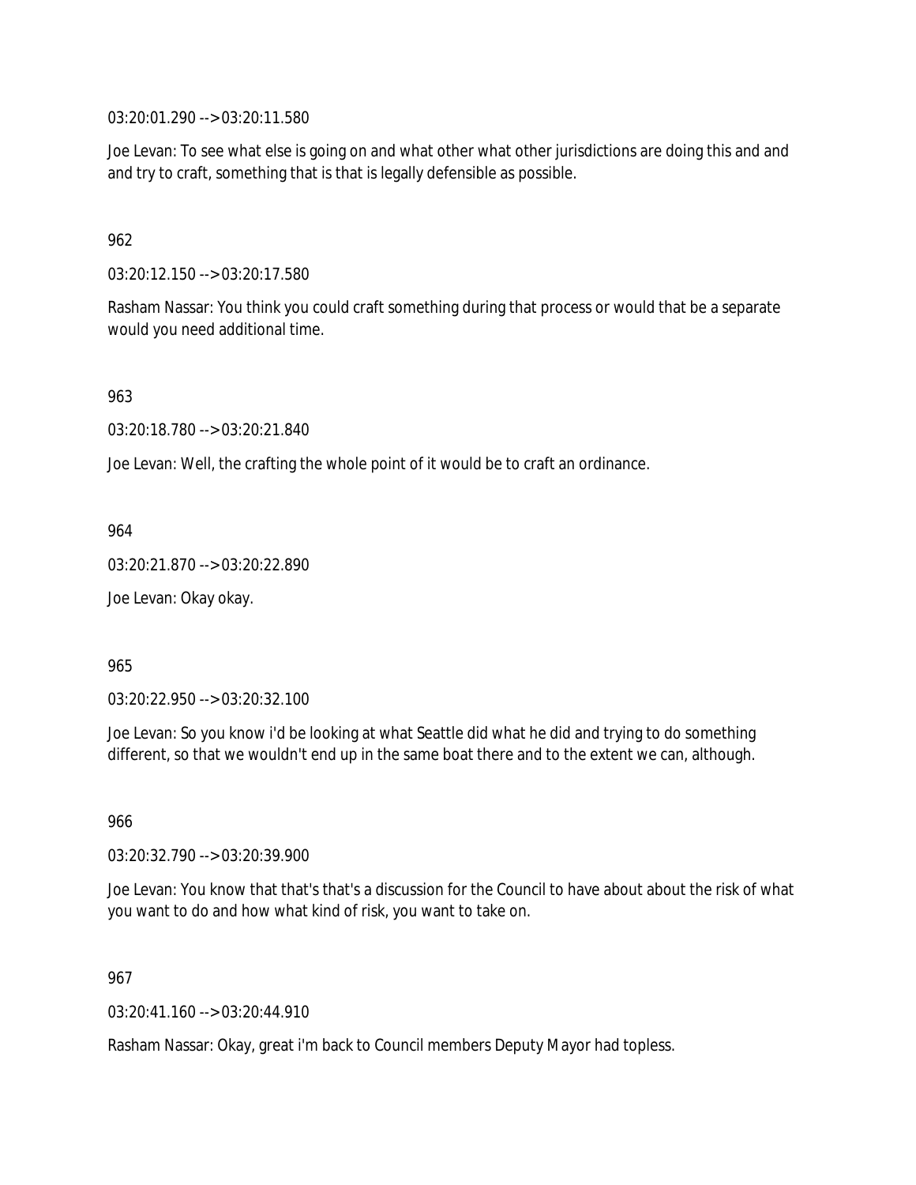03:20:01.290 --> 03:20:11.580

Joe Levan: To see what else is going on and what other what other jurisdictions are doing this and and and try to craft, something that is that is legally defensible as possible.

962

03:20:12.150 --> 03:20:17.580

Rasham Nassar: You think you could craft something during that process or would that be a separate would you need additional time.

963

03:20:18.780 --> 03:20:21.840

Joe Levan: Well, the crafting the whole point of it would be to craft an ordinance.

964

03:20:21.870 --> 03:20:22.890

Joe Levan: Okay okay.

965

03:20:22.950 --> 03:20:32.100

Joe Levan: So you know i'd be looking at what Seattle did what he did and trying to do something different, so that we wouldn't end up in the same boat there and to the extent we can, although.

966

03:20:32.790 --> 03:20:39.900

Joe Levan: You know that that's that's a discussion for the Council to have about about the risk of what you want to do and how what kind of risk, you want to take on.

967

03:20:41.160 --> 03:20:44.910

Rasham Nassar: Okay, great i'm back to Council members Deputy Mayor had topless.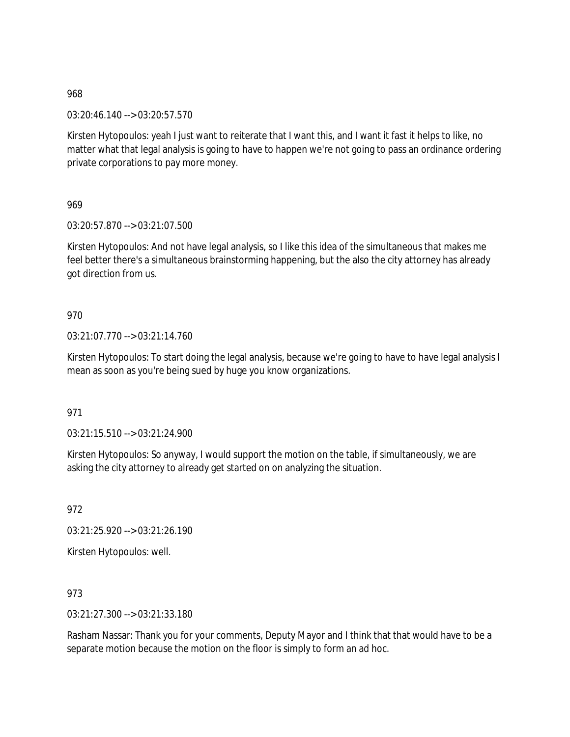968

03:20:46.140 --> 03:20:57.570

Kirsten Hytopoulos: yeah I just want to reiterate that I want this, and I want it fast it helps to like, no matter what that legal analysis is going to have to happen we're not going to pass an ordinance ordering private corporations to pay more money.

969

03:20:57.870 --> 03:21:07.500

Kirsten Hytopoulos: And not have legal analysis, so I like this idea of the simultaneous that makes me feel better there's a simultaneous brainstorming happening, but the also the city attorney has already got direction from us.

970

03:21:07.770 --> 03:21:14.760

Kirsten Hytopoulos: To start doing the legal analysis, because we're going to have to have legal analysis I mean as soon as you're being sued by huge you know organizations.

971

03:21:15.510 --> 03:21:24.900

Kirsten Hytopoulos: So anyway, I would support the motion on the table, if simultaneously, we are asking the city attorney to already get started on on analyzing the situation.

972

03:21:25.920 --> 03:21:26.190

Kirsten Hytopoulos: well.

973

03:21:27.300 --> 03:21:33.180

Rasham Nassar: Thank you for your comments, Deputy Mayor and I think that that would have to be a separate motion because the motion on the floor is simply to form an ad hoc.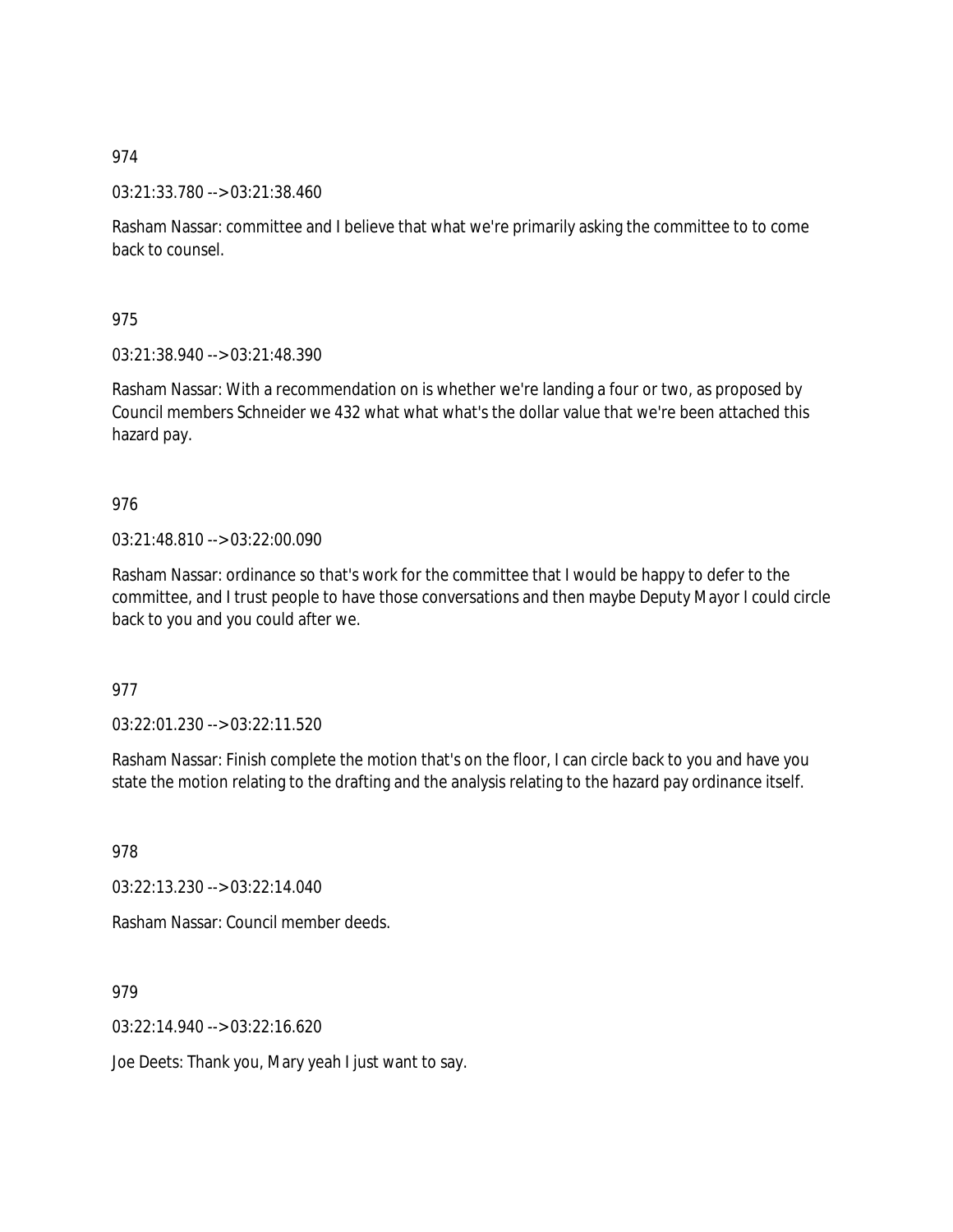974

03:21:33.780 --> 03:21:38.460

Rasham Nassar: committee and I believe that what we're primarily asking the committee to to come back to counsel.

975

03:21:38.940 --> 03:21:48.390

Rasham Nassar: With a recommendation on is whether we're landing a four or two, as proposed by Council members Schneider we 432 what what what's the dollar value that we're been attached this hazard pay.

976

03:21:48.810 --> 03:22:00.090

Rasham Nassar: ordinance so that's work for the committee that I would be happy to defer to the committee, and I trust people to have those conversations and then maybe Deputy Mayor I could circle back to you and you could after we.

977

03:22:01.230 --> 03:22:11.520

Rasham Nassar: Finish complete the motion that's on the floor, I can circle back to you and have you state the motion relating to the drafting and the analysis relating to the hazard pay ordinance itself.

978

03:22:13.230 --> 03:22:14.040

Rasham Nassar: Council member deeds.

979

03:22:14.940 --> 03:22:16.620

Joe Deets: Thank you, Mary yeah I just want to say.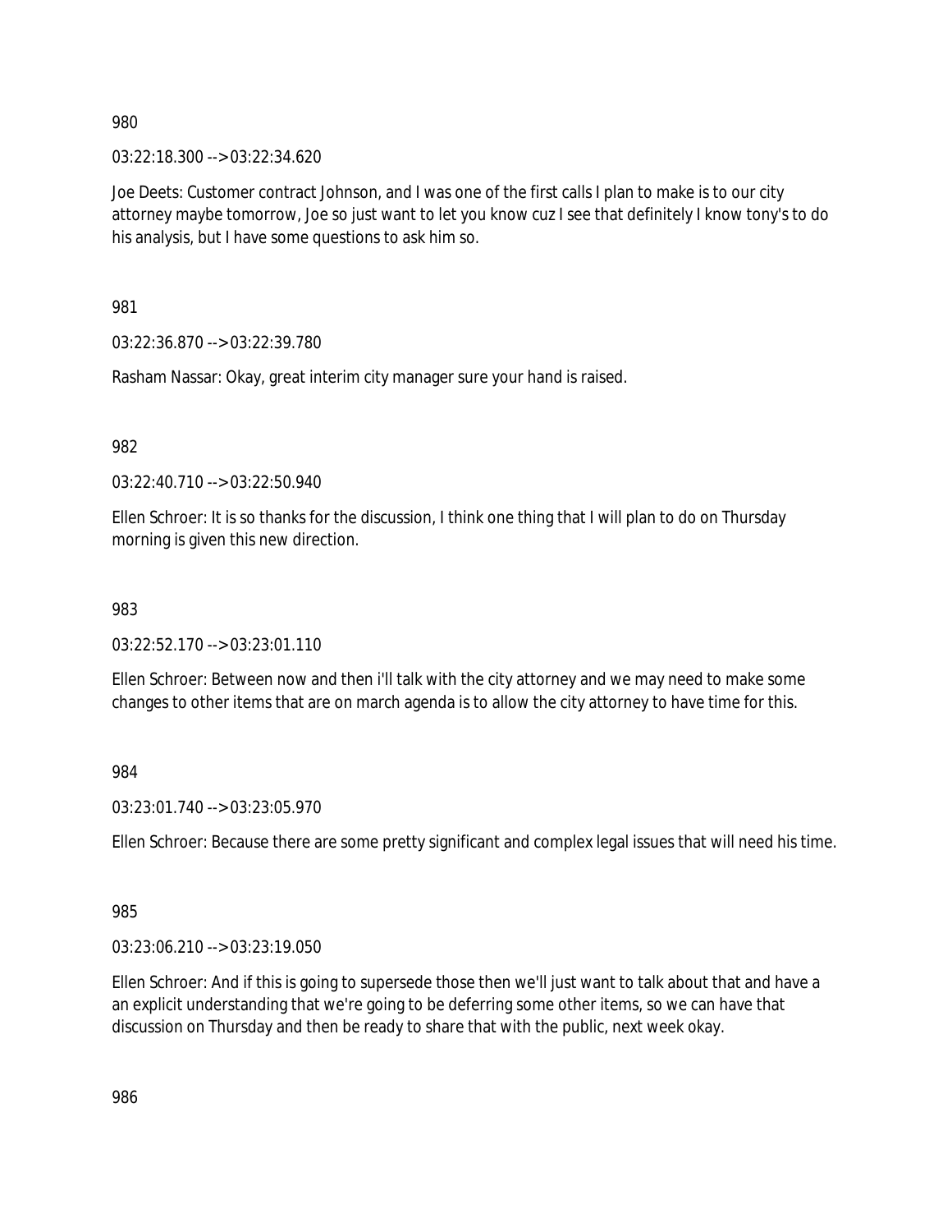980

03:22:18.300 --> 03:22:34.620

Joe Deets: Customer contract Johnson, and I was one of the first calls I plan to make is to our city attorney maybe tomorrow, Joe so just want to let you know cuz I see that definitely I know tony's to do his analysis, but I have some questions to ask him so.

981

03:22:36.870 --> 03:22:39.780

Rasham Nassar: Okay, great interim city manager sure your hand is raised.

982

03:22:40.710 --> 03:22:50.940

Ellen Schroer: It is so thanks for the discussion, I think one thing that I will plan to do on Thursday morning is given this new direction.

983

03:22:52.170 --> 03:23:01.110

Ellen Schroer: Between now and then i'll talk with the city attorney and we may need to make some changes to other items that are on march agenda is to allow the city attorney to have time for this.

984

03:23:01.740 --> 03:23:05.970

Ellen Schroer: Because there are some pretty significant and complex legal issues that will need his time.

985

03:23:06.210 --> 03:23:19.050

Ellen Schroer: And if this is going to supersede those then we'll just want to talk about that and have a an explicit understanding that we're going to be deferring some other items, so we can have that discussion on Thursday and then be ready to share that with the public, next week okay.

986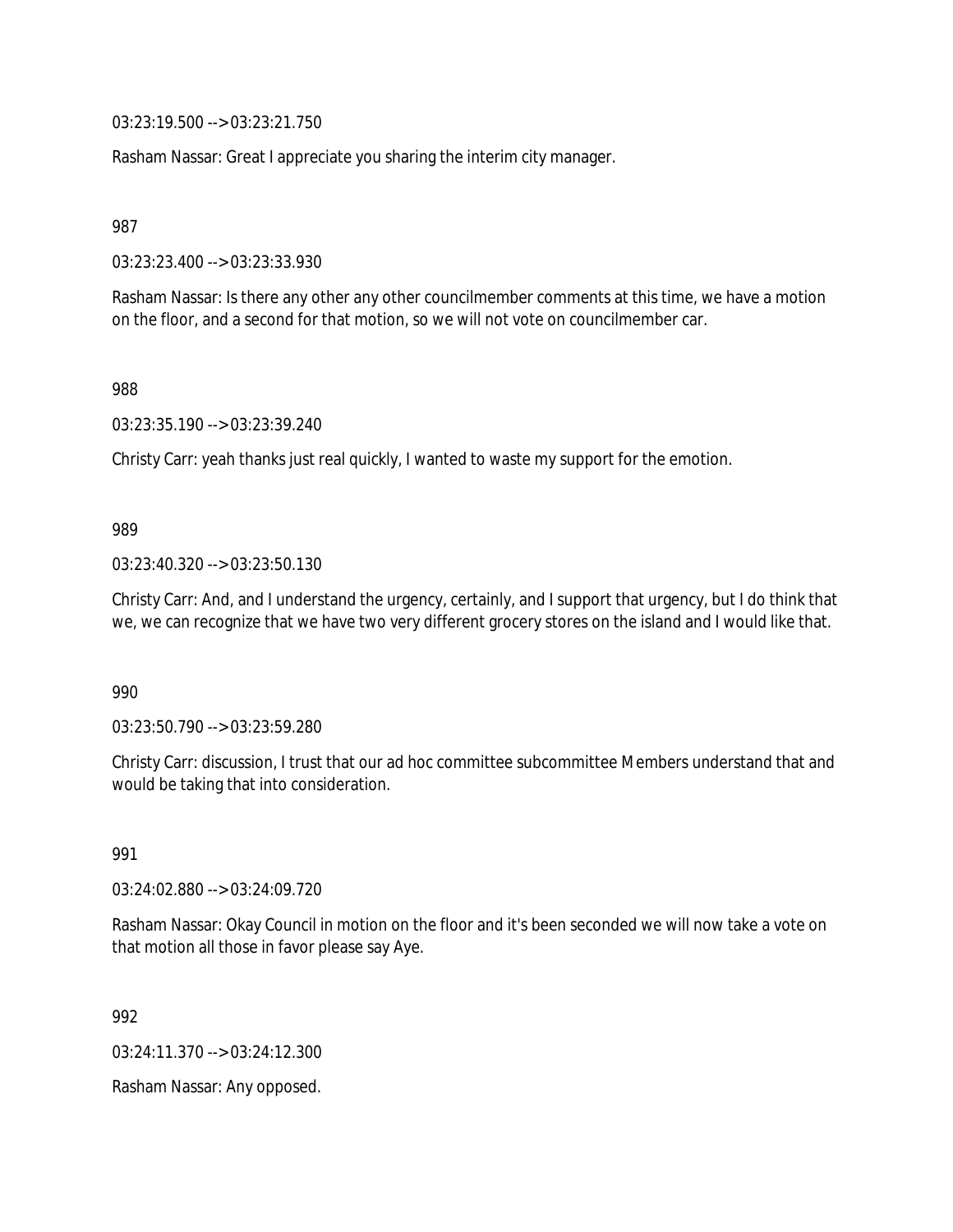03:23:19.500 --> 03:23:21.750

Rasham Nassar: Great I appreciate you sharing the interim city manager.

987

03:23:23.400 --> 03:23:33.930

Rasham Nassar: Is there any other any other councilmember comments at this time, we have a motion on the floor, and a second for that motion, so we will not vote on councilmember car.

988

03:23:35.190 --> 03:23:39.240

Christy Carr: yeah thanks just real quickly, I wanted to waste my support for the emotion.

989

03:23:40.320 --> 03:23:50.130

Christy Carr: And, and I understand the urgency, certainly, and I support that urgency, but I do think that we, we can recognize that we have two very different grocery stores on the island and I would like that.

990

03:23:50.790 --> 03:23:59.280

Christy Carr: discussion, I trust that our ad hoc committee subcommittee Members understand that and would be taking that into consideration.

991

03:24:02.880 --> 03:24:09.720

Rasham Nassar: Okay Council in motion on the floor and it's been seconded we will now take a vote on that motion all those in favor please say Aye.

992

03:24:11.370 --> 03:24:12.300

Rasham Nassar: Any opposed.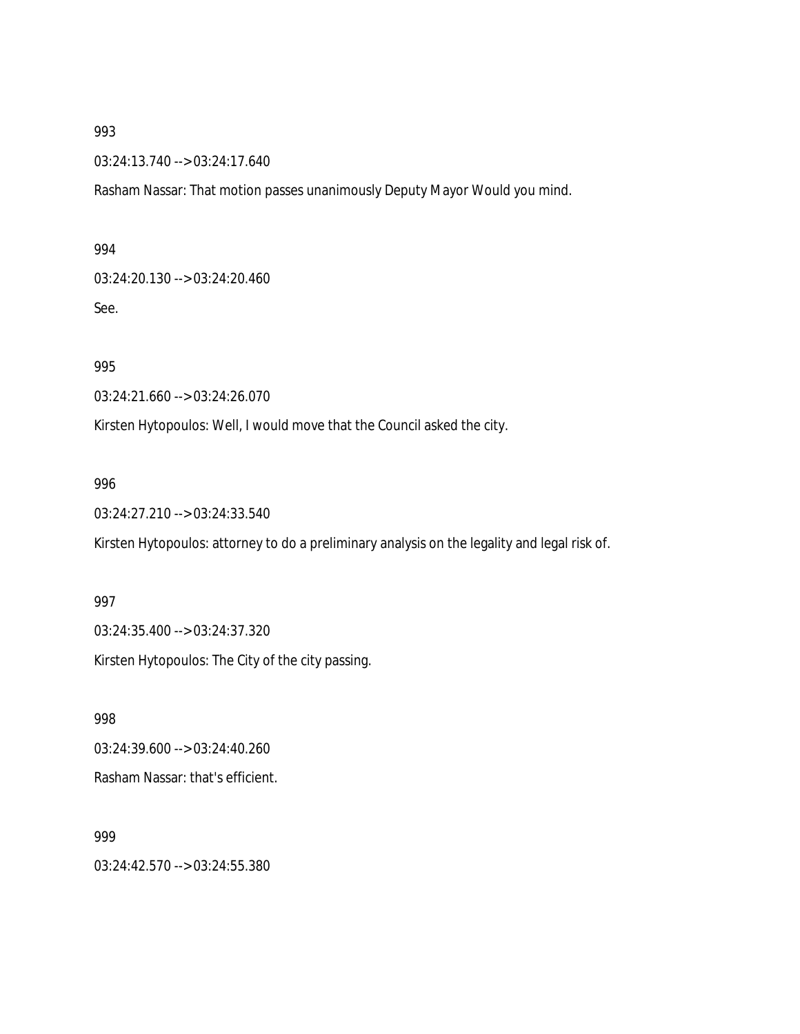993

03:24:13.740 --> 03:24:17.640

Rasham Nassar: That motion passes unanimously Deputy Mayor Would you mind.

994

03:24:20.130 --> 03:24:20.460

See.

995

03:24:21.660 --> 03:24:26.070

Kirsten Hytopoulos: Well, I would move that the Council asked the city.

996

03:24:27.210 --> 03:24:33.540

Kirsten Hytopoulos: attorney to do a preliminary analysis on the legality and legal risk of.

997

03:24:35.400 --> 03:24:37.320

Kirsten Hytopoulos: The City of the city passing.

998

03:24:39.600 --> 03:24:40.260

Rasham Nassar: that's efficient.

999

03:24:42.570 --> 03:24:55.380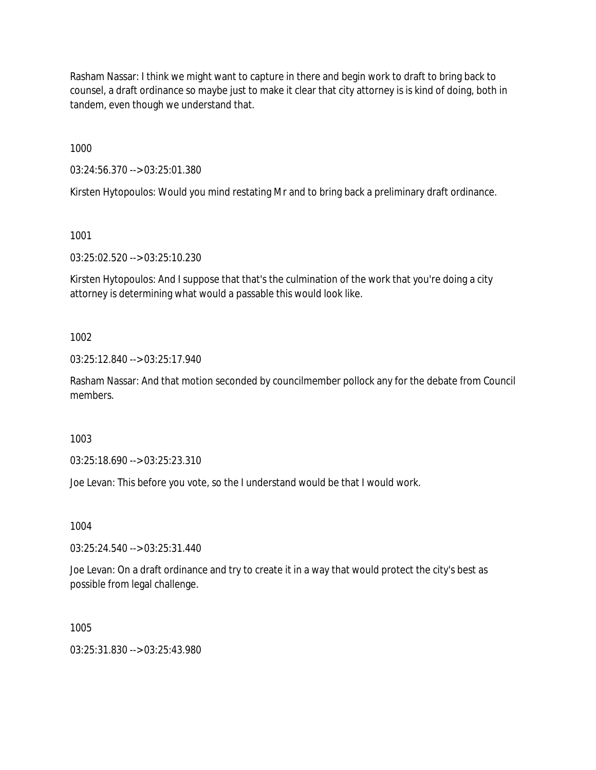Rasham Nassar: I think we might want to capture in there and begin work to draft to bring back to counsel, a draft ordinance so maybe just to make it clear that city attorney is is kind of doing, both in tandem, even though we understand that.

1000

03:24:56.370 --> 03:25:01.380

Kirsten Hytopoulos: Would you mind restating Mr and to bring back a preliminary draft ordinance.

1001

03:25:02.520 --> 03:25:10.230

Kirsten Hytopoulos: And I suppose that that's the culmination of the work that you're doing a city attorney is determining what would a passable this would look like.

1002

03:25:12.840 --> 03:25:17.940

Rasham Nassar: And that motion seconded by councilmember pollock any for the debate from Council members.

1003

03:25:18.690 --> 03:25:23.310

Joe Levan: This before you vote, so the I understand would be that I would work.

1004

03:25:24.540 --> 03:25:31.440

Joe Levan: On a draft ordinance and try to create it in a way that would protect the city's best as possible from legal challenge.

1005

03:25:31.830 --> 03:25:43.980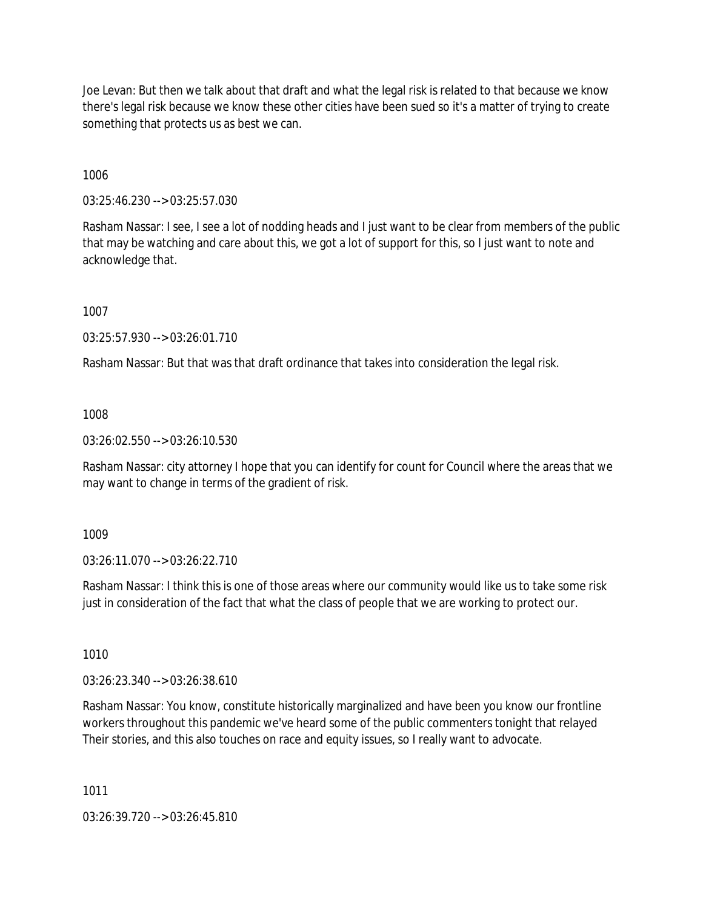Joe Levan: But then we talk about that draft and what the legal risk is related to that because we know there's legal risk because we know these other cities have been sued so it's a matter of trying to create something that protects us as best we can.

1006

03:25:46.230 --> 03:25:57.030

Rasham Nassar: I see, I see a lot of nodding heads and I just want to be clear from members of the public that may be watching and care about this, we got a lot of support for this, so I just want to note and acknowledge that.

1007

03:25:57.930 --> 03:26:01.710

Rasham Nassar: But that was that draft ordinance that takes into consideration the legal risk.

1008

03:26:02.550 --> 03:26:10.530

Rasham Nassar: city attorney I hope that you can identify for count for Council where the areas that we may want to change in terms of the gradient of risk.

1009

03:26:11.070 --> 03:26:22.710

Rasham Nassar: I think this is one of those areas where our community would like us to take some risk just in consideration of the fact that what the class of people that we are working to protect our.

1010

03:26:23.340 --> 03:26:38.610

Rasham Nassar: You know, constitute historically marginalized and have been you know our frontline workers throughout this pandemic we've heard some of the public commenters tonight that relayed Their stories, and this also touches on race and equity issues, so I really want to advocate.

1011

03:26:39.720 --> 03:26:45.810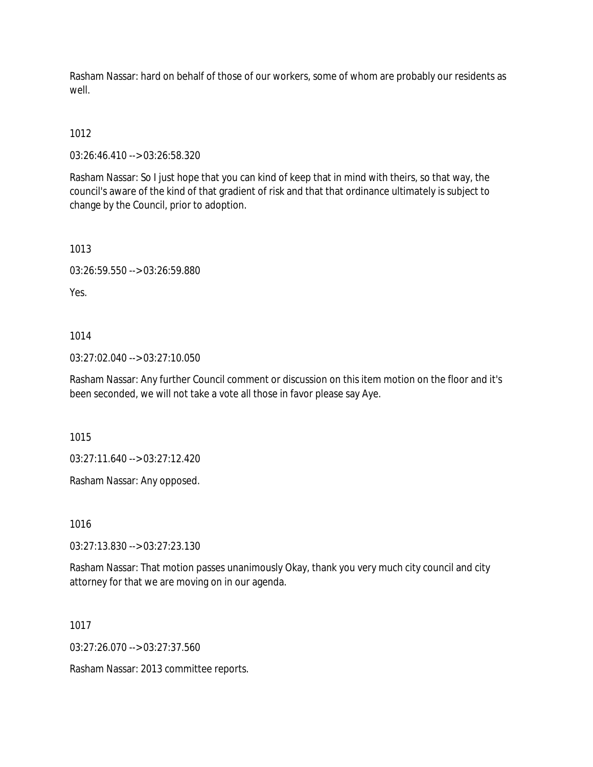Rasham Nassar: hard on behalf of those of our workers, some of whom are probably our residents as well.

1012

03:26:46.410 --> 03:26:58.320

Rasham Nassar: So I just hope that you can kind of keep that in mind with theirs, so that way, the council's aware of the kind of that gradient of risk and that that ordinance ultimately is subject to change by the Council, prior to adoption.

1013

03:26:59.550 --> 03:26:59.880

Yes.

1014

03:27:02.040 --> 03:27:10.050

Rasham Nassar: Any further Council comment or discussion on this item motion on the floor and it's been seconded, we will not take a vote all those in favor please say Aye.

1015

03:27:11.640 --> 03:27:12.420

Rasham Nassar: Any opposed.

1016

03:27:13.830 --> 03:27:23.130

Rasham Nassar: That motion passes unanimously Okay, thank you very much city council and city attorney for that we are moving on in our agenda.

1017

03:27:26.070 --> 03:27:37.560

Rasham Nassar: 2013 committee reports.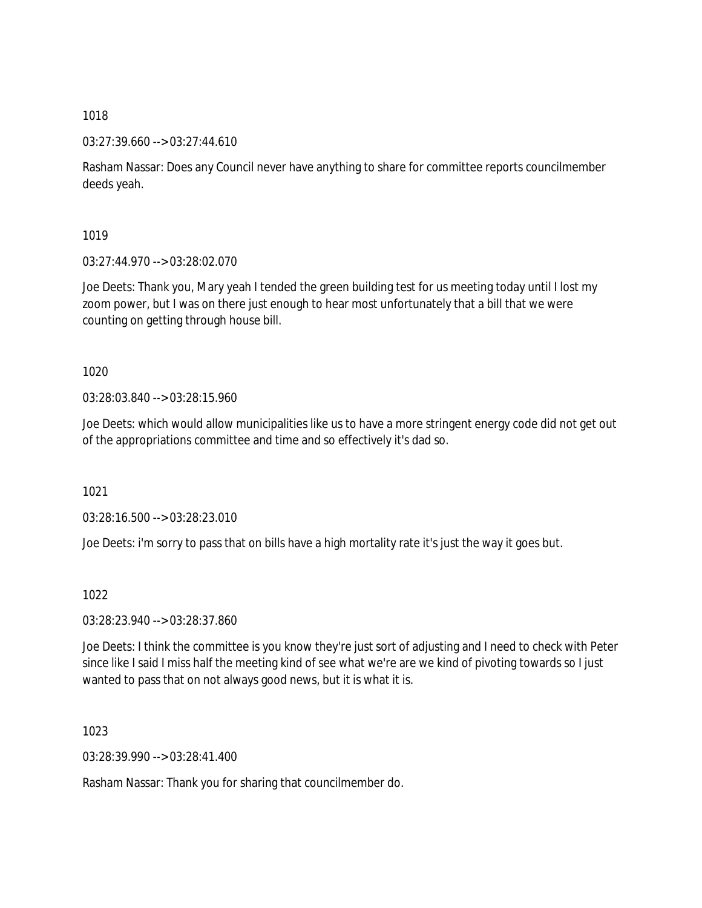1018

03:27:39.660 --> 03:27:44.610

Rasham Nassar: Does any Council never have anything to share for committee reports councilmember deeds yeah.

1019

03:27:44.970 --> 03:28:02.070

Joe Deets: Thank you, Mary yeah I tended the green building test for us meeting today until I lost my zoom power, but I was on there just enough to hear most unfortunately that a bill that we were counting on getting through house bill.

1020

03:28:03.840 --> 03:28:15.960

Joe Deets: which would allow municipalities like us to have a more stringent energy code did not get out of the appropriations committee and time and so effectively it's dad so.

1021

03:28:16.500 --> 03:28:23.010

Joe Deets: i'm sorry to pass that on bills have a high mortality rate it's just the way it goes but.

1022

03:28:23.940 --> 03:28:37.860

Joe Deets: I think the committee is you know they're just sort of adjusting and I need to check with Peter since like I said I miss half the meeting kind of see what we're are we kind of pivoting towards so I just wanted to pass that on not always good news, but it is what it is.

1023

03:28:39.990 --> 03:28:41.400

Rasham Nassar: Thank you for sharing that councilmember do.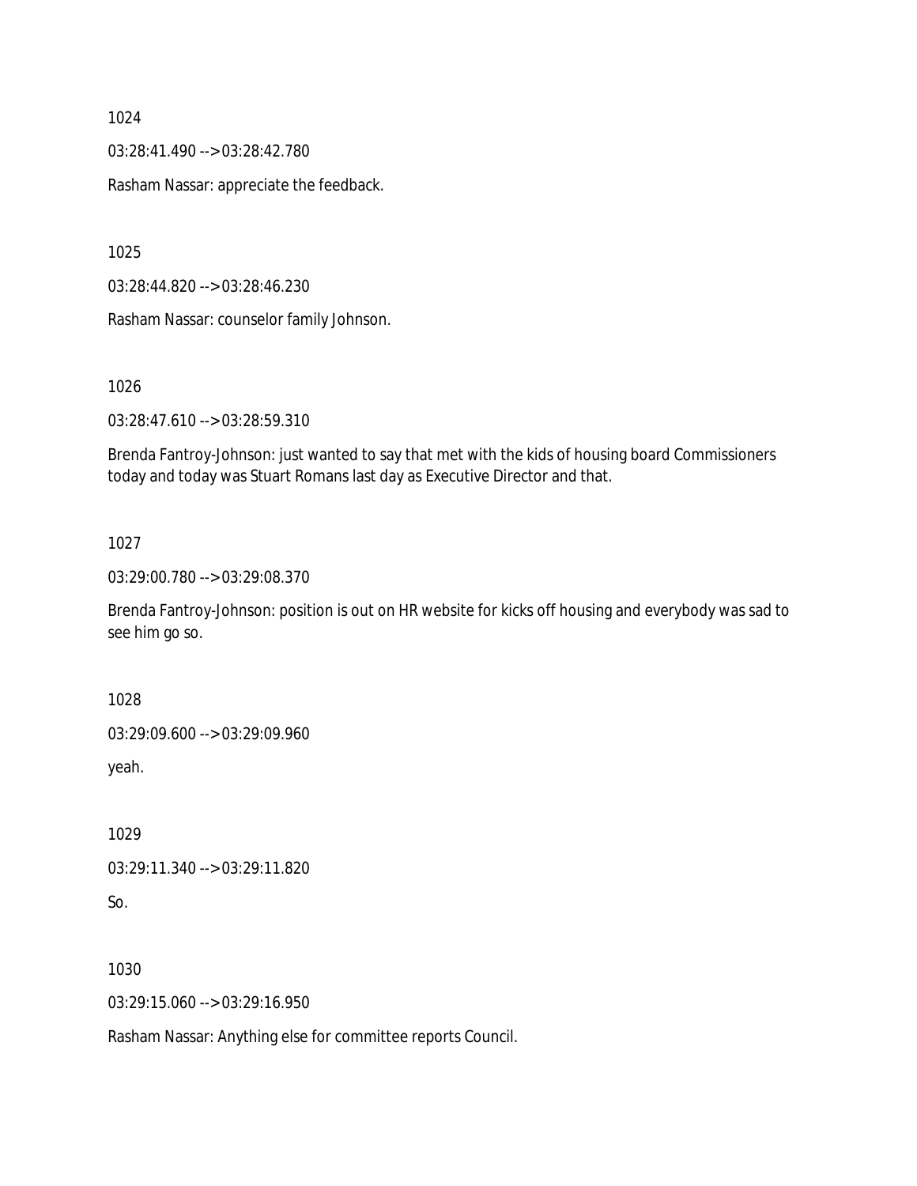1024

03:28:41.490 --> 03:28:42.780

Rasham Nassar: appreciate the feedback.

1025

03:28:44.820 --> 03:28:46.230

Rasham Nassar: counselor family Johnson.

1026

03:28:47.610 --> 03:28:59.310

Brenda Fantroy-Johnson: just wanted to say that met with the kids of housing board Commissioners today and today was Stuart Romans last day as Executive Director and that.

1027

03:29:00.780 --> 03:29:08.370

Brenda Fantroy-Johnson: position is out on HR website for kicks off housing and everybody was sad to see him go so.

1028

03:29:09.600 --> 03:29:09.960

yeah.

1029

03:29:11.340 --> 03:29:11.820

So.

1030

03:29:15.060 --> 03:29:16.950

Rasham Nassar: Anything else for committee reports Council.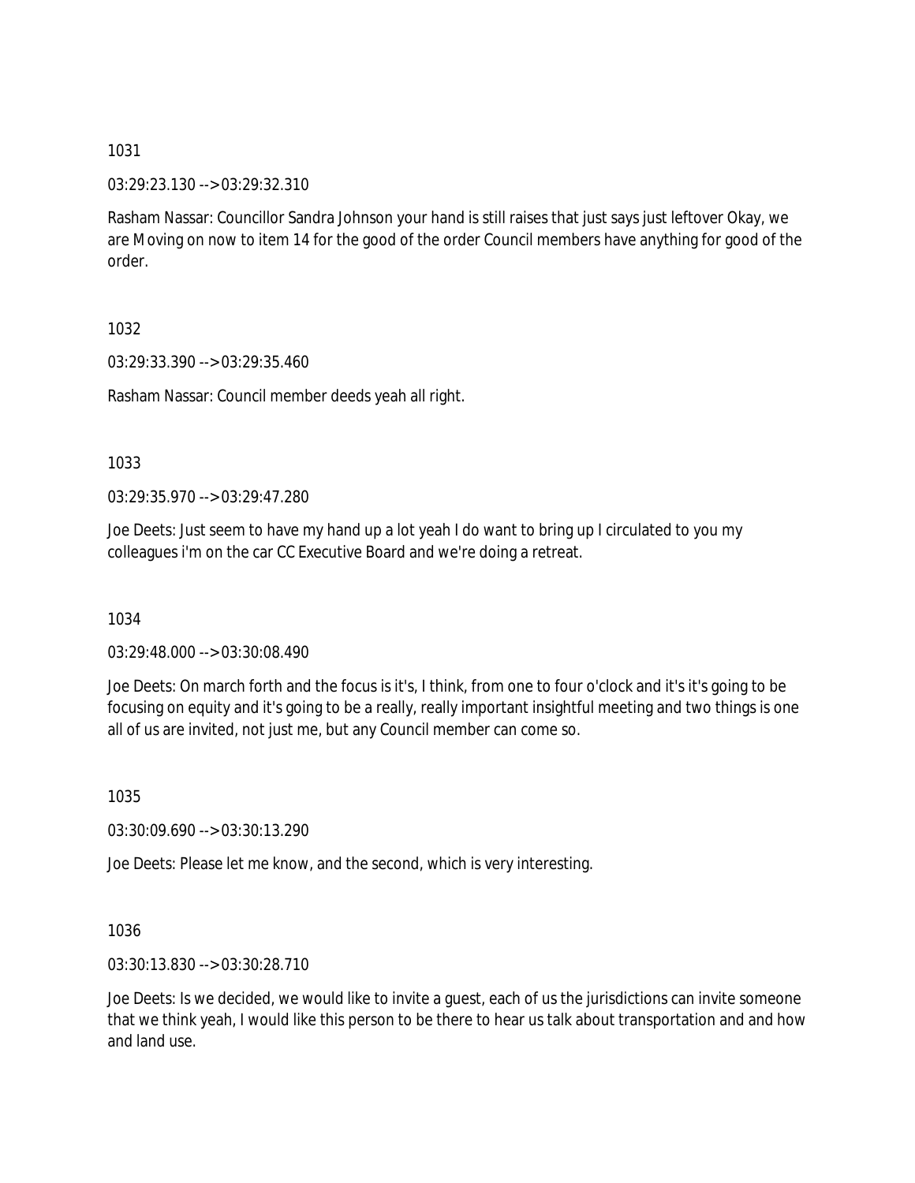1031

03:29:23.130 --> 03:29:32.310

Rasham Nassar: Councillor Sandra Johnson your hand is still raises that just says just leftover Okay, we are Moving on now to item 14 for the good of the order Council members have anything for good of the order.

1032

03:29:33.390 --> 03:29:35.460

Rasham Nassar: Council member deeds yeah all right.

1033

03:29:35.970 --> 03:29:47.280

Joe Deets: Just seem to have my hand up a lot yeah I do want to bring up I circulated to you my colleagues i'm on the car CC Executive Board and we're doing a retreat.

1034

03:29:48.000 --> 03:30:08.490

Joe Deets: On march forth and the focus is it's, I think, from one to four o'clock and it's it's going to be focusing on equity and it's going to be a really, really important insightful meeting and two things is one all of us are invited, not just me, but any Council member can come so.

1035

03:30:09.690 --> 03:30:13.290

Joe Deets: Please let me know, and the second, which is very interesting.

1036

03:30:13.830 --> 03:30:28.710

Joe Deets: Is we decided, we would like to invite a guest, each of us the jurisdictions can invite someone that we think yeah, I would like this person to be there to hear us talk about transportation and and how and land use.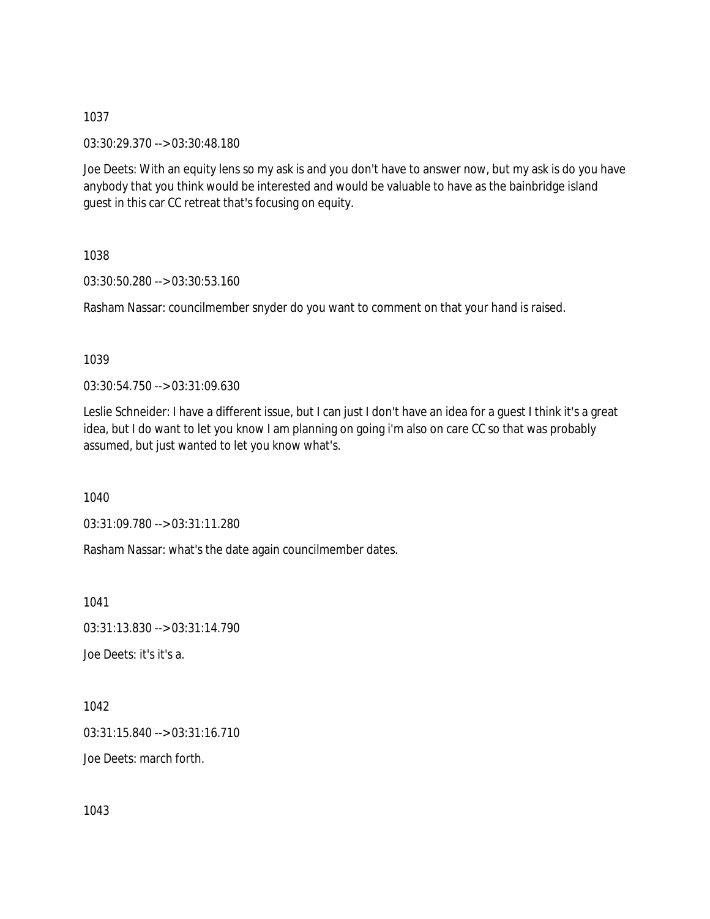1037

03:30:29.370 --> 03:30:48.180

Joe Deets: With an equity lens so my ask is and you don't have to answer now, but my ask is do you have anybody that you think would be interested and would be valuable to have as the bainbridge island guest in this car CC retreat that's focusing on equity.

1038

03:30:50.280 --> 03:30:53.160

Rasham Nassar: councilmember snyder do you want to comment on that your hand is raised.

1039

03:30:54.750 --> 03:31:09.630

Leslie Schneider: I have a different issue, but I can just I don't have an idea for a guest I think it's a great idea, but I do want to let you know I am planning on going i'm also on care CC so that was probably assumed, but just wanted to let you know what's.

1040

03:31:09.780 --> 03:31:11.280

Rasham Nassar: what's the date again councilmember dates.

1041

03:31:13.830 --> 03:31:14.790

Joe Deets: it's it's a.

1042

03:31:15.840 --> 03:31:16.710

Joe Deets: march forth.

1043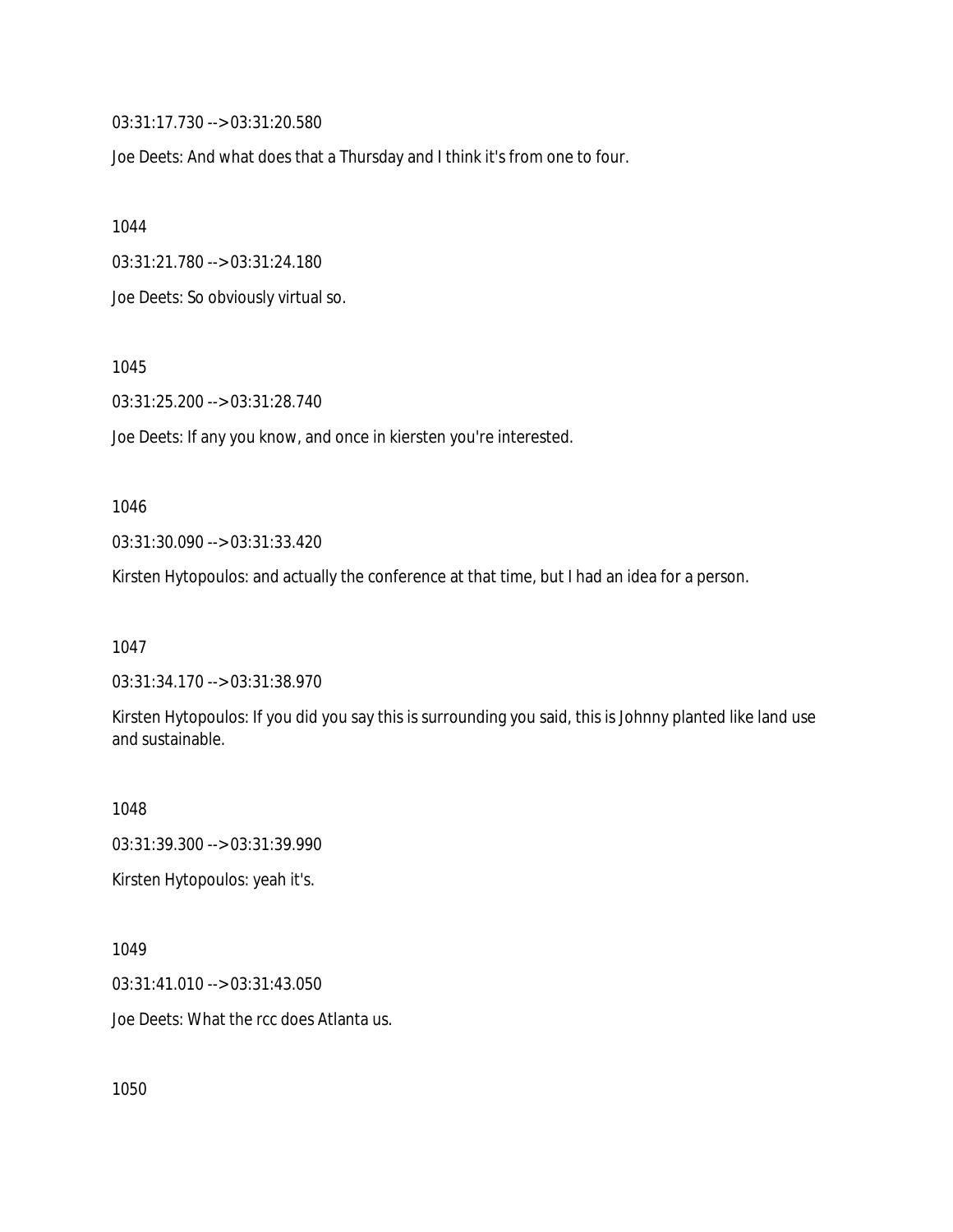03:31:17.730 --> 03:31:20.580

Joe Deets: And what does that a Thursday and I think it's from one to four.

1044

03:31:21.780 --> 03:31:24.180

Joe Deets: So obviously virtual so.

1045

03:31:25.200 --> 03:31:28.740

Joe Deets: If any you know, and once in kiersten you're interested.

1046

03:31:30.090 --> 03:31:33.420

Kirsten Hytopoulos: and actually the conference at that time, but I had an idea for a person.

1047

03:31:34.170 --> 03:31:38.970

Kirsten Hytopoulos: If you did you say this is surrounding you said, this is Johnny planted like land use and sustainable.

1048

03:31:39.300 --> 03:31:39.990

Kirsten Hytopoulos: yeah it's.

1049

03:31:41.010 --> 03:31:43.050

Joe Deets: What the rcc does Atlanta us.

1050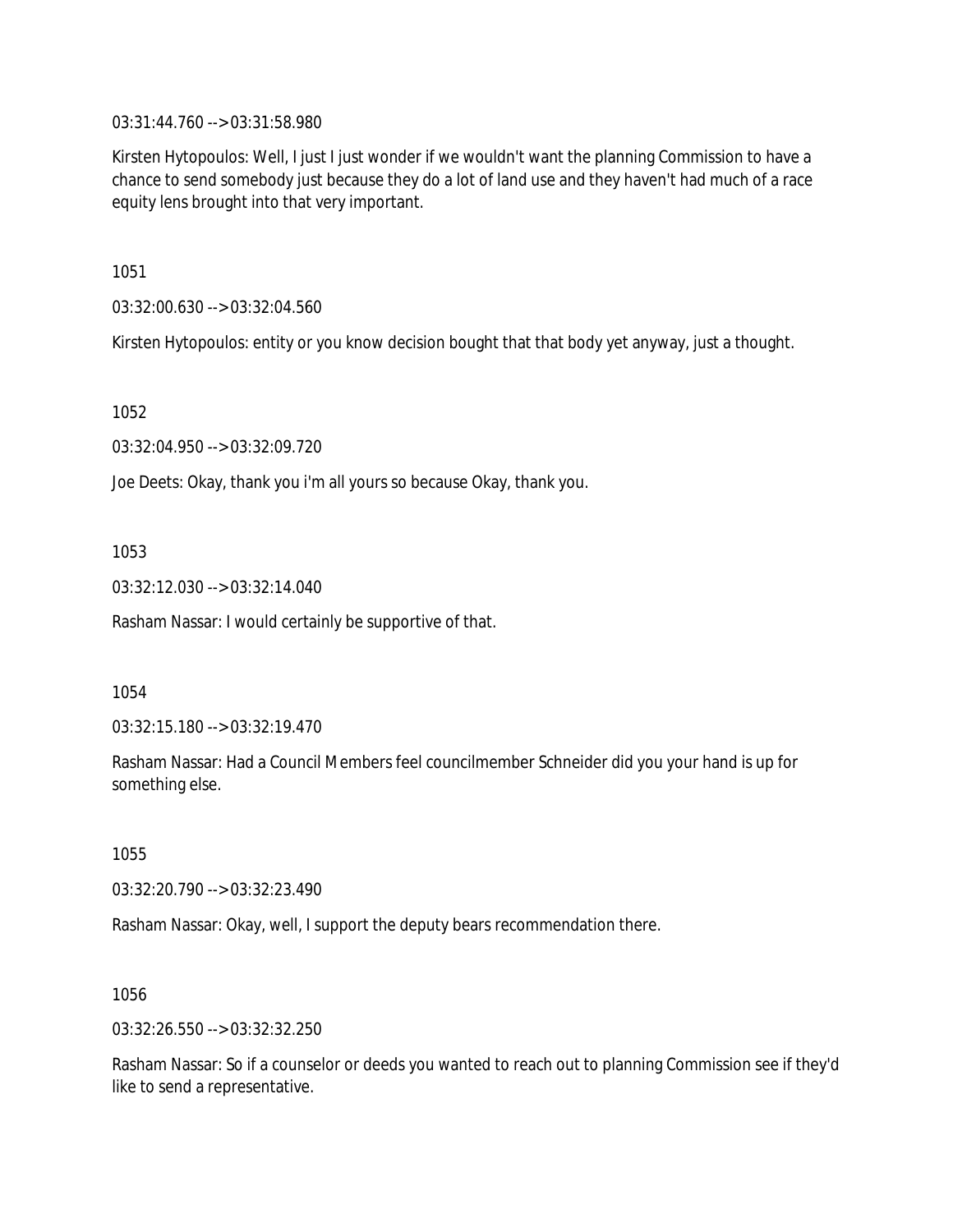03:31:44.760 --> 03:31:58.980

Kirsten Hytopoulos: Well, I just I just wonder if we wouldn't want the planning Commission to have a chance to send somebody just because they do a lot of land use and they haven't had much of a race equity lens brought into that very important.

1051

03:32:00.630 --> 03:32:04.560

Kirsten Hytopoulos: entity or you know decision bought that that body yet anyway, just a thought.

1052

03:32:04.950 --> 03:32:09.720

Joe Deets: Okay, thank you i'm all yours so because Okay, thank you.

1053

03:32:12.030 --> 03:32:14.040

Rasham Nassar: I would certainly be supportive of that.

1054

03:32:15.180 --> 03:32:19.470

Rasham Nassar: Had a Council Members feel councilmember Schneider did you your hand is up for something else.

1055

03:32:20.790 --> 03:32:23.490

Rasham Nassar: Okay, well, I support the deputy bears recommendation there.

1056

03:32:26.550 --> 03:32:32.250

Rasham Nassar: So if a counselor or deeds you wanted to reach out to planning Commission see if they'd like to send a representative.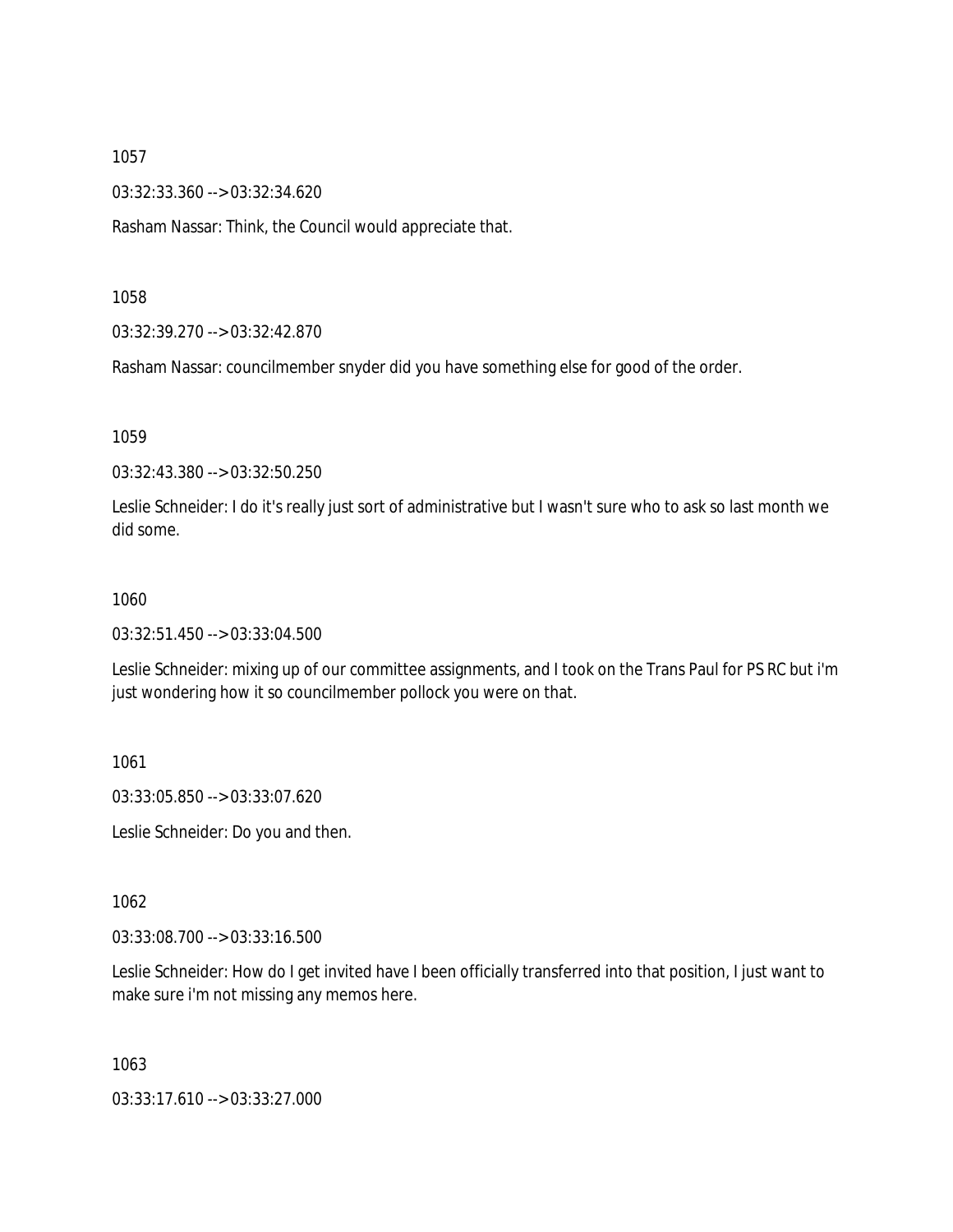1057

03:32:33.360 --> 03:32:34.620

Rasham Nassar: Think, the Council would appreciate that.

1058

03:32:39.270 --> 03:32:42.870

Rasham Nassar: councilmember snyder did you have something else for good of the order.

1059

03:32:43.380 --> 03:32:50.250

Leslie Schneider: I do it's really just sort of administrative but I wasn't sure who to ask so last month we did some.

1060

03:32:51.450 --> 03:33:04.500

Leslie Schneider: mixing up of our committee assignments, and I took on the Trans Paul for PS RC but i'm just wondering how it so councilmember pollock you were on that.

1061

03:33:05.850 --> 03:33:07.620

Leslie Schneider: Do you and then.

1062

03:33:08.700 --> 03:33:16.500

Leslie Schneider: How do I get invited have I been officially transferred into that position, I just want to make sure i'm not missing any memos here.

1063

03:33:17.610 --> 03:33:27.000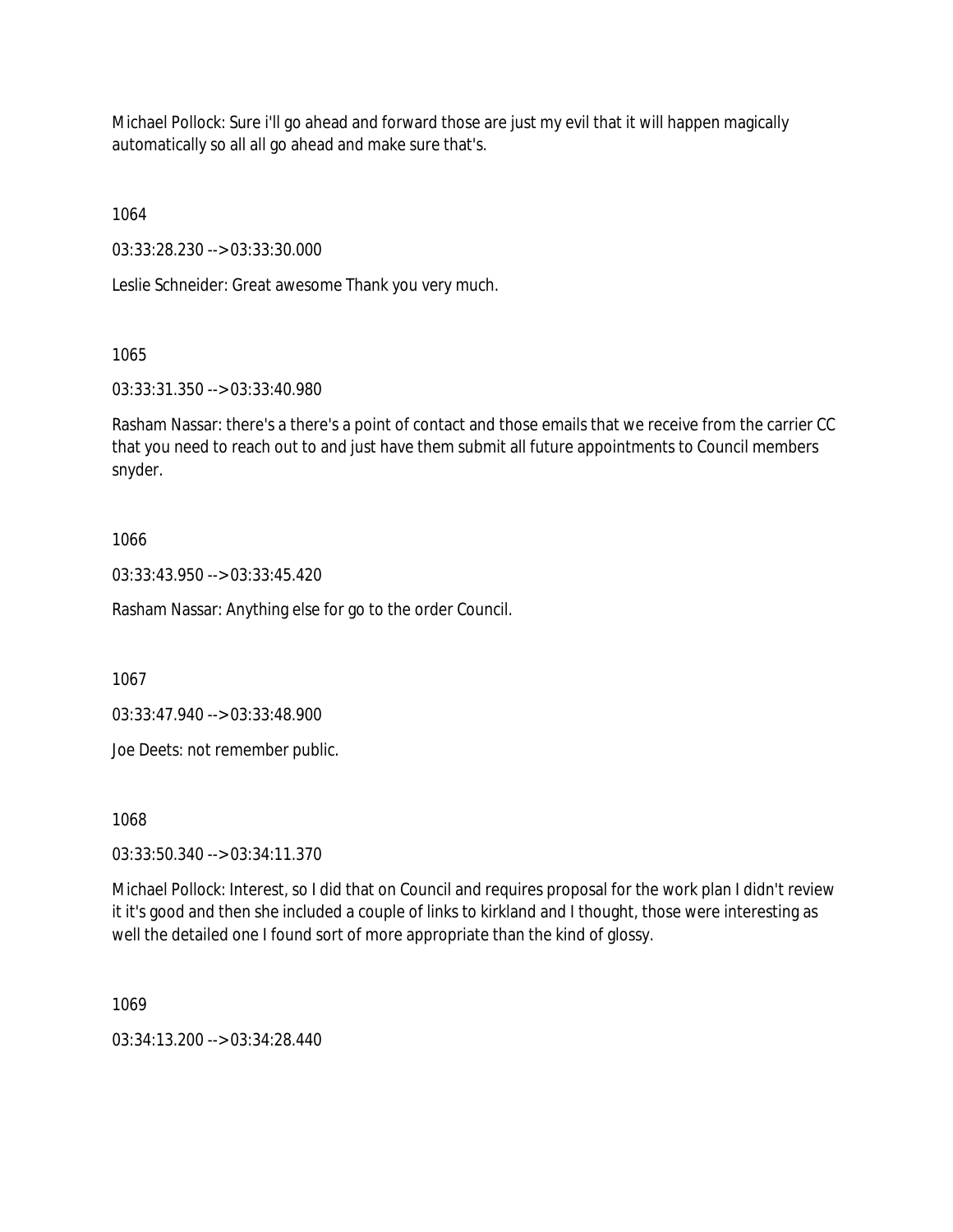Michael Pollock: Sure i'll go ahead and forward those are just my evil that it will happen magically automatically so all all go ahead and make sure that's.

1064

03:33:28.230 --> 03:33:30.000

Leslie Schneider: Great awesome Thank you very much.

1065

03:33:31.350 --> 03:33:40.980

Rasham Nassar: there's a there's a point of contact and those emails that we receive from the carrier CC that you need to reach out to and just have them submit all future appointments to Council members snyder.

1066

03:33:43.950 --> 03:33:45.420

Rasham Nassar: Anything else for go to the order Council.

1067

03:33:47.940 --> 03:33:48.900

Joe Deets: not remember public.

1068

03:33:50.340 --> 03:34:11.370

Michael Pollock: Interest, so I did that on Council and requires proposal for the work plan I didn't review it it's good and then she included a couple of links to kirkland and I thought, those were interesting as well the detailed one I found sort of more appropriate than the kind of glossy.

1069

03:34:13.200 --> 03:34:28.440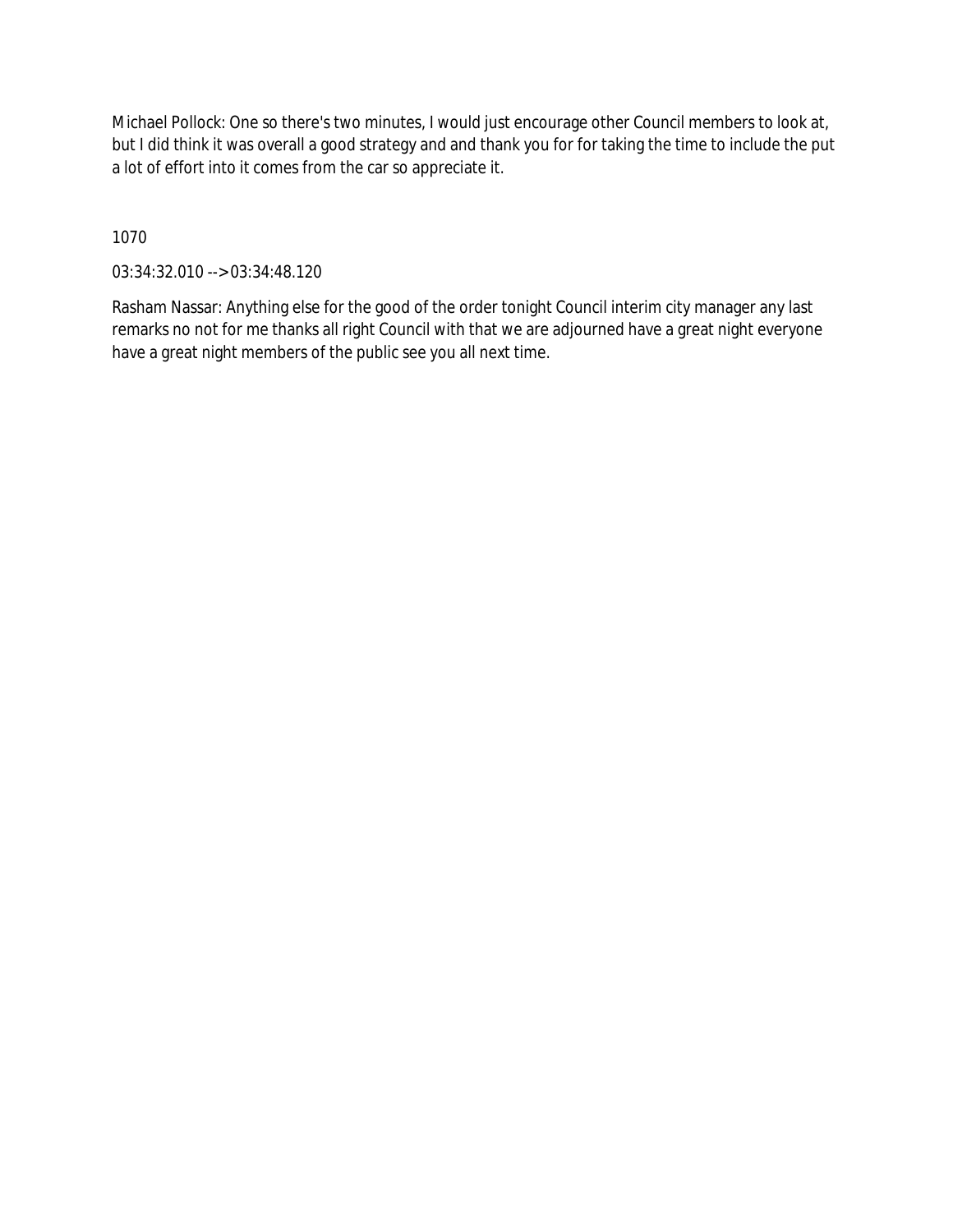Michael Pollock: One so there's two minutes, I would just encourage other Council members to look at, but I did think it was overall a good strategy and and thank you for for taking the time to include the put a lot of effort into it comes from the car so appreciate it.

1070

03:34:32.010 --> 03:34:48.120

Rasham Nassar: Anything else for the good of the order tonight Council interim city manager any last remarks no not for me thanks all right Council with that we are adjourned have a great night everyone have a great night members of the public see you all next time.